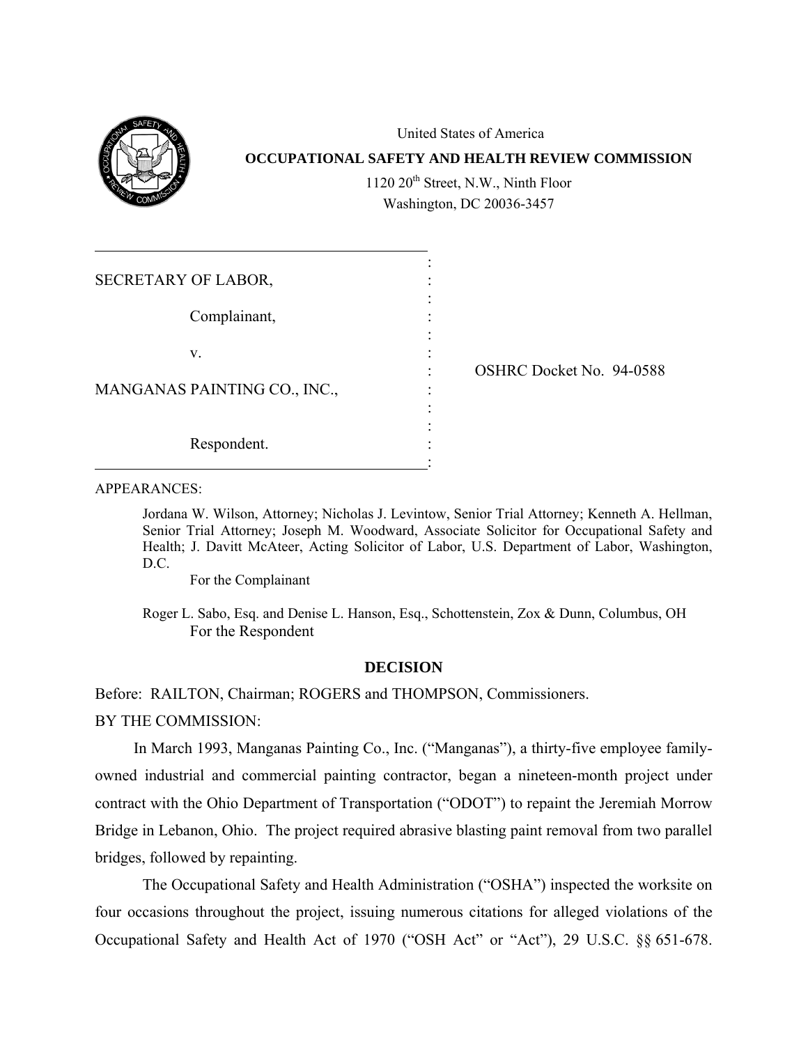United States of America

**OCCUPATIONAL SAFETY AND HEALTH REVIEW COMMISSION**

1120 20th Street, N.W., Ninth Floor
Washington, DC 20036-3457

| | |
|---|---|
| SECRETARY OF LABOR, | |
| Complainant, | |
| v. | OSHRC Docket No. 94-0588 |
| MANGANAS PAINTING CO., INC., | |
| Respondent. | |

APPEARANCES:

Jordana W. Wilson, Attorney; Nicholas J. Levintow, Senior Trial Attorney; Kenneth A. Hellman, Senior Trial Attorney; Joseph M. Woodward, Associate Solicitor for Occupational Safety and Health; J. Davitt McAteer, Acting Solicitor of Labor, U.S. Department of Labor, Washington, D.C.
For the Complainant

Roger L. Sabo, Esq. and Denise L. Hanson, Esq., Schottenstein, Zox & Dunn, Columbus, OH
For the Respondent

**DECISION**

Before: RAILTON, Chairman; ROGERS and THOMPSON, Commissioners.

BY THE COMMISSION:

In March 1993, Manganas Painting Co., Inc. ("Manganas"), a thirty-five employee family-owned industrial and commercial painting contractor, began a nineteen-month project under contract with the Ohio Department of Transportation ("ODOT") to repaint the Jeremiah Morrow Bridge in Lebanon, Ohio. The project required abrasive blasting paint removal from two parallel bridges, followed by repainting.

The Occupational Safety and Health Administration ("OSHA") inspected the worksite on four occasions throughout the project, issuing numerous citations for alleged violations of the Occupational Safety and Health Act of 1970 ("OSH Act" or "Act"), 29 U.S.C. §§ 651-678.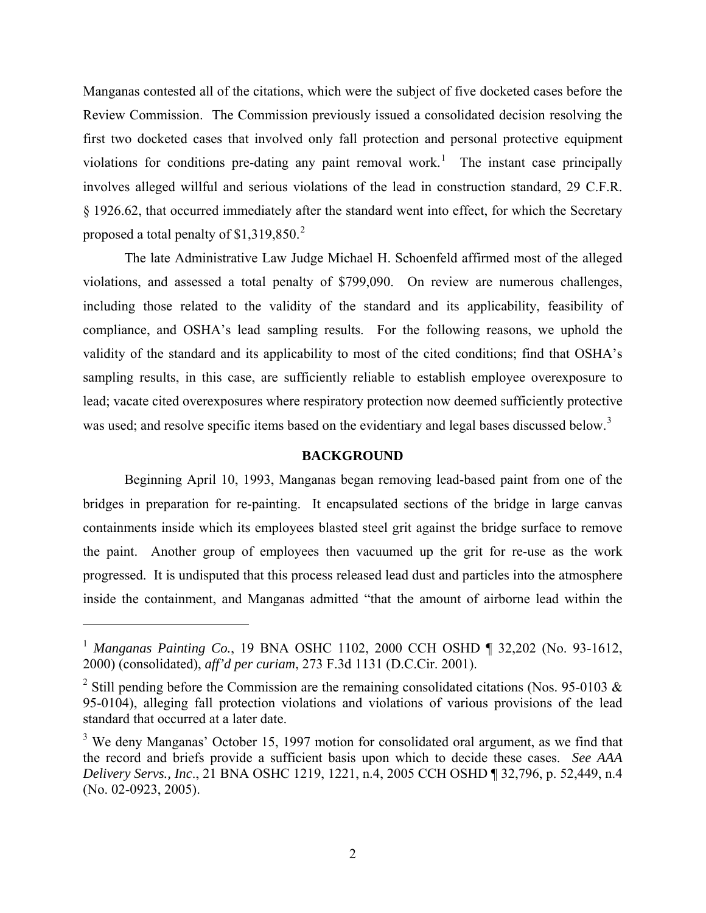Manganas contested all of the citations, which were the subject of five docketed cases before the Review Commission. The Commission previously issued a consolidated decision resolving the first two docketed cases that involved only fall protection and personal protective equipment violations for conditions pre-dating any paint removal work.[1] The instant case principally involves alleged willful and serious violations of the lead in construction standard, 29 C.F.R. § 1926.62, that occurred immediately after the standard went into effect, for which the Secretary proposed a total penalty of $1,319,850.[2]

The late Administrative Law Judge Michael H. Schoenfeld affirmed most of the alleged violations, and assessed a total penalty of $799,090. On review are numerous challenges, including those related to the validity of the standard and its applicability, feasibility of compliance, and OSHA's lead sampling results. For the following reasons, we uphold the validity of the standard and its applicability to most of the cited conditions; find that OSHA's sampling results, in this case, are sufficiently reliable to establish employee overexposure to lead; vacate cited overexposures where respiratory protection now deemed sufficiently protective was used; and resolve specific items based on the evidentiary and legal bases discussed below.[3]

## BACKGROUND

Beginning April 10, 1993, Manganas began removing lead-based paint from one of the bridges in preparation for re-painting. It encapsulated sections of the bridge in large canvas containments inside which its employees blasted steel grit against the bridge surface to remove the paint. Another group of employees then vacuumed up the grit for re-use as the work progressed. It is undisputed that this process released lead dust and particles into the atmosphere inside the containment, and Manganas admitted "that the amount of airborne lead within the

---

[1] *Manganas Painting Co.*, 19 BNA OSHC 1102, 2000 CCH OSHD ¶ 32,202 (No. 93-1612, 2000) (consolidated), *aff'd per curiam*, 273 F.3d 1131 (D.C.Cir. 2001).

[2] Still pending before the Commission are the remaining consolidated citations (Nos. 95-0103 & 95-0104), alleging fall protection violations and violations of various provisions of the lead standard that occurred at a later date.

[3] We deny Manganas' October 15, 1997 motion for consolidated oral argument, as we find that the record and briefs provide a sufficient basis upon which to decide these cases. *See AAA Delivery Servs., Inc*., 21 BNA OSHC 1219, 1221, n.4, 2005 CCH OSHD ¶ 32,796, p. 52,449, n.4 (No. 02-0923, 2005).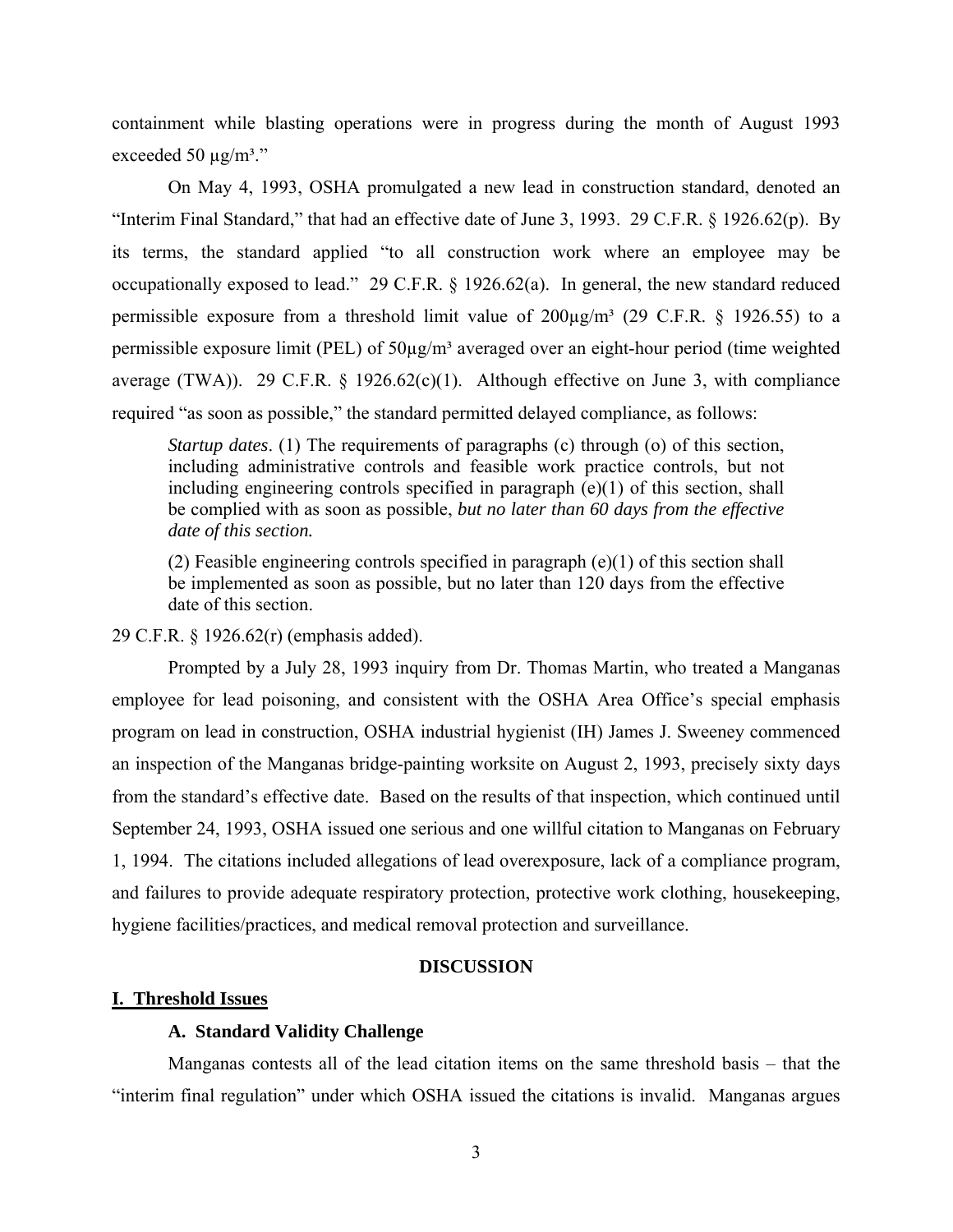containment while blasting operations were in progress during the month of August 1993 exceeded 50 µg/m³."

On May 4, 1993, OSHA promulgated a new lead in construction standard, denoted an "Interim Final Standard," that had an effective date of June 3, 1993. 29 C.F.R. § 1926.62(p). By its terms, the standard applied "to all construction work where an employee may be occupationally exposed to lead." 29 C.F.R. § 1926.62(a). In general, the new standard reduced permissible exposure from a threshold limit value of 200µg/m³ (29 C.F.R. § 1926.55) to a permissible exposure limit (PEL) of 50µg/m³ averaged over an eight-hour period (time weighted average (TWA)). 29 C.F.R. § 1926.62(c)(1). Although effective on June 3, with compliance required "as soon as possible," the standard permitted delayed compliance, as follows:

> *Startup dates*. (1) The requirements of paragraphs (c) through (o) of this section, including administrative controls and feasible work practice controls, but not including engineering controls specified in paragraph (e)(1) of this section, shall be complied with as soon as possible, *but no later than 60 days from the effective date of this section.*
>
> (2) Feasible engineering controls specified in paragraph (e)(1) of this section shall be implemented as soon as possible, but no later than 120 days from the effective date of this section.

29 C.F.R. § 1926.62(r) (emphasis added).

Prompted by a July 28, 1993 inquiry from Dr. Thomas Martin, who treated a Manganas employee for lead poisoning, and consistent with the OSHA Area Office's special emphasis program on lead in construction, OSHA industrial hygienist (IH) James J. Sweeney commenced an inspection of the Manganas bridge-painting worksite on August 2, 1993, precisely sixty days from the standard's effective date. Based on the results of that inspection, which continued until September 24, 1993, OSHA issued one serious and one willful citation to Manganas on February 1, 1994. The citations included allegations of lead overexposure, lack of a compliance program, and failures to provide adequate respiratory protection, protective work clothing, housekeeping, hygiene facilities/practices, and medical removal protection and surveillance.

## DISCUSSION

### I. Threshold Issues

#### A. Standard Validity Challenge

Manganas contests all of the lead citation items on the same threshold basis – that the "interim final regulation" under which OSHA issued the citations is invalid. Manganas argues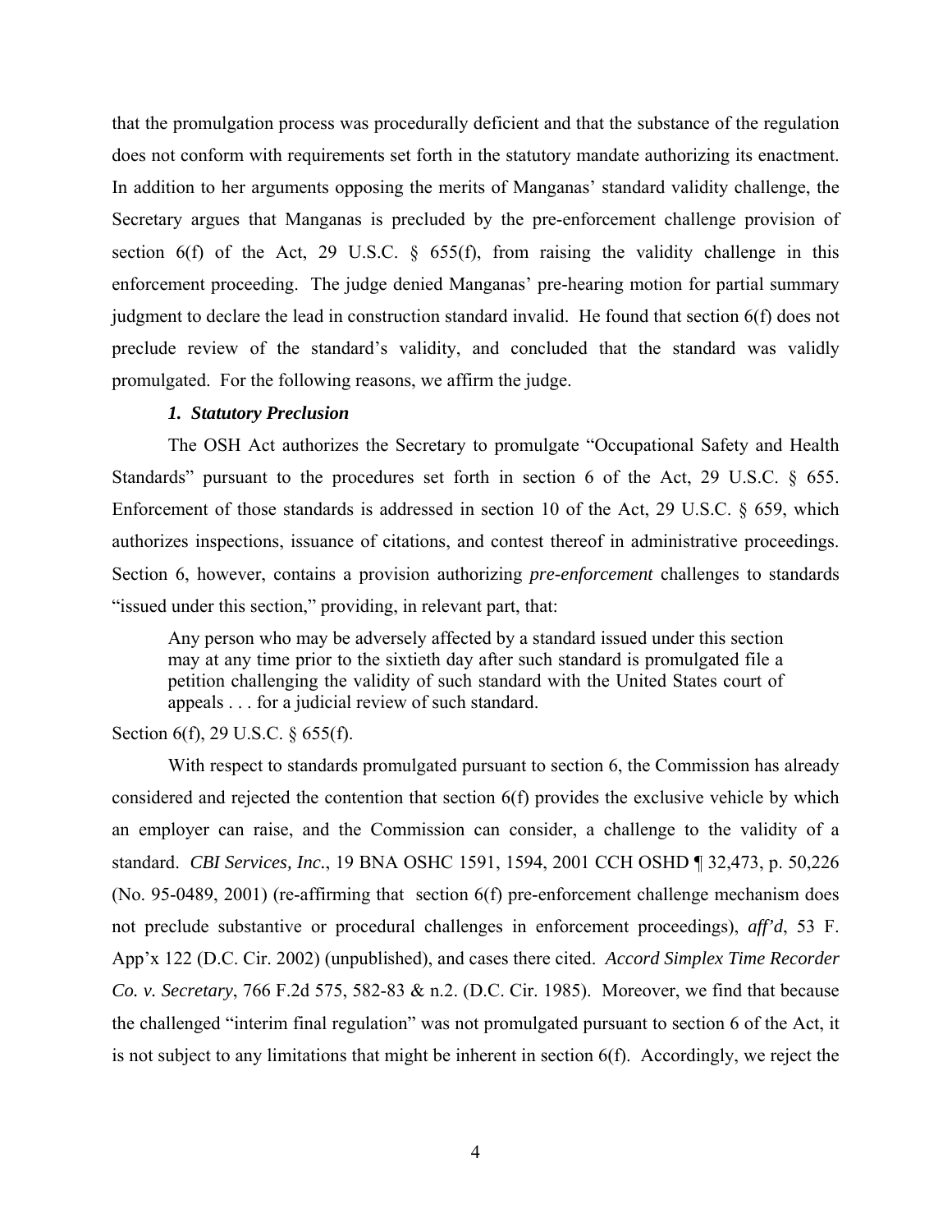that the promulgation process was procedurally deficient and that the substance of the regulation does not conform with requirements set forth in the statutory mandate authorizing its enactment. In addition to her arguments opposing the merits of Manganas' standard validity challenge, the Secretary argues that Manganas is precluded by the pre-enforcement challenge provision of section 6(f) of the Act, 29 U.S.C. § 655(f), from raising the validity challenge in this enforcement proceeding. The judge denied Manganas' pre-hearing motion for partial summary judgment to declare the lead in construction standard invalid. He found that section 6(f) does not preclude review of the standard's validity, and concluded that the standard was validly promulgated. For the following reasons, we affirm the judge.

***1. Statutory Preclusion***

The OSH Act authorizes the Secretary to promulgate "Occupational Safety and Health Standards" pursuant to the procedures set forth in section 6 of the Act, 29 U.S.C. § 655. Enforcement of those standards is addressed in section 10 of the Act, 29 U.S.C. § 659, which authorizes inspections, issuance of citations, and contest thereof in administrative proceedings. Section 6, however, contains a provision authorizing *pre-enforcement* challenges to standards "issued under this section," providing, in relevant part, that:

> Any person who may be adversely affected by a standard issued under this section may at any time prior to the sixtieth day after such standard is promulgated file a petition challenging the validity of such standard with the United States court of appeals . . . for a judicial review of such standard.

Section 6(f), 29 U.S.C. § 655(f).

With respect to standards promulgated pursuant to section 6, the Commission has already considered and rejected the contention that section 6(f) provides the exclusive vehicle by which an employer can raise, and the Commission can consider, a challenge to the validity of a standard. *CBI Services, Inc.*, 19 BNA OSHC 1591, 1594, 2001 CCH OSHD ¶ 32,473, p. 50,226 (No. 95-0489, 2001) (re-affirming that section 6(f) pre-enforcement challenge mechanism does not preclude substantive or procedural challenges in enforcement proceedings), *aff'd*, 53 F. App'x 122 (D.C. Cir. 2002) (unpublished), and cases there cited. *Accord Simplex Time Recorder Co. v. Secretary*, 766 F.2d 575, 582-83 & n.2. (D.C. Cir. 1985). Moreover, we find that because the challenged "interim final regulation" was not promulgated pursuant to section 6 of the Act, it is not subject to any limitations that might be inherent in section 6(f). Accordingly, we reject the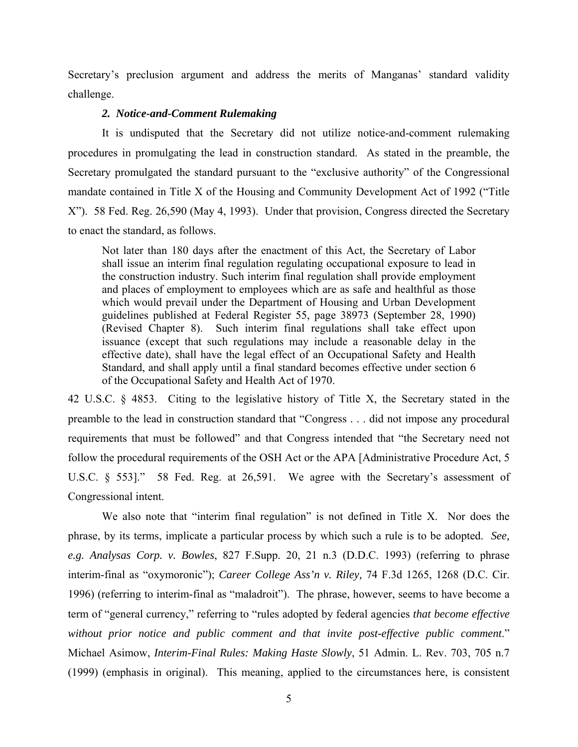Secretary's preclusion argument and address the merits of Manganas' standard validity challenge.

### *2. Notice-and-Comment Rulemaking*

It is undisputed that the Secretary did not utilize notice-and-comment rulemaking procedures in promulgating the lead in construction standard. As stated in the preamble, the Secretary promulgated the standard pursuant to the "exclusive authority" of the Congressional mandate contained in Title X of the Housing and Community Development Act of 1992 ("Title X"). 58 Fed. Reg. 26,590 (May 4, 1993). Under that provision, Congress directed the Secretary to enact the standard, as follows.

> Not later than 180 days after the enactment of this Act, the Secretary of Labor shall issue an interim final regulation regulating occupational exposure to lead in the construction industry. Such interim final regulation shall provide employment and places of employment to employees which are as safe and healthful as those which would prevail under the Department of Housing and Urban Development guidelines published at Federal Register 55, page 38973 (September 28, 1990) (Revised Chapter 8). Such interim final regulations shall take effect upon issuance (except that such regulations may include a reasonable delay in the effective date), shall have the legal effect of an Occupational Safety and Health Standard, and shall apply until a final standard becomes effective under section 6 of the Occupational Safety and Health Act of 1970.

42 U.S.C. § 4853. Citing to the legislative history of Title X, the Secretary stated in the preamble to the lead in construction standard that "Congress . . . did not impose any procedural requirements that must be followed" and that Congress intended that "the Secretary need not follow the procedural requirements of the OSH Act or the APA [Administrative Procedure Act, 5 U.S.C. § 553]." 58 Fed. Reg. at 26,591. We agree with the Secretary's assessment of Congressional intent.

We also note that "interim final regulation" is not defined in Title X. Nor does the phrase, by its terms, implicate a particular process by which such a rule is to be adopted. *See, e.g. Analysas Corp. v. Bowles*, 827 F.Supp. 20, 21 n.3 (D.D.C. 1993) (referring to phrase interim-final as "oxymoronic"); *Career College Ass'n v. Riley,* 74 F.3d 1265, 1268 (D.C. Cir. 1996) (referring to interim-final as "maladroit"). The phrase, however, seems to have become a term of "general currency," referring to "rules adopted by federal agencies *that become effective without prior notice and public comment and that invite post-effective public comment*." Michael Asimow, *Interim-Final Rules: Making Haste Slowly*, 51 Admin. L. Rev. 703, 705 n.7 (1999) (emphasis in original). This meaning, applied to the circumstances here, is consistent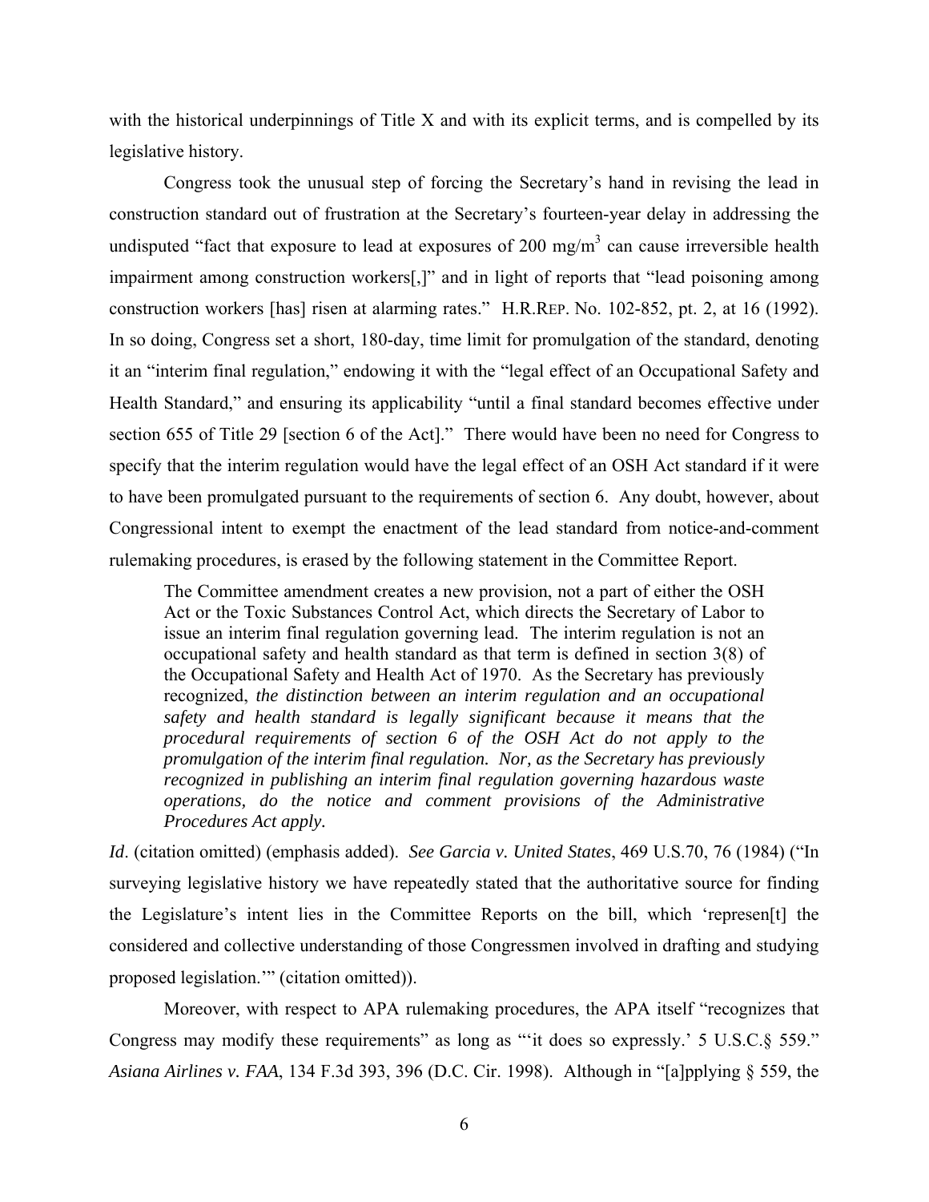with the historical underpinnings of Title X and with its explicit terms, and is compelled by its legislative history.

Congress took the unusual step of forcing the Secretary's hand in revising the lead in construction standard out of frustration at the Secretary's fourteen-year delay in addressing the undisputed "fact that exposure to lead at exposures of 200 $mg/m^3$ can cause irreversible health impairment among construction workers[,]" and in light of reports that "lead poisoning among construction workers [has] risen at alarming rates." H.R.REP. No. 102-852, pt. 2, at 16 (1992). In so doing, Congress set a short, 180-day, time limit for promulgation of the standard, denoting it an "interim final regulation," endowing it with the "legal effect of an Occupational Safety and Health Standard," and ensuring its applicability "until a final standard becomes effective under section 655 of Title 29 [section 6 of the Act]." There would have been no need for Congress to specify that the interim regulation would have the legal effect of an OSH Act standard if it were to have been promulgated pursuant to the requirements of section 6. Any doubt, however, about Congressional intent to exempt the enactment of the lead standard from notice-and-comment rulemaking procedures, is erased by the following statement in the Committee Report.

> The Committee amendment creates a new provision, not a part of either the OSH Act or the Toxic Substances Control Act, which directs the Secretary of Labor to issue an interim final regulation governing lead. The interim regulation is not an occupational safety and health standard as that term is defined in section 3(8) of the Occupational Safety and Health Act of 1970. As the Secretary has previously recognized, *the distinction between an interim regulation and an occupational safety and health standard is legally significant because it means that the procedural requirements of section 6 of the OSH Act do not apply to the promulgation of the interim final regulation. Nor, as the Secretary has previously recognized in publishing an interim final regulation governing hazardous waste operations, do the notice and comment provisions of the Administrative Procedures Act apply.*

*Id*. (citation omitted) (emphasis added). *See Garcia v. United States*, 469 U.S.70, 76 (1984) ("In surveying legislative history we have repeatedly stated that the authoritative source for finding the Legislature's intent lies in the Committee Reports on the bill, which 'represen[t] the considered and collective understanding of those Congressmen involved in drafting and studying proposed legislation.'" (citation omitted)).

Moreover, with respect to APA rulemaking procedures, the APA itself "recognizes that Congress may modify these requirements" as long as "'it does so expressly.' 5 U.S.C.§ 559." *Asiana Airlines v. FAA*, 134 F.3d 393, 396 (D.C. Cir. 1998). Although in "[a]pplying § 559, the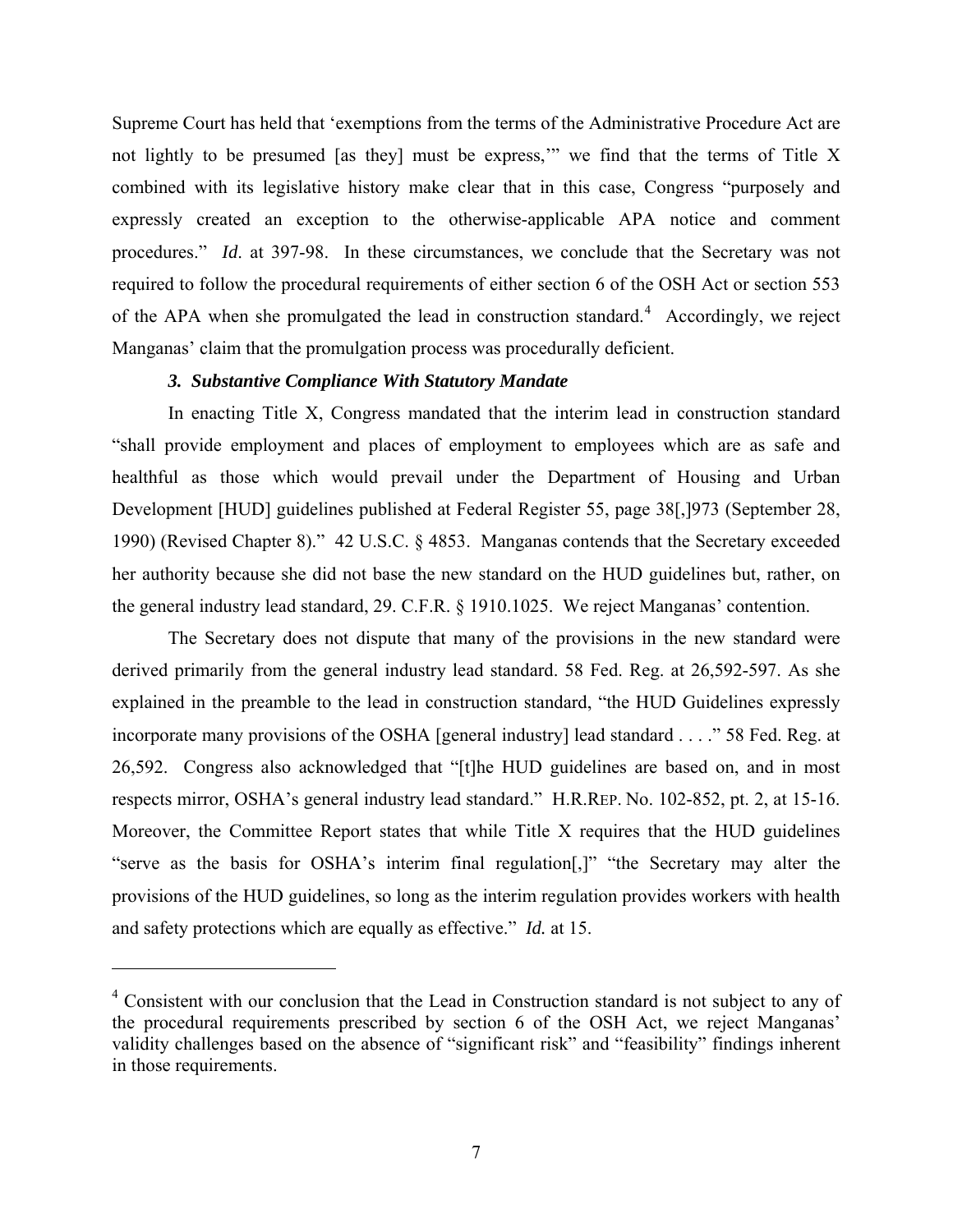Supreme Court has held that 'exemptions from the terms of the Administrative Procedure Act are not lightly to be presumed [as they] must be express,'" we find that the terms of Title X combined with its legislative history make clear that in this case, Congress "purposely and expressly created an exception to the otherwise-applicable APA notice and comment procedures." *Id*. at 397-98. In these circumstances, we conclude that the Secretary was not required to follow the procedural requirements of either section 6 of the OSH Act or section 553 of the APA when she promulgated the lead in construction standard.[4] Accordingly, we reject Manganas' claim that the promulgation process was procedurally deficient.

### *3. Substantive Compliance With Statutory Mandate*

In enacting Title X, Congress mandated that the interim lead in construction standard "shall provide employment and places of employment to employees which are as safe and healthful as those which would prevail under the Department of Housing and Urban Development [HUD] guidelines published at Federal Register 55, page 38[,]973 (September 28, 1990) (Revised Chapter 8)." 42 U.S.C. § 4853. Manganas contends that the Secretary exceeded her authority because she did not base the new standard on the HUD guidelines but, rather, on the general industry lead standard, 29. C.F.R. § 1910.1025. We reject Manganas' contention.

The Secretary does not dispute that many of the provisions in the new standard were derived primarily from the general industry lead standard. 58 Fed. Reg. at 26,592-597. As she explained in the preamble to the lead in construction standard, "the HUD Guidelines expressly incorporate many provisions of the OSHA [general industry] lead standard . . . ." 58 Fed. Reg. at 26,592. Congress also acknowledged that "[t]he HUD guidelines are based on, and in most respects mirror, OSHA's general industry lead standard." H.R.REP. No. 102-852, pt. 2, at 15-16. Moreover, the Committee Report states that while Title X requires that the HUD guidelines "serve as the basis for OSHA's interim final regulation[,]" "the Secretary may alter the provisions of the HUD guidelines, so long as the interim regulation provides workers with health and safety protections which are equally as effective." *Id.* at 15.

---

[4] Consistent with our conclusion that the Lead in Construction standard is not subject to any of the procedural requirements prescribed by section 6 of the OSH Act, we reject Manganas' validity challenges based on the absence of "significant risk" and "feasibility" findings inherent in those requirements.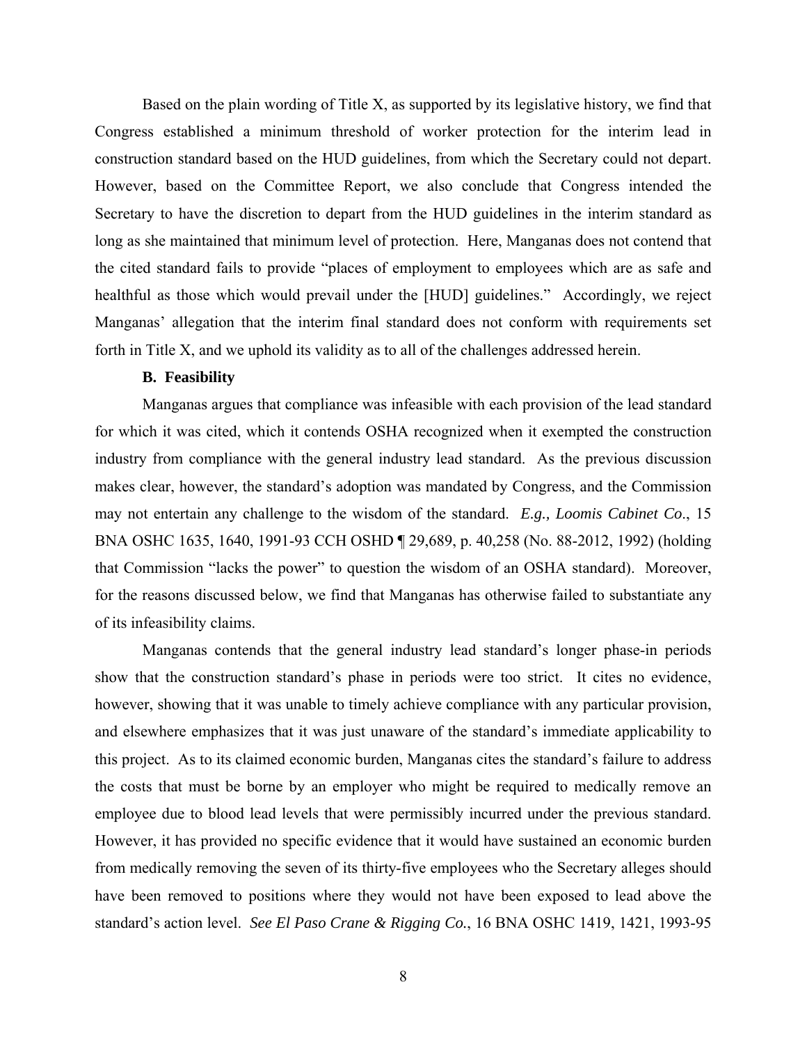Based on the plain wording of Title X, as supported by its legislative history, we find that Congress established a minimum threshold of worker protection for the interim lead in construction standard based on the HUD guidelines, from which the Secretary could not depart. However, based on the Committee Report, we also conclude that Congress intended the Secretary to have the discretion to depart from the HUD guidelines in the interim standard as long as she maintained that minimum level of protection. Here, Manganas does not contend that the cited standard fails to provide "places of employment to employees which are as safe and healthful as those which would prevail under the [HUD] guidelines." Accordingly, we reject Manganas' allegation that the interim final standard does not conform with requirements set forth in Title X, and we uphold its validity as to all of the challenges addressed herein.

**B. Feasibility**

Manganas argues that compliance was infeasible with each provision of the lead standard for which it was cited, which it contends OSHA recognized when it exempted the construction industry from compliance with the general industry lead standard. As the previous discussion makes clear, however, the standard's adoption was mandated by Congress, and the Commission may not entertain any challenge to the wisdom of the standard. *E.g., Loomis Cabinet Co*., 15 BNA OSHC 1635, 1640, 1991-93 CCH OSHD ¶ 29,689, p. 40,258 (No. 88-2012, 1992) (holding that Commission "lacks the power" to question the wisdom of an OSHA standard). Moreover, for the reasons discussed below, we find that Manganas has otherwise failed to substantiate any of its infeasibility claims.

Manganas contends that the general industry lead standard's longer phase-in periods show that the construction standard's phase in periods were too strict. It cites no evidence, however, showing that it was unable to timely achieve compliance with any particular provision, and elsewhere emphasizes that it was just unaware of the standard's immediate applicability to this project. As to its claimed economic burden, Manganas cites the standard's failure to address the costs that must be borne by an employer who might be required to medically remove an employee due to blood lead levels that were permissibly incurred under the previous standard. However, it has provided no specific evidence that it would have sustained an economic burden from medically removing the seven of its thirty-five employees who the Secretary alleges should have been removed to positions where they would not have been exposed to lead above the standard's action level. *See El Paso Crane & Rigging Co.*, 16 BNA OSHC 1419, 1421, 1993-95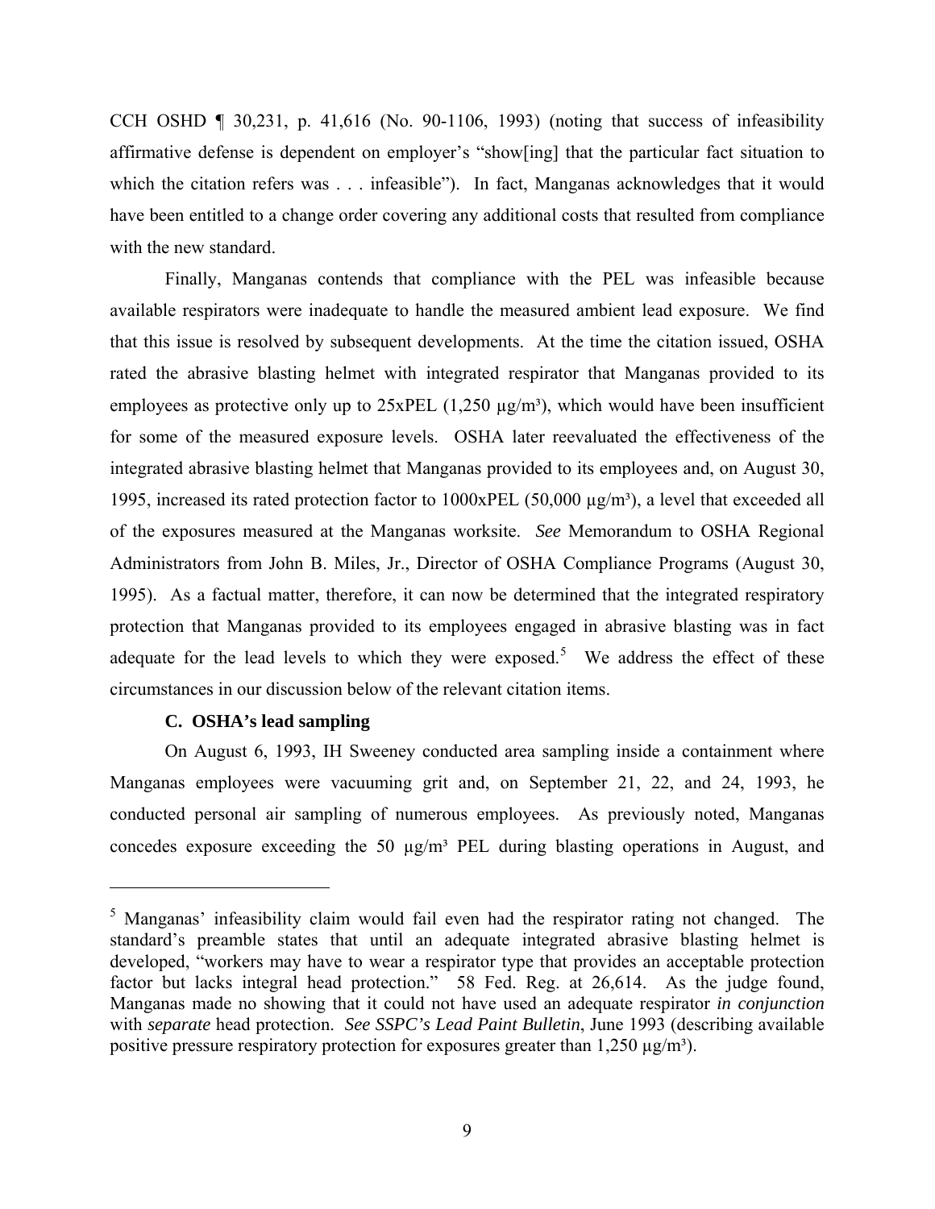CCH OSHD ¶ 30,231, p. 41,616 (No. 90-1106, 1993) (noting that success of infeasibility affirmative defense is dependent on employer's "show[ing] that the particular fact situation to which the citation refers was . . . infeasible"). In fact, Manganas acknowledges that it would have been entitled to a change order covering any additional costs that resulted from compliance with the new standard.

Finally, Manganas contends that compliance with the PEL was infeasible because available respirators were inadequate to handle the measured ambient lead exposure. We find that this issue is resolved by subsequent developments. At the time the citation issued, OSHA rated the abrasive blasting helmet with integrated respirator that Manganas provided to its employees as protective only up to 25xPEL (1,250 µg/m³), which would have been insufficient for some of the measured exposure levels. OSHA later reevaluated the effectiveness of the integrated abrasive blasting helmet that Manganas provided to its employees and, on August 30, 1995, increased its rated protection factor to 1000xPEL (50,000 µg/m³), a level that exceeded all of the exposures measured at the Manganas worksite. *See* Memorandum to OSHA Regional Administrators from John B. Miles, Jr., Director of OSHA Compliance Programs (August 30, 1995). As a factual matter, therefore, it can now be determined that the integrated respiratory protection that Manganas provided to its employees engaged in abrasive blasting was in fact adequate for the lead levels to which they were exposed.[5] We address the effect of these circumstances in our discussion below of the relevant citation items.

### C. OSHA's lead sampling

On August 6, 1993, IH Sweeney conducted area sampling inside a containment where Manganas employees were vacuuming grit and, on September 21, 22, and 24, 1993, he conducted personal air sampling of numerous employees. As previously noted, Manganas concedes exposure exceeding the 50 µg/m³ PEL during blasting operations in August, and

---

[5] Manganas' infeasibility claim would fail even had the respirator rating not changed. The standard's preamble states that until an adequate integrated abrasive blasting helmet is developed, "workers may have to wear a respirator type that provides an acceptable protection factor but lacks integral head protection." 58 Fed. Reg. at 26,614. As the judge found, Manganas made no showing that it could not have used an adequate respirator *in conjunction* with *separate* head protection. *See SSPC's Lead Paint Bulletin*, June 1993 (describing available positive pressure respiratory protection for exposures greater than 1,250 µg/m³).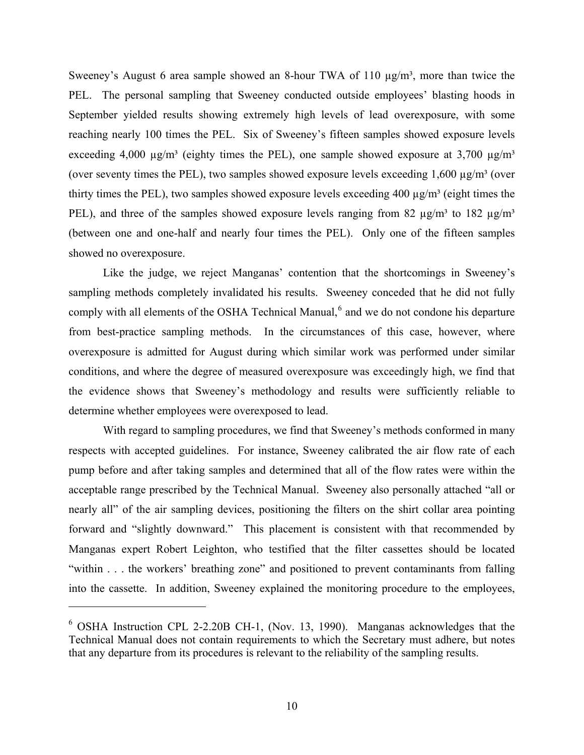Sweeney's August 6 area sample showed an 8-hour TWA of 110 µg/m³, more than twice the PEL. The personal sampling that Sweeney conducted outside employees' blasting hoods in September yielded results showing extremely high levels of lead overexposure, with some reaching nearly 100 times the PEL. Six of Sweeney's fifteen samples showed exposure levels exceeding 4,000 µg/m³ (eighty times the PEL), one sample showed exposure at 3,700 µg/m³ (over seventy times the PEL), two samples showed exposure levels exceeding 1,600 µg/m³ (over thirty times the PEL), two samples showed exposure levels exceeding 400 µg/m³ (eight times the PEL), and three of the samples showed exposure levels ranging from 82 µg/m³ to 182 µg/m³ (between one and one-half and nearly four times the PEL). Only one of the fifteen samples showed no overexposure.

Like the judge, we reject Manganas' contention that the shortcomings in Sweeney's sampling methods completely invalidated his results. Sweeney conceded that he did not fully comply with all elements of the OSHA Technical Manual,[6] and we do not condone his departure from best-practice sampling methods. In the circumstances of this case, however, where overexposure is admitted for August during which similar work was performed under similar conditions, and where the degree of measured overexposure was exceedingly high, we find that the evidence shows that Sweeney's methodology and results were sufficiently reliable to determine whether employees were overexposed to lead.

With regard to sampling procedures, we find that Sweeney's methods conformed in many respects with accepted guidelines. For instance, Sweeney calibrated the air flow rate of each pump before and after taking samples and determined that all of the flow rates were within the acceptable range prescribed by the Technical Manual. Sweeney also personally attached "all or nearly all" of the air sampling devices, positioning the filters on the shirt collar area pointing forward and "slightly downward." This placement is consistent with that recommended by Manganas expert Robert Leighton, who testified that the filter cassettes should be located "within . . . the workers' breathing zone" and positioned to prevent contaminants from falling into the cassette. In addition, Sweeney explained the monitoring procedure to the employees,

---

[6] OSHA Instruction CPL 2-2.20B CH-1, (Nov. 13, 1990). Manganas acknowledges that the Technical Manual does not contain requirements to which the Secretary must adhere, but notes that any departure from its procedures is relevant to the reliability of the sampling results.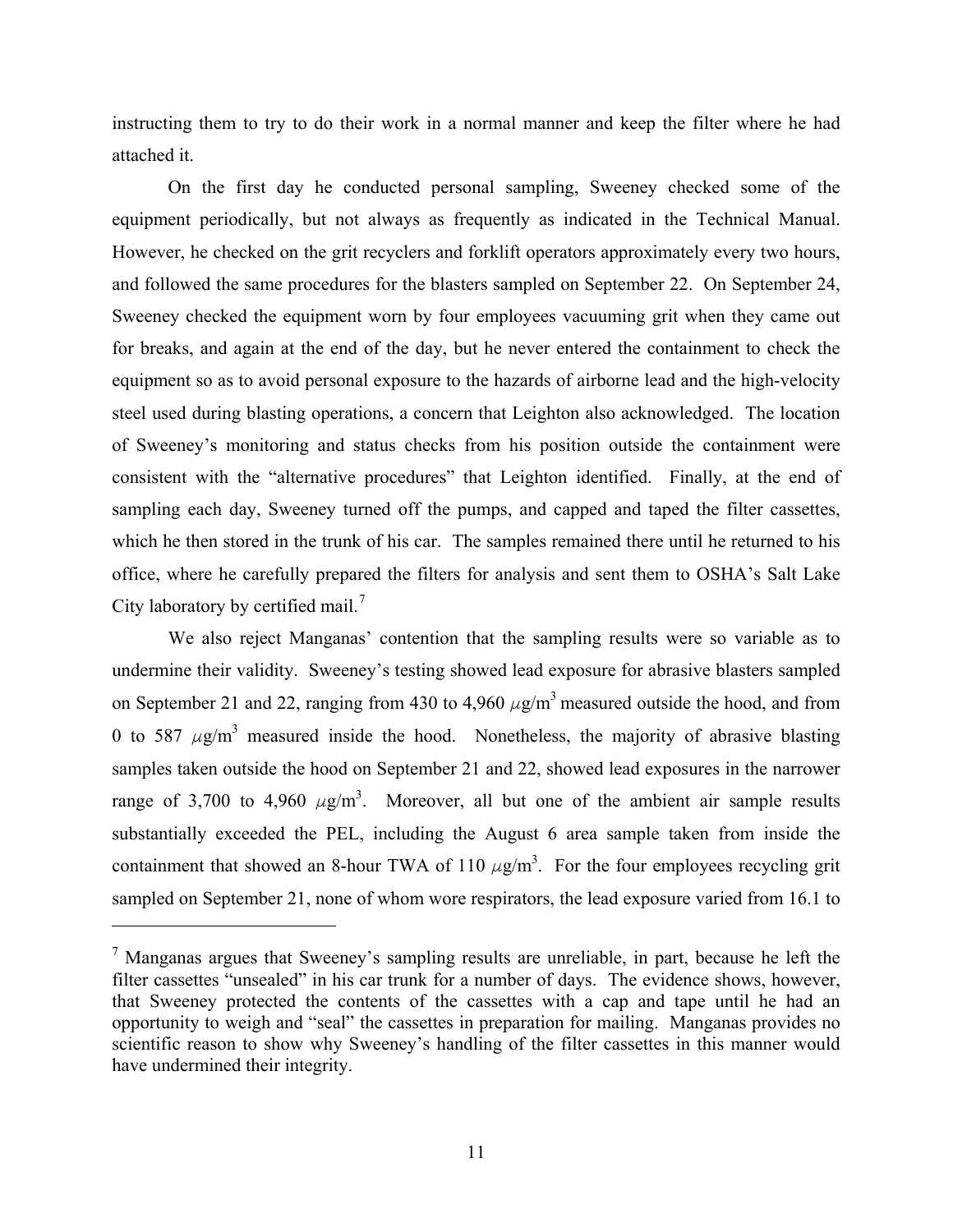instructing them to try to do their work in a normal manner and keep the filter where he had attached it.

On the first day he conducted personal sampling, Sweeney checked some of the equipment periodically, but not always as frequently as indicated in the Technical Manual. However, he checked on the grit recyclers and forklift operators approximately every two hours, and followed the same procedures for the blasters sampled on September 22. On September 24, Sweeney checked the equipment worn by four employees vacuuming grit when they came out for breaks, and again at the end of the day, but he never entered the containment to check the equipment so as to avoid personal exposure to the hazards of airborne lead and the high-velocity steel used during blasting operations, a concern that Leighton also acknowledged. The location of Sweeney's monitoring and status checks from his position outside the containment were consistent with the "alternative procedures" that Leighton identified. Finally, at the end of sampling each day, Sweeney turned off the pumps, and capped and taped the filter cassettes, which he then stored in the trunk of his car. The samples remained there until he returned to his office, where he carefully prepared the filters for analysis and sent them to OSHA's Salt Lake City laboratory by certified mail.[7]

We also reject Manganas' contention that the sampling results were so variable as to undermine their validity. Sweeney's testing showed lead exposure for abrasive blasters sampled on September 21 and 22, ranging from 430 to 4,960 $\mu g/m^3$ measured outside the hood, and from 0 to 587 $\mu g/m^3$ measured inside the hood. Nonetheless, the majority of abrasive blasting samples taken outside the hood on September 21 and 22, showed lead exposures in the narrower range of 3,700 to 4,960 $\mu g/m^3$. Moreover, all but one of the ambient air sample results substantially exceeded the PEL, including the August 6 area sample taken from inside the containment that showed an 8-hour TWA of 110 $\mu g/m^3$. For the four employees recycling grit sampled on September 21, none of whom wore respirators, the lead exposure varied from 16.1 to

---

[7] Manganas argues that Sweeney's sampling results are unreliable, in part, because he left the filter cassettes "unsealed" in his car trunk for a number of days. The evidence shows, however, that Sweeney protected the contents of the cassettes with a cap and tape until he had an opportunity to weigh and "seal" the cassettes in preparation for mailing. Manganas provides no scientific reason to show why Sweeney's handling of the filter cassettes in this manner would have undermined their integrity.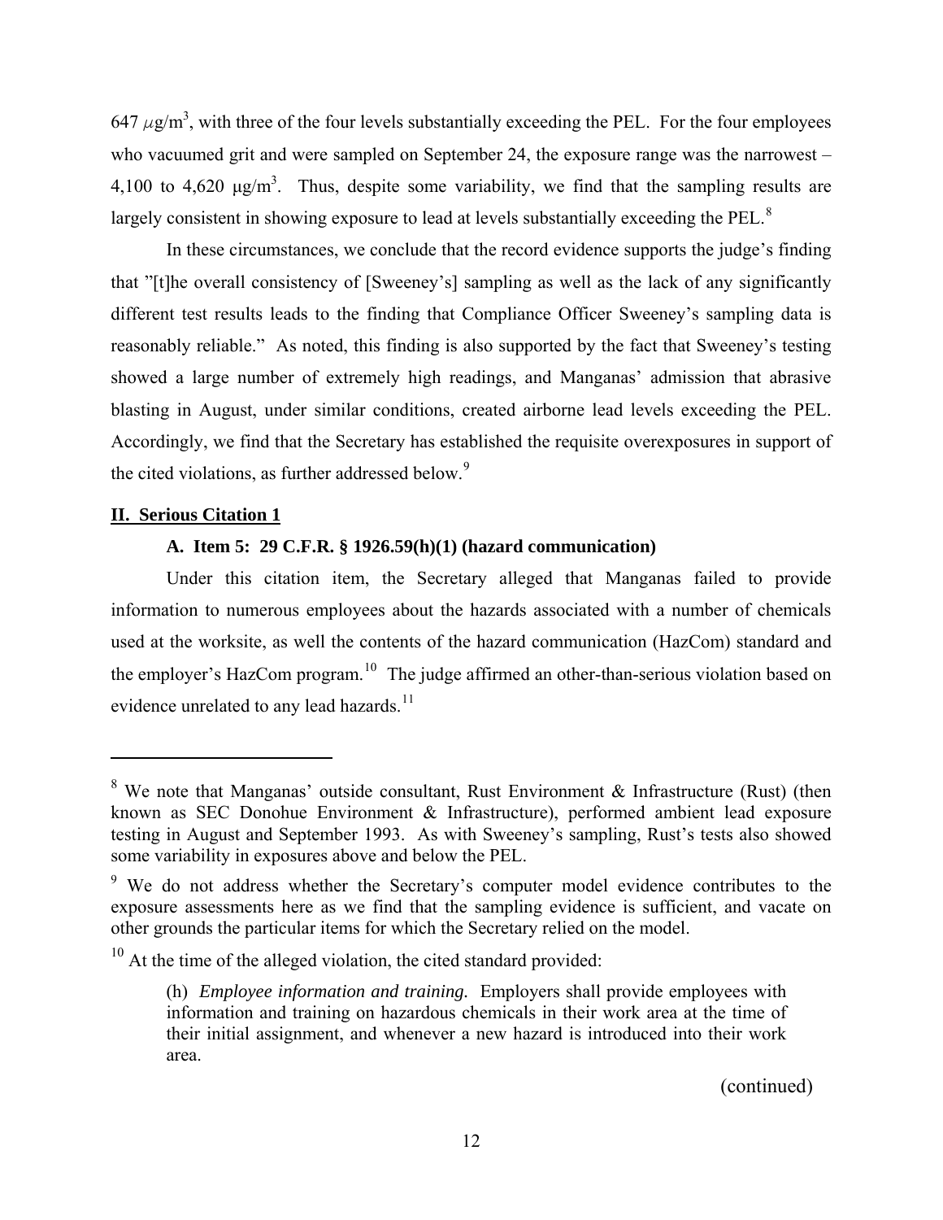647 $\mu g/m^3$, with three of the four levels substantially exceeding the PEL. For the four employees who vacuumed grit and were sampled on September 24, the exposure range was the narrowest – 4,100 to 4,620 $\mu g/m^3$. Thus, despite some variability, we find that the sampling results are largely consistent in showing exposure to lead at levels substantially exceeding the PEL.[8]

In these circumstances, we conclude that the record evidence supports the judge's finding that "[t]he overall consistency of [Sweeney's] sampling as well as the lack of any significantly different test results leads to the finding that Compliance Officer Sweeney's sampling data is reasonably reliable." As noted, this finding is also supported by the fact that Sweeney's testing showed a large number of extremely high readings, and Manganas' admission that abrasive blasting in August, under similar conditions, created airborne lead levels exceeding the PEL. Accordingly, we find that the Secretary has established the requisite overexposures in support of the cited violations, as further addressed below.[9]

## II. Serious Citation 1

### A. Item 5: 29 C.F.R. § 1926.59(h)(1) (hazard communication)

Under this citation item, the Secretary alleged that Manganas failed to provide information to numerous employees about the hazards associated with a number of chemicals used at the worksite, as well the contents of the hazard communication (HazCom) standard and the employer's HazCom program.[10] The judge affirmed an other-than-serious violation based on evidence unrelated to any lead hazards.[11]

---

[8] We note that Manganas' outside consultant, Rust Environment & Infrastructure (Rust) (then known as SEC Donohue Environment & Infrastructure), performed ambient lead exposure testing in August and September 1993. As with Sweeney's sampling, Rust's tests also showed some variability in exposures above and below the PEL.

[9] We do not address whether the Secretary's computer model evidence contributes to the exposure assessments here as we find that the sampling evidence is sufficient, and vacate on other grounds the particular items for which the Secretary relied on the model.

[10] At the time of the alleged violation, the cited standard provided:

> (h) *Employee information and training.* Employers shall provide employees with information and training on hazardous chemicals in their work area at the time of their initial assignment, and whenever a new hazard is introduced into their work area.

(continued)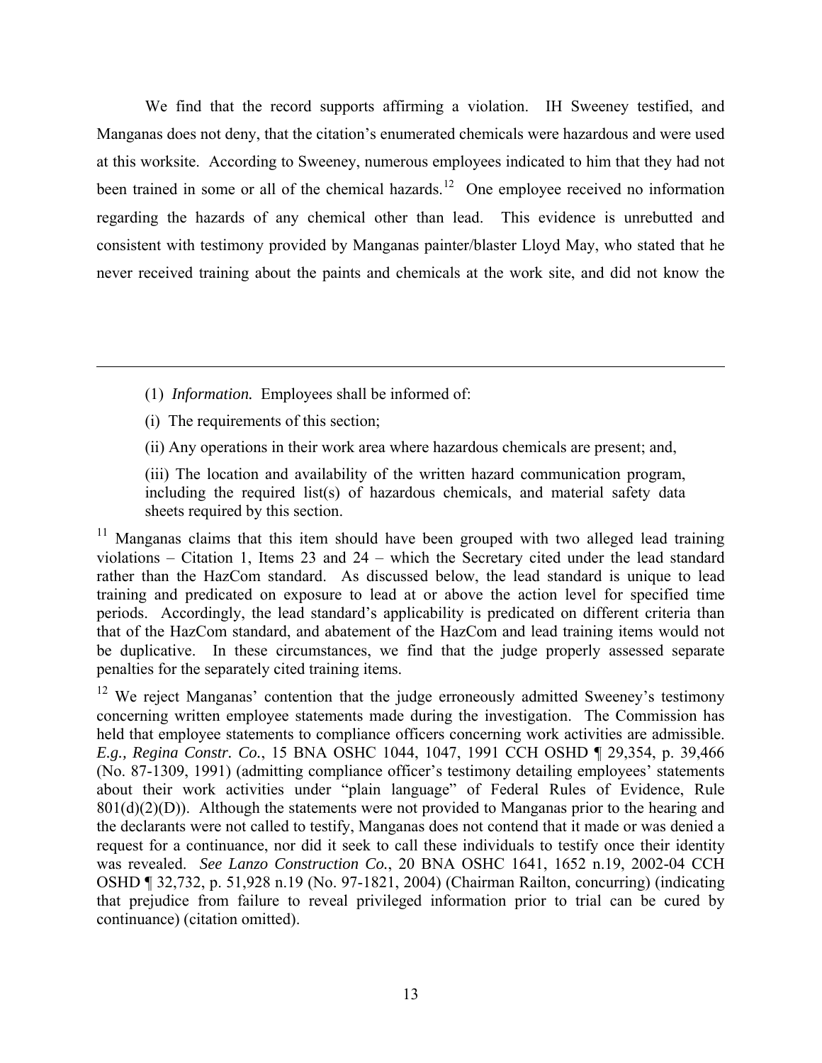We find that the record supports affirming a violation. IH Sweeney testified, and Manganas does not deny, that the citation's enumerated chemicals were hazardous and were used at this worksite. According to Sweeney, numerous employees indicated to him that they had not been trained in some or all of the chemical hazards.[12] One employee received no information regarding the hazards of any chemical other than lead. This evidence is unrebutted and consistent with testimony provided by Manganas painter/blaster Lloyd May, who stated that he never received training about the paints and chemicals at the work site, and did not know the

---

> (1) *Information.* Employees shall be informed of:
>
> (i) The requirements of this section;
>
> (ii) Any operations in their work area where hazardous chemicals are present; and,
>
> (iii) The location and availability of the written hazard communication program, including the required list(s) of hazardous chemicals, and material safety data sheets required by this section.

[11] Manganas claims that this item should have been grouped with two alleged lead training violations – Citation 1, Items 23 and 24 – which the Secretary cited under the lead standard rather than the HazCom standard. As discussed below, the lead standard is unique to lead training and predicated on exposure to lead at or above the action level for specified time periods. Accordingly, the lead standard's applicability is predicated on different criteria than that of the HazCom standard, and abatement of the HazCom and lead training items would not be duplicative. In these circumstances, we find that the judge properly assessed separate penalties for the separately cited training items.

[12] We reject Manganas' contention that the judge erroneously admitted Sweeney's testimony concerning written employee statements made during the investigation. The Commission has held that employee statements to compliance officers concerning work activities are admissible. *E.g., Regina Constr. Co.*, 15 BNA OSHC 1044, 1047, 1991 CCH OSHD ¶ 29,354, p. 39,466 (No. 87-1309, 1991) (admitting compliance officer's testimony detailing employees' statements about their work activities under "plain language" of Federal Rules of Evidence, Rule 801(d)(2)(D)). Although the statements were not provided to Manganas prior to the hearing and the declarants were not called to testify, Manganas does not contend that it made or was denied a request for a continuance, nor did it seek to call these individuals to testify once their identity was revealed. *See Lanzo Construction Co.*, 20 BNA OSHC 1641, 1652 n.19, 2002-04 CCH OSHD ¶ 32,732, p. 51,928 n.19 (No. 97-1821, 2004) (Chairman Railton, concurring) (indicating that prejudice from failure to reveal privileged information prior to trial can be cured by continuance) (citation omitted).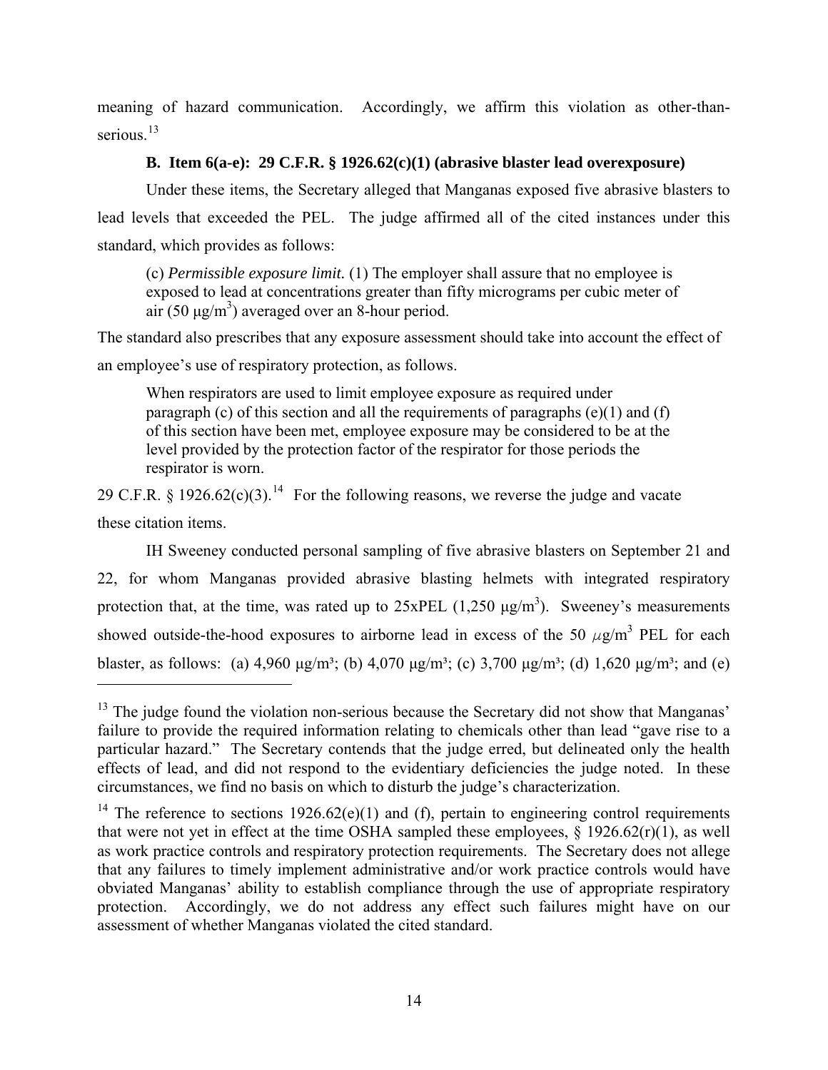meaning of hazard communication. Accordingly, we affirm this violation as other-than-serious.[13]

### B. Item 6(a-e): 29 C.F.R. § 1926.62(c)(1) (abrasive blaster lead overexposure)

Under these items, the Secretary alleged that Manganas exposed five abrasive blasters to lead levels that exceeded the PEL. The judge affirmed all of the cited instances under this standard, which provides as follows:

> (c) *Permissible exposure limit.* (1) The employer shall assure that no employee is exposed to lead at concentrations greater than fifty micrograms per cubic meter of air (50 µg/m$^3$) averaged over an 8-hour period.

The standard also prescribes that any exposure assessment should take into account the effect of an employee's use of respiratory protection, as follows.

> When respirators are used to limit employee exposure as required under paragraph (c) of this section and all the requirements of paragraphs (e)(1) and (f) of this section have been met, employee exposure may be considered to be at the level provided by the protection factor of the respirator for those periods the respirator is worn.

29 C.F.R. § 1926.62(c)(3).[14] For the following reasons, we reverse the judge and vacate these citation items.

IH Sweeney conducted personal sampling of five abrasive blasters on September 21 and 22, for whom Manganas provided abrasive blasting helmets with integrated respiratory protection that, at the time, was rated up to 25xPEL (1,250 µg/m$^3$). Sweeney's measurements showed outside-the-hood exposures to airborne lead in excess of the 50 $\mu$g/m$^3$ PEL for each blaster, as follows: (a) 4,960 µg/m$^3$; (b) 4,070 µg/m$^3$; (c) 3,700 µg/m$^3$; (d) 1,620 µg/m$^3$; and (e)

---

[13] The judge found the violation non-serious because the Secretary did not show that Manganas' failure to provide the required information relating to chemicals other than lead "gave rise to a particular hazard." The Secretary contends that the judge erred, but delineated only the health effects of lead, and did not respond to the evidentiary deficiencies the judge noted. In these circumstances, we find no basis on which to disturb the judge's characterization.

[14] The reference to sections 1926.62(e)(1) and (f), pertain to engineering control requirements that were not yet in effect at the time OSHA sampled these employees, § 1926.62(r)(1), as well as work practice controls and respiratory protection requirements. The Secretary does not allege that any failures to timely implement administrative and/or work practice controls would have obviated Manganas' ability to establish compliance through the use of appropriate respiratory protection. Accordingly, we do not address any effect such failures might have on our assessment of whether Manganas violated the cited standard.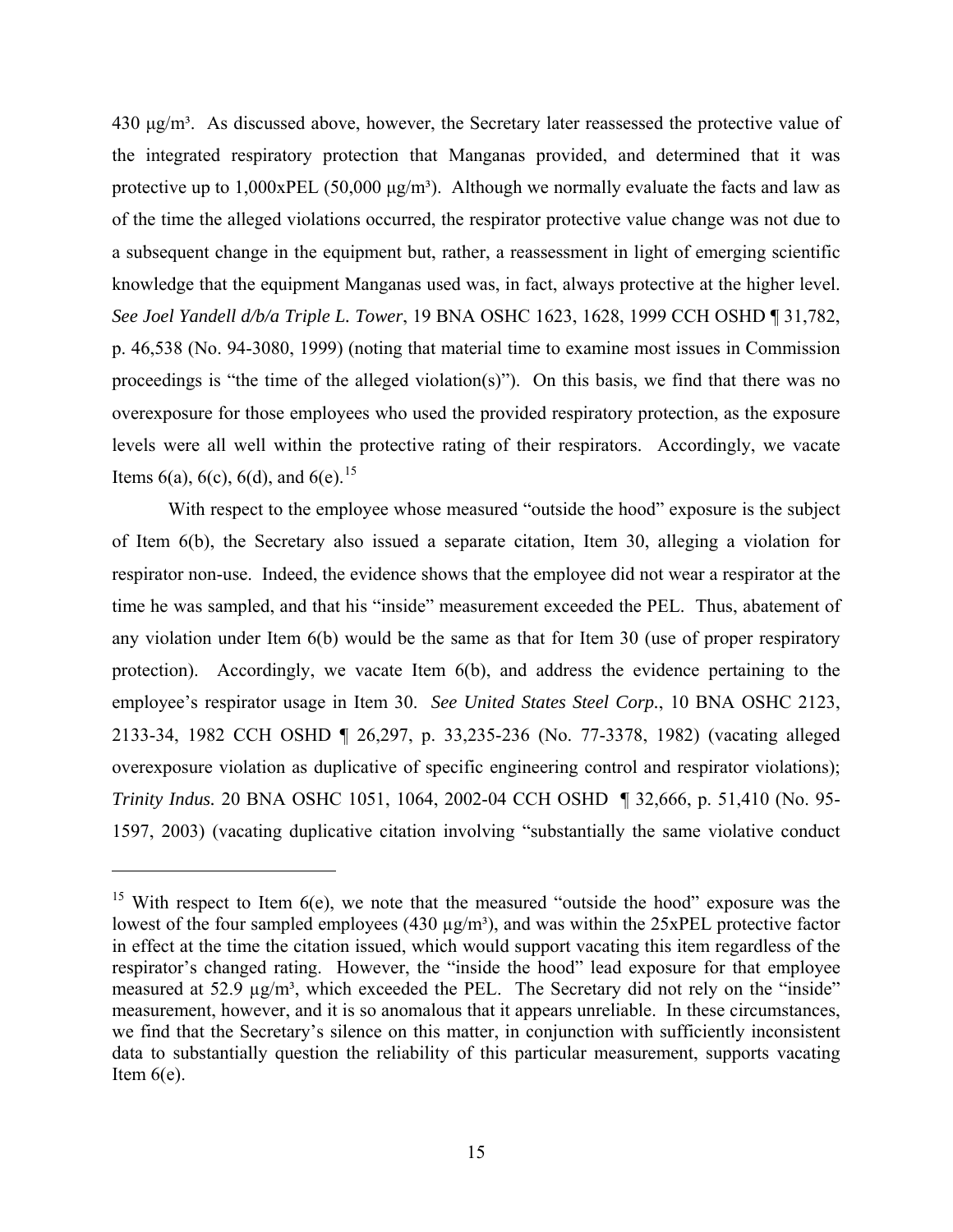430 µg/m³. As discussed above, however, the Secretary later reassessed the protective value of the integrated respiratory protection that Manganas provided, and determined that it was protective up to 1,000xPEL (50,000 µg/m³). Although we normally evaluate the facts and law as of the time the alleged violations occurred, the respirator protective value change was not due to a subsequent change in the equipment but, rather, a reassessment in light of emerging scientific knowledge that the equipment Manganas used was, in fact, always protective at the higher level. *See Joel Yandell d/b/a Triple L. Tower*, 19 BNA OSHC 1623, 1628, 1999 CCH OSHD ¶ 31,782, p. 46,538 (No. 94-3080, 1999) (noting that material time to examine most issues in Commission proceedings is "the time of the alleged violation(s)"). On this basis, we find that there was no overexposure for those employees who used the provided respiratory protection, as the exposure levels were all well within the protective rating of their respirators. Accordingly, we vacate Items 6(a), 6(c), 6(d), and 6(e).[15]

With respect to the employee whose measured "outside the hood" exposure is the subject of Item 6(b), the Secretary also issued a separate citation, Item 30, alleging a violation for respirator non-use. Indeed, the evidence shows that the employee did not wear a respirator at the time he was sampled, and that his "inside" measurement exceeded the PEL. Thus, abatement of any violation under Item 6(b) would be the same as that for Item 30 (use of proper respiratory protection). Accordingly, we vacate Item 6(b), and address the evidence pertaining to the employee's respirator usage in Item 30. *See United States Steel Corp.*, 10 BNA OSHC 2123, 2133-34, 1982 CCH OSHD ¶ 26,297, p. 33,235-236 (No. 77-3378, 1982) (vacating alleged overexposure violation as duplicative of specific engineering control and respirator violations); *Trinity Indus.* 20 BNA OSHC 1051, 1064, 2002-04 CCH OSHD ¶ 32,666, p. 51,410 (No. 95-1597, 2003) (vacating duplicative citation involving "substantially the same violative conduct

---

[15] With respect to Item 6(e), we note that the measured "outside the hood" exposure was the lowest of the four sampled employees (430 µg/m³), and was within the 25xPEL protective factor in effect at the time the citation issued, which would support vacating this item regardless of the respirator's changed rating. However, the "inside the hood" lead exposure for that employee measured at 52.9 µg/m³, which exceeded the PEL. The Secretary did not rely on the "inside" measurement, however, and it is so anomalous that it appears unreliable. In these circumstances, we find that the Secretary's silence on this matter, in conjunction with sufficiently inconsistent data to substantially question the reliability of this particular measurement, supports vacating Item 6(e).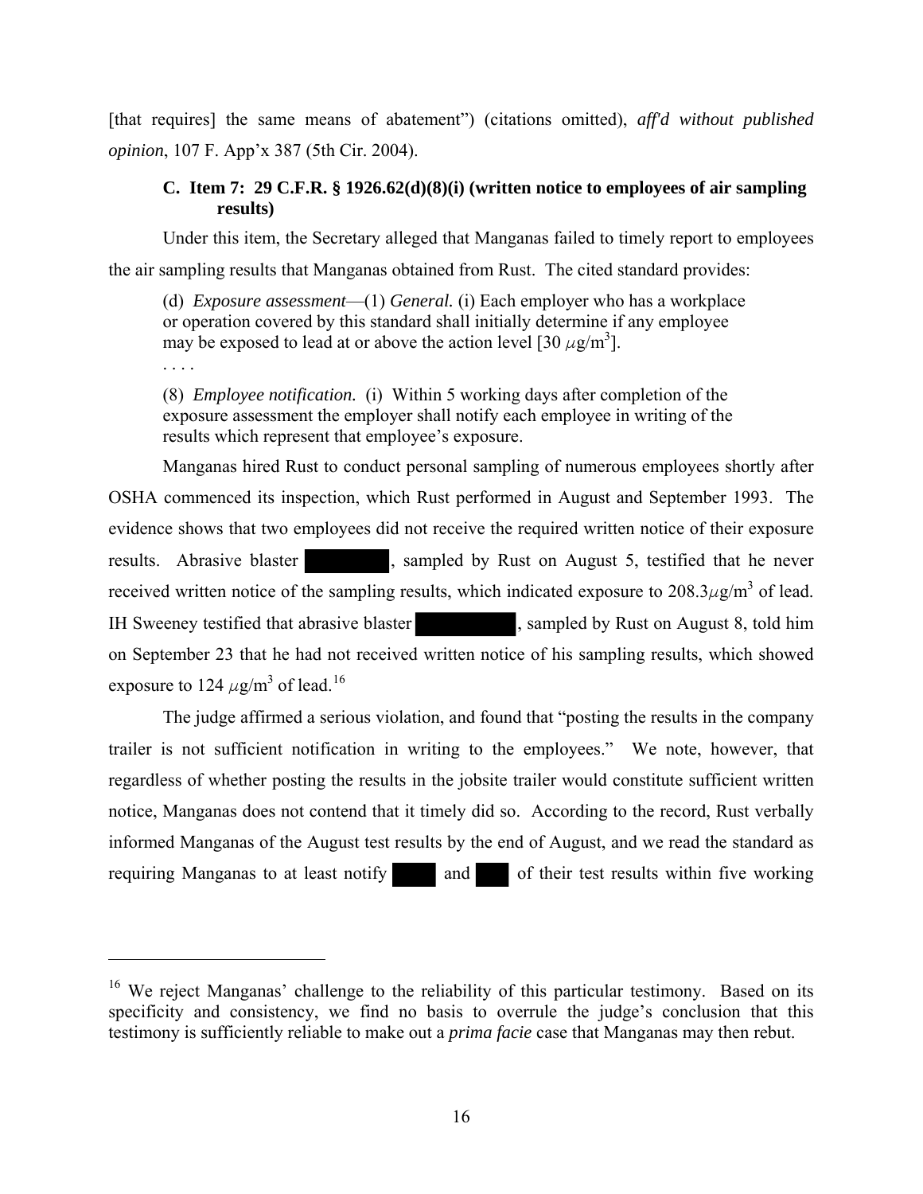[that requires] the same means of abatement") (citations omitted), *aff'd without published opinion*, 107 F. App'x 387 (5th Cir. 2004).

### C. Item 7: 29 C.F.R. § 1926.62(d)(8)(i) (written notice to employees of air sampling results)

Under this item, the Secretary alleged that Manganas failed to timely report to employees the air sampling results that Manganas obtained from Rust. The cited standard provides:

> (d) *Exposure assessment*—(1) *General.* (i) Each employer who has a workplace or operation covered by this standard shall initially determine if any employee may be exposed to lead at or above the action level [30 $\mu$g/m$^3$].
>
> . . . .
>
> (8) *Employee notification.* (i) Within 5 working days after completion of the exposure assessment the employer shall notify each employee in writing of the results which represent that employee's exposure.

Manganas hired Rust to conduct personal sampling of numerous employees shortly after OSHA commenced its inspection, which Rust performed in August and September 1993. The evidence shows that two employees did not receive the required written notice of their exposure results. Abrasive blaster [redacted], sampled by Rust on August 5, testified that he never received written notice of the sampling results, which indicated exposure to 208.3$\mu$g/m$^3$ of lead. IH Sweeney testified that abrasive blaster [redacted], sampled by Rust on August 8, told him on September 23 that he had not received written notice of his sampling results, which showed exposure to 124 $\mu$g/m$^3$ of lead.[16]

The judge affirmed a serious violation, and found that "posting the results in the company trailer is not sufficient notification in writing to the employees." We note, however, that regardless of whether posting the results in the jobsite trailer would constitute sufficient written notice, Manganas does not contend that it timely did so. According to the record, Rust verbally informed Manganas of the August test results by the end of August, and we read the standard as requiring Manganas to at least notify [redacted] and [redacted] of their test results within five working

---

[16] We reject Manganas' challenge to the reliability of this particular testimony. Based on its specificity and consistency, we find no basis to overrule the judge's conclusion that this testimony is sufficiently reliable to make out a *prima facie* case that Manganas may then rebut.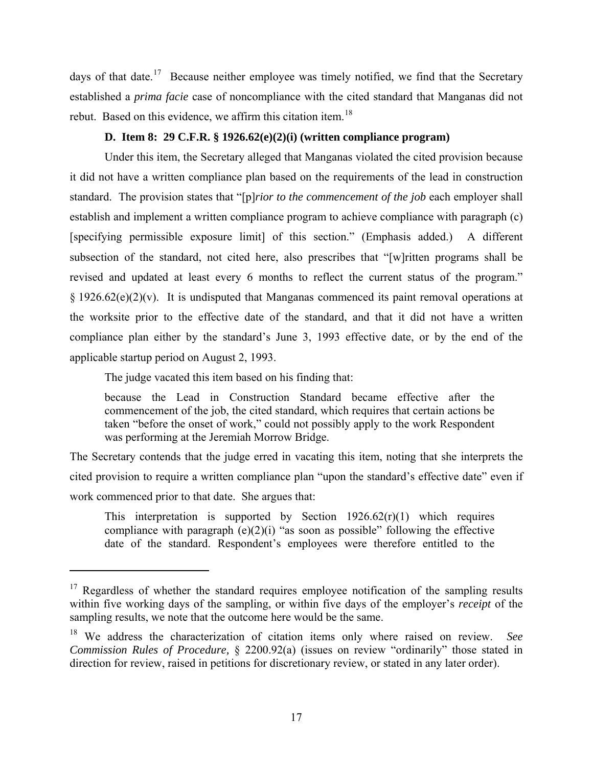days of that date.[17] Because neither employee was timely notified, we find that the Secretary established a *prima facie* case of noncompliance with the cited standard that Manganas did not rebut. Based on this evidence, we affirm this citation item.[18]

### D. Item 8: 29 C.F.R. § 1926.62(e)(2)(i) (written compliance program)

Under this item, the Secretary alleged that Manganas violated the cited provision because it did not have a written compliance plan based on the requirements of the lead in construction standard. The provision states that "[p]*rior to the commencement of the job* each employer shall establish and implement a written compliance program to achieve compliance with paragraph (c) [specifying permissible exposure limit] of this section." (Emphasis added.) A different subsection of the standard, not cited here, also prescribes that "[w]ritten programs shall be revised and updated at least every 6 months to reflect the current status of the program." § 1926.62(e)(2)(v). It is undisputed that Manganas commenced its paint removal operations at the worksite prior to the effective date of the standard, and that it did not have a written compliance plan either by the standard's June 3, 1993 effective date, or by the end of the applicable startup period on August 2, 1993.

The judge vacated this item based on his finding that:

> because the Lead in Construction Standard became effective after the commencement of the job, the cited standard, which requires that certain actions be taken "before the onset of work," could not possibly apply to the work Respondent was performing at the Jeremiah Morrow Bridge.

The Secretary contends that the judge erred in vacating this item, noting that she interprets the cited provision to require a written compliance plan "upon the standard's effective date" even if work commenced prior to that date. She argues that:

> This interpretation is supported by Section 1926.62(r)(1) which requires compliance with paragraph (e)(2)(i) "as soon as possible" following the effective date of the standard. Respondent's employees were therefore entitled to the

---

[17] Regardless of whether the standard requires employee notification of the sampling results within five working days of the sampling, or within five days of the employer's *receipt* of the sampling results, we note that the outcome here would be the same.

[18] We address the characterization of citation items only where raised on review. *See Commission Rules of Procedure,* § 2200.92(a) (issues on review "ordinarily" those stated in direction for review, raised in petitions for discretionary review, or stated in any later order).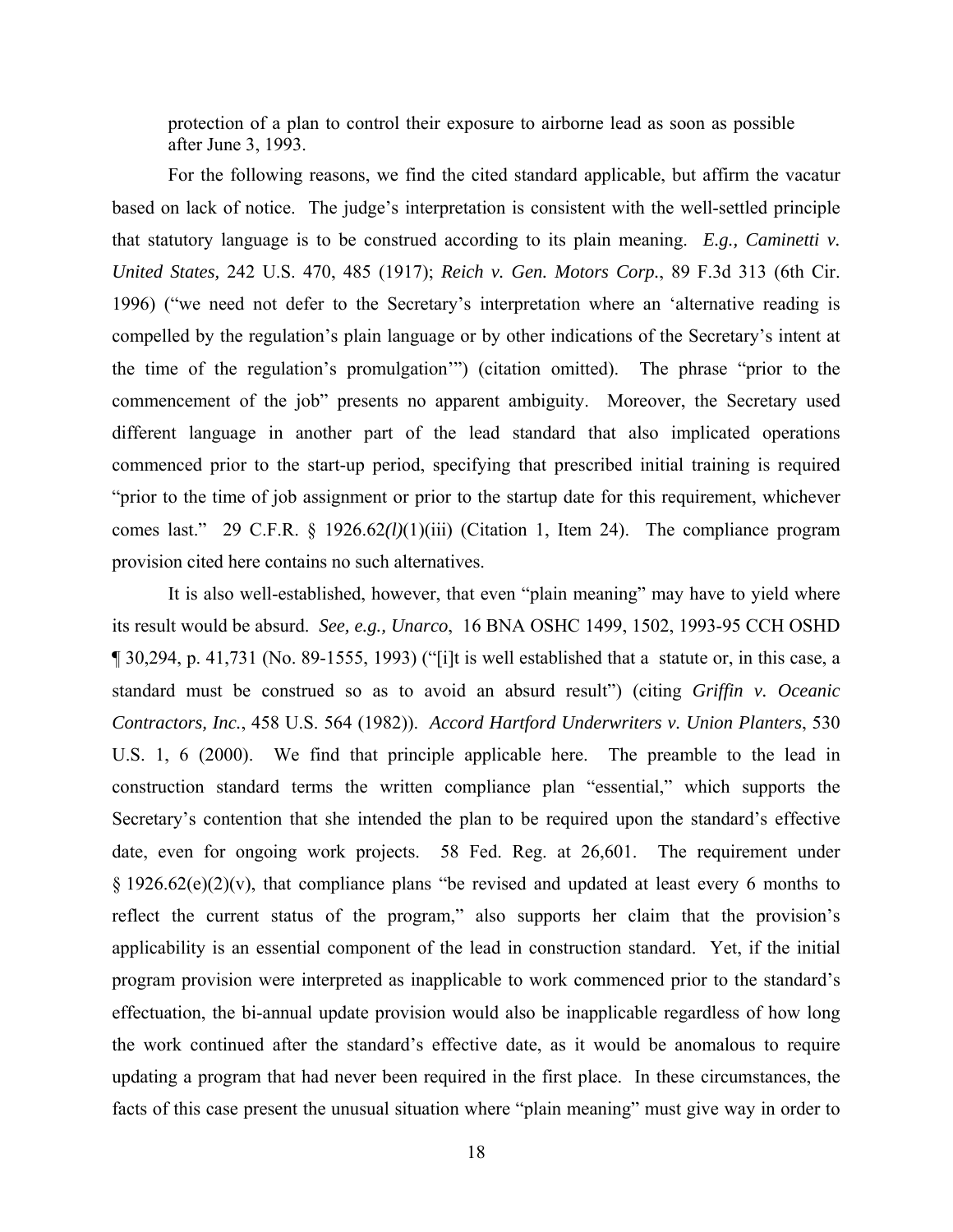protection of a plan to control their exposure to airborne lead as soon as possible after June 3, 1993.

For the following reasons, we find the cited standard applicable, but affirm the vacatur based on lack of notice. The judge's interpretation is consistent with the well-settled principle that statutory language is to be construed according to its plain meaning. *E.g., Caminetti v. United States,* 242 U.S. 470, 485 (1917); *Reich v. Gen. Motors Corp.*, 89 F.3d 313 (6th Cir. 1996) ("we need not defer to the Secretary's interpretation where an 'alternative reading is compelled by the regulation's plain language or by other indications of the Secretary's intent at the time of the regulation's promulgation'") (citation omitted). The phrase "prior to the commencement of the job" presents no apparent ambiguity. Moreover, the Secretary used different language in another part of the lead standard that also implicated operations commenced prior to the start-up period, specifying that prescribed initial training is required "prior to the time of job assignment or prior to the startup date for this requirement, whichever comes last." 29 C.F.R. § 1926.62*(l)*(1)(iii) (Citation 1, Item 24). The compliance program provision cited here contains no such alternatives.

It is also well-established, however, that even "plain meaning" may have to yield where its result would be absurd. *See, e.g., Unarco*, 16 BNA OSHC 1499, 1502, 1993-95 CCH OSHD ¶ 30,294, p. 41,731 (No. 89-1555, 1993) ("[i]t is well established that a statute or, in this case, a standard must be construed so as to avoid an absurd result") (citing *Griffin v. Oceanic Contractors, Inc.*, 458 U.S. 564 (1982)). *Accord Hartford Underwriters v. Union Planters*, 530 U.S. 1, 6 (2000). We find that principle applicable here. The preamble to the lead in construction standard terms the written compliance plan "essential," which supports the Secretary's contention that she intended the plan to be required upon the standard's effective date, even for ongoing work projects. 58 Fed. Reg. at 26,601. The requirement under § 1926.62(e)(2)(v), that compliance plans "be revised and updated at least every 6 months to reflect the current status of the program," also supports her claim that the provision's applicability is an essential component of the lead in construction standard. Yet, if the initial program provision were interpreted as inapplicable to work commenced prior to the standard's effectuation, the bi-annual update provision would also be inapplicable regardless of how long the work continued after the standard's effective date, as it would be anomalous to require updating a program that had never been required in the first place. In these circumstances, the facts of this case present the unusual situation where "plain meaning" must give way in order to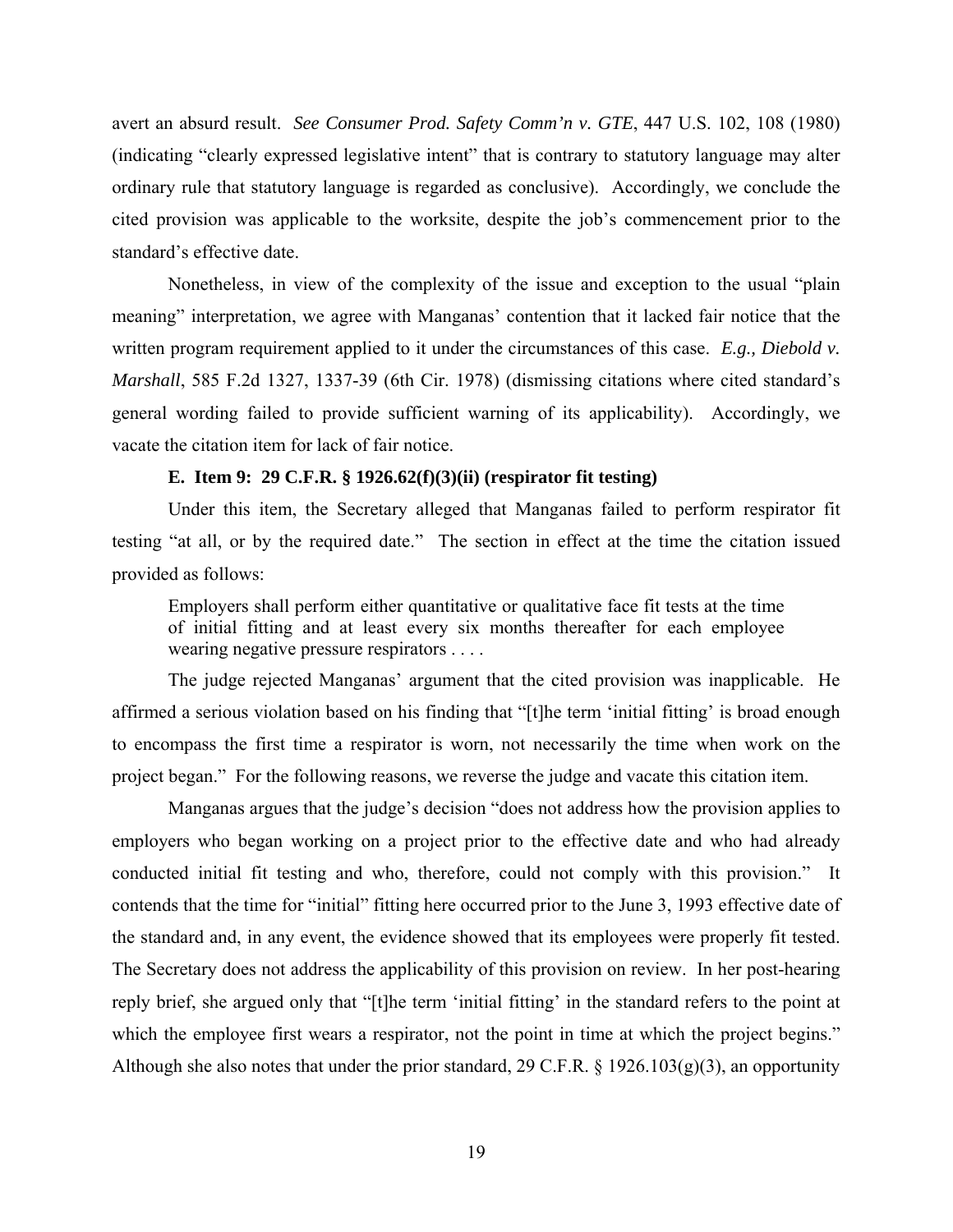avert an absurd result. *See Consumer Prod. Safety Comm'n v. GTE*, 447 U.S. 102, 108 (1980) (indicating "clearly expressed legislative intent" that is contrary to statutory language may alter ordinary rule that statutory language is regarded as conclusive). Accordingly, we conclude the cited provision was applicable to the worksite, despite the job's commencement prior to the standard's effective date.

Nonetheless, in view of the complexity of the issue and exception to the usual "plain meaning" interpretation, we agree with Manganas' contention that it lacked fair notice that the written program requirement applied to it under the circumstances of this case. *E.g., Diebold v. Marshall*, 585 F.2d 1327, 1337-39 (6th Cir. 1978) (dismissing citations where cited standard's general wording failed to provide sufficient warning of its applicability). Accordingly, we vacate the citation item for lack of fair notice.

**E. Item 9: 29 C.F.R. § 1926.62(f)(3)(ii) (respirator fit testing)**

Under this item, the Secretary alleged that Manganas failed to perform respirator fit testing "at all, or by the required date." The section in effect at the time the citation issued provided as follows:

> Employers shall perform either quantitative or qualitative face fit tests at the time of initial fitting and at least every six months thereafter for each employee wearing negative pressure respirators . . . .

The judge rejected Manganas' argument that the cited provision was inapplicable. He affirmed a serious violation based on his finding that "[t]he term 'initial fitting' is broad enough to encompass the first time a respirator is worn, not necessarily the time when work on the project began." For the following reasons, we reverse the judge and vacate this citation item.

Manganas argues that the judge's decision "does not address how the provision applies to employers who began working on a project prior to the effective date and who had already conducted initial fit testing and who, therefore, could not comply with this provision." It contends that the time for "initial" fitting here occurred prior to the June 3, 1993 effective date of the standard and, in any event, the evidence showed that its employees were properly fit tested. The Secretary does not address the applicability of this provision on review. In her post-hearing reply brief, she argued only that "[t]he term 'initial fitting' in the standard refers to the point at which the employee first wears a respirator, not the point in time at which the project begins." Although she also notes that under the prior standard, 29 C.F.R. § 1926.103(g)(3), an opportunity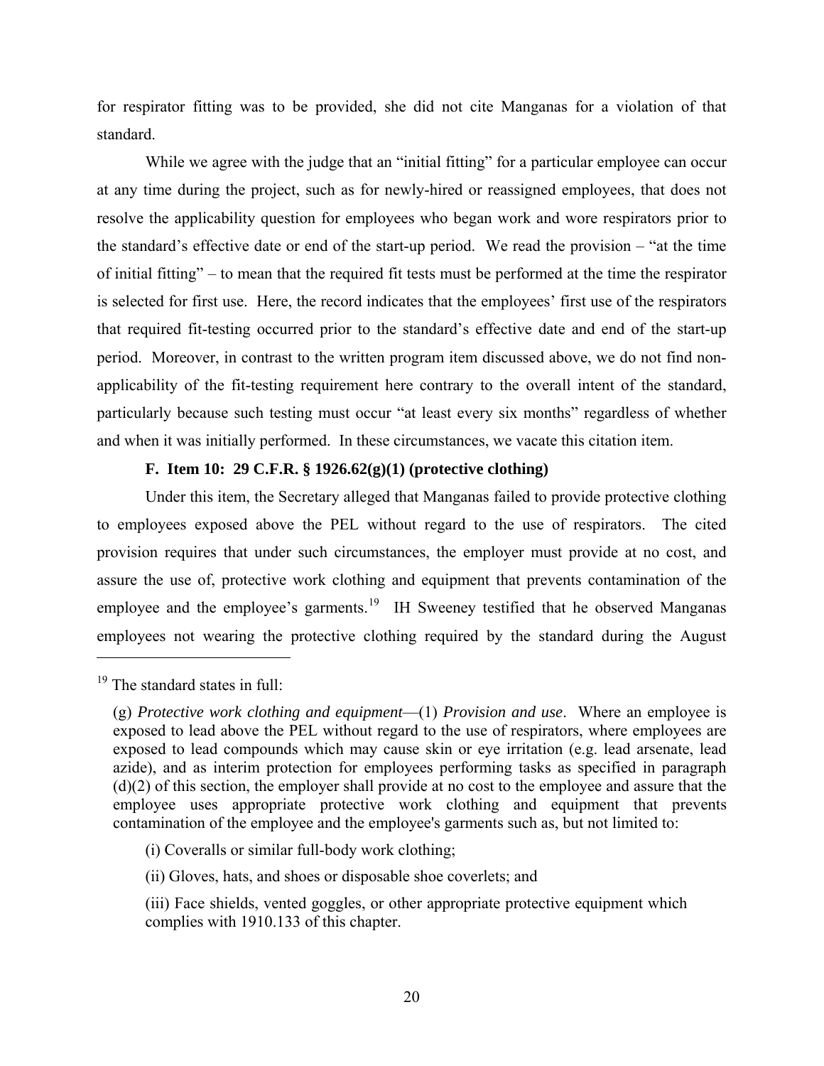for respirator fitting was to be provided, she did not cite Manganas for a violation of that standard.

While we agree with the judge that an "initial fitting" for a particular employee can occur at any time during the project, such as for newly-hired or reassigned employees, that does not resolve the applicability question for employees who began work and wore respirators prior to the standard's effective date or end of the start-up period. We read the provision – "at the time of initial fitting" – to mean that the required fit tests must be performed at the time the respirator is selected for first use. Here, the record indicates that the employees' first use of the respirators that required fit-testing occurred prior to the standard's effective date and end of the start-up period. Moreover, in contrast to the written program item discussed above, we do not find non-applicability of the fit-testing requirement here contrary to the overall intent of the standard, particularly because such testing must occur "at least every six months" regardless of whether and when it was initially performed. In these circumstances, we vacate this citation item.

**F. Item 10: 29 C.F.R. § 1926.62(g)(1) (protective clothing)**

Under this item, the Secretary alleged that Manganas failed to provide protective clothing to employees exposed above the PEL without regard to the use of respirators. The cited provision requires that under such circumstances, the employer must provide at no cost, and assure the use of, protective work clothing and equipment that prevents contamination of the employee and the employee's garments.[19] IH Sweeney testified that he observed Manganas employees not wearing the protective clothing required by the standard during the August

---

[19] The standard states in full:

> (g) *Protective work clothing and equipment*—(1) *Provision and use*. Where an employee is exposed to lead above the PEL without regard to the use of respirators, where employees are exposed to lead compounds which may cause skin or eye irritation (e.g. lead arsenate, lead azide), and as interim protection for employees performing tasks as specified in paragraph (d)(2) of this section, the employer shall provide at no cost to the employee and assure that the employee uses appropriate protective work clothing and equipment that prevents contamination of the employee and the employee's garments such as, but not limited to:
>
> (i) Coveralls or similar full-body work clothing;
>
> (ii) Gloves, hats, and shoes or disposable shoe coverlets; and
>
> (iii) Face shields, vented goggles, or other appropriate protective equipment which complies with 1910.133 of this chapter.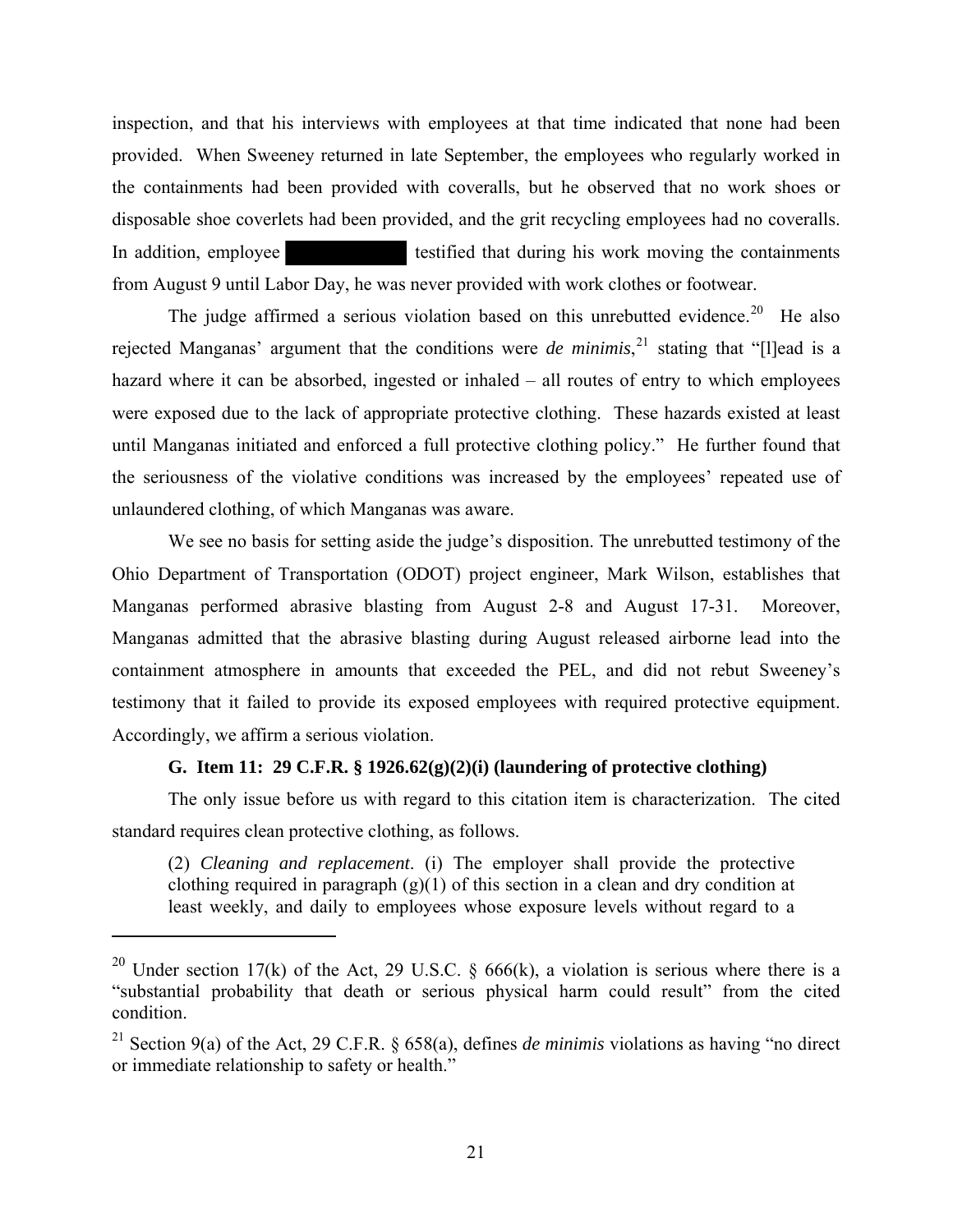inspection, and that his interviews with employees at that time indicated that none had been provided. When Sweeney returned in late September, the employees who regularly worked in the containments had been provided with coveralls, but he observed that no work shoes or disposable shoe coverlets had been provided, and the grit recycling employees had no coveralls. In addition, employee ██████████ testified that during his work moving the containments from August 9 until Labor Day, he was never provided with work clothes or footwear.

The judge affirmed a serious violation based on this unrebutted evidence.[20] He also rejected Manganas' argument that the conditions were *de minimis*,[21] stating that "[l]ead is a hazard where it can be absorbed, ingested or inhaled – all routes of entry to which employees were exposed due to the lack of appropriate protective clothing. These hazards existed at least until Manganas initiated and enforced a full protective clothing policy." He further found that the seriousness of the violative conditions was increased by the employees' repeated use of unlaundered clothing, of which Manganas was aware.

We see no basis for setting aside the judge's disposition. The unrebutted testimony of the Ohio Department of Transportation (ODOT) project engineer, Mark Wilson, establishes that Manganas performed abrasive blasting from August 2-8 and August 17-31. Moreover, Manganas admitted that the abrasive blasting during August released airborne lead into the containment atmosphere in amounts that exceeded the PEL, and did not rebut Sweeney's testimony that it failed to provide its exposed employees with required protective equipment. Accordingly, we affirm a serious violation.

### G. Item 11: 29 C.F.R. § 1926.62(g)(2)(i) (laundering of protective clothing)

The only issue before us with regard to this citation item is characterization. The cited standard requires clean protective clothing, as follows.

> (2) *Cleaning and replacement*. (i) The employer shall provide the protective clothing required in paragraph (g)(1) of this section in a clean and dry condition at least weekly, and daily to employees whose exposure levels without regard to a

---

[20] Under section 17(k) of the Act, 29 U.S.C. § 666(k), a violation is serious where there is a "substantial probability that death or serious physical harm could result" from the cited condition.

[21] Section 9(a) of the Act, 29 C.F.R. § 658(a), defines *de minimis* violations as having "no direct or immediate relationship to safety or health."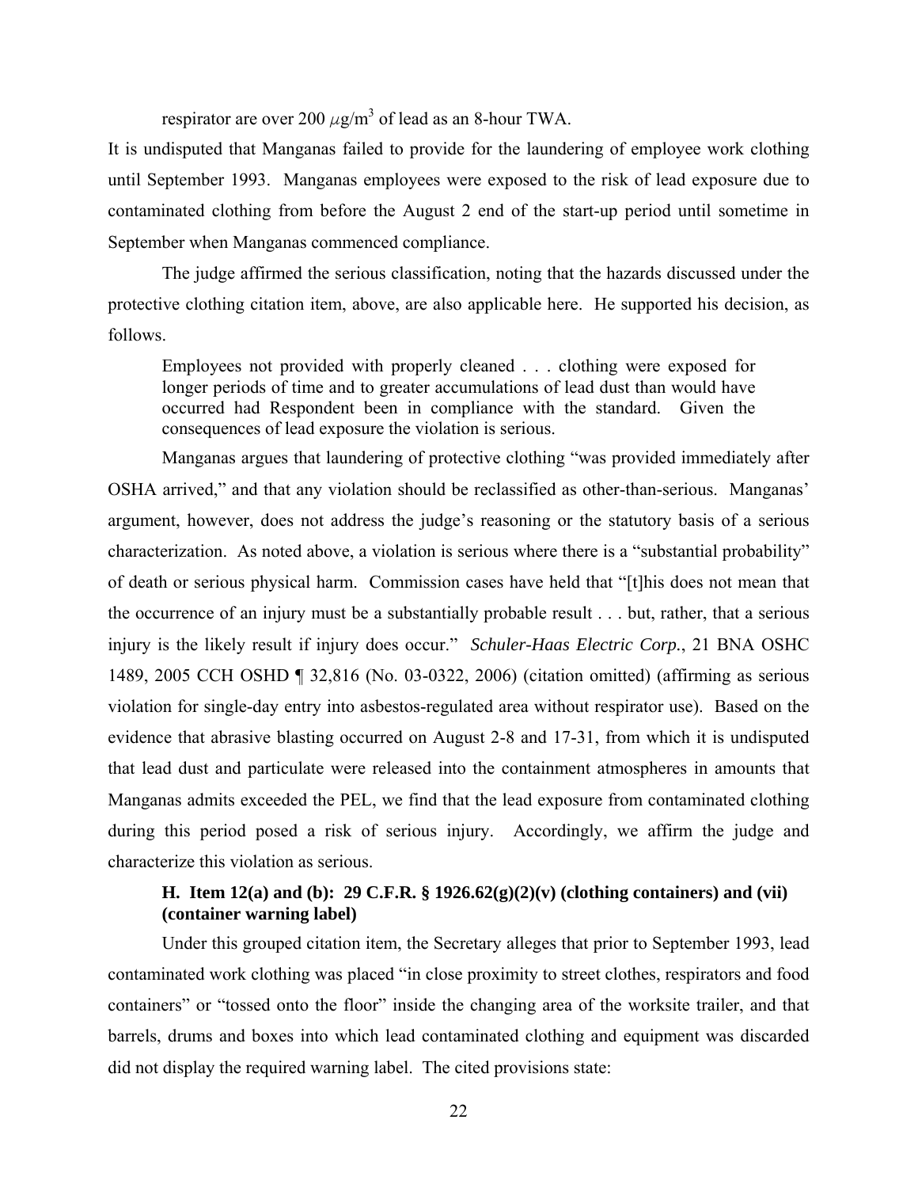respirator are over 200 $\mu g/m^3$ of lead as an 8-hour TWA.

It is undisputed that Manganas failed to provide for the laundering of employee work clothing until September 1993. Manganas employees were exposed to the risk of lead exposure due to contaminated clothing from before the August 2 end of the start-up period until sometime in September when Manganas commenced compliance.

The judge affirmed the serious classification, noting that the hazards discussed under the protective clothing citation item, above, are also applicable here. He supported his decision, as follows.

> Employees not provided with properly cleaned . . . clothing were exposed for longer periods of time and to greater accumulations of lead dust than would have occurred had Respondent been in compliance with the standard. Given the consequences of lead exposure the violation is serious.

Manganas argues that laundering of protective clothing "was provided immediately after OSHA arrived," and that any violation should be reclassified as other-than-serious. Manganas' argument, however, does not address the judge's reasoning or the statutory basis of a serious characterization. As noted above, a violation is serious where there is a "substantial probability" of death or serious physical harm. Commission cases have held that "[t]his does not mean that the occurrence of an injury must be a substantially probable result . . . but, rather, that a serious injury is the likely result if injury does occur." *Schuler-Haas Electric Corp.*, 21 BNA OSHC 1489, 2005 CCH OSHD ¶ 32,816 (No. 03-0322, 2006) (citation omitted) (affirming as serious violation for single-day entry into asbestos-regulated area without respirator use). Based on the evidence that abrasive blasting occurred on August 2-8 and 17-31, from which it is undisputed that lead dust and particulate were released into the containment atmospheres in amounts that Manganas admits exceeded the PEL, we find that the lead exposure from contaminated clothing during this period posed a risk of serious injury. Accordingly, we affirm the judge and characterize this violation as serious.

### H. Item 12(a) and (b): 29 C.F.R. § 1926.62(g)(2)(v) (clothing containers) and (vii) (container warning label)

Under this grouped citation item, the Secretary alleges that prior to September 1993, lead contaminated work clothing was placed "in close proximity to street clothes, respirators and food containers" or "tossed onto the floor" inside the changing area of the worksite trailer, and that barrels, drums and boxes into which lead contaminated clothing and equipment was discarded did not display the required warning label. The cited provisions state: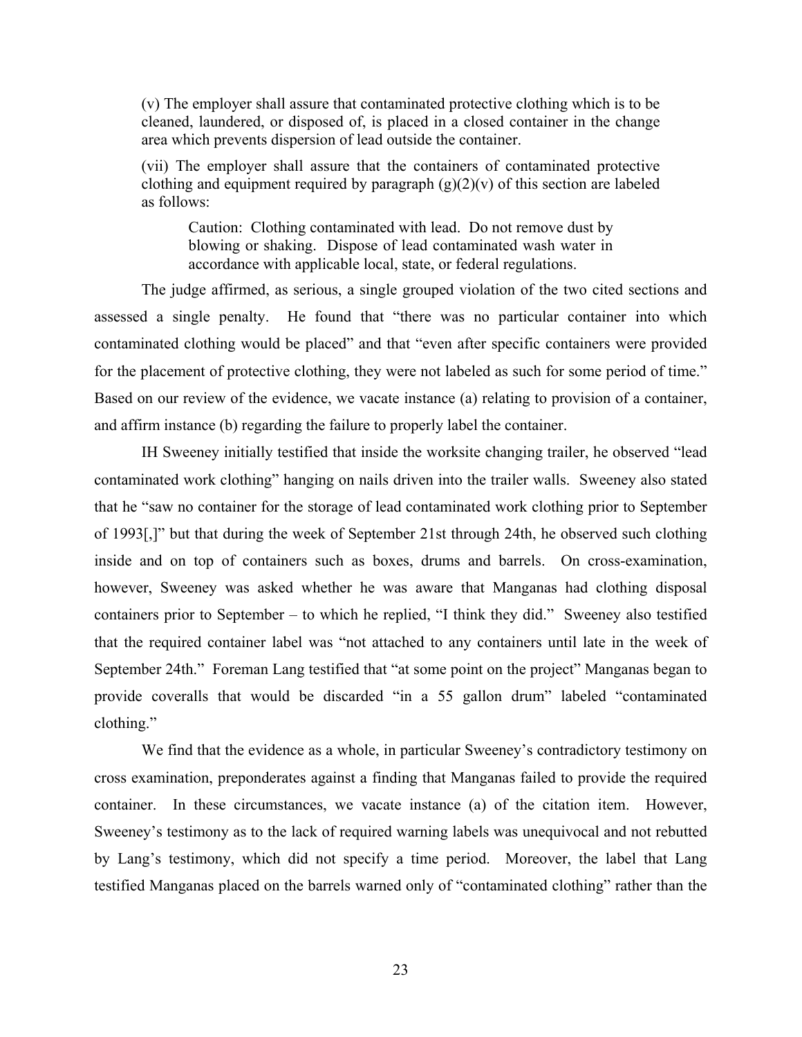> (v) The employer shall assure that contaminated protective clothing which is to be cleaned, laundered, or disposed of, is placed in a closed container in the change area which prevents dispersion of lead outside the container.
>
> (vii) The employer shall assure that the containers of contaminated protective clothing and equipment required by paragraph (g)(2)(v) of this section are labeled as follows:
>
>> Caution: Clothing contaminated with lead. Do not remove dust by blowing or shaking. Dispose of lead contaminated wash water in accordance with applicable local, state, or federal regulations.

The judge affirmed, as serious, a single grouped violation of the two cited sections and assessed a single penalty. He found that "there was no particular container into which contaminated clothing would be placed" and that "even after specific containers were provided for the placement of protective clothing, they were not labeled as such for some period of time." Based on our review of the evidence, we vacate instance (a) relating to provision of a container, and affirm instance (b) regarding the failure to properly label the container.

IH Sweeney initially testified that inside the worksite changing trailer, he observed "lead contaminated work clothing" hanging on nails driven into the trailer walls. Sweeney also stated that he "saw no container for the storage of lead contaminated work clothing prior to September of 1993[,]" but that during the week of September 21st through 24th, he observed such clothing inside and on top of containers such as boxes, drums and barrels. On cross-examination, however, Sweeney was asked whether he was aware that Manganas had clothing disposal containers prior to September – to which he replied, "I think they did." Sweeney also testified that the required container label was "not attached to any containers until late in the week of September 24th." Foreman Lang testified that "at some point on the project" Manganas began to provide coveralls that would be discarded "in a 55 gallon drum" labeled "contaminated clothing."

We find that the evidence as a whole, in particular Sweeney's contradictory testimony on cross examination, preponderates against a finding that Manganas failed to provide the required container. In these circumstances, we vacate instance (a) of the citation item. However, Sweeney's testimony as to the lack of required warning labels was unequivocal and not rebutted by Lang's testimony, which did not specify a time period. Moreover, the label that Lang testified Manganas placed on the barrels warned only of "contaminated clothing" rather than the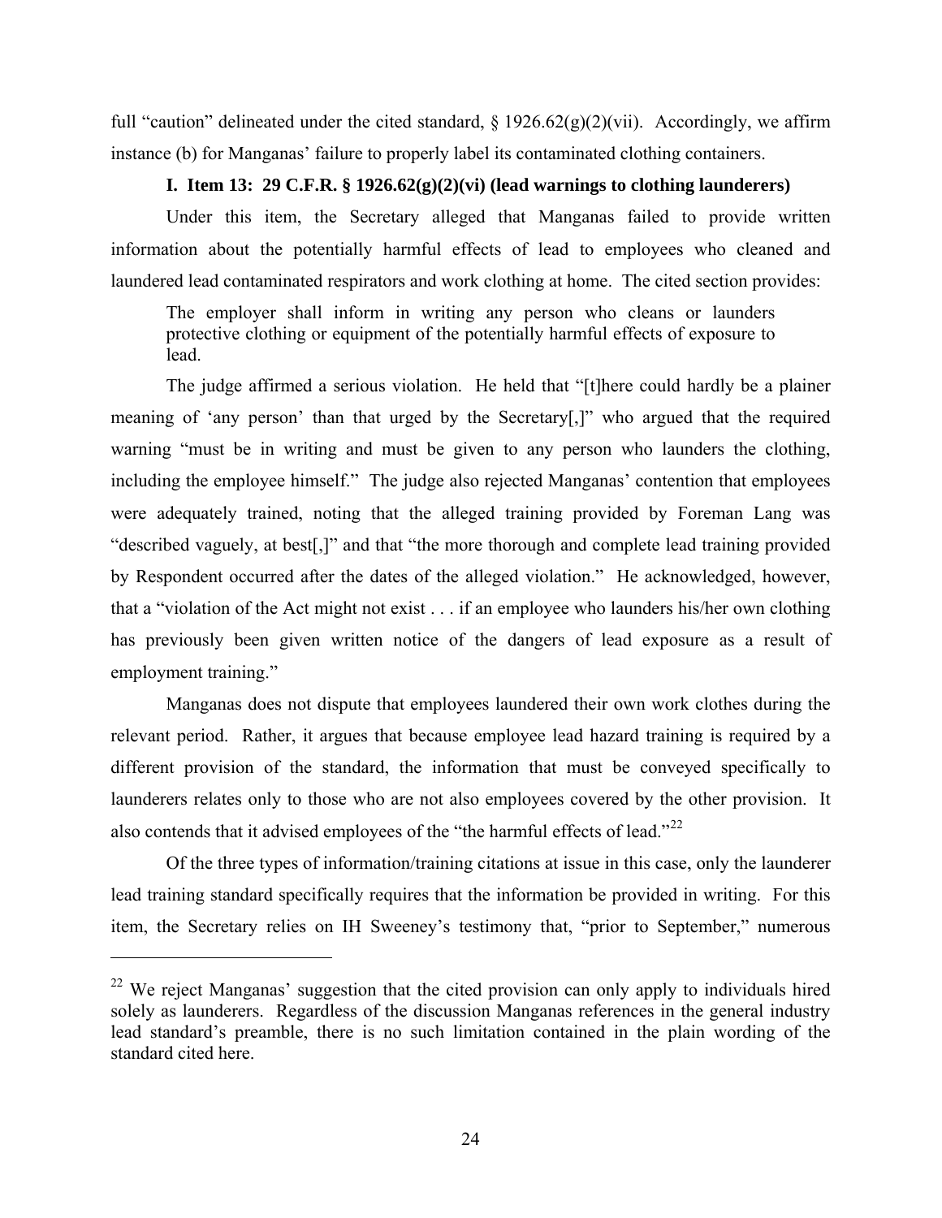full "caution" delineated under the cited standard, § 1926.62(g)(2)(vii). Accordingly, we affirm instance (b) for Manganas' failure to properly label its contaminated clothing containers.

### I. Item 13: 29 C.F.R. § 1926.62(g)(2)(vi) (lead warnings to clothing launderers)

Under this item, the Secretary alleged that Manganas failed to provide written information about the potentially harmful effects of lead to employees who cleaned and laundered lead contaminated respirators and work clothing at home. The cited section provides:

> The employer shall inform in writing any person who cleans or launders protective clothing or equipment of the potentially harmful effects of exposure to lead.

The judge affirmed a serious violation. He held that "[t]here could hardly be a plainer meaning of 'any person' than that urged by the Secretary[,]" who argued that the required warning "must be in writing and must be given to any person who launders the clothing, including the employee himself." The judge also rejected Manganas' contention that employees were adequately trained, noting that the alleged training provided by Foreman Lang was "described vaguely, at best[,]" and that "the more thorough and complete lead training provided by Respondent occurred after the dates of the alleged violation." He acknowledged, however, that a "violation of the Act might not exist . . . if an employee who launders his/her own clothing has previously been given written notice of the dangers of lead exposure as a result of employment training."

Manganas does not dispute that employees laundered their own work clothes during the relevant period. Rather, it argues that because employee lead hazard training is required by a different provision of the standard, the information that must be conveyed specifically to launderers relates only to those who are not also employees covered by the other provision. It also contends that it advised employees of the "the harmful effects of lead."[22]

Of the three types of information/training citations at issue in this case, only the launderer lead training standard specifically requires that the information be provided in writing. For this item, the Secretary relies on IH Sweeney's testimony that, "prior to September," numerous

---

[22] We reject Manganas' suggestion that the cited provision can only apply to individuals hired solely as launderers. Regardless of the discussion Manganas references in the general industry lead standard's preamble, there is no such limitation contained in the plain wording of the standard cited here.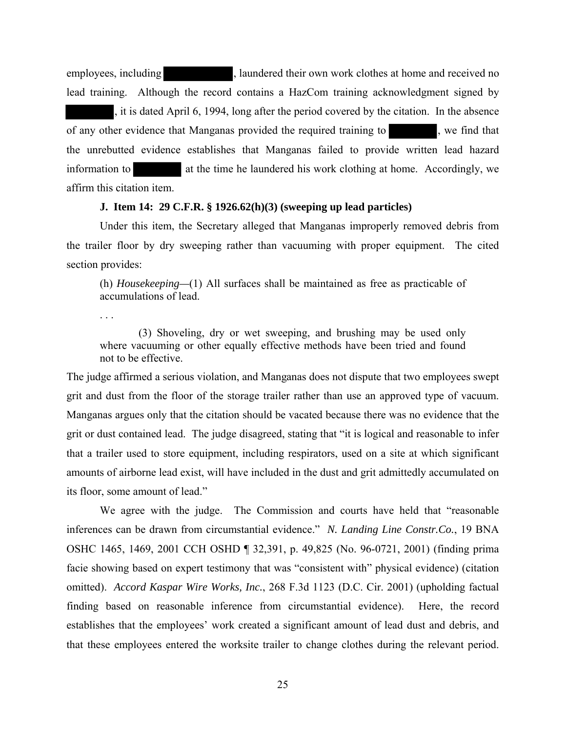employees, including ██████████, laundered their own work clothes at home and received no lead training. Although the record contains a HazCom training acknowledgment signed by ████████, it is dated April 6, 1994, long after the period covered by the citation. In the absence of any other evidence that Manganas provided the required training to ████████, we find that the unrebutted evidence establishes that Manganas failed to provide written lead hazard information to ████████ at the time he laundered his work clothing at home. Accordingly, we affirm this citation item.

**J. Item 14: 29 C.F.R. § 1926.62(h)(3) (sweeping up lead particles)**

Under this item, the Secretary alleged that Manganas improperly removed debris from the trailer floor by dry sweeping rather than vacuuming with proper equipment. The cited section provides:

> (h) *Housekeeping—*(1) All surfaces shall be maintained as free as practicable of accumulations of lead.
>
> . . .
>
> (3) Shoveling, dry or wet sweeping, and brushing may be used only where vacuuming or other equally effective methods have been tried and found not to be effective.

The judge affirmed a serious violation, and Manganas does not dispute that two employees swept grit and dust from the floor of the storage trailer rather than use an approved type of vacuum. Manganas argues only that the citation should be vacated because there was no evidence that the grit or dust contained lead. The judge disagreed, stating that "it is logical and reasonable to infer that a trailer used to store equipment, including respirators, used on a site at which significant amounts of airborne lead exist, will have included in the dust and grit admittedly accumulated on its floor, some amount of lead."

We agree with the judge. The Commission and courts have held that "reasonable inferences can be drawn from circumstantial evidence." *N. Landing Line Constr.Co.*, 19 BNA OSHC 1465, 1469, 2001 CCH OSHD ¶ 32,391, p. 49,825 (No. 96-0721, 2001) (finding prima facie showing based on expert testimony that was "consistent with" physical evidence) (citation omitted). *Accord Kaspar Wire Works, Inc.*, 268 F.3d 1123 (D.C. Cir. 2001) (upholding factual finding based on reasonable inference from circumstantial evidence). Here, the record establishes that the employees' work created a significant amount of lead dust and debris, and that these employees entered the worksite trailer to change clothes during the relevant period.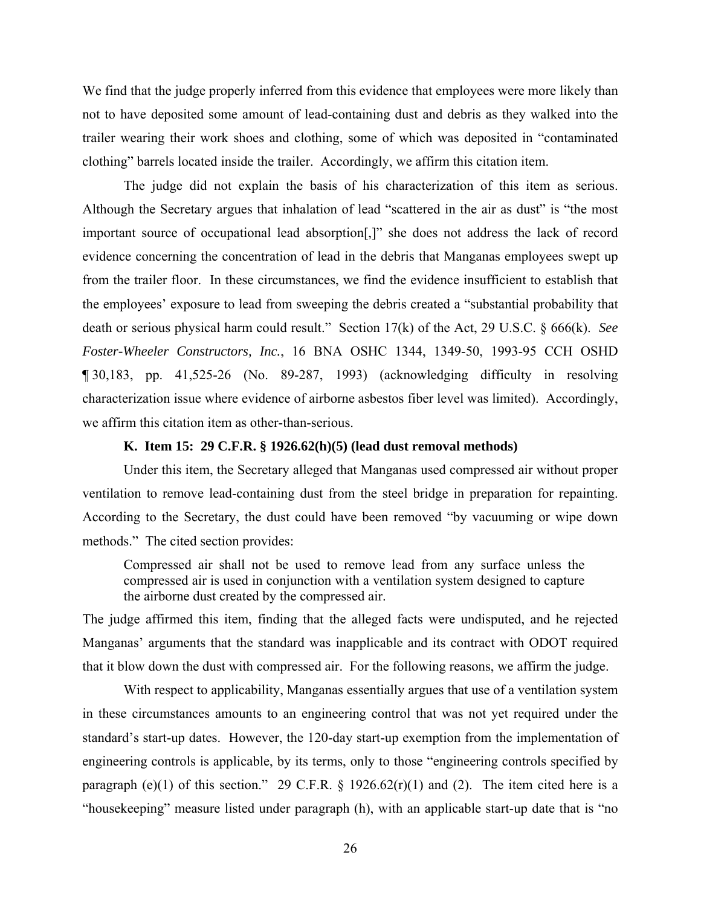We find that the judge properly inferred from this evidence that employees were more likely than not to have deposited some amount of lead-containing dust and debris as they walked into the trailer wearing their work shoes and clothing, some of which was deposited in "contaminated clothing" barrels located inside the trailer. Accordingly, we affirm this citation item.

The judge did not explain the basis of his characterization of this item as serious. Although the Secretary argues that inhalation of lead "scattered in the air as dust" is "the most important source of occupational lead absorption[,]" she does not address the lack of record evidence concerning the concentration of lead in the debris that Manganas employees swept up from the trailer floor. In these circumstances, we find the evidence insufficient to establish that the employees' exposure to lead from sweeping the debris created a "substantial probability that death or serious physical harm could result." Section 17(k) of the Act, 29 U.S.C. § 666(k). *See Foster-Wheeler Constructors, Inc.*, 16 BNA OSHC 1344, 1349-50, 1993-95 CCH OSHD ¶ 30,183, pp. 41,525-26 (No. 89-287, 1993) (acknowledging difficulty in resolving characterization issue where evidence of airborne asbestos fiber level was limited). Accordingly, we affirm this citation item as other-than-serious.

**K. Item 15: 29 C.F.R. § 1926.62(h)(5) (lead dust removal methods)**

Under this item, the Secretary alleged that Manganas used compressed air without proper ventilation to remove lead-containing dust from the steel bridge in preparation for repainting. According to the Secretary, the dust could have been removed "by vacuuming or wipe down methods." The cited section provides:

> Compressed air shall not be used to remove lead from any surface unless the compressed air is used in conjunction with a ventilation system designed to capture the airborne dust created by the compressed air.

The judge affirmed this item, finding that the alleged facts were undisputed, and he rejected Manganas' arguments that the standard was inapplicable and its contract with ODOT required that it blow down the dust with compressed air. For the following reasons, we affirm the judge.

With respect to applicability, Manganas essentially argues that use of a ventilation system in these circumstances amounts to an engineering control that was not yet required under the standard's start-up dates. However, the 120-day start-up exemption from the implementation of engineering controls is applicable, by its terms, only to those "engineering controls specified by paragraph (e)(1) of this section." 29 C.F.R. § 1926.62(r)(1) and (2). The item cited here is a "housekeeping" measure listed under paragraph (h), with an applicable start-up date that is "no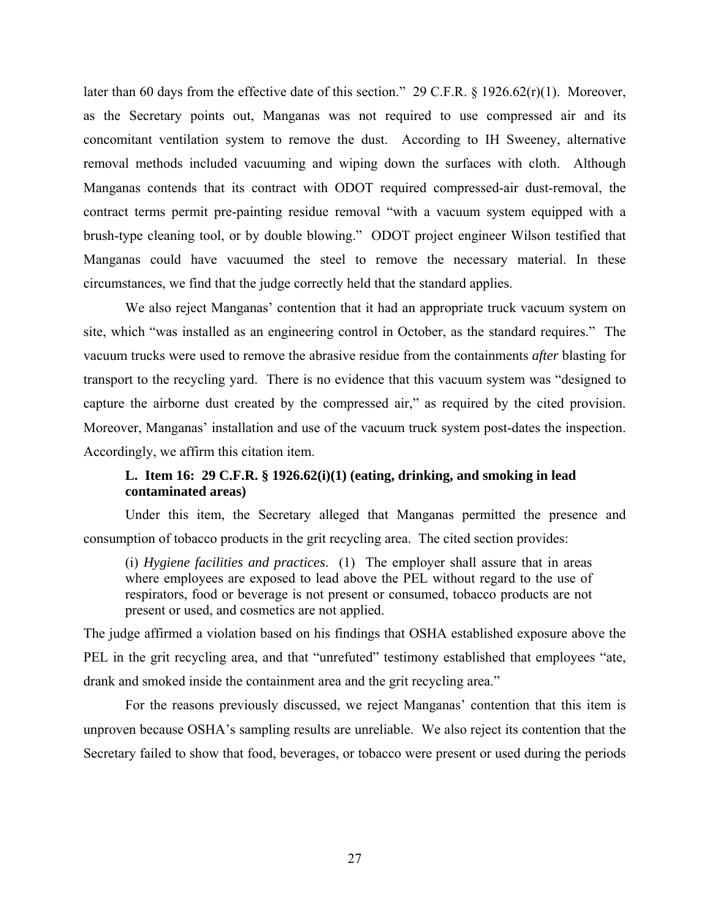later than 60 days from the effective date of this section." 29 C.F.R. § 1926.62(r)(1). Moreover, as the Secretary points out, Manganas was not required to use compressed air and its concomitant ventilation system to remove the dust. According to IH Sweeney, alternative removal methods included vacuuming and wiping down the surfaces with cloth. Although Manganas contends that its contract with ODOT required compressed-air dust-removal, the contract terms permit pre-painting residue removal "with a vacuum system equipped with a brush-type cleaning tool, or by double blowing." ODOT project engineer Wilson testified that Manganas could have vacuumed the steel to remove the necessary material. In these circumstances, we find that the judge correctly held that the standard applies.

We also reject Manganas' contention that it had an appropriate truck vacuum system on site, which "was installed as an engineering control in October, as the standard requires." The vacuum trucks were used to remove the abrasive residue from the containments *after* blasting for transport to the recycling yard. There is no evidence that this vacuum system was "designed to capture the airborne dust created by the compressed air," as required by the cited provision. Moreover, Manganas' installation and use of the vacuum truck system post-dates the inspection. Accordingly, we affirm this citation item.

### L. Item 16: 29 C.F.R. § 1926.62(i)(1) (eating, drinking, and smoking in lead contaminated areas)

Under this item, the Secretary alleged that Manganas permitted the presence and consumption of tobacco products in the grit recycling area. The cited section provides:

> (i) *Hygiene facilities and practices*. (1) The employer shall assure that in areas where employees are exposed to lead above the PEL without regard to the use of respirators, food or beverage is not present or consumed, tobacco products are not present or used, and cosmetics are not applied.

The judge affirmed a violation based on his findings that OSHA established exposure above the PEL in the grit recycling area, and that "unrefuted" testimony established that employees "ate, drank and smoked inside the containment area and the grit recycling area."

For the reasons previously discussed, we reject Manganas' contention that this item is unproven because OSHA's sampling results are unreliable. We also reject its contention that the Secretary failed to show that food, beverages, or tobacco were present or used during the periods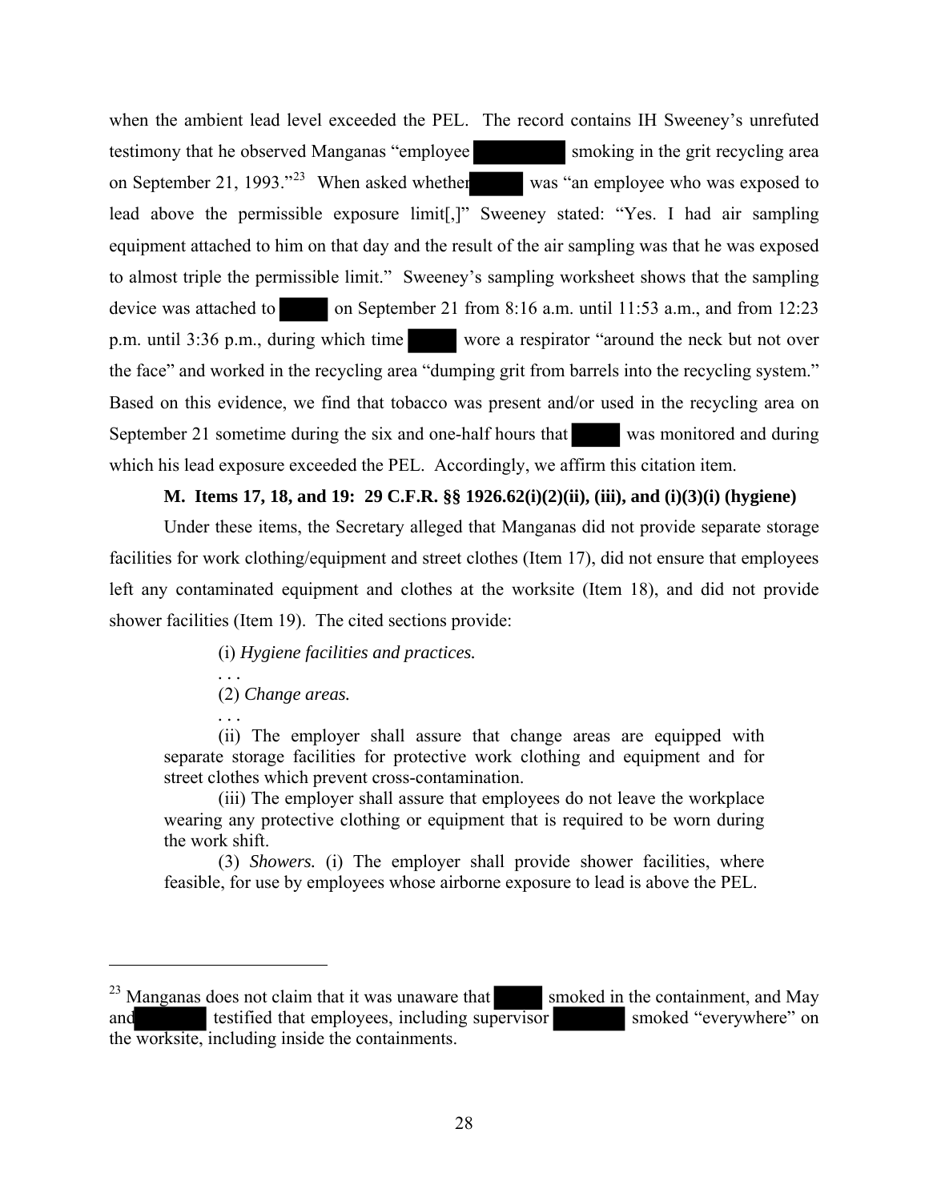when the ambient lead level exceeded the PEL. The record contains IH Sweeney's unrefuted testimony that he observed Manganas "employee [REDACTED] smoking in the grit recycling area on September 21, 1993."[23] When asked whether [REDACTED] was "an employee who was exposed to lead above the permissible exposure limit[,]" Sweeney stated: "Yes. I had air sampling equipment attached to him on that day and the result of the air sampling was that he was exposed to almost triple the permissible limit." Sweeney's sampling worksheet shows that the sampling device was attached to [REDACTED] on September 21 from 8:16 a.m. until 11:53 a.m., and from 12:23 p.m. until 3:36 p.m., during which time [REDACTED] wore a respirator "around the neck but not over the face" and worked in the recycling area "dumping grit from barrels into the recycling system." Based on this evidence, we find that tobacco was present and/or used in the recycling area on September 21 sometime during the six and one-half hours that [REDACTED] was monitored and during which his lead exposure exceeded the PEL. Accordingly, we affirm this citation item.

### M. Items 17, 18, and 19: 29 C.F.R. §§ 1926.62(i)(2)(ii), (iii), and (i)(3)(i) (hygiene)

Under these items, the Secretary alleged that Manganas did not provide separate storage facilities for work clothing/equipment and street clothes (Item 17), did not ensure that employees left any contaminated equipment and clothes at the worksite (Item 18), and did not provide shower facilities (Item 19). The cited sections provide:

> (i) *Hygiene facilities and practices.*
>
> . . .
>
> (2) *Change areas.*
>
> . . .
>
> (ii) The employer shall assure that change areas are equipped with separate storage facilities for protective work clothing and equipment and for street clothes which prevent cross-contamination.
>
> (iii) The employer shall assure that employees do not leave the workplace wearing any protective clothing or equipment that is required to be worn during the work shift.
>
> (3) *Showers.* (i) The employer shall provide shower facilities, where feasible, for use by employees whose airborne exposure to lead is above the PEL.

---

[23] Manganas does not claim that it was unaware that [REDACTED] smoked in the containment, and May and [REDACTED] testified that employees, including supervisor [REDACTED] smoked "everywhere" on the worksite, including inside the containments.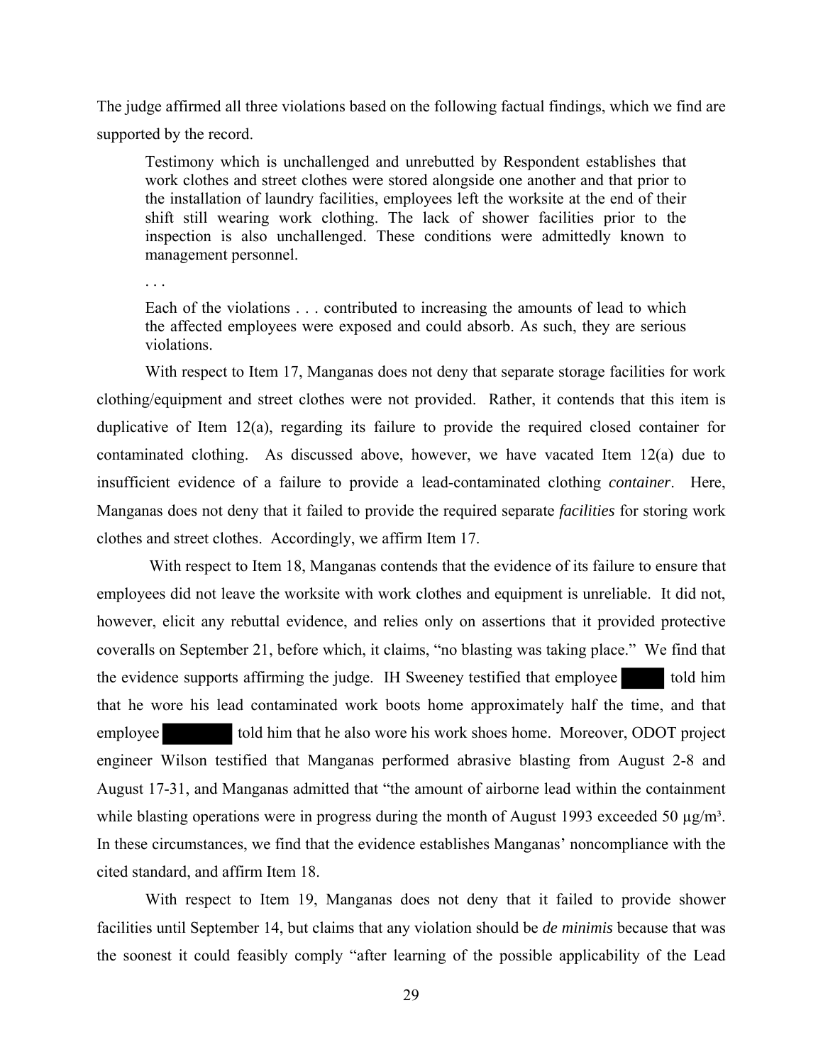The judge affirmed all three violations based on the following factual findings, which we find are supported by the record.

> Testimony which is unchallenged and unrebutted by Respondent establishes that work clothes and street clothes were stored alongside one another and that prior to the installation of laundry facilities, employees left the worksite at the end of their shift still wearing work clothing. The lack of shower facilities prior to the inspection is also unchallenged. These conditions were admittedly known to management personnel.
>
> . . .
>
> Each of the violations . . . contributed to increasing the amounts of lead to which the affected employees were exposed and could absorb. As such, they are serious violations.

With respect to Item 17, Manganas does not deny that separate storage facilities for work clothing/equipment and street clothes were not provided. Rather, it contends that this item is duplicative of Item 12(a), regarding its failure to provide the required closed container for contaminated clothing. As discussed above, however, we have vacated Item 12(a) due to insufficient evidence of a failure to provide a lead-contaminated clothing *container*. Here, Manganas does not deny that it failed to provide the required separate *facilities* for storing work clothes and street clothes. Accordingly, we affirm Item 17.

With respect to Item 18, Manganas contends that the evidence of its failure to ensure that employees did not leave the worksite with work clothes and equipment is unreliable. It did not, however, elicit any rebuttal evidence, and relies only on assertions that it provided protective coveralls on September 21, before which, it claims, "no blasting was taking place." We find that the evidence supports affirming the judge. IH Sweeney testified that employee ████ told him that he wore his lead contaminated work boots home approximately half the time, and that employee ████ told him that he also wore his work shoes home. Moreover, ODOT project engineer Wilson testified that Manganas performed abrasive blasting from August 2-8 and August 17-31, and Manganas admitted that "the amount of airborne lead within the containment while blasting operations were in progress during the month of August 1993 exceeded 50 $\mu g/m^3$. In these circumstances, we find that the evidence establishes Manganas' noncompliance with the cited standard, and affirm Item 18.

With respect to Item 19, Manganas does not deny that it failed to provide shower facilities until September 14, but claims that any violation should be *de minimis* because that was the soonest it could feasibly comply "after learning of the possible applicability of the Lead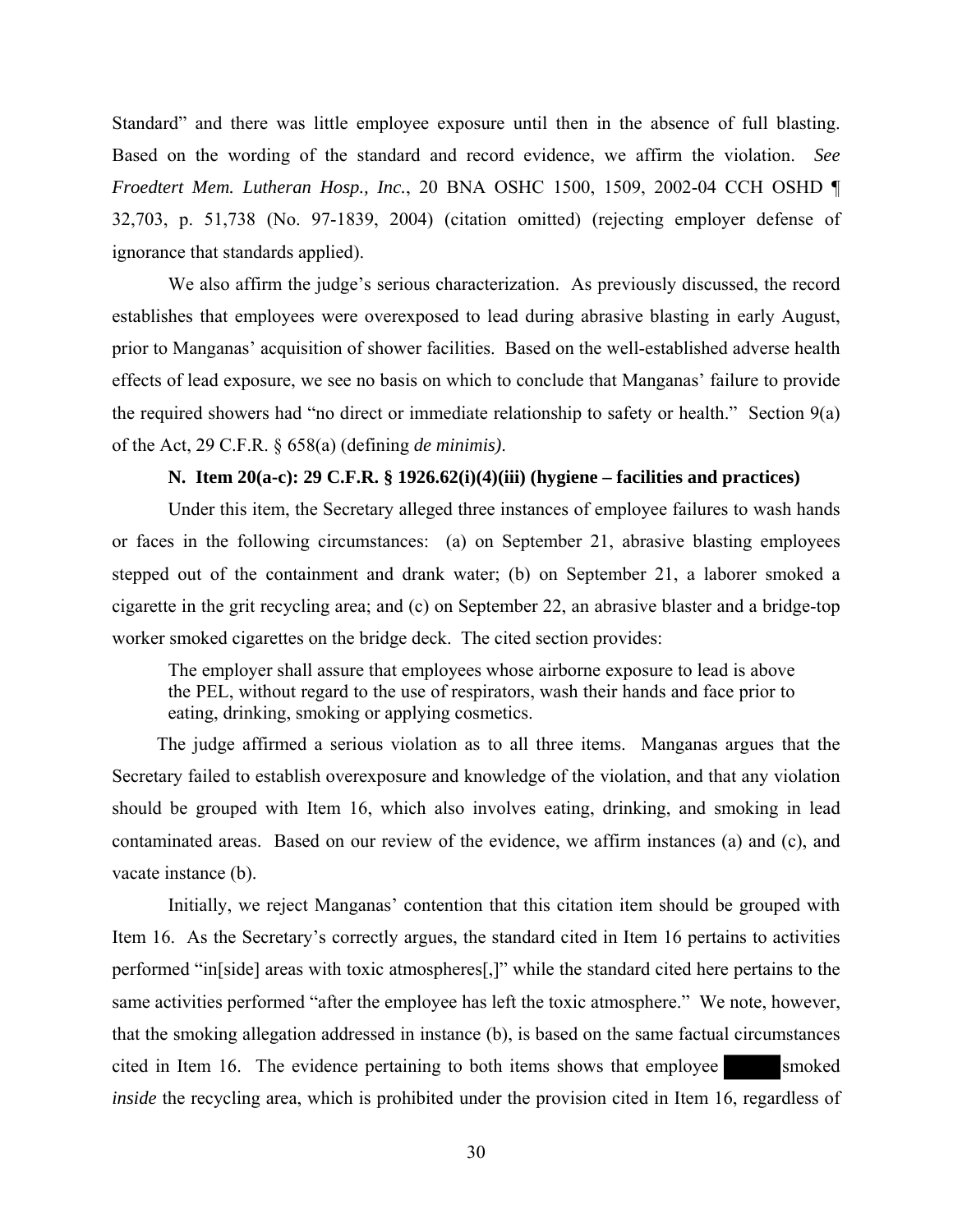Standard" and there was little employee exposure until then in the absence of full blasting. Based on the wording of the standard and record evidence, we affirm the violation. *See Froedtert Mem. Lutheran Hosp., Inc.*, 20 BNA OSHC 1500, 1509, 2002-04 CCH OSHD ¶ 32,703, p. 51,738 (No. 97-1839, 2004) (citation omitted) (rejecting employer defense of ignorance that standards applied).

We also affirm the judge's serious characterization. As previously discussed, the record establishes that employees were overexposed to lead during abrasive blasting in early August, prior to Manganas' acquisition of shower facilities. Based on the well-established adverse health effects of lead exposure, we see no basis on which to conclude that Manganas' failure to provide the required showers had "no direct or immediate relationship to safety or health." Section 9(a) of the Act, 29 C.F.R. § 658(a) (defining *de minimis)*.

**N. Item 20(a-c): 29 C.F.R. § 1926.62(i)(4)(iii) (hygiene – facilities and practices)**

Under this item, the Secretary alleged three instances of employee failures to wash hands or faces in the following circumstances: (a) on September 21, abrasive blasting employees stepped out of the containment and drank water; (b) on September 21, a laborer smoked a cigarette in the grit recycling area; and (c) on September 22, an abrasive blaster and a bridge-top worker smoked cigarettes on the bridge deck. The cited section provides:

> The employer shall assure that employees whose airborne exposure to lead is above the PEL, without regard to the use of respirators, wash their hands and face prior to eating, drinking, smoking or applying cosmetics.

The judge affirmed a serious violation as to all three items. Manganas argues that the Secretary failed to establish overexposure and knowledge of the violation, and that any violation should be grouped with Item 16, which also involves eating, drinking, and smoking in lead contaminated areas. Based on our review of the evidence, we affirm instances (a) and (c), and vacate instance (b).

Initially, we reject Manganas' contention that this citation item should be grouped with Item 16. As the Secretary's correctly argues, the standard cited in Item 16 pertains to activities performed "in[side] areas with toxic atmospheres[,]" while the standard cited here pertains to the same activities performed "after the employee has left the toxic atmosphere." We note, however, that the smoking allegation addressed in instance (b), is based on the same factual circumstances cited in Item 16. The evidence pertaining to both items shows that employee ████ smoked *inside* the recycling area, which is prohibited under the provision cited in Item 16, regardless of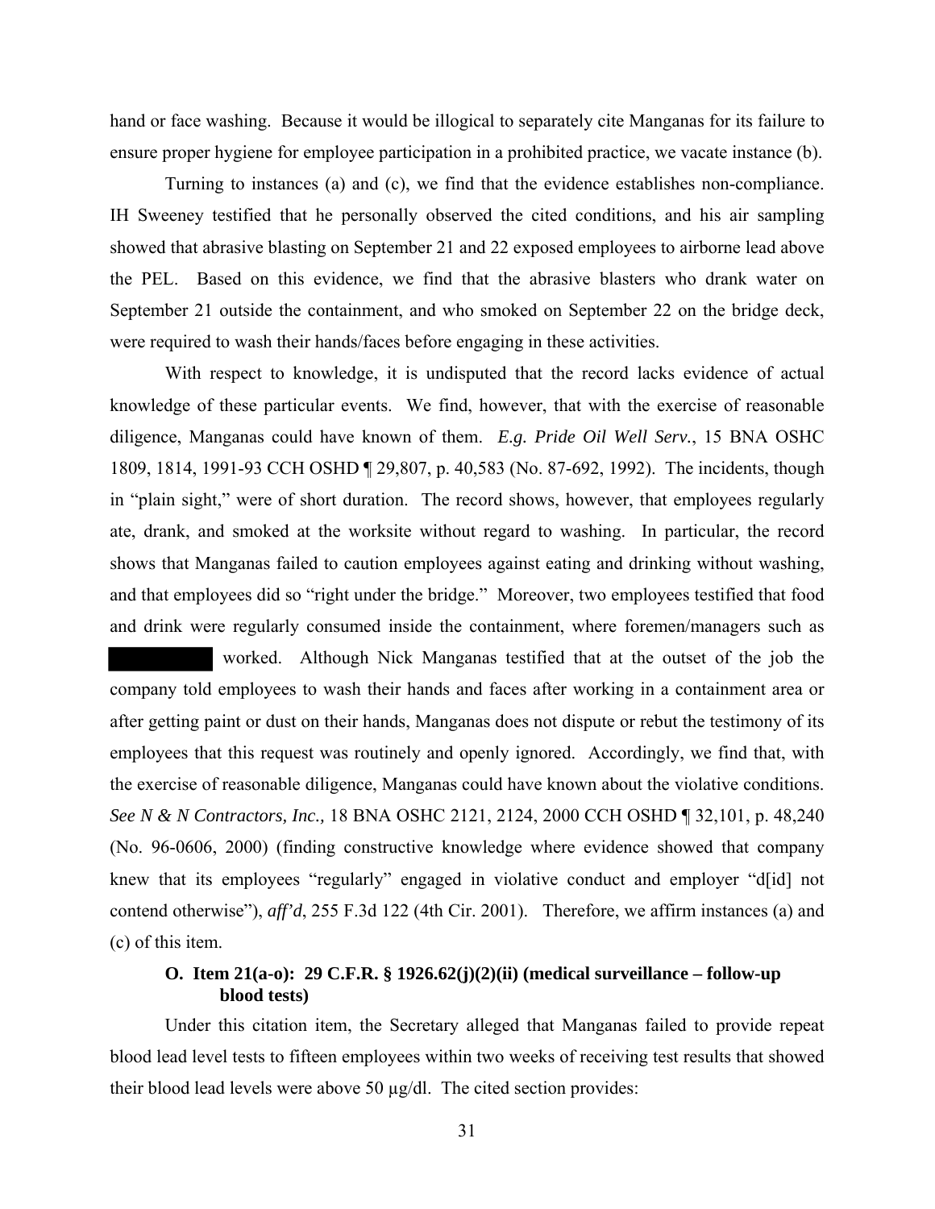hand or face washing. Because it would be illogical to separately cite Manganas for its failure to ensure proper hygiene for employee participation in a prohibited practice, we vacate instance (b).

Turning to instances (a) and (c), we find that the evidence establishes non-compliance. IH Sweeney testified that he personally observed the cited conditions, and his air sampling showed that abrasive blasting on September 21 and 22 exposed employees to airborne lead above the PEL. Based on this evidence, we find that the abrasive blasters who drank water on September 21 outside the containment, and who smoked on September 22 on the bridge deck, were required to wash their hands/faces before engaging in these activities.

With respect to knowledge, it is undisputed that the record lacks evidence of actual knowledge of these particular events. We find, however, that with the exercise of reasonable diligence, Manganas could have known of them. *E.g. Pride Oil Well Serv.*, 15 BNA OSHC 1809, 1814, 1991-93 CCH OSHD ¶ 29,807, p. 40,583 (No. 87-692, 1992). The incidents, though in "plain sight," were of short duration. The record shows, however, that employees regularly ate, drank, and smoked at the worksite without regard to washing. In particular, the record shows that Manganas failed to caution employees against eating and drinking without washing, and that employees did so "right under the bridge." Moreover, two employees testified that food and drink were regularly consumed inside the containment, where foremen/managers such as ██████████ worked. Although Nick Manganas testified that at the outset of the job the company told employees to wash their hands and faces after working in a containment area or after getting paint or dust on their hands, Manganas does not dispute or rebut the testimony of its employees that this request was routinely and openly ignored. Accordingly, we find that, with the exercise of reasonable diligence, Manganas could have known about the violative conditions. *See N & N Contractors, Inc.,* 18 BNA OSHC 2121, 2124, 2000 CCH OSHD ¶ 32,101, p. 48,240 (No. 96-0606, 2000) (finding constructive knowledge where evidence showed that company knew that its employees "regularly" engaged in violative conduct and employer "d[id] not contend otherwise"), *aff'd*, 255 F.3d 122 (4th Cir. 2001). Therefore, we affirm instances (a) and (c) of this item.

### O. Item 21(a-o): 29 C.F.R. § 1926.62(j)(2)(ii) (medical surveillance – follow-up blood tests)

Under this citation item, the Secretary alleged that Manganas failed to provide repeat blood lead level tests to fifteen employees within two weeks of receiving test results that showed their blood lead levels were above 50 µg/dl. The cited section provides: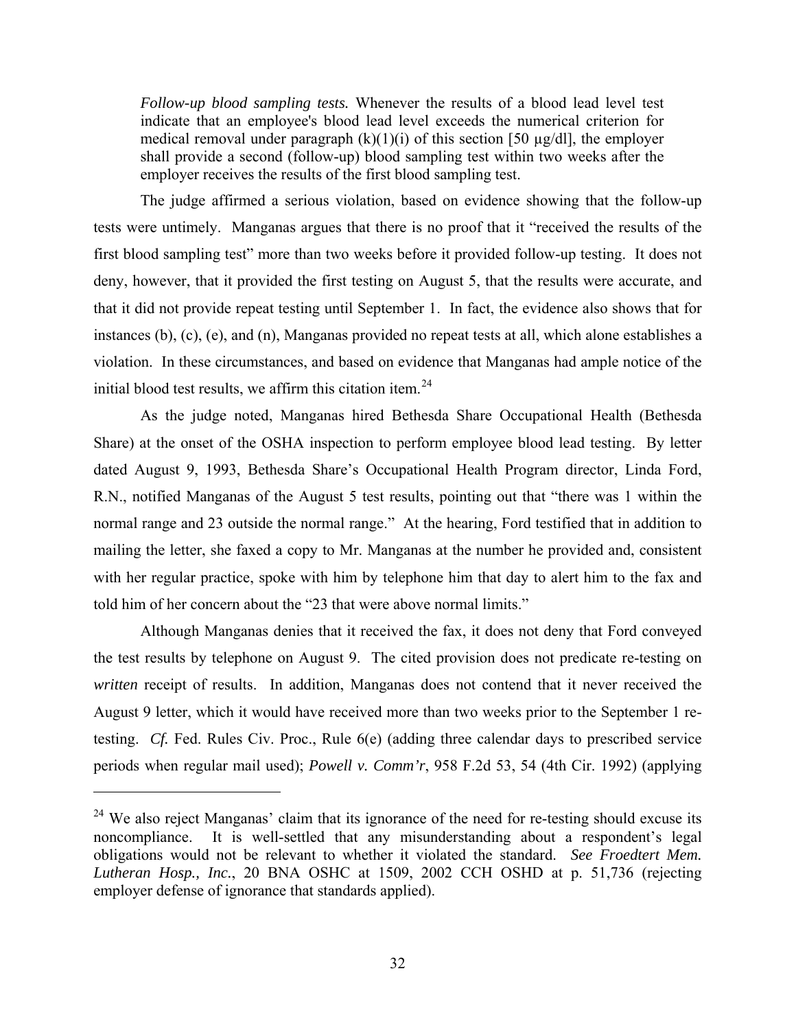> *Follow-up blood sampling tests.* Whenever the results of a blood lead level test indicate that an employee's blood lead level exceeds the numerical criterion for medical removal under paragraph (k)(1)(i) of this section [50 µg/dl], the employer shall provide a second (follow-up) blood sampling test within two weeks after the employer receives the results of the first blood sampling test.

The judge affirmed a serious violation, based on evidence showing that the follow-up tests were untimely. Manganas argues that there is no proof that it "received the results of the first blood sampling test" more than two weeks before it provided follow-up testing. It does not deny, however, that it provided the first testing on August 5, that the results were accurate, and that it did not provide repeat testing until September 1. In fact, the evidence also shows that for instances (b), (c), (e), and (n), Manganas provided no repeat tests at all, which alone establishes a violation. In these circumstances, and based on evidence that Manganas had ample notice of the initial blood test results, we affirm this citation item.[24]

As the judge noted, Manganas hired Bethesda Share Occupational Health (Bethesda Share) at the onset of the OSHA inspection to perform employee blood lead testing. By letter dated August 9, 1993, Bethesda Share's Occupational Health Program director, Linda Ford, R.N., notified Manganas of the August 5 test results, pointing out that "there was 1 within the normal range and 23 outside the normal range." At the hearing, Ford testified that in addition to mailing the letter, she faxed a copy to Mr. Manganas at the number he provided and, consistent with her regular practice, spoke with him by telephone him that day to alert him to the fax and told him of her concern about the "23 that were above normal limits."

Although Manganas denies that it received the fax, it does not deny that Ford conveyed the test results by telephone on August 9. The cited provision does not predicate re-testing on *written* receipt of results. In addition, Manganas does not contend that it never received the August 9 letter, which it would have received more than two weeks prior to the September 1 re-testing. *Cf.* Fed. Rules Civ. Proc., Rule 6(e) (adding three calendar days to prescribed service periods when regular mail used); *Powell v. Comm'r*, 958 F.2d 53, 54 (4th Cir. 1992) (applying

---

[24] We also reject Manganas' claim that its ignorance of the need for re-testing should excuse its noncompliance. It is well-settled that any misunderstanding about a respondent's legal obligations would not be relevant to whether it violated the standard. *See Froedtert Mem. Lutheran Hosp., Inc.*, 20 BNA OSHC at 1509, 2002 CCH OSHD at p. 51,736 (rejecting employer defense of ignorance that standards applied).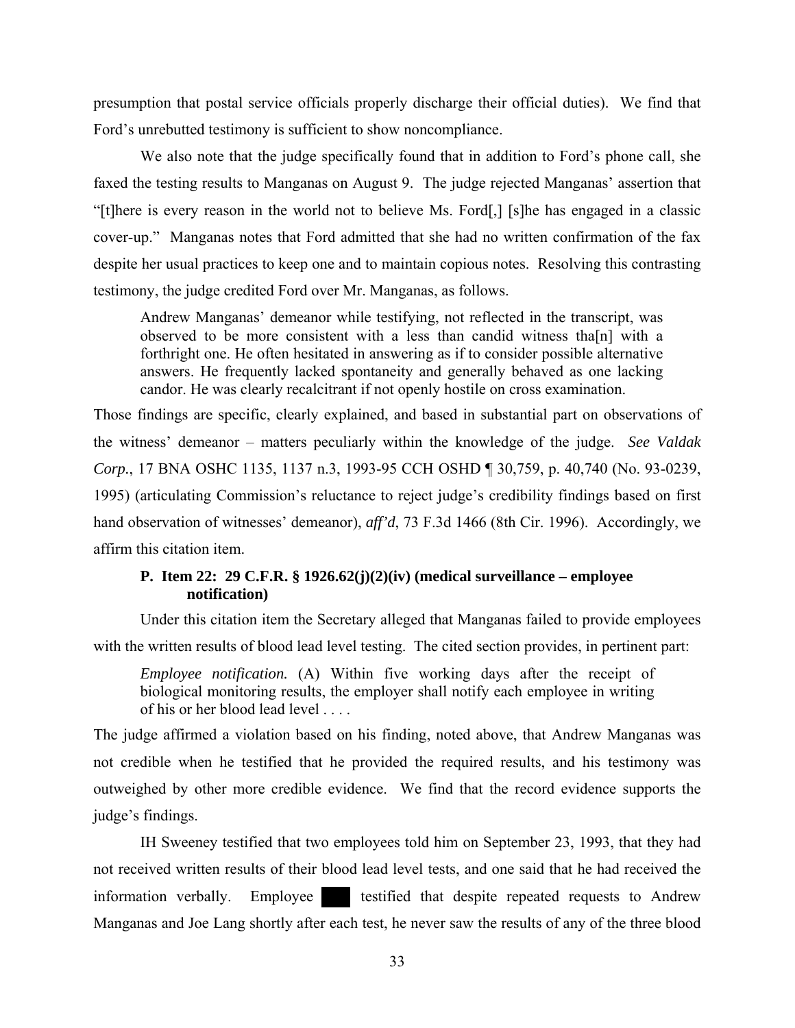presumption that postal service officials properly discharge their official duties). We find that Ford's unrebutted testimony is sufficient to show noncompliance.

We also note that the judge specifically found that in addition to Ford's phone call, she faxed the testing results to Manganas on August 9. The judge rejected Manganas' assertion that "[t]here is every reason in the world not to believe Ms. Ford[,] [s]he has engaged in a classic cover-up." Manganas notes that Ford admitted that she had no written confirmation of the fax despite her usual practices to keep one and to maintain copious notes. Resolving this contrasting testimony, the judge credited Ford over Mr. Manganas, as follows.

> Andrew Manganas' demeanor while testifying, not reflected in the transcript, was observed to be more consistent with a less than candid witness tha[n] with a forthright one. He often hesitated in answering as if to consider possible alternative answers. He frequently lacked spontaneity and generally behaved as one lacking candor. He was clearly recalcitrant if not openly hostile on cross examination.

Those findings are specific, clearly explained, and based in substantial part on observations of the witness' demeanor – matters peculiarly within the knowledge of the judge. *See Valdak Corp.*, 17 BNA OSHC 1135, 1137 n.3, 1993-95 CCH OSHD ¶ 30,759, p. 40,740 (No. 93-0239, 1995) (articulating Commission's reluctance to reject judge's credibility findings based on first hand observation of witnesses' demeanor), *aff'd*, 73 F.3d 1466 (8th Cir. 1996). Accordingly, we affirm this citation item.

### P. Item 22: 29 C.F.R. § 1926.62(j)(2)(iv) (medical surveillance – employee notification)

Under this citation item the Secretary alleged that Manganas failed to provide employees with the written results of blood lead level testing. The cited section provides, in pertinent part:

> *Employee notification.* (A) Within five working days after the receipt of biological monitoring results, the employer shall notify each employee in writing of his or her blood lead level . . . .

The judge affirmed a violation based on his finding, noted above, that Andrew Manganas was not credible when he testified that he provided the required results, and his testimony was outweighed by other more credible evidence. We find that the record evidence supports the judge's findings.

IH Sweeney testified that two employees told him on September 23, 1993, that they had not received written results of their blood lead level tests, and one said that he had received the information verbally. Employee ███ testified that despite repeated requests to Andrew Manganas and Joe Lang shortly after each test, he never saw the results of any of the three blood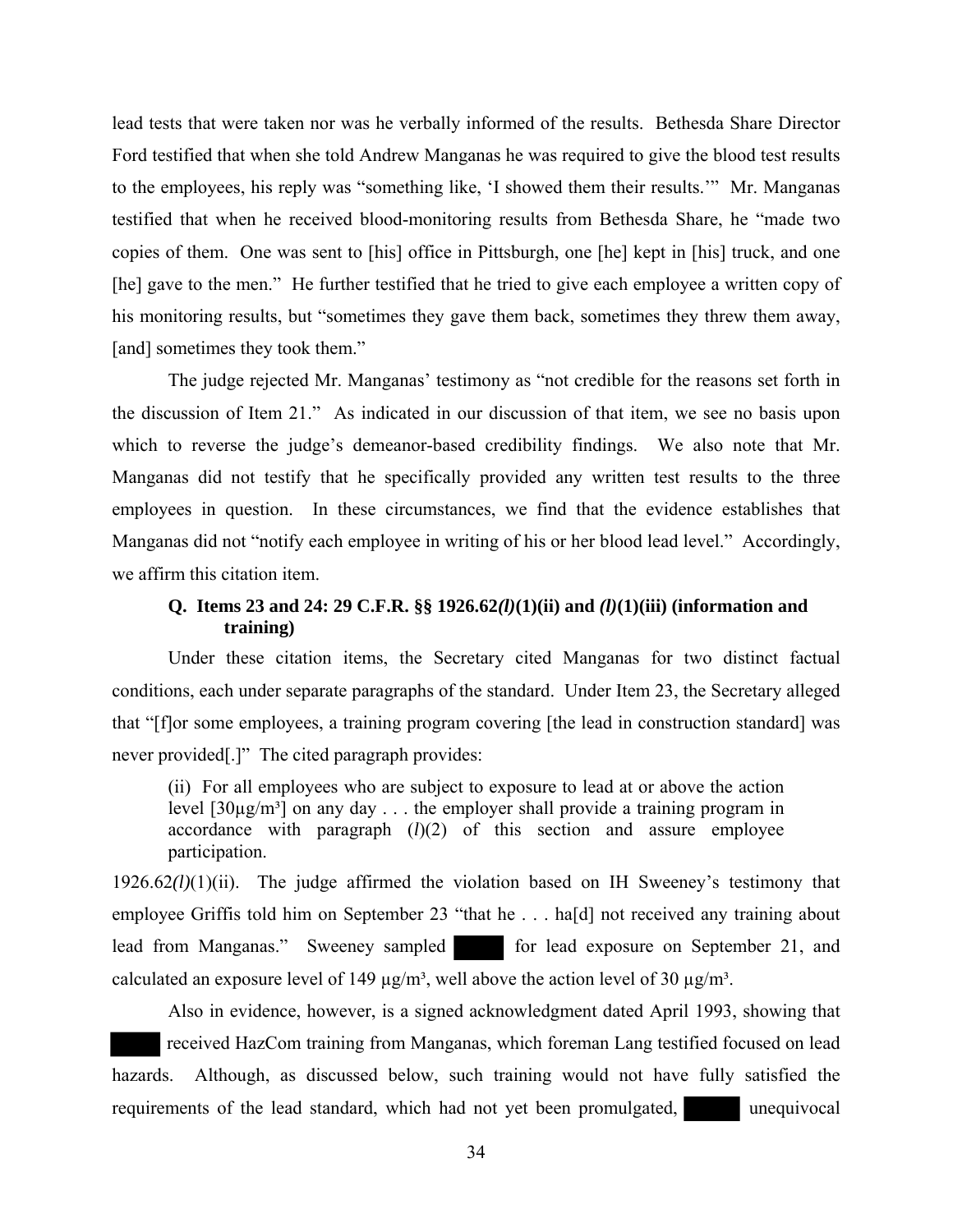lead tests that were taken nor was he verbally informed of the results. Bethesda Share Director Ford testified that when she told Andrew Manganas he was required to give the blood test results to the employees, his reply was "something like, 'I showed them their results.'" Mr. Manganas testified that when he received blood-monitoring results from Bethesda Share, he "made two copies of them. One was sent to [his] office in Pittsburgh, one [he] kept in [his] truck, and one [he] gave to the men." He further testified that he tried to give each employee a written copy of his monitoring results, but "sometimes they gave them back, sometimes they threw them away, [and] sometimes they took them."

The judge rejected Mr. Manganas' testimony as "not credible for the reasons set forth in the discussion of Item 21." As indicated in our discussion of that item, we see no basis upon which to reverse the judge's demeanor-based credibility findings. We also note that Mr. Manganas did not testify that he specifically provided any written test results to the three employees in question. In these circumstances, we find that the evidence establishes that Manganas did not "notify each employee in writing of his or her blood lead level." Accordingly, we affirm this citation item.

### Q. Items 23 and 24: 29 C.F.R. §§ 1926.62*(l)*(1)(ii) and *(l)*(1)(iii) (information and training)

Under these citation items, the Secretary cited Manganas for two distinct factual conditions, each under separate paragraphs of the standard. Under Item 23, the Secretary alleged that "[f]or some employees, a training program covering [the lead in construction standard] was never provided[.]" The cited paragraph provides:

> (ii) For all employees who are subject to exposure to lead at or above the action level [30µg/m³] on any day . . . the employer shall provide a training program in accordance with paragraph (*l*)(2) of this section and assure employee participation.

1926.62*(l)*(1)(ii). The judge affirmed the violation based on IH Sweeney's testimony that employee Griffis told him on September 23 "that he . . . ha[d] not received any training about lead from Manganas." Sweeney sampled ██████ for lead exposure on September 21, and calculated an exposure level of 149 µg/m³, well above the action level of 30 µg/m³.

Also in evidence, however, is a signed acknowledgment dated April 1993, showing that ██████ received HazCom training from Manganas, which foreman Lang testified focused on lead hazards. Although, as discussed below, such training would not have fully satisfied the requirements of the lead standard, which had not yet been promulgated, ██████ unequivocal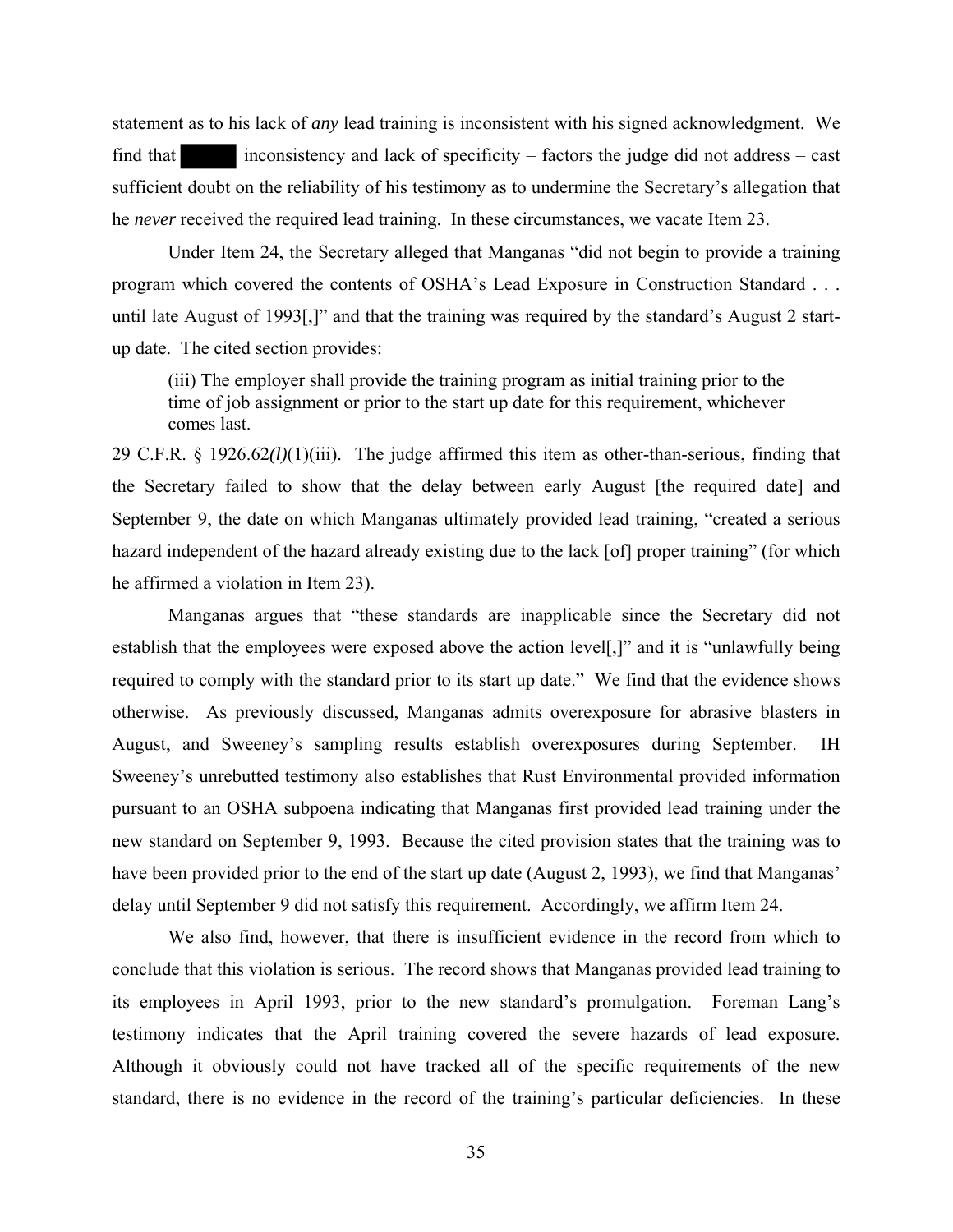statement as to his lack of *any* lead training is inconsistent with his signed acknowledgment. We find that ██████ inconsistency and lack of specificity – factors the judge did not address – cast sufficient doubt on the reliability of his testimony as to undermine the Secretary's allegation that he *never* received the required lead training. In these circumstances, we vacate Item 23.

Under Item 24, the Secretary alleged that Manganas "did not begin to provide a training program which covered the contents of OSHA's Lead Exposure in Construction Standard . . . until late August of 1993[,]" and that the training was required by the standard's August 2 start-up date. The cited section provides:

> (iii) The employer shall provide the training program as initial training prior to the time of job assignment or prior to the start up date for this requirement, whichever comes last.

29 C.F.R. § 1926.62*(l)*(1)(iii). The judge affirmed this item as other-than-serious, finding that the Secretary failed to show that the delay between early August [the required date] and September 9, the date on which Manganas ultimately provided lead training, "created a serious hazard independent of the hazard already existing due to the lack [of] proper training" (for which he affirmed a violation in Item 23).

Manganas argues that "these standards are inapplicable since the Secretary did not establish that the employees were exposed above the action level[,]" and it is "unlawfully being required to comply with the standard prior to its start up date." We find that the evidence shows otherwise. As previously discussed, Manganas admits overexposure for abrasive blasters in August, and Sweeney's sampling results establish overexposures during September. IH Sweeney's unrebutted testimony also establishes that Rust Environmental provided information pursuant to an OSHA subpoena indicating that Manganas first provided lead training under the new standard on September 9, 1993. Because the cited provision states that the training was to have been provided prior to the end of the start up date (August 2, 1993), we find that Manganas' delay until September 9 did not satisfy this requirement. Accordingly, we affirm Item 24.

We also find, however, that there is insufficient evidence in the record from which to conclude that this violation is serious. The record shows that Manganas provided lead training to its employees in April 1993, prior to the new standard's promulgation. Foreman Lang's testimony indicates that the April training covered the severe hazards of lead exposure. Although it obviously could not have tracked all of the specific requirements of the new standard, there is no evidence in the record of the training's particular deficiencies. In these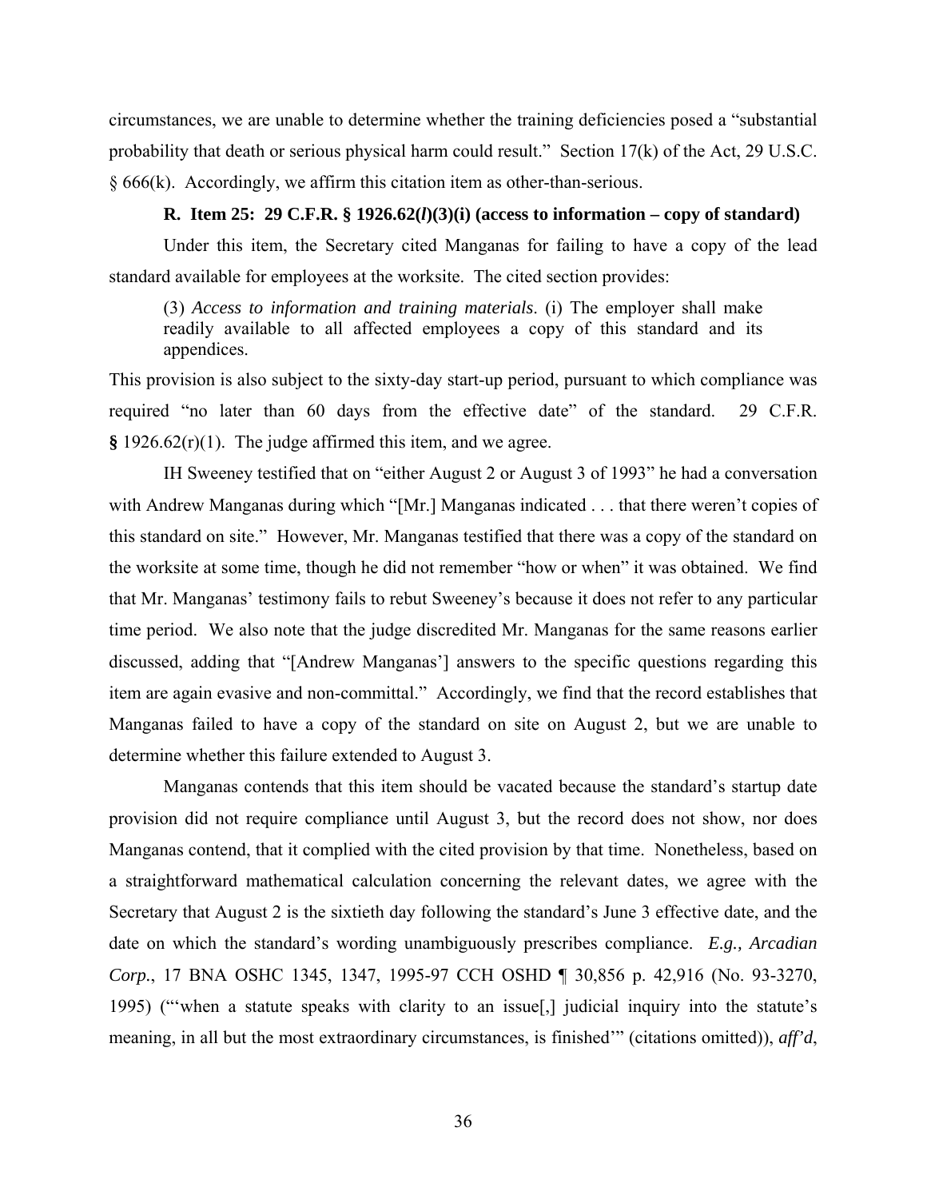circumstances, we are unable to determine whether the training deficiencies posed a "substantial probability that death or serious physical harm could result." Section 17(k) of the Act, 29 U.S.C. § 666(k). Accordingly, we affirm this citation item as other-than-serious.

### R. Item 25: 29 C.F.R. § 1926.62(*l*)(3)(i) (access to information – copy of standard)

Under this item, the Secretary cited Manganas for failing to have a copy of the lead standard available for employees at the worksite. The cited section provides:

> (3) *Access to information and training materials*. (i) The employer shall make readily available to all affected employees a copy of this standard and its appendices.

This provision is also subject to the sixty-day start-up period, pursuant to which compliance was required "no later than 60 days from the effective date" of the standard. 29 C.F.R. **§** 1926.62(r)(1). The judge affirmed this item, and we agree.

IH Sweeney testified that on "either August 2 or August 3 of 1993" he had a conversation with Andrew Manganas during which "[Mr.] Manganas indicated . . . that there weren't copies of this standard on site." However, Mr. Manganas testified that there was a copy of the standard on the worksite at some time, though he did not remember "how or when" it was obtained. We find that Mr. Manganas' testimony fails to rebut Sweeney's because it does not refer to any particular time period. We also note that the judge discredited Mr. Manganas for the same reasons earlier discussed, adding that "[Andrew Manganas'] answers to the specific questions regarding this item are again evasive and non-committal." Accordingly, we find that the record establishes that Manganas failed to have a copy of the standard on site on August 2, but we are unable to determine whether this failure extended to August 3.

Manganas contends that this item should be vacated because the standard's startup date provision did not require compliance until August 3, but the record does not show, nor does Manganas contend, that it complied with the cited provision by that time. Nonetheless, based on a straightforward mathematical calculation concerning the relevant dates, we agree with the Secretary that August 2 is the sixtieth day following the standard's June 3 effective date, and the date on which the standard's wording unambiguously prescribes compliance. *E.g., Arcadian Corp.*, 17 BNA OSHC 1345, 1347, 1995-97 CCH OSHD ¶ 30,856 p. 42,916 (No. 93-3270, 1995) ("'when a statute speaks with clarity to an issue[,] judicial inquiry into the statute's meaning, in all but the most extraordinary circumstances, is finished'" (citations omitted)), *aff'd*,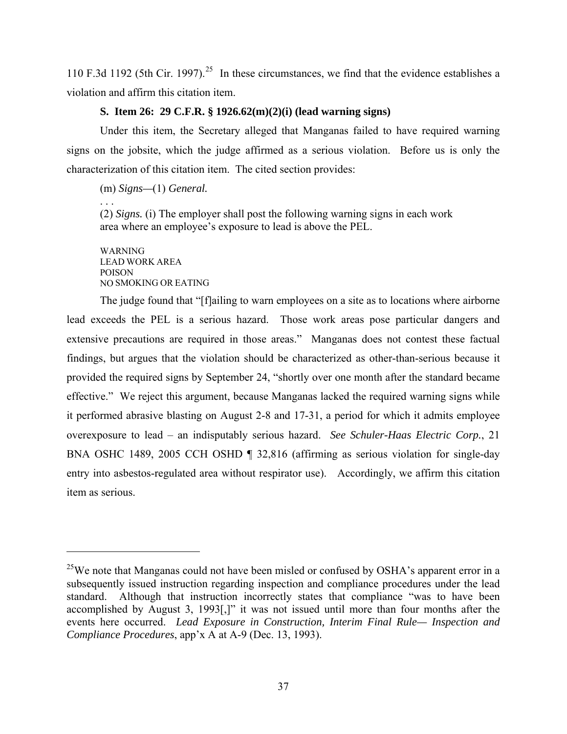110 F.3d 1192 (5th Cir. 1997).[25] In these circumstances, we find that the evidence establishes a violation and affirm this citation item.

### S. Item 26: 29 C.F.R. § 1926.62(m)(2)(i) (lead warning signs)

Under this item, the Secretary alleged that Manganas failed to have required warning signs on the jobsite, which the judge affirmed as a serious violation. Before us is only the characterization of this citation item. The cited section provides:

> (m) *Signs—*(1) *General.*
>
> . . .
>
> (2) *Signs.* (i) The employer shall post the following warning signs in each work area where an employee's exposure to lead is above the PEL.
>
> WARNING
> LEAD WORK AREA
> POISON
> NO SMOKING OR EATING

The judge found that "[f]ailing to warn employees on a site as to locations where airborne lead exceeds the PEL is a serious hazard. Those work areas pose particular dangers and extensive precautions are required in those areas." Manganas does not contest these factual findings, but argues that the violation should be characterized as other-than-serious because it provided the required signs by September 24, "shortly over one month after the standard became effective." We reject this argument, because Manganas lacked the required warning signs while it performed abrasive blasting on August 2-8 and 17-31, a period for which it admits employee overexposure to lead – an indisputably serious hazard. *See Schuler-Haas Electric Corp.*, 21 BNA OSHC 1489, 2005 CCH OSHD ¶ 32,816 (affirming as serious violation for single-day entry into asbestos-regulated area without respirator use). Accordingly, we affirm this citation item as serious.

---

[25] We note that Manganas could not have been misled or confused by OSHA's apparent error in a subsequently issued instruction regarding inspection and compliance procedures under the lead standard. Although that instruction incorrectly states that compliance "was to have been accomplished by August 3, 1993[,]" it was not issued until more than four months after the events here occurred. *Lead Exposure in Construction, Interim Final Rule— Inspection and Compliance Procedures*, app'x A at A-9 (Dec. 13, 1993).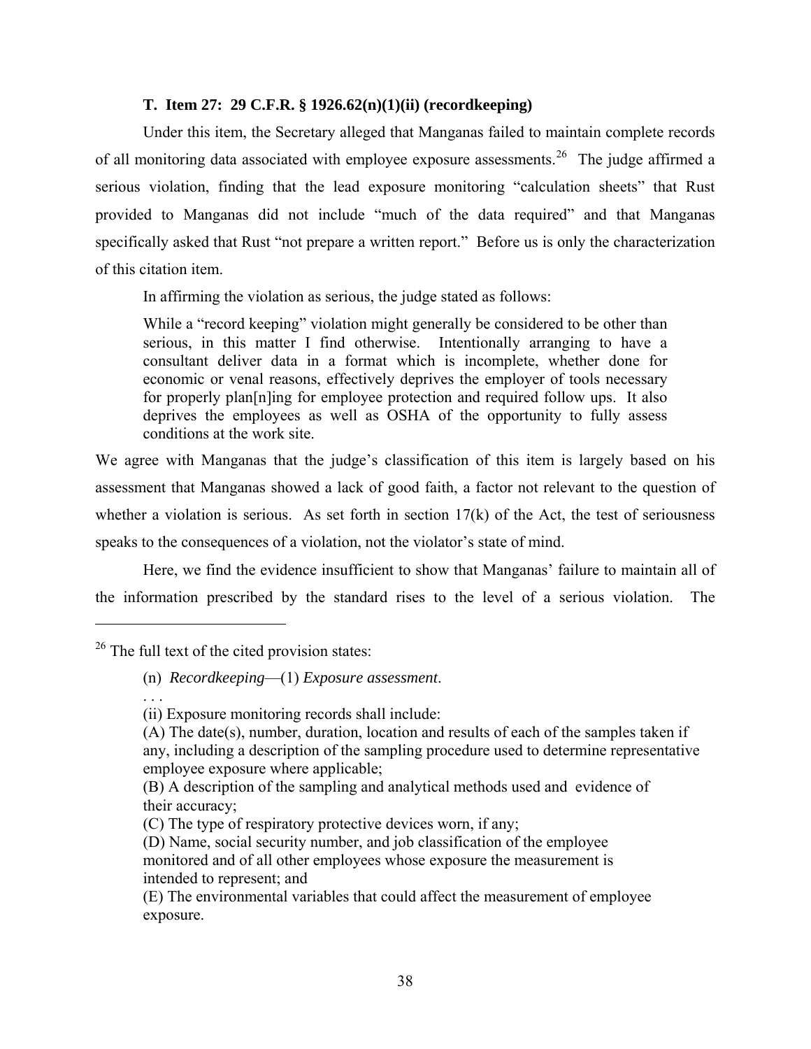### T. Item 27: 29 C.F.R. § 1926.62(n)(1)(ii) (recordkeeping)

Under this item, the Secretary alleged that Manganas failed to maintain complete records of all monitoring data associated with employee exposure assessments.[26] The judge affirmed a serious violation, finding that the lead exposure monitoring "calculation sheets" that Rust provided to Manganas did not include "much of the data required" and that Manganas specifically asked that Rust "not prepare a written report." Before us is only the characterization of this citation item.

In affirming the violation as serious, the judge stated as follows:

> While a "record keeping" violation might generally be considered to be other than serious, in this matter I find otherwise. Intentionally arranging to have a consultant deliver data in a format which is incomplete, whether done for economic or venal reasons, effectively deprives the employer of tools necessary for properly plan[n]ing for employee protection and required follow ups. It also deprives the employees as well as OSHA of the opportunity to fully assess conditions at the work site.

We agree with Manganas that the judge's classification of this item is largely based on his assessment that Manganas showed a lack of good faith, a factor not relevant to the question of whether a violation is serious. As set forth in section 17(k) of the Act, the test of seriousness speaks to the consequences of a violation, not the violator's state of mind.

Here, we find the evidence insufficient to show that Manganas' failure to maintain all of the information prescribed by the standard rises to the level of a serious violation. The

---

[26] The full text of the cited provision states:

> (n) *Recordkeeping*—(1) *Exposure assessment*.
>
> . . .
>
> (ii) Exposure monitoring records shall include:
>
> (A) The date(s), number, duration, location and results of each of the samples taken if any, including a description of the sampling procedure used to determine representative employee exposure where applicable;
>
> (B) A description of the sampling and analytical methods used and evidence of their accuracy;
>
> (C) The type of respiratory protective devices worn, if any;
>
> (D) Name, social security number, and job classification of the employee monitored and of all other employees whose exposure the measurement is intended to represent; and
>
> (E) The environmental variables that could affect the measurement of employee exposure.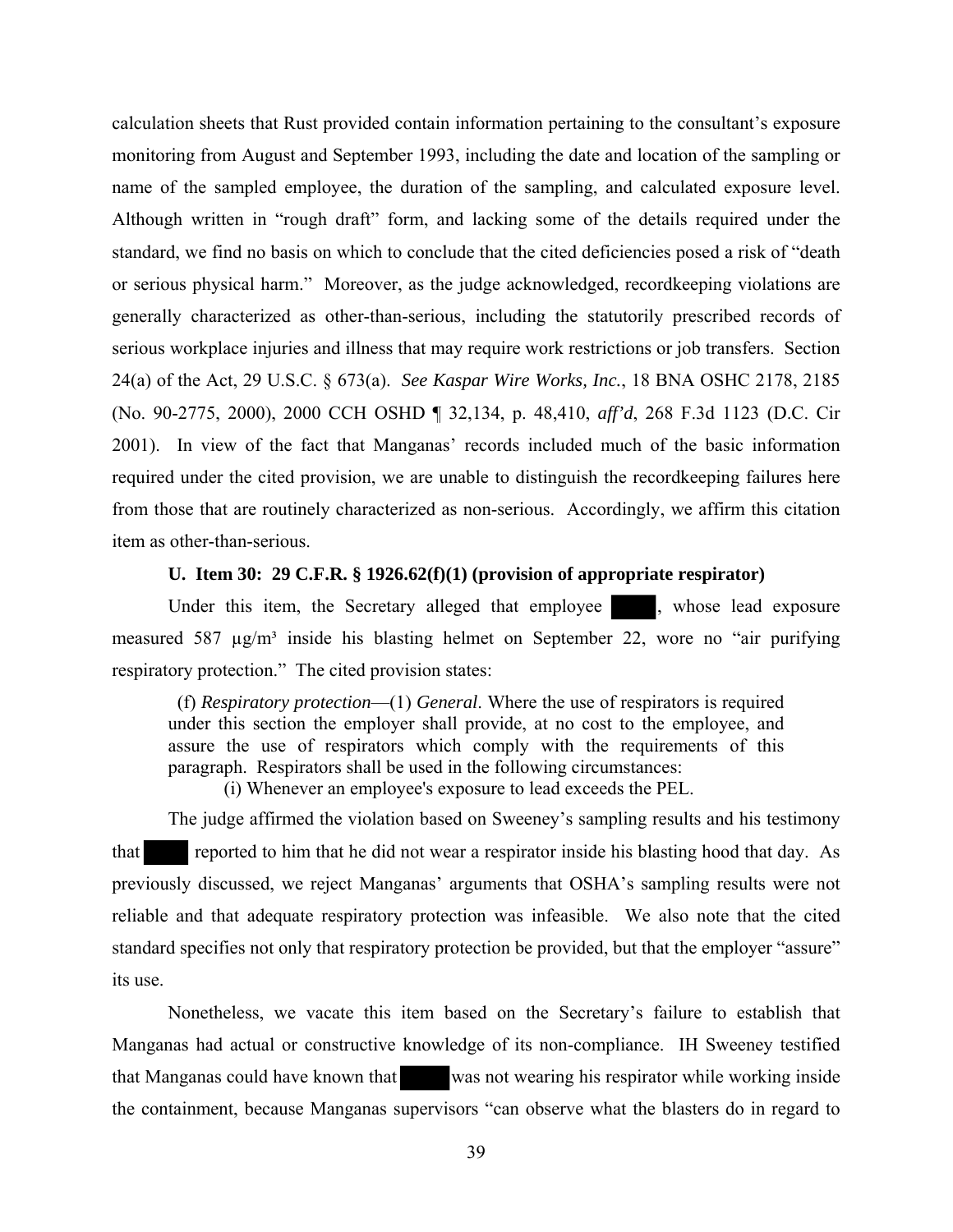calculation sheets that Rust provided contain information pertaining to the consultant's exposure monitoring from August and September 1993, including the date and location of the sampling or name of the sampled employee, the duration of the sampling, and calculated exposure level. Although written in "rough draft" form, and lacking some of the details required under the standard, we find no basis on which to conclude that the cited deficiencies posed a risk of "death or serious physical harm." Moreover, as the judge acknowledged, recordkeeping violations are generally characterized as other-than-serious, including the statutorily prescribed records of serious workplace injuries and illness that may require work restrictions or job transfers. Section 24(a) of the Act, 29 U.S.C. § 673(a). *See Kaspar Wire Works, Inc.*, 18 BNA OSHC 2178, 2185 (No. 90-2775, 2000), 2000 CCH OSHD ¶ 32,134, p. 48,410, *aff'd*, 268 F.3d 1123 (D.C. Cir 2001). In view of the fact that Manganas' records included much of the basic information required under the cited provision, we are unable to distinguish the recordkeeping failures here from those that are routinely characterized as non-serious. Accordingly, we affirm this citation item as other-than-serious.

### U. Item 30: 29 C.F.R. § 1926.62(f)(1) (provision of appropriate respirator)

Under this item, the Secretary alleged that employee ████, whose lead exposure measured 587 µg/m³ inside his blasting helmet on September 22, wore no "air purifying respiratory protection." The cited provision states:

> (f) *Respiratory protection*—(1) *General*. Where the use of respirators is required under this section the employer shall provide, at no cost to the employee, and assure the use of respirators which comply with the requirements of this paragraph. Respirators shall be used in the following circumstances:
>
> (i) Whenever an employee's exposure to lead exceeds the PEL.

The judge affirmed the violation based on Sweeney's sampling results and his testimony that ████ reported to him that he did not wear a respirator inside his blasting hood that day. As previously discussed, we reject Manganas' arguments that OSHA's sampling results were not reliable and that adequate respiratory protection was infeasible. We also note that the cited standard specifies not only that respiratory protection be provided, but that the employer "assure" its use.

Nonetheless, we vacate this item based on the Secretary's failure to establish that Manganas had actual or constructive knowledge of its non-compliance. IH Sweeney testified that Manganas could have known that ████ was not wearing his respirator while working inside the containment, because Manganas supervisors "can observe what the blasters do in regard to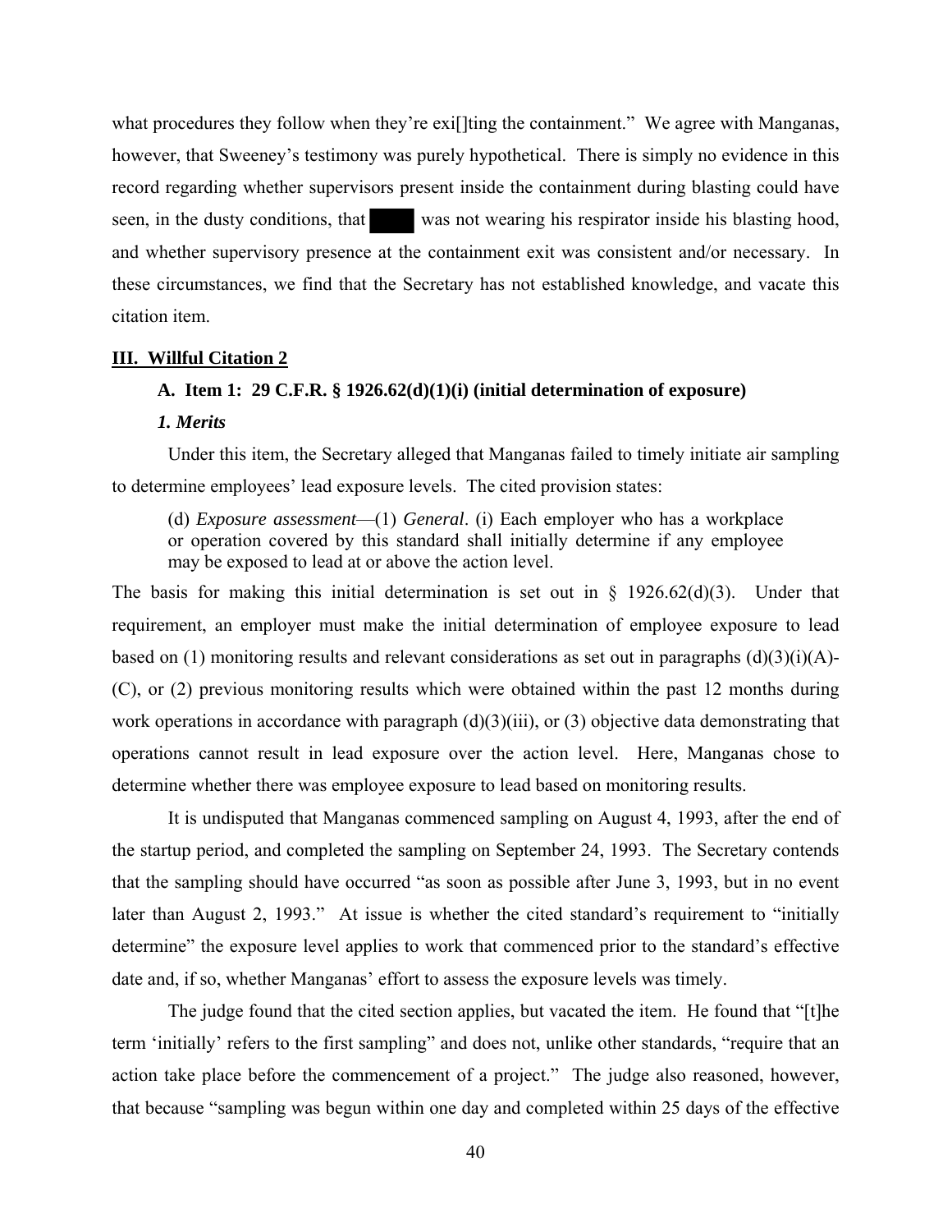what procedures they follow when they're exi[]ting the containment." We agree with Manganas, however, that Sweeney's testimony was purely hypothetical. There is simply no evidence in this record regarding whether supervisors present inside the containment during blasting could have seen, in the dusty conditions, that ████ was not wearing his respirator inside his blasting hood, and whether supervisory presence at the containment exit was consistent and/or necessary. In these circumstances, we find that the Secretary has not established knowledge, and vacate this citation item.

## III. Willful Citation 2

### A. Item 1: 29 C.F.R. § 1926.62(d)(1)(i) (initial determination of exposure)

#### *1. Merits*

Under this item, the Secretary alleged that Manganas failed to timely initiate air sampling to determine employees' lead exposure levels. The cited provision states:

> (d) *Exposure assessment*—(1) *General*. (i) Each employer who has a workplace or operation covered by this standard shall initially determine if any employee may be exposed to lead at or above the action level.

The basis for making this initial determination is set out in § 1926.62(d)(3). Under that requirement, an employer must make the initial determination of employee exposure to lead based on (1) monitoring results and relevant considerations as set out in paragraphs (d)(3)(i)(A)-(C), or (2) previous monitoring results which were obtained within the past 12 months during work operations in accordance with paragraph (d)(3)(iii), or (3) objective data demonstrating that operations cannot result in lead exposure over the action level. Here, Manganas chose to determine whether there was employee exposure to lead based on monitoring results.

It is undisputed that Manganas commenced sampling on August 4, 1993, after the end of the startup period, and completed the sampling on September 24, 1993. The Secretary contends that the sampling should have occurred "as soon as possible after June 3, 1993, but in no event later than August 2, 1993." At issue is whether the cited standard's requirement to "initially determine" the exposure level applies to work that commenced prior to the standard's effective date and, if so, whether Manganas' effort to assess the exposure levels was timely.

The judge found that the cited section applies, but vacated the item. He found that "[t]he term 'initially' refers to the first sampling" and does not, unlike other standards, "require that an action take place before the commencement of a project." The judge also reasoned, however, that because "sampling was begun within one day and completed within 25 days of the effective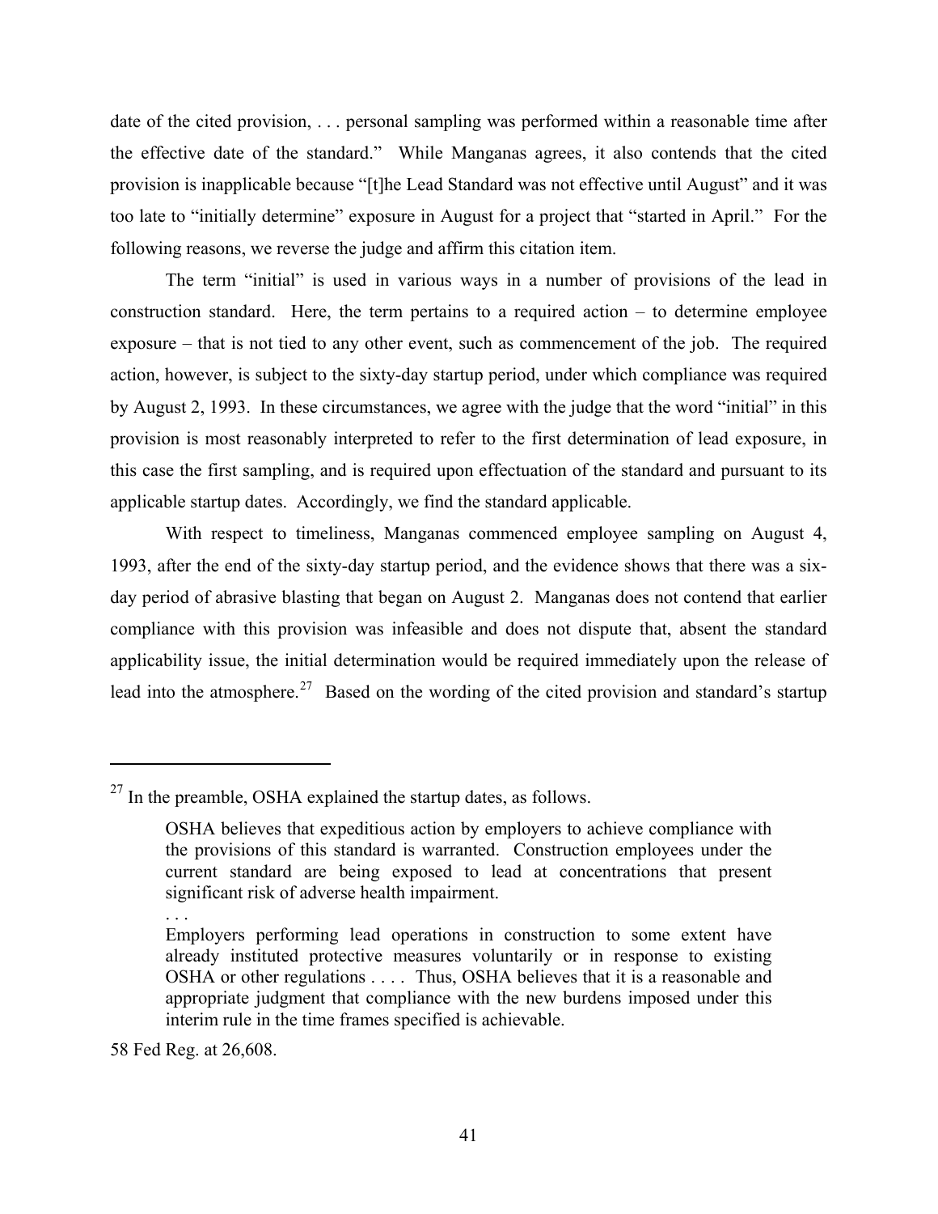date of the cited provision, . . . personal sampling was performed within a reasonable time after the effective date of the standard." While Manganas agrees, it also contends that the cited provision is inapplicable because "[t]he Lead Standard was not effective until August" and it was too late to "initially determine" exposure in August for a project that "started in April." For the following reasons, we reverse the judge and affirm this citation item.

The term "initial" is used in various ways in a number of provisions of the lead in construction standard. Here, the term pertains to a required action – to determine employee exposure – that is not tied to any other event, such as commencement of the job. The required action, however, is subject to the sixty-day startup period, under which compliance was required by August 2, 1993. In these circumstances, we agree with the judge that the word "initial" in this provision is most reasonably interpreted to refer to the first determination of lead exposure, in this case the first sampling, and is required upon effectuation of the standard and pursuant to its applicable startup dates. Accordingly, we find the standard applicable.

With respect to timeliness, Manganas commenced employee sampling on August 4, 1993, after the end of the sixty-day startup period, and the evidence shows that there was a six-day period of abrasive blasting that began on August 2. Manganas does not contend that earlier compliance with this provision was infeasible and does not dispute that, absent the standard applicability issue, the initial determination would be required immediately upon the release of lead into the atmosphere.[27] Based on the wording of the cited provision and standard's startup

---

[27] In the preamble, OSHA explained the startup dates, as follows.

> OSHA believes that expeditious action by employers to achieve compliance with the provisions of this standard is warranted. Construction employees under the current standard are being exposed to lead at concentrations that present significant risk of adverse health impairment.
>
> . . .
>
> Employers performing lead operations in construction to some extent have already instituted protective measures voluntarily or in response to existing OSHA or other regulations . . . . Thus, OSHA believes that it is a reasonable and appropriate judgment that compliance with the new burdens imposed under this interim rule in the time frames specified is achievable.

58 Fed Reg. at 26,608.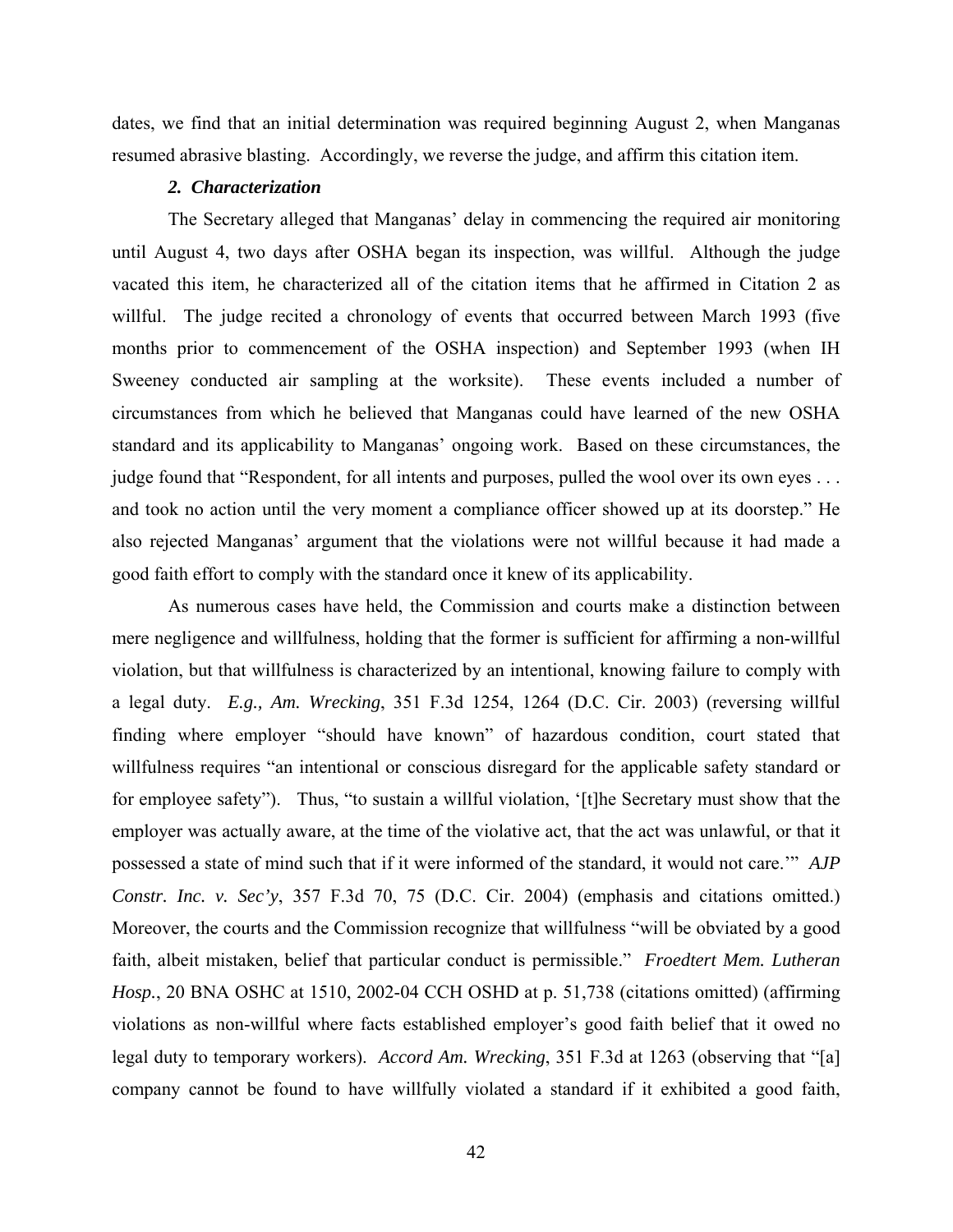dates, we find that an initial determination was required beginning August 2, when Manganas resumed abrasive blasting. Accordingly, we reverse the judge, and affirm this citation item.

### *2. Characterization*

The Secretary alleged that Manganas' delay in commencing the required air monitoring until August 4, two days after OSHA began its inspection, was willful. Although the judge vacated this item, he characterized all of the citation items that he affirmed in Citation 2 as willful. The judge recited a chronology of events that occurred between March 1993 (five months prior to commencement of the OSHA inspection) and September 1993 (when IH Sweeney conducted air sampling at the worksite). These events included a number of circumstances from which he believed that Manganas could have learned of the new OSHA standard and its applicability to Manganas' ongoing work. Based on these circumstances, the judge found that "Respondent, for all intents and purposes, pulled the wool over its own eyes . . . and took no action until the very moment a compliance officer showed up at its doorstep." He also rejected Manganas' argument that the violations were not willful because it had made a good faith effort to comply with the standard once it knew of its applicability.

As numerous cases have held, the Commission and courts make a distinction between mere negligence and willfulness, holding that the former is sufficient for affirming a non-willful violation, but that willfulness is characterized by an intentional, knowing failure to comply with a legal duty. *E.g., Am. Wrecking*, 351 F.3d 1254, 1264 (D.C. Cir. 2003) (reversing willful finding where employer "should have known" of hazardous condition, court stated that willfulness requires "an intentional or conscious disregard for the applicable safety standard or for employee safety"). Thus, "to sustain a willful violation, '[t]he Secretary must show that the employer was actually aware, at the time of the violative act, that the act was unlawful, or that it possessed a state of mind such that if it were informed of the standard, it would not care.'" *AJP Constr. Inc. v. Sec'y*, 357 F.3d 70, 75 (D.C. Cir. 2004) (emphasis and citations omitted.) Moreover, the courts and the Commission recognize that willfulness "will be obviated by a good faith, albeit mistaken, belief that particular conduct is permissible." *Froedtert Mem. Lutheran Hosp.*, 20 BNA OSHC at 1510, 2002-04 CCH OSHD at p. 51,738 (citations omitted) (affirming violations as non-willful where facts established employer's good faith belief that it owed no legal duty to temporary workers). *Accord Am. Wrecking*, 351 F.3d at 1263 (observing that "[a] company cannot be found to have willfully violated a standard if it exhibited a good faith,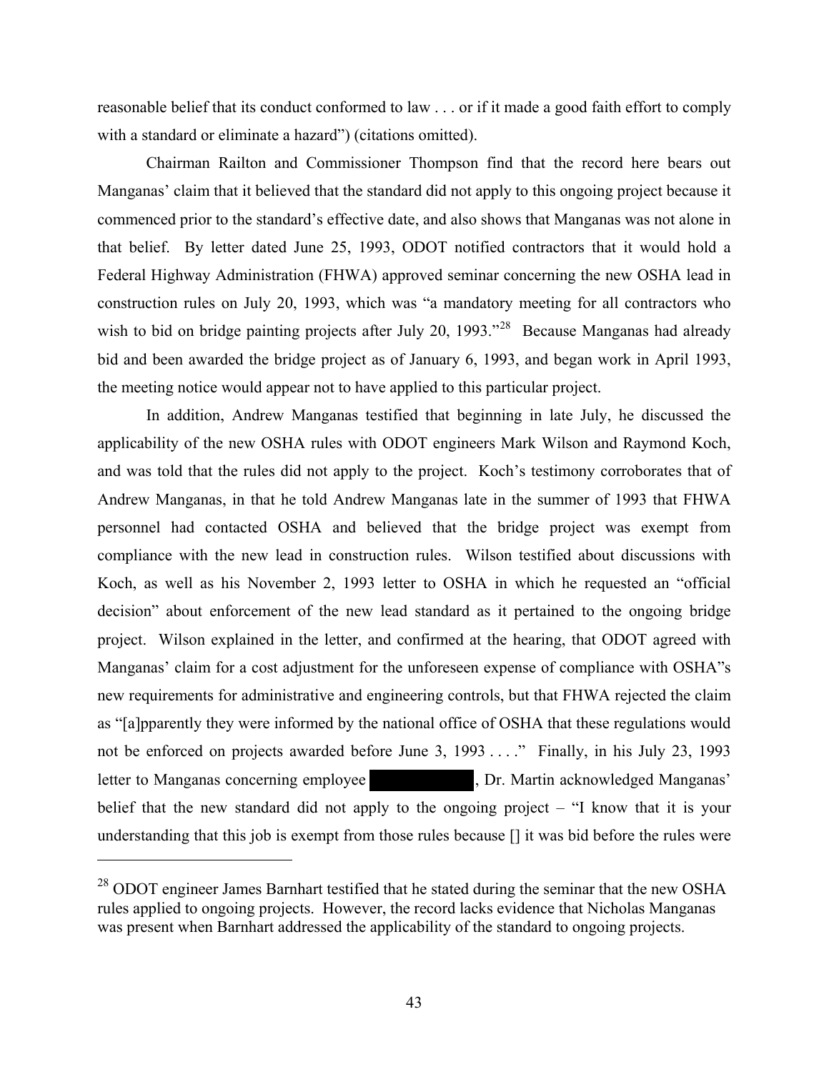reasonable belief that its conduct conformed to law . . . or if it made a good faith effort to comply with a standard or eliminate a hazard") (citations omitted).

Chairman Railton and Commissioner Thompson find that the record here bears out Manganas' claim that it believed that the standard did not apply to this ongoing project because it commenced prior to the standard's effective date, and also shows that Manganas was not alone in that belief. By letter dated June 25, 1993, ODOT notified contractors that it would hold a Federal Highway Administration (FHWA) approved seminar concerning the new OSHA lead in construction rules on July 20, 1993, which was "a mandatory meeting for all contractors who wish to bid on bridge painting projects after July 20, 1993."[28] Because Manganas had already bid and been awarded the bridge project as of January 6, 1993, and began work in April 1993, the meeting notice would appear not to have applied to this particular project.

In addition, Andrew Manganas testified that beginning in late July, he discussed the applicability of the new OSHA rules with ODOT engineers Mark Wilson and Raymond Koch, and was told that the rules did not apply to the project. Koch's testimony corroborates that of Andrew Manganas, in that he told Andrew Manganas late in the summer of 1993 that FHWA personnel had contacted OSHA and believed that the bridge project was exempt from compliance with the new lead in construction rules. Wilson testified about discussions with Koch, as well as his November 2, 1993 letter to OSHA in which he requested an "official decision" about enforcement of the new lead standard as it pertained to the ongoing bridge project. Wilson explained in the letter, and confirmed at the hearing, that ODOT agreed with Manganas' claim for a cost adjustment for the unforeseen expense of compliance with OSHA"s new requirements for administrative and engineering controls, but that FHWA rejected the claim as "[a]pparently they were informed by the national office of OSHA that these regulations would not be enforced on projects awarded before June 3, 1993 . . . ." Finally, in his July 23, 1993 letter to Manganas concerning employee [REDACTED], Dr. Martin acknowledged Manganas' belief that the new standard did not apply to the ongoing project – "I know that it is your understanding that this job is exempt from those rules because [] it was bid before the rules were

---

[28] ODOT engineer James Barnhart testified that he stated during the seminar that the new OSHA rules applied to ongoing projects. However, the record lacks evidence that Nicholas Manganas was present when Barnhart addressed the applicability of the standard to ongoing projects.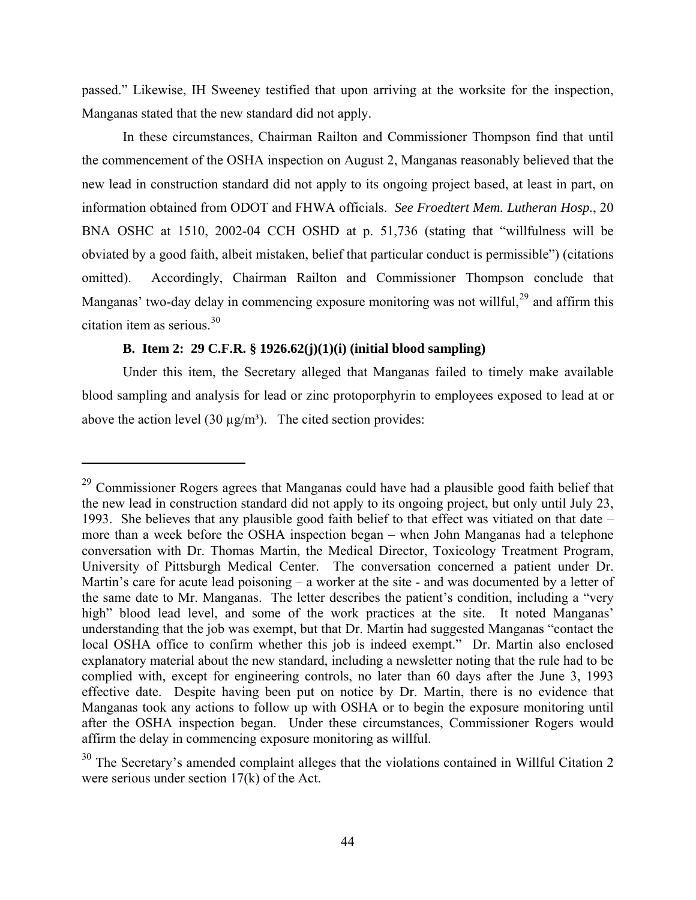passed." Likewise, IH Sweeney testified that upon arriving at the worksite for the inspection, Manganas stated that the new standard did not apply.

In these circumstances, Chairman Railton and Commissioner Thompson find that until the commencement of the OSHA inspection on August 2, Manganas reasonably believed that the new lead in construction standard did not apply to its ongoing project based, at least in part, on information obtained from ODOT and FHWA officials. *See Froedtert Mem. Lutheran Hosp.*, 20 BNA OSHC at 1510, 2002-04 CCH OSHD at p. 51,736 (stating that "willfulness will be obviated by a good faith, albeit mistaken, belief that particular conduct is permissible") (citations omitted). Accordingly, Chairman Railton and Commissioner Thompson conclude that Manganas' two-day delay in commencing exposure monitoring was not willful,[29] and affirm this citation item as serious.[30]

### B. Item 2: 29 C.F.R. § 1926.62(j)(1)(i) (initial blood sampling)

Under this item, the Secretary alleged that Manganas failed to timely make available blood sampling and analysis for lead or zinc protoporphyrin to employees exposed to lead at or above the action level (30 µg/m³). The cited section provides:

---

[29] Commissioner Rogers agrees that Manganas could have had a plausible good faith belief that the new lead in construction standard did not apply to its ongoing project, but only until July 23, 1993. She believes that any plausible good faith belief to that effect was vitiated on that date – more than a week before the OSHA inspection began – when John Manganas had a telephone conversation with Dr. Thomas Martin, the Medical Director, Toxicology Treatment Program, University of Pittsburgh Medical Center. The conversation concerned a patient under Dr. Martin's care for acute lead poisoning – a worker at the site - and was documented by a letter of the same date to Mr. Manganas. The letter describes the patient's condition, including a "very high" blood lead level, and some of the work practices at the site. It noted Manganas' understanding that the job was exempt, but that Dr. Martin had suggested Manganas "contact the local OSHA office to confirm whether this job is indeed exempt." Dr. Martin also enclosed explanatory material about the new standard, including a newsletter noting that the rule had to be complied with, except for engineering controls, no later than 60 days after the June 3, 1993 effective date. Despite having been put on notice by Dr. Martin, there is no evidence that Manganas took any actions to follow up with OSHA or to begin the exposure monitoring until after the OSHA inspection began. Under these circumstances, Commissioner Rogers would affirm the delay in commencing exposure monitoring as willful.

[30] The Secretary's amended complaint alleges that the violations contained in Willful Citation 2 were serious under section 17(k) of the Act.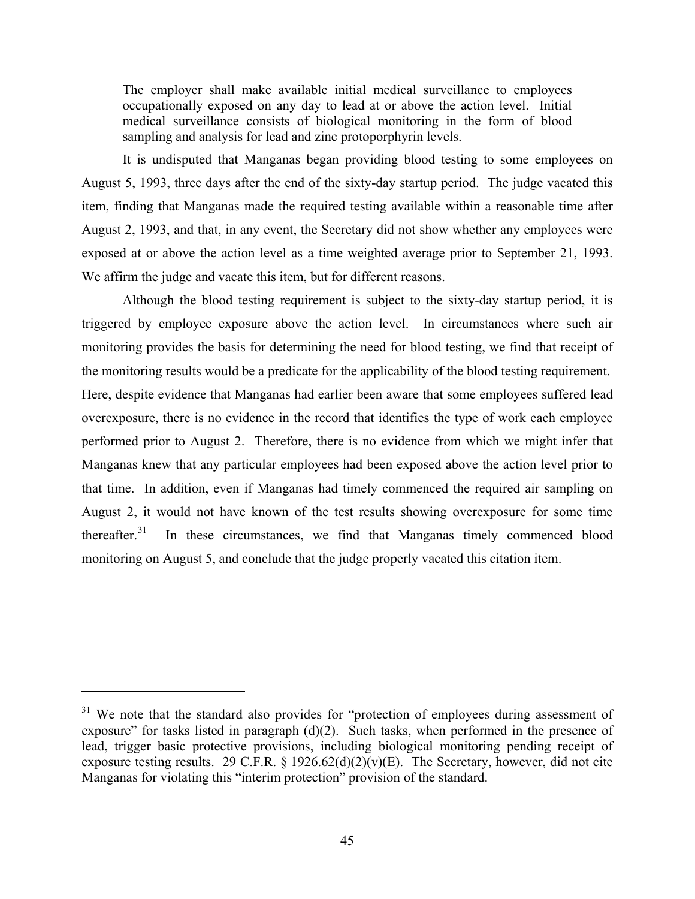> The employer shall make available initial medical surveillance to employees occupationally exposed on any day to lead at or above the action level. Initial medical surveillance consists of biological monitoring in the form of blood sampling and analysis for lead and zinc protoporphyrin levels.

It is undisputed that Manganas began providing blood testing to some employees on August 5, 1993, three days after the end of the sixty-day startup period. The judge vacated this item, finding that Manganas made the required testing available within a reasonable time after August 2, 1993, and that, in any event, the Secretary did not show whether any employees were exposed at or above the action level as a time weighted average prior to September 21, 1993. We affirm the judge and vacate this item, but for different reasons.

Although the blood testing requirement is subject to the sixty-day startup period, it is triggered by employee exposure above the action level. In circumstances where such air monitoring provides the basis for determining the need for blood testing, we find that receipt of the monitoring results would be a predicate for the applicability of the blood testing requirement. Here, despite evidence that Manganas had earlier been aware that some employees suffered lead overexposure, there is no evidence in the record that identifies the type of work each employee performed prior to August 2. Therefore, there is no evidence from which we might infer that Manganas knew that any particular employees had been exposed above the action level prior to that time. In addition, even if Manganas had timely commenced the required air sampling on August 2, it would not have known of the test results showing overexposure for some time thereafter.[31] In these circumstances, we find that Manganas timely commenced blood monitoring on August 5, and conclude that the judge properly vacated this citation item.

---

[31] We note that the standard also provides for "protection of employees during assessment of exposure" for tasks listed in paragraph (d)(2). Such tasks, when performed in the presence of lead, trigger basic protective provisions, including biological monitoring pending receipt of exposure testing results. 29 C.F.R. § 1926.62(d)(2)(v)(E). The Secretary, however, did not cite Manganas for violating this "interim protection" provision of the standard.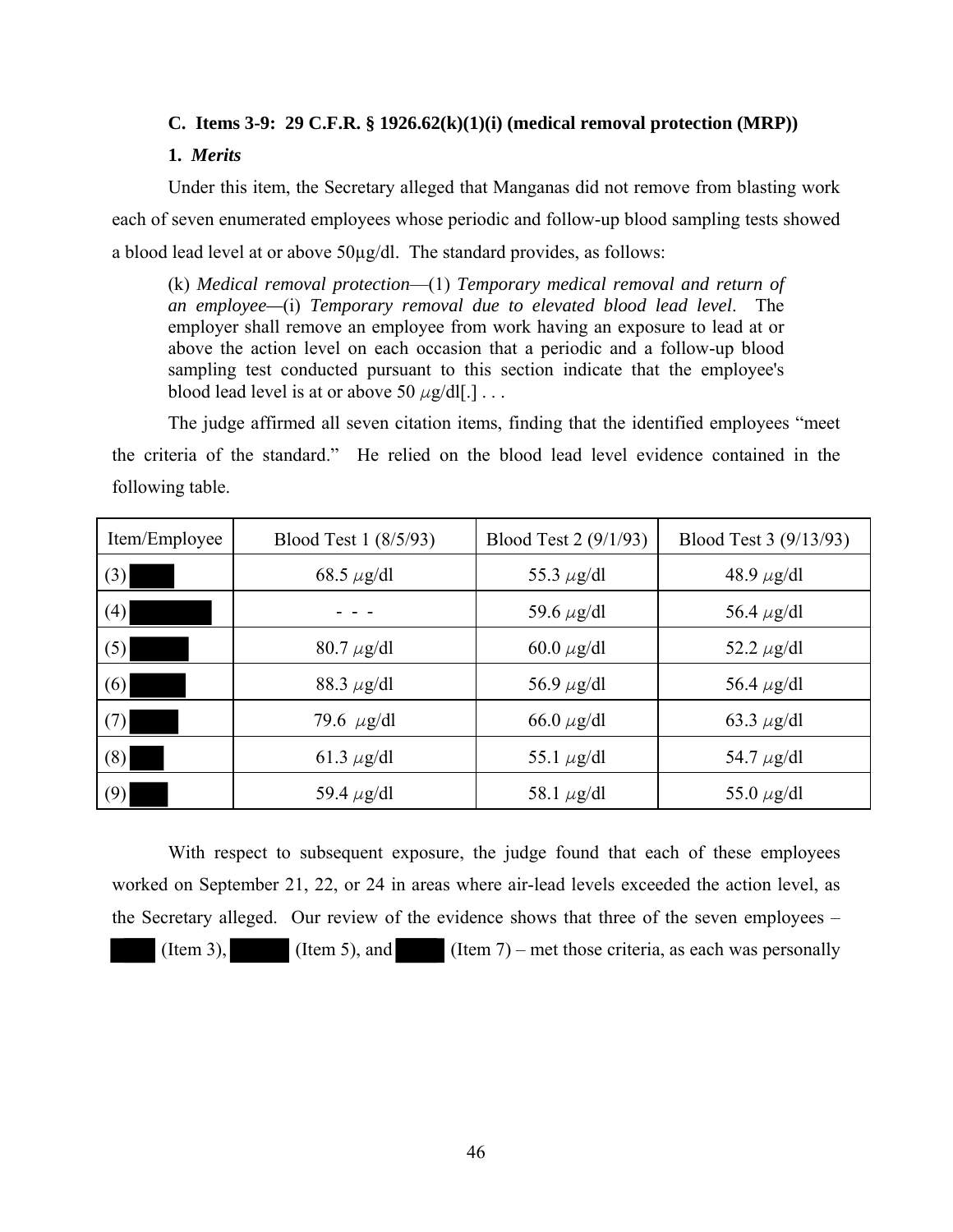**C. Items 3-9: 29 C.F.R. § 1926.62(k)(1)(i) (medical removal protection (MRP))**

**1.** ***Merits***

Under this item, the Secretary alleged that Manganas did not remove from blasting work each of seven enumerated employees whose periodic and follow-up blood sampling tests showed a blood lead level at or above 50µg/dl. The standard provides, as follows:

> (k) *Medical removal protection*—(1) *Temporary medical removal and return of an employee—*(i) *Temporary removal due to elevated blood lead level*. The employer shall remove an employee from work having an exposure to lead at or above the action level on each occasion that a periodic and a follow-up blood sampling test conducted pursuant to this section indicate that the employee's blood lead level is at or above 50 µg/dl[.] . . .

The judge affirmed all seven citation items, finding that the identified employees "meet the criteria of the standard." He relied on the blood lead level evidence contained in the following table.

| Item/Employee | Blood Test 1 (8/5/93) | Blood Test 2 (9/1/93) | Blood Test 3 (9/13/93) |
|---|---|---|---|
| (3) ███ | 68.5 µg/dl | 55.3 µg/dl | 48.9 µg/dl |
| (4) ███ | - - - | 59.6 µg/dl | 56.4 µg/dl |
| (5) ███ | 80.7 µg/dl | 60.0 µg/dl | 52.2 µg/dl |
| (6) ███ | 88.3 µg/dl | 56.9 µg/dl | 56.4 µg/dl |
| (7) ███ | 79.6 µg/dl | 66.0 µg/dl | 63.3 µg/dl |
| (8) ███ | 61.3 µg/dl | 55.1 µg/dl | 54.7 µg/dl |
| (9) ███ | 59.4 µg/dl | 58.1 µg/dl | 55.0 µg/dl |

With respect to subsequent exposure, the judge found that each of these employees worked on September 21, 22, or 24 in areas where air-lead levels exceeded the action level, as the Secretary alleged. Our review of the evidence shows that three of the seven employees – ███ (Item 3), ███ (Item 5), and ███ (Item 7) – met those criteria, as each was personally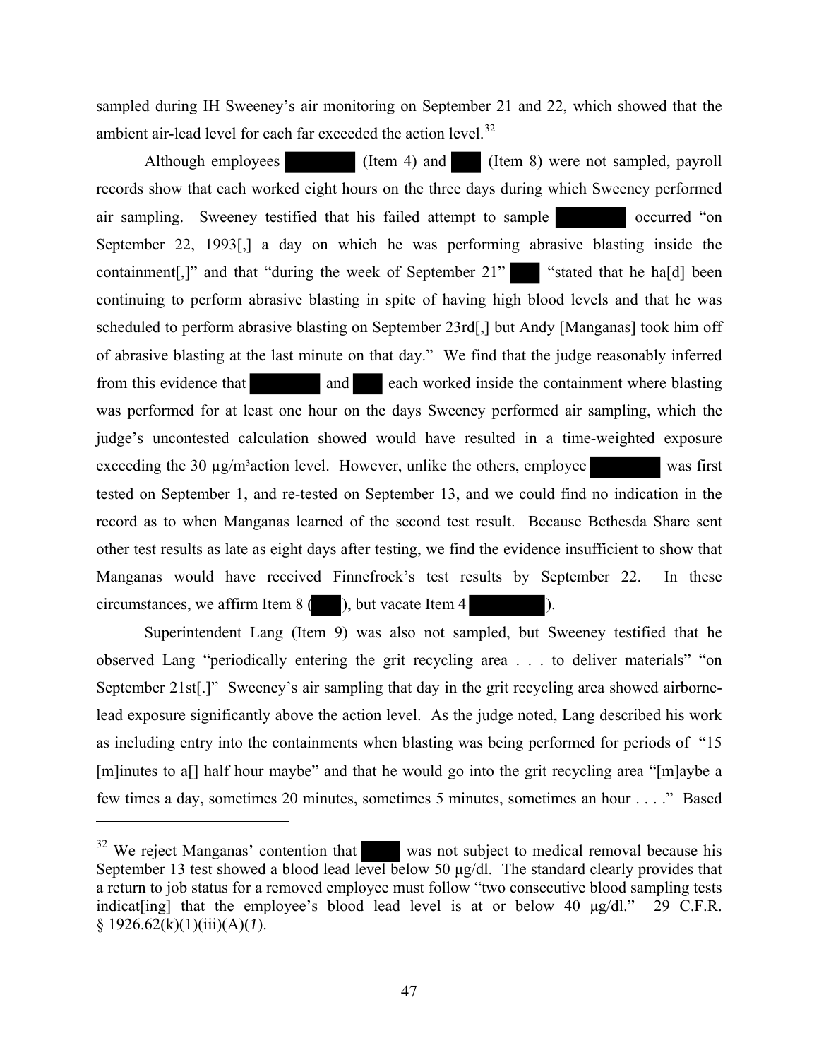sampled during IH Sweeney's air monitoring on September 21 and 22, which showed that the ambient air-lead level for each far exceeded the action level.[32]

Although employees (Item 4) and (Item 8) were not sampled, payroll records show that each worked eight hours on the three days during which Sweeney performed air sampling. Sweeney testified that his failed attempt to sample occurred "on September 22, 1993[,] a day on which he was performing abrasive blasting inside the containment[,]" and that "during the week of September 21" "stated that he ha[d] been continuing to perform abrasive blasting in spite of having high blood levels and that he was scheduled to perform abrasive blasting on September 23rd[,] but Andy [Manganas] took him off of abrasive blasting at the last minute on that day." We find that the judge reasonably inferred from this evidence that and each worked inside the containment where blasting was performed for at least one hour on the days Sweeney performed air sampling, which the judge's uncontested calculation showed would have resulted in a time-weighted exposure exceeding the 30 µg/m³action level. However, unlike the others, employee was first tested on September 1, and re-tested on September 13, and we could find no indication in the record as to when Manganas learned of the second test result. Because Bethesda Share sent other test results as late as eight days after testing, we find the evidence insufficient to show that Manganas would have received Finnefrock's test results by September 22. In these circumstances, we affirm Item 8 ( ), but vacate Item 4 ).

Superintendent Lang (Item 9) was also not sampled, but Sweeney testified that he observed Lang "periodically entering the grit recycling area . . . to deliver materials" "on September 21st[.]" Sweeney's air sampling that day in the grit recycling area showed airborne-lead exposure significantly above the action level. As the judge noted, Lang described his work as including entry into the containments when blasting was being performed for periods of "15 [m]inutes to a[] half hour maybe" and that he would go into the grit recycling area "[m]aybe a few times a day, sometimes 20 minutes, sometimes 5 minutes, sometimes an hour . . . ." Based

---

[32] We reject Manganas' contention that was not subject to medical removal because his September 13 test showed a blood lead level below 50 µg/dl. The standard clearly provides that a return to job status for a removed employee must follow "two consecutive blood sampling tests indicat[ing] that the employee's blood lead level is at or below 40 µg/dl." 29 C.F.R. § 1926.62(k)(1)(iii)(A)(*1*).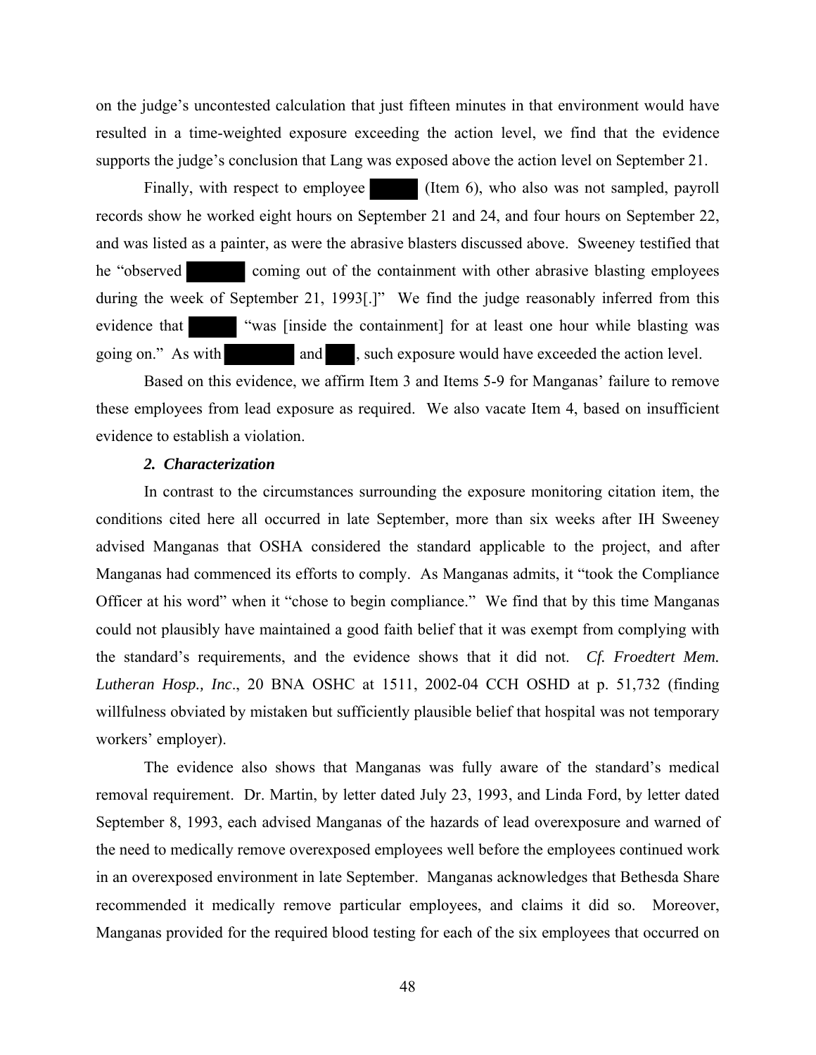on the judge's uncontested calculation that just fifteen minutes in that environment would have resulted in a time-weighted exposure exceeding the action level, we find that the evidence supports the judge's conclusion that Lang was exposed above the action level on September 21.

Finally, with respect to employee ██████ (Item 6), who also was not sampled, payroll records show he worked eight hours on September 21 and 24, and four hours on September 22, and was listed as a painter, as were the abrasive blasters discussed above. Sweeney testified that he "observed ██████ coming out of the containment with other abrasive blasting employees during the week of September 21, 1993[.]" We find the judge reasonably inferred from this evidence that ██████ "was [inside the containment] for at least one hour while blasting was going on." As with ██████ and ███, such exposure would have exceeded the action level.

Based on this evidence, we affirm Item 3 and Items 5-9 for Manganas' failure to remove these employees from lead exposure as required. We also vacate Item 4, based on insufficient evidence to establish a violation.

***2. Characterization***

In contrast to the circumstances surrounding the exposure monitoring citation item, the conditions cited here all occurred in late September, more than six weeks after IH Sweeney advised Manganas that OSHA considered the standard applicable to the project, and after Manganas had commenced its efforts to comply. As Manganas admits, it "took the Compliance Officer at his word" when it "chose to begin compliance." We find that by this time Manganas could not plausibly have maintained a good faith belief that it was exempt from complying with the standard's requirements, and the evidence shows that it did not. *Cf. Froedtert Mem. Lutheran Hosp., Inc*., 20 BNA OSHC at 1511, 2002-04 CCH OSHD at p. 51,732 (finding willfulness obviated by mistaken but sufficiently plausible belief that hospital was not temporary workers' employer).

The evidence also shows that Manganas was fully aware of the standard's medical removal requirement. Dr. Martin, by letter dated July 23, 1993, and Linda Ford, by letter dated September 8, 1993, each advised Manganas of the hazards of lead overexposure and warned of the need to medically remove overexposed employees well before the employees continued work in an overexposed environment in late September. Manganas acknowledges that Bethesda Share recommended it medically remove particular employees, and claims it did so. Moreover, Manganas provided for the required blood testing for each of the six employees that occurred on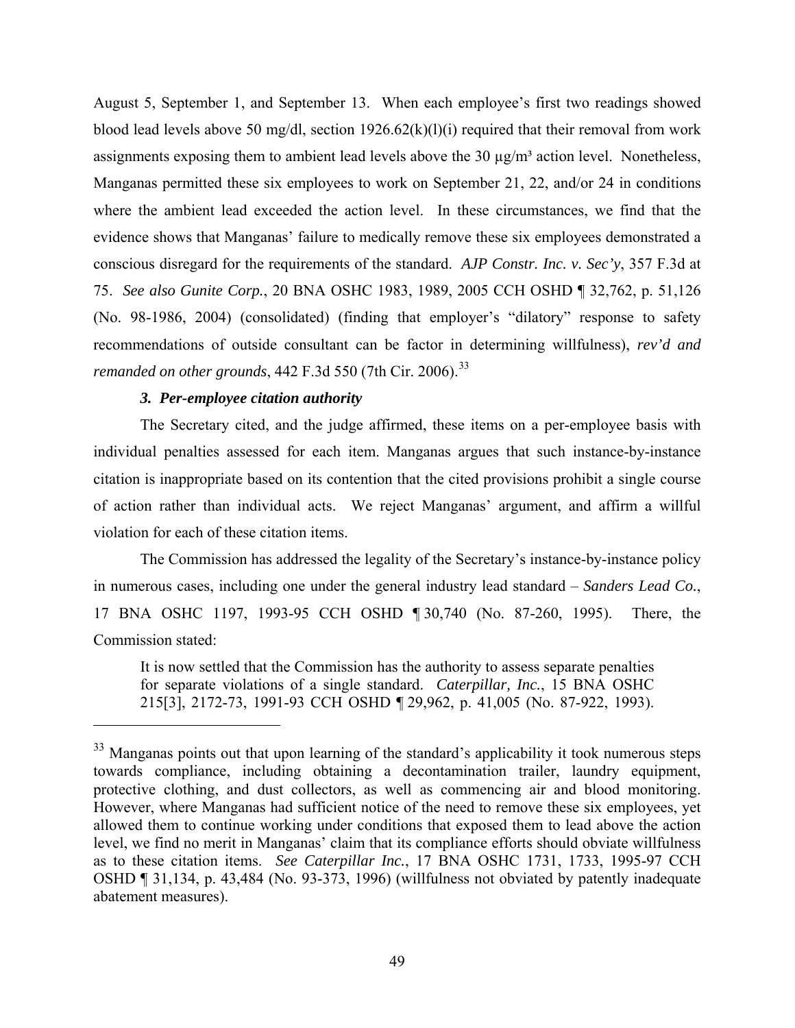August 5, September 1, and September 13. When each employee's first two readings showed blood lead levels above 50 mg/dl, section 1926.62(k)(l)(i) required that their removal from work assignments exposing them to ambient lead levels above the 30 μg/m³ action level. Nonetheless, Manganas permitted these six employees to work on September 21, 22, and/or 24 in conditions where the ambient lead exceeded the action level. In these circumstances, we find that the evidence shows that Manganas' failure to medically remove these six employees demonstrated a conscious disregard for the requirements of the standard. *AJP Constr. Inc. v. Sec'y*, 357 F.3d at 75. *See also Gunite Corp.*, 20 BNA OSHC 1983, 1989, 2005 CCH OSHD ¶ 32,762, p. 51,126 (No. 98-1986, 2004) (consolidated) (finding that employer's "dilatory" response to safety recommendations of outside consultant can be factor in determining willfulness), *rev'd and remanded on other grounds*, 442 F.3d 550 (7th Cir. 2006).[33]

### *3. Per-employee citation authority*

The Secretary cited, and the judge affirmed, these items on a per-employee basis with individual penalties assessed for each item. Manganas argues that such instance-by-instance citation is inappropriate based on its contention that the cited provisions prohibit a single course of action rather than individual acts. We reject Manganas' argument, and affirm a willful violation for each of these citation items.

The Commission has addressed the legality of the Secretary's instance-by-instance policy in numerous cases, including one under the general industry lead standard – *Sanders Lead Co.*, 17 BNA OSHC 1197, 1993-95 CCH OSHD ¶ 30,740 (No. 87-260, 1995). There, the Commission stated:

> It is now settled that the Commission has the authority to assess separate penalties for separate violations of a single standard. *Caterpillar, Inc.*, 15 BNA OSHC 215[3], 2172-73, 1991-93 CCH OSHD ¶ 29,962, p. 41,005 (No. 87-922, 1993).

---

[33] Manganas points out that upon learning of the standard's applicability it took numerous steps towards compliance, including obtaining a decontamination trailer, laundry equipment, protective clothing, and dust collectors, as well as commencing air and blood monitoring. However, where Manganas had sufficient notice of the need to remove these six employees, yet allowed them to continue working under conditions that exposed them to lead above the action level, we find no merit in Manganas' claim that its compliance efforts should obviate willfulness as to these citation items. *See Caterpillar Inc.*, 17 BNA OSHC 1731, 1733, 1995-97 CCH OSHD ¶ 31,134, p. 43,484 (No. 93-373, 1996) (willfulness not obviated by patently inadequate abatement measures).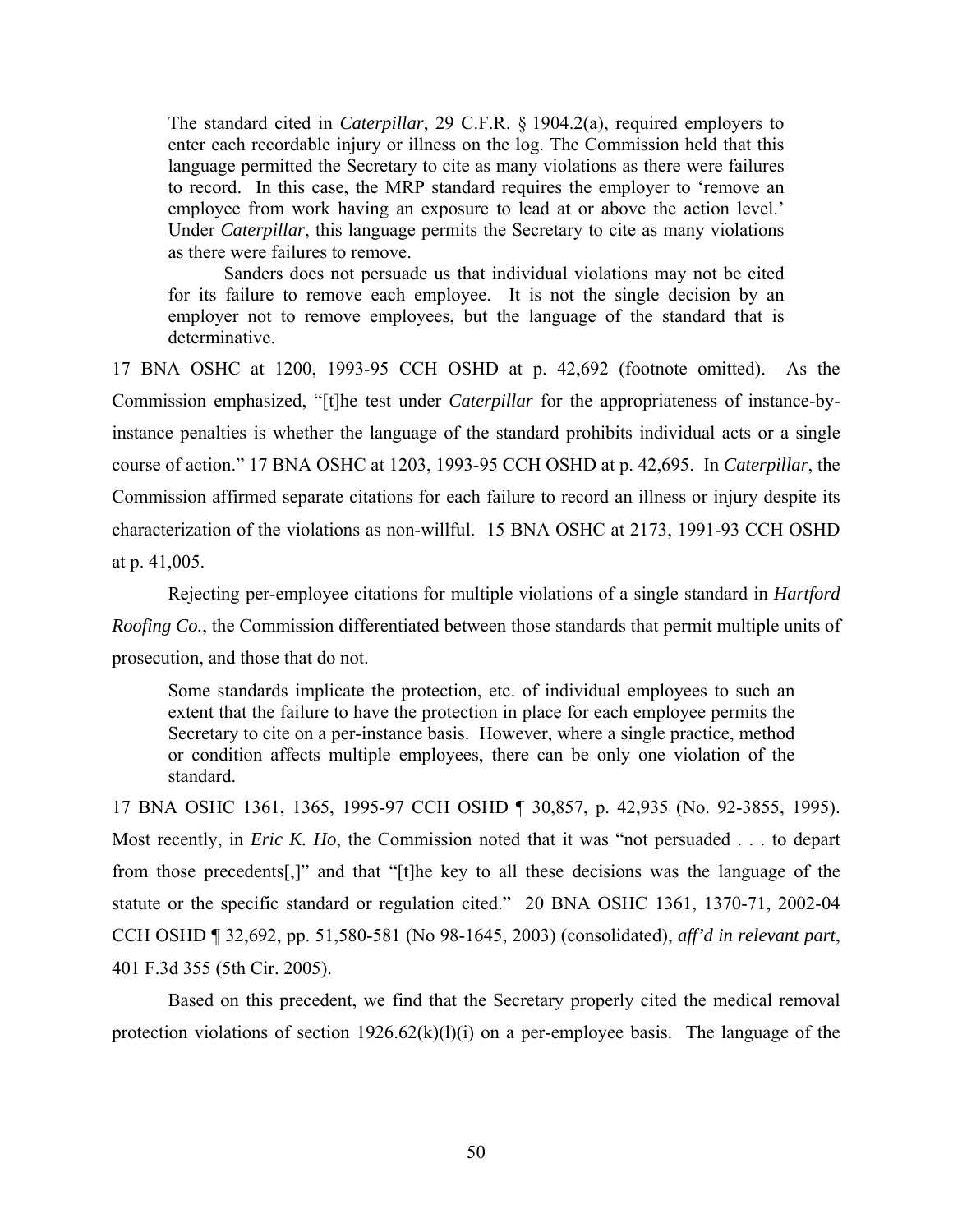> The standard cited in *Caterpillar*, 29 C.F.R. § 1904.2(a), required employers to enter each recordable injury or illness on the log. The Commission held that this language permitted the Secretary to cite as many violations as there were failures to record. In this case, the MRP standard requires the employer to 'remove an employee from work having an exposure to lead at or above the action level.' Under *Caterpillar*, this language permits the Secretary to cite as many violations as there were failures to remove.
>
> Sanders does not persuade us that individual violations may not be cited for its failure to remove each employee. It is not the single decision by an employer not to remove employees, but the language of the standard that is determinative.

17 BNA OSHC at 1200, 1993-95 CCH OSHD at p. 42,692 (footnote omitted). As the Commission emphasized, "[t]he test under *Caterpillar* for the appropriateness of instance-by-instance penalties is whether the language of the standard prohibits individual acts or a single course of action." 17 BNA OSHC at 1203, 1993-95 CCH OSHD at p. 42,695. In *Caterpillar*, the Commission affirmed separate citations for each failure to record an illness or injury despite its characterization of the violations as non-willful. 15 BNA OSHC at 2173, 1991-93 CCH OSHD at p. 41,005.

Rejecting per-employee citations for multiple violations of a single standard in *Hartford Roofing Co.*, the Commission differentiated between those standards that permit multiple units of prosecution, and those that do not.

> Some standards implicate the protection, etc. of individual employees to such an extent that the failure to have the protection in place for each employee permits the Secretary to cite on a per-instance basis. However, where a single practice, method or condition affects multiple employees, there can be only one violation of the standard.

17 BNA OSHC 1361, 1365, 1995-97 CCH OSHD ¶ 30,857, p. 42,935 (No. 92-3855, 1995). Most recently, in *Eric K. Ho*, the Commission noted that it was "not persuaded . . . to depart from those precedents[,]" and that "[t]he key to all these decisions was the language of the statute or the specific standard or regulation cited." 20 BNA OSHC 1361, 1370-71, 2002-04 CCH OSHD ¶ 32,692, pp. 51,580-581 (No 98-1645, 2003) (consolidated), *aff'd in relevant part*, 401 F.3d 355 (5th Cir. 2005).

Based on this precedent, we find that the Secretary properly cited the medical removal protection violations of section 1926.62(k)(l)(i) on a per-employee basis. The language of the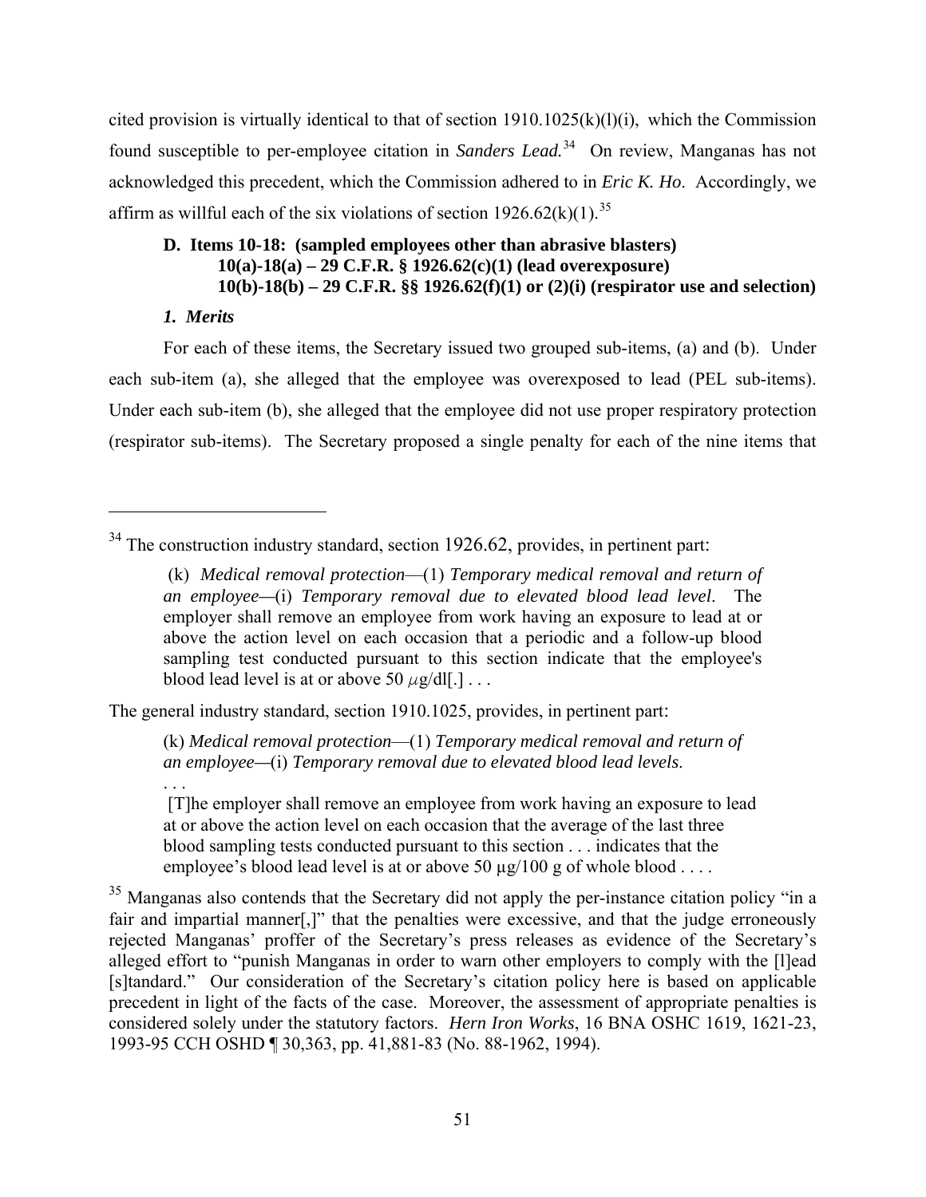cited provision is virtually identical to that of section 1910.1025(k)(l)(i), which the Commission found susceptible to per-employee citation in *Sanders Lead.*[34] On review, Manganas has not acknowledged this precedent, which the Commission adhered to in *Eric K. Ho*. Accordingly, we affirm as willful each of the six violations of section 1926.62(k)(1).[35]

### D. Items 10-18: (sampled employees other than abrasive blasters)
**10(a)-18(a) – 29 C.F.R. § 1926.62(c)(1) (lead overexposure)**
**10(b)-18(b) – 29 C.F.R. §§ 1926.62(f)(1) or (2)(i) (respirator use and selection)**

#### *1. Merits*

For each of these items, the Secretary issued two grouped sub-items, (a) and (b). Under each sub-item (a), she alleged that the employee was overexposed to lead (PEL sub-items). Under each sub-item (b), she alleged that the employee did not use proper respiratory protection (respirator sub-items). The Secretary proposed a single penalty for each of the nine items that

---

[34] The construction industry standard, section 1926.62, provides, in pertinent part:

> (k) *Medical removal protection*—(1) *Temporary medical removal and return of an employee*—(i) *Temporary removal due to elevated blood lead level*. The employer shall remove an employee from work having an exposure to lead at or above the action level on each occasion that a periodic and a follow-up blood sampling test conducted pursuant to this section indicate that the employee's blood lead level is at or above 50 $\mu$g/dl[.] . . .

The general industry standard, section 1910.1025, provides, in pertinent part:

> (k) *Medical removal protection*—(1) *Temporary medical removal and return of an employee*—(i) *Temporary removal due to elevated blood lead levels*.
> . . .
> [T]he employer shall remove an employee from work having an exposure to lead at or above the action level on each occasion that the average of the last three blood sampling tests conducted pursuant to this section . . . indicates that the employee's blood lead level is at or above 50 µg/100 g of whole blood . . . .

[35] Manganas also contends that the Secretary did not apply the per-instance citation policy "in a fair and impartial manner[,]" that the penalties were excessive, and that the judge erroneously rejected Manganas' proffer of the Secretary's press releases as evidence of the Secretary's alleged effort to "punish Manganas in order to warn other employers to comply with the [l]ead [s]tandard." Our consideration of the Secretary's citation policy here is based on applicable precedent in light of the facts of the case. Moreover, the assessment of appropriate penalties is considered solely under the statutory factors. *Hern Iron Works*, 16 BNA OSHC 1619, 1621-23, 1993-95 CCH OSHD ¶ 30,363, pp. 41,881-83 (No. 88-1962, 1994).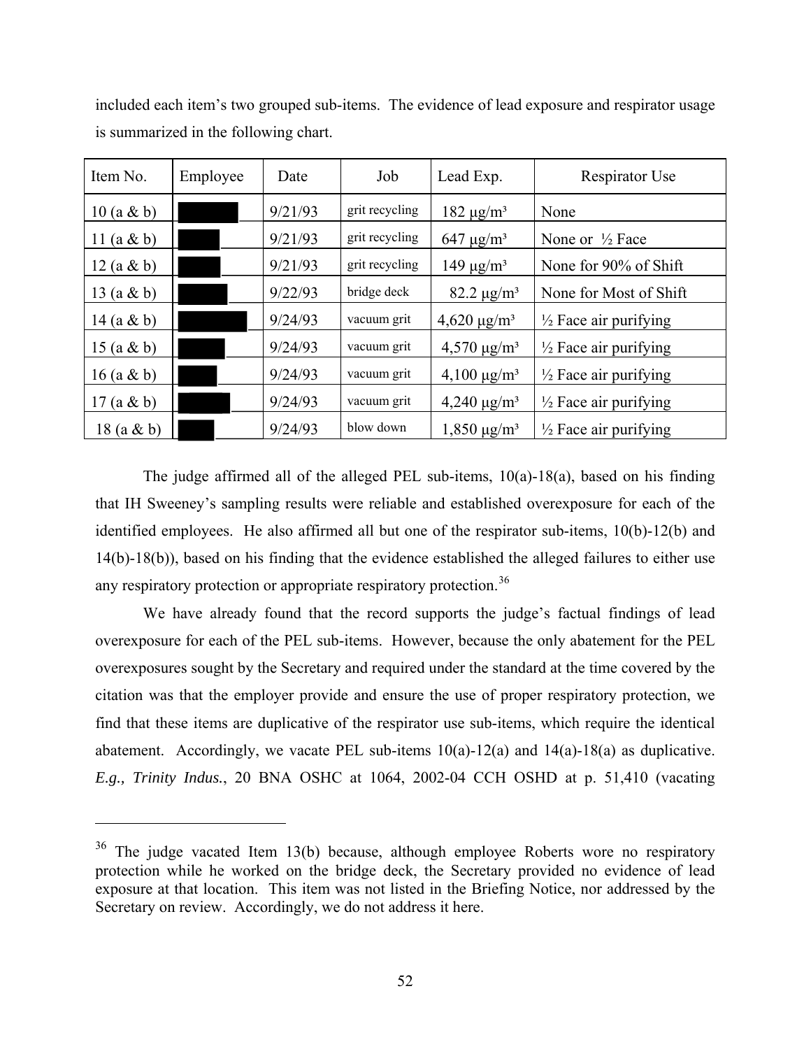included each item's two grouped sub-items. The evidence of lead exposure and respirator usage is summarized in the following chart.

| Item No. | Employee | Date | Job | Lead Exp. | Respirator Use |
|---|---|---|---|---|---|
| 10 (a & b) | █████ | 9/21/93 | grit recycling | 182 μg/m³ | None |
| 11 (a & b) | █████ | 9/21/93 | grit recycling | 647 μg/m³ | None or ½ Face |
| 12 (a & b) | █████ | 9/21/93 | grit recycling | 149 μg/m³ | None for 90% of Shift |
| 13 (a & b) | █████ | 9/22/93 | bridge deck | 82.2 μg/m³ | None for Most of Shift |
| 14 (a & b) | █████ | 9/24/93 | vacuum grit | 4,620 μg/m³ | ½ Face air purifying |
| 15 (a & b) | █████ | 9/24/93 | vacuum grit | 4,570 μg/m³ | ½ Face air purifying |
| 16 (a & b) | █████ | 9/24/93 | vacuum grit | 4,100 μg/m³ | ½ Face air purifying |
| 17 (a & b) | █████ | 9/24/93 | vacuum grit | 4,240 μg/m³ | ½ Face air purifying |
| 18 (a & b) | █████ | 9/24/93 | blow down | 1,850 μg/m³ | ½ Face air purifying |

The judge affirmed all of the alleged PEL sub-items, 10(a)-18(a), based on his finding that IH Sweeney's sampling results were reliable and established overexposure for each of the identified employees. He also affirmed all but one of the respirator sub-items, 10(b)-12(b) and 14(b)-18(b)), based on his finding that the evidence established the alleged failures to either use any respiratory protection or appropriate respiratory protection.[36]

We have already found that the record supports the judge's factual findings of lead overexposure for each of the PEL sub-items. However, because the only abatement for the PEL overexposures sought by the Secretary and required under the standard at the time covered by the citation was that the employer provide and ensure the use of proper respiratory protection, we find that these items are duplicative of the respirator use sub-items, which require the identical abatement. Accordingly, we vacate PEL sub-items 10(a)-12(a) and 14(a)-18(a) as duplicative. *E.g., Trinity Indus.*, 20 BNA OSHC at 1064, 2002-04 CCH OSHD at p. 51,410 (vacating

---

[36] The judge vacated Item 13(b) because, although employee Roberts wore no respiratory protection while he worked on the bridge deck, the Secretary provided no evidence of lead exposure at that location. This item was not listed in the Briefing Notice, nor addressed by the Secretary on review. Accordingly, we do not address it here.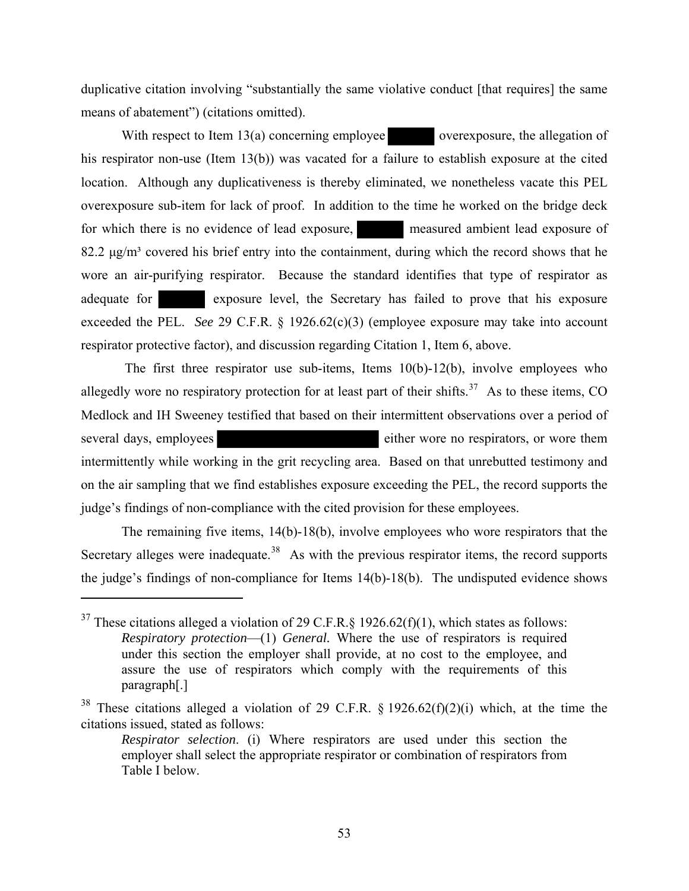duplicative citation involving "substantially the same violative conduct [that requires] the same means of abatement") (citations omitted).

With respect to Item 13(a) concerning employee ██████ overexposure, the allegation of his respirator non-use (Item 13(b)) was vacated for a failure to establish exposure at the cited location. Although any duplicativeness is thereby eliminated, we nonetheless vacate this PEL overexposure sub-item for lack of proof. In addition to the time he worked on the bridge deck for which there is no evidence of lead exposure, ██████ measured ambient lead exposure of 82.2 μg/m³ covered his brief entry into the containment, during which the record shows that he wore an air-purifying respirator. Because the standard identifies that type of respirator as adequate for ██████ exposure level, the Secretary has failed to prove that his exposure exceeded the PEL. *See* 29 C.F.R. § 1926.62(c)(3) (employee exposure may take into account respirator protective factor), and discussion regarding Citation 1, Item 6, above.

The first three respirator use sub-items, Items 10(b)-12(b), involve employees who allegedly wore no respiratory protection for at least part of their shifts.[37] As to these items, CO Medlock and IH Sweeney testified that based on their intermittent observations over a period of several days, employees ████████████████████ either wore no respirators, or wore them intermittently while working in the grit recycling area. Based on that unrebutted testimony and on the air sampling that we find establishes exposure exceeding the PEL, the record supports the judge's findings of non-compliance with the cited provision for these employees.

The remaining five items, 14(b)-18(b), involve employees who wore respirators that the Secretary alleges were inadequate.[38] As with the previous respirator items, the record supports the judge's findings of non-compliance for Items 14(b)-18(b). The undisputed evidence shows

---

[37] These citations alleged a violation of 29 C.F.R.§ 1926.62(f)(1), which states as follows:

> *Respiratory protection*—(1) *General.* Where the use of respirators is required under this section the employer shall provide, at no cost to the employee, and assure the use of respirators which comply with the requirements of this paragraph[.]

[38] These citations alleged a violation of 29 C.F.R. § 1926.62(f)(2)(i) which, at the time the citations issued, stated as follows:

> *Respirator selection*. (i) Where respirators are used under this section the employer shall select the appropriate respirator or combination of respirators from Table I below.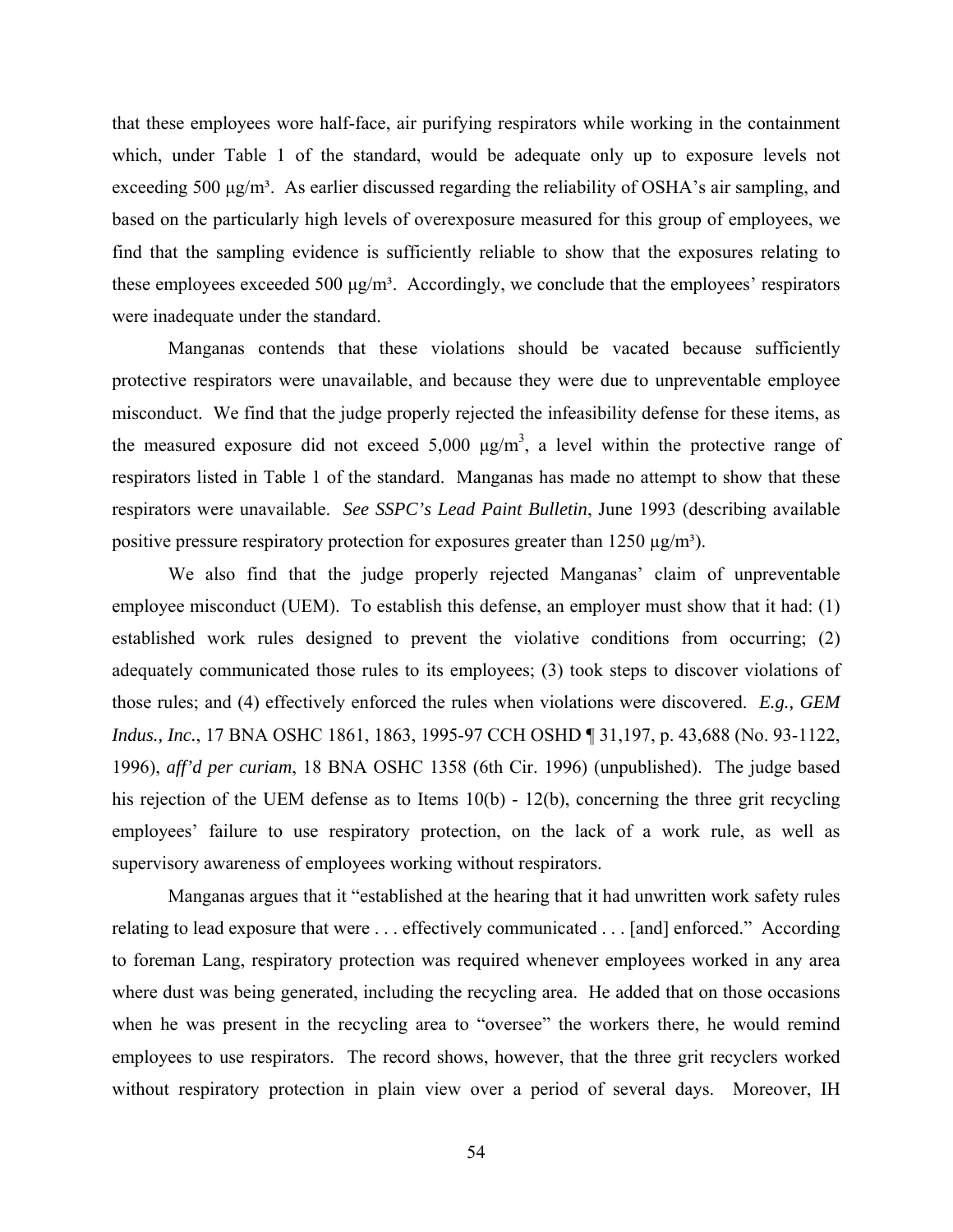that these employees wore half-face, air purifying respirators while working in the containment which, under Table 1 of the standard, would be adequate only up to exposure levels not exceeding 500 µg/m³. As earlier discussed regarding the reliability of OSHA's air sampling, and based on the particularly high levels of overexposure measured for this group of employees, we find that the sampling evidence is sufficiently reliable to show that the exposures relating to these employees exceeded 500 µg/m³. Accordingly, we conclude that the employees' respirators were inadequate under the standard.

Manganas contends that these violations should be vacated because sufficiently protective respirators were unavailable, and because they were due to unpreventable employee misconduct. We find that the judge properly rejected the infeasibility defense for these items, as the measured exposure did not exceed 5,000 µg/m³, a level within the protective range of respirators listed in Table 1 of the standard. Manganas has made no attempt to show that these respirators were unavailable. *See SSPC's Lead Paint Bulletin*, June 1993 (describing available positive pressure respiratory protection for exposures greater than 1250 µg/m³).

We also find that the judge properly rejected Manganas' claim of unpreventable employee misconduct (UEM). To establish this defense, an employer must show that it had: (1) established work rules designed to prevent the violative conditions from occurring; (2) adequately communicated those rules to its employees; (3) took steps to discover violations of those rules; and (4) effectively enforced the rules when violations were discovered. *E.g., GEM Indus., Inc.*, 17 BNA OSHC 1861, 1863, 1995-97 CCH OSHD ¶ 31,197, p. 43,688 (No. 93-1122, 1996), *aff'd per curiam*, 18 BNA OSHC 1358 (6th Cir. 1996) (unpublished). The judge based his rejection of the UEM defense as to Items 10(b) - 12(b), concerning the three grit recycling employees' failure to use respiratory protection, on the lack of a work rule, as well as supervisory awareness of employees working without respirators.

Manganas argues that it "established at the hearing that it had unwritten work safety rules relating to lead exposure that were . . . effectively communicated . . . [and] enforced." According to foreman Lang, respiratory protection was required whenever employees worked in any area where dust was being generated, including the recycling area. He added that on those occasions when he was present in the recycling area to "oversee" the workers there, he would remind employees to use respirators. The record shows, however, that the three grit recyclers worked without respiratory protection in plain view over a period of several days. Moreover, IH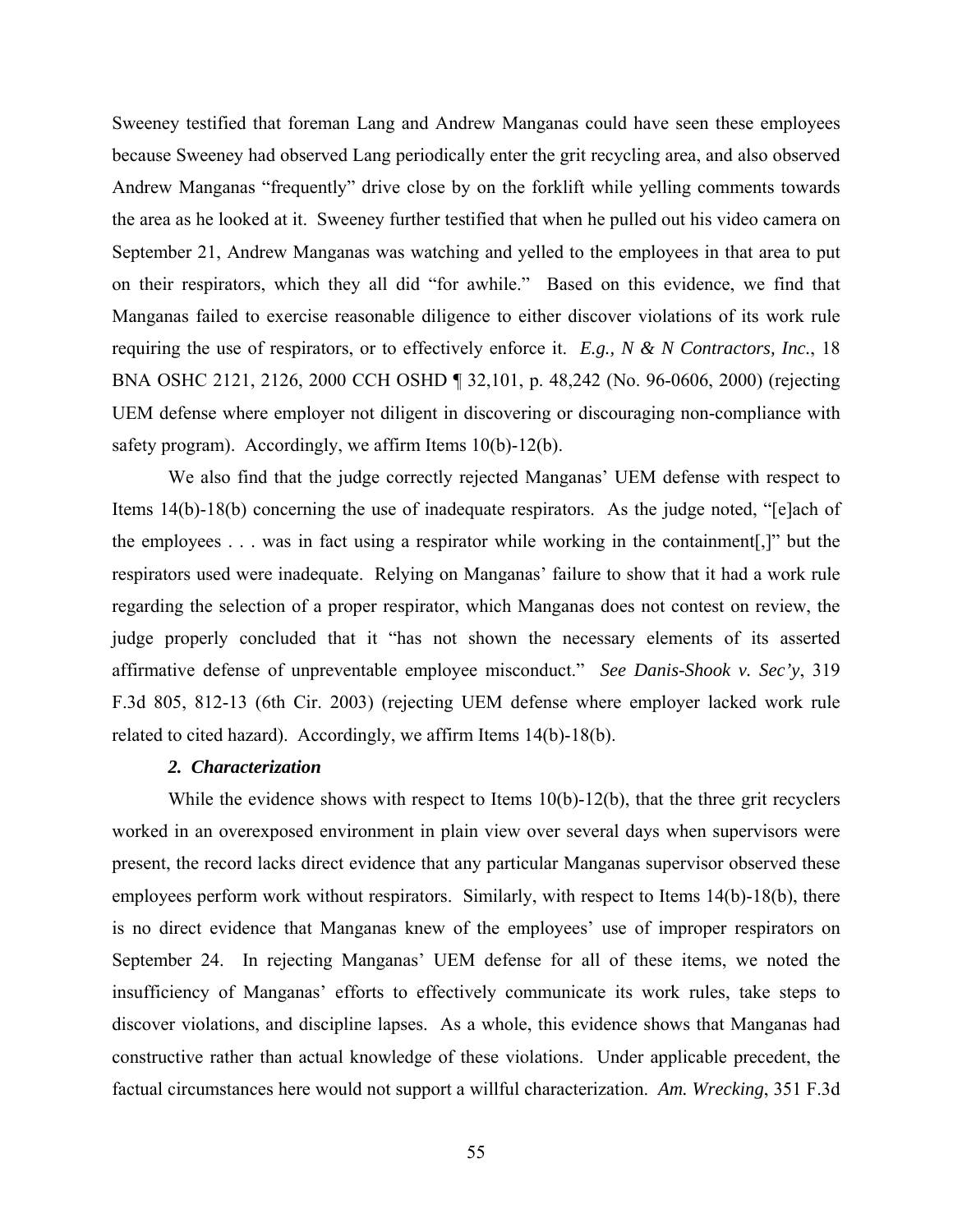Sweeney testified that foreman Lang and Andrew Manganas could have seen these employees because Sweeney had observed Lang periodically enter the grit recycling area, and also observed Andrew Manganas "frequently" drive close by on the forklift while yelling comments towards the area as he looked at it. Sweeney further testified that when he pulled out his video camera on September 21, Andrew Manganas was watching and yelled to the employees in that area to put on their respirators, which they all did "for awhile." Based on this evidence, we find that Manganas failed to exercise reasonable diligence to either discover violations of its work rule requiring the use of respirators, or to effectively enforce it. *E.g., N & N Contractors, Inc.*, 18 BNA OSHC 2121, 2126, 2000 CCH OSHD ¶ 32,101, p. 48,242 (No. 96-0606, 2000) (rejecting UEM defense where employer not diligent in discovering or discouraging non-compliance with safety program). Accordingly, we affirm Items 10(b)-12(b).

We also find that the judge correctly rejected Manganas' UEM defense with respect to Items 14(b)-18(b) concerning the use of inadequate respirators. As the judge noted, "[e]ach of the employees . . . was in fact using a respirator while working in the containment[,]" but the respirators used were inadequate. Relying on Manganas' failure to show that it had a work rule regarding the selection of a proper respirator, which Manganas does not contest on review, the judge properly concluded that it "has not shown the necessary elements of its asserted affirmative defense of unpreventable employee misconduct." *See Danis-Shook v. Sec'y*, 319 F.3d 805, 812-13 (6th Cir. 2003) (rejecting UEM defense where employer lacked work rule related to cited hazard). Accordingly, we affirm Items 14(b)-18(b).

### *2. Characterization*

While the evidence shows with respect to Items 10(b)-12(b), that the three grit recyclers worked in an overexposed environment in plain view over several days when supervisors were present, the record lacks direct evidence that any particular Manganas supervisor observed these employees perform work without respirators. Similarly, with respect to Items 14(b)-18(b), there is no direct evidence that Manganas knew of the employees' use of improper respirators on September 24. In rejecting Manganas' UEM defense for all of these items, we noted the insufficiency of Manganas' efforts to effectively communicate its work rules, take steps to discover violations, and discipline lapses. As a whole, this evidence shows that Manganas had constructive rather than actual knowledge of these violations. Under applicable precedent, the factual circumstances here would not support a willful characterization. *Am. Wrecking*, 351 F.3d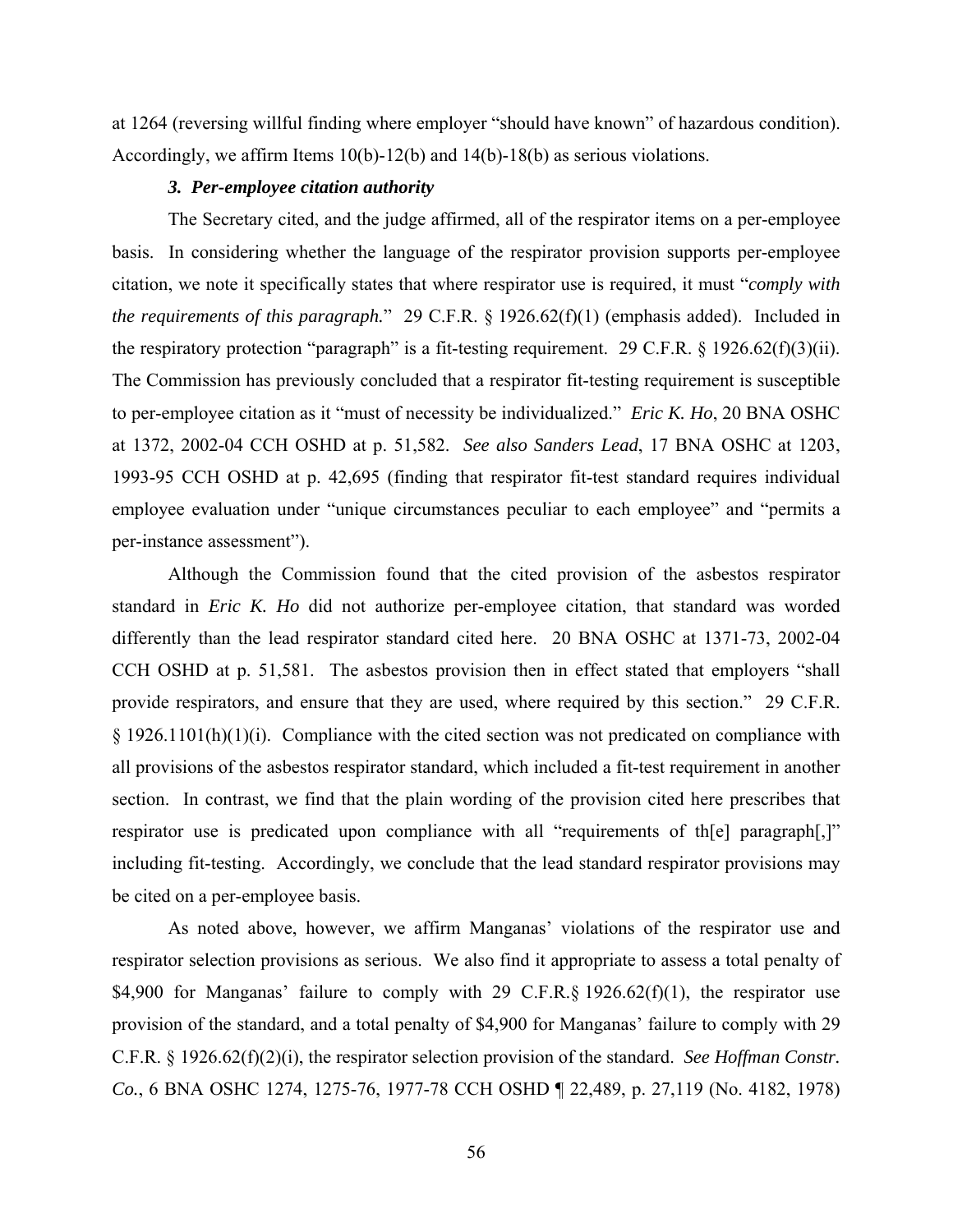at 1264 (reversing willful finding where employer "should have known" of hazardous condition). Accordingly, we affirm Items 10(b)-12(b) and 14(b)-18(b) as serious violations.

### *3. Per-employee citation authority*

The Secretary cited, and the judge affirmed, all of the respirator items on a per-employee basis. In considering whether the language of the respirator provision supports per-employee citation, we note it specifically states that where respirator use is required, it must "*comply with the requirements of this paragraph.*" 29 C.F.R. § 1926.62(f)(1) (emphasis added). Included in the respiratory protection "paragraph" is a fit-testing requirement. 29 C.F.R. § 1926.62(f)(3)(ii). The Commission has previously concluded that a respirator fit-testing requirement is susceptible to per-employee citation as it "must of necessity be individualized." *Eric K. Ho*, 20 BNA OSHC at 1372, 2002-04 CCH OSHD at p. 51,582. *See also Sanders Lead*, 17 BNA OSHC at 1203, 1993-95 CCH OSHD at p. 42,695 (finding that respirator fit-test standard requires individual employee evaluation under "unique circumstances peculiar to each employee" and "permits a per-instance assessment").

Although the Commission found that the cited provision of the asbestos respirator standard in *Eric K. Ho* did not authorize per-employee citation, that standard was worded differently than the lead respirator standard cited here. 20 BNA OSHC at 1371-73, 2002-04 CCH OSHD at p. 51,581. The asbestos provision then in effect stated that employers "shall provide respirators, and ensure that they are used, where required by this section." 29 C.F.R. § 1926.1101(h)(1)(i). Compliance with the cited section was not predicated on compliance with all provisions of the asbestos respirator standard, which included a fit-test requirement in another section. In contrast, we find that the plain wording of the provision cited here prescribes that respirator use is predicated upon compliance with all "requirements of th[e] paragraph[,]" including fit-testing. Accordingly, we conclude that the lead standard respirator provisions may be cited on a per-employee basis.

As noted above, however, we affirm Manganas' violations of the respirator use and respirator selection provisions as serious. We also find it appropriate to assess a total penalty of $4,900 for Manganas' failure to comply with 29 C.F.R.§ 1926.62(f)(1), the respirator use provision of the standard, and a total penalty of $4,900 for Manganas' failure to comply with 29 C.F.R. § 1926.62(f)(2)(i), the respirator selection provision of the standard. *See Hoffman Constr. Co.*, 6 BNA OSHC 1274, 1275-76, 1977-78 CCH OSHD ¶ 22,489, p. 27,119 (No. 4182, 1978)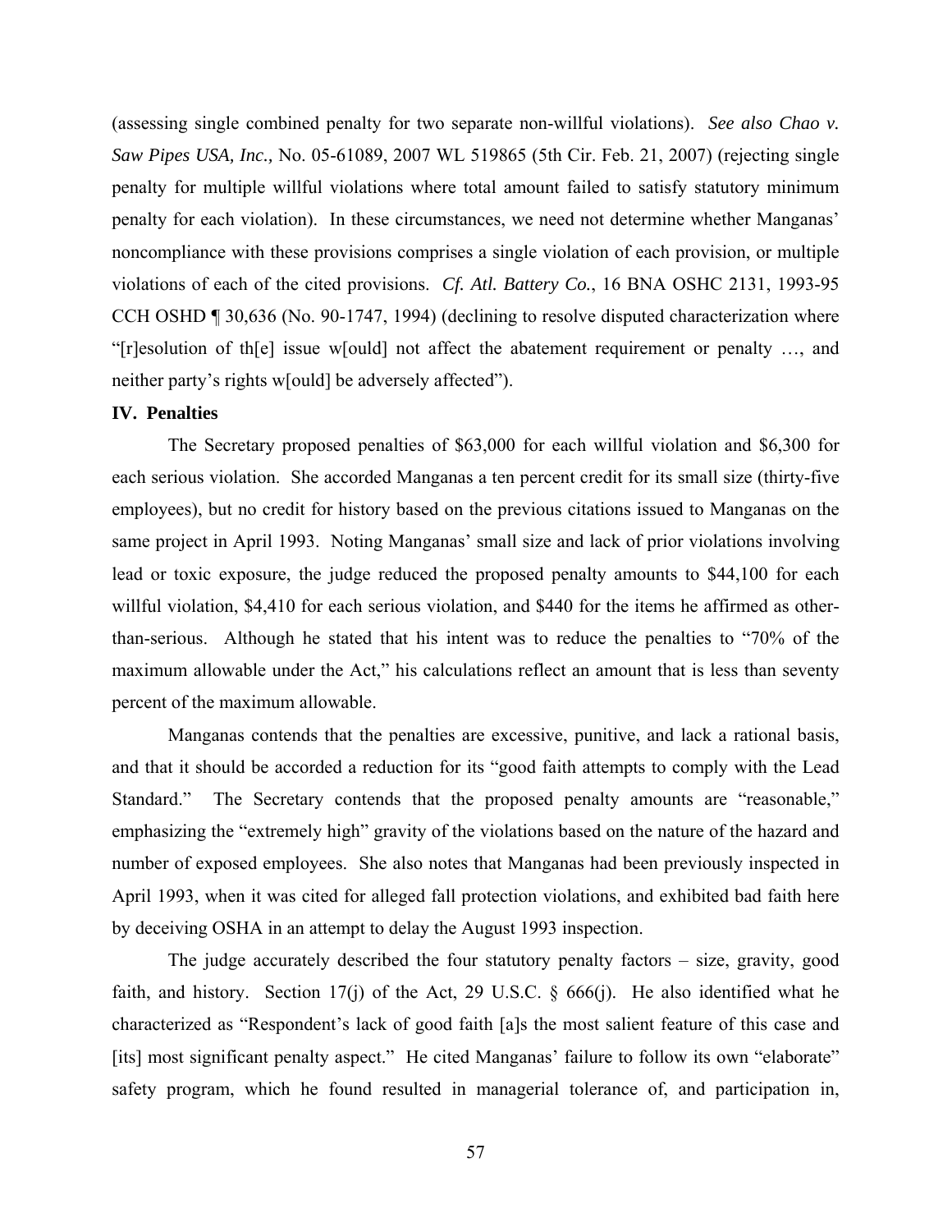(assessing single combined penalty for two separate non-willful violations). *See also Chao v. Saw Pipes USA, Inc.,* No. 05-61089, 2007 WL 519865 (5th Cir. Feb. 21, 2007) (rejecting single penalty for multiple willful violations where total amount failed to satisfy statutory minimum penalty for each violation). In these circumstances, we need not determine whether Manganas' noncompliance with these provisions comprises a single violation of each provision, or multiple violations of each of the cited provisions. *Cf. Atl. Battery Co.*, 16 BNA OSHC 2131, 1993-95 CCH OSHD ¶ 30,636 (No. 90-1747, 1994) (declining to resolve disputed characterization where "[r]esolution of th[e] issue w[ould] not affect the abatement requirement or penalty …, and neither party's rights w[ould] be adversely affected").

**IV. Penalties**

The Secretary proposed penalties of $63,000 for each willful violation and $6,300 for each serious violation. She accorded Manganas a ten percent credit for its small size (thirty-five employees), but no credit for history based on the previous citations issued to Manganas on the same project in April 1993. Noting Manganas' small size and lack of prior violations involving lead or toxic exposure, the judge reduced the proposed penalty amounts to $44,100 for each willful violation, $4,410 for each serious violation, and $440 for the items he affirmed as other-than-serious. Although he stated that his intent was to reduce the penalties to "70% of the maximum allowable under the Act," his calculations reflect an amount that is less than seventy percent of the maximum allowable.

Manganas contends that the penalties are excessive, punitive, and lack a rational basis, and that it should be accorded a reduction for its "good faith attempts to comply with the Lead Standard." The Secretary contends that the proposed penalty amounts are "reasonable," emphasizing the "extremely high" gravity of the violations based on the nature of the hazard and number of exposed employees. She also notes that Manganas had been previously inspected in April 1993, when it was cited for alleged fall protection violations, and exhibited bad faith here by deceiving OSHA in an attempt to delay the August 1993 inspection.

The judge accurately described the four statutory penalty factors – size, gravity, good faith, and history. Section 17(j) of the Act, 29 U.S.C. § 666(j). He also identified what he characterized as "Respondent's lack of good faith [a]s the most salient feature of this case and [its] most significant penalty aspect." He cited Manganas' failure to follow its own "elaborate" safety program, which he found resulted in managerial tolerance of, and participation in,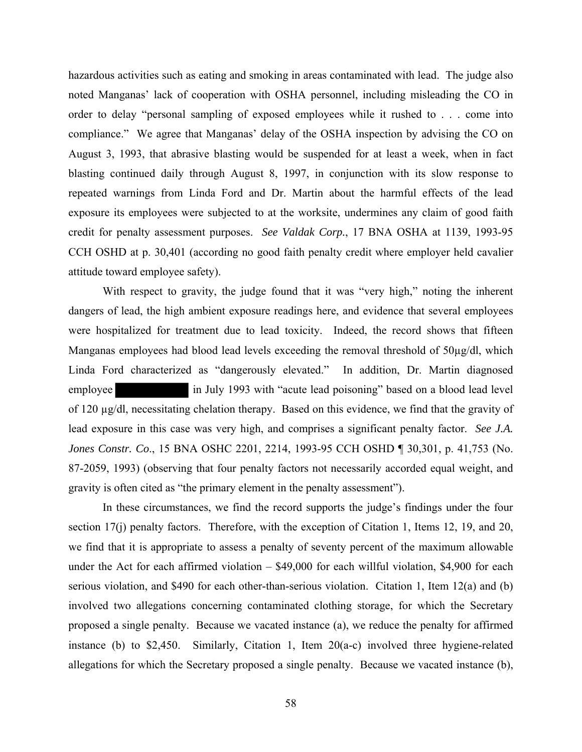hazardous activities such as eating and smoking in areas contaminated with lead. The judge also noted Manganas' lack of cooperation with OSHA personnel, including misleading the CO in order to delay "personal sampling of exposed employees while it rushed to . . . come into compliance." We agree that Manganas' delay of the OSHA inspection by advising the CO on August 3, 1993, that abrasive blasting would be suspended for at least a week, when in fact blasting continued daily through August 8, 1997, in conjunction with its slow response to repeated warnings from Linda Ford and Dr. Martin about the harmful effects of the lead exposure its employees were subjected to at the worksite, undermines any claim of good faith credit for penalty assessment purposes. *See Valdak Corp.*, 17 BNA OSHA at 1139, 1993-95 CCH OSHD at p. 30,401 (according no good faith penalty credit where employer held cavalier attitude toward employee safety).

With respect to gravity, the judge found that it was "very high," noting the inherent dangers of lead, the high ambient exposure readings here, and evidence that several employees were hospitalized for treatment due to lead toxicity. Indeed, the record shows that fifteen Manganas employees had blood lead levels exceeding the removal threshold of 50µg/dl, which Linda Ford characterized as "dangerously elevated." In addition, Dr. Martin diagnosed employee ████████ in July 1993 with "acute lead poisoning" based on a blood lead level of 120 µg/dl, necessitating chelation therapy. Based on this evidence, we find that the gravity of lead exposure in this case was very high, and comprises a significant penalty factor. *See J.A. Jones Constr. Co.*, 15 BNA OSHC 2201, 2214, 1993-95 CCH OSHD ¶ 30,301, p. 41,753 (No. 87-2059, 1993) (observing that four penalty factors not necessarily accorded equal weight, and gravity is often cited as "the primary element in the penalty assessment").

In these circumstances, we find the record supports the judge's findings under the four section 17(j) penalty factors. Therefore, with the exception of Citation 1, Items 12, 19, and 20, we find that it is appropriate to assess a penalty of seventy percent of the maximum allowable under the Act for each affirmed violation – $49,000 for each willful violation, $4,900 for each serious violation, and $490 for each other-than-serious violation. Citation 1, Item 12(a) and (b) involved two allegations concerning contaminated clothing storage, for which the Secretary proposed a single penalty. Because we vacated instance (a), we reduce the penalty for affirmed instance (b) to $2,450. Similarly, Citation 1, Item 20(a-c) involved three hygiene-related allegations for which the Secretary proposed a single penalty. Because we vacated instance (b),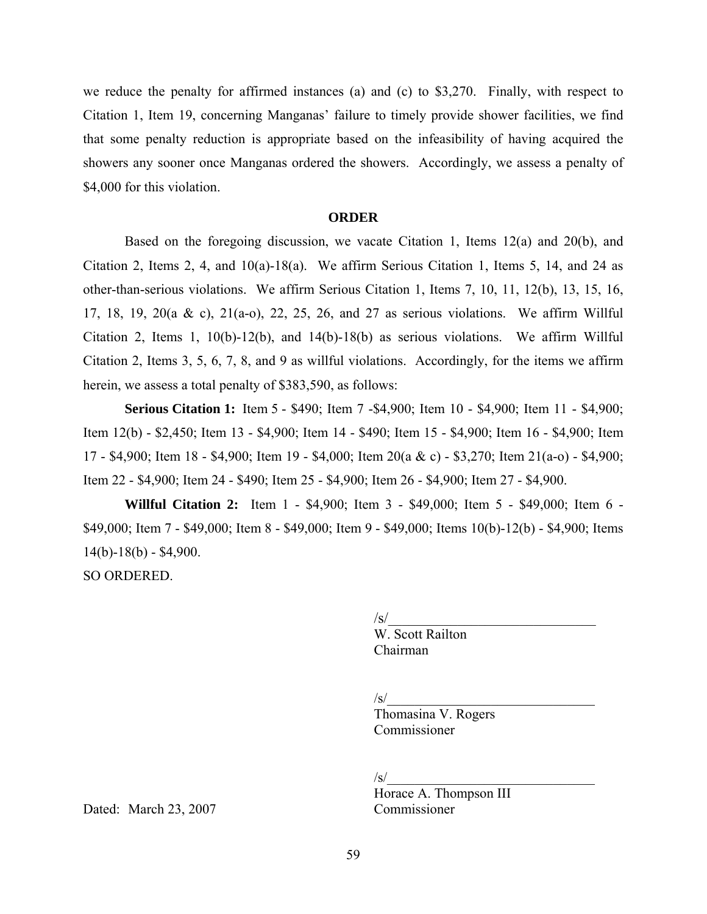we reduce the penalty for affirmed instances (a) and (c) to $3,270. Finally, with respect to Citation 1, Item 19, concerning Manganas' failure to timely provide shower facilities, we find that some penalty reduction is appropriate based on the infeasibility of having acquired the showers any sooner once Manganas ordered the showers. Accordingly, we assess a penalty of $4,000 for this violation.

## ORDER

Based on the foregoing discussion, we vacate Citation 1, Items 12(a) and 20(b), and Citation 2, Items 2, 4, and 10(a)-18(a). We affirm Serious Citation 1, Items 5, 14, and 24 as other-than-serious violations. We affirm Serious Citation 1, Items 7, 10, 11, 12(b), 13, 15, 16, 17, 18, 19, 20(a & c), 21(a-o), 22, 25, 26, and 27 as serious violations. We affirm Willful Citation 2, Items 1, 10(b)-12(b), and 14(b)-18(b) as serious violations. We affirm Willful Citation 2, Items 3, 5, 6, 7, 8, and 9 as willful violations. Accordingly, for the items we affirm herein, we assess a total penalty of $383,590, as follows:

**Serious Citation 1:** Item 5 - $490; Item 7 -$4,900; Item 10 - $4,900; Item 11 - $4,900; Item 12(b) - $2,450; Item 13 - $4,900; Item 14 - $490; Item 15 - $4,900; Item 16 - $4,900; Item 17 - $4,900; Item 18 - $4,900; Item 19 - $4,000; Item 20(a & c) - $3,270; Item 21(a-o) - $4,900; Item 22 - $4,900; Item 24 - $490; Item 25 - $4,900; Item 26 - $4,900; Item 27 - $4,900.

**Willful Citation 2:** Item 1 - $4,900; Item 3 - $49,000; Item 5 - $49,000; Item 6 - $49,000; Item 7 - $49,000; Item 8 - $49,000; Item 9 - $49,000; Items 10(b)-12(b) - $4,900; Items 14(b)-18(b) - $4,900.

SO ORDERED.

/s/______________________________
W. Scott Railton
Chairman

/s/______________________________
Thomasina V. Rogers
Commissioner

/s/______________________________
Horace A. Thompson III
Commissioner

Dated: March 23, 2007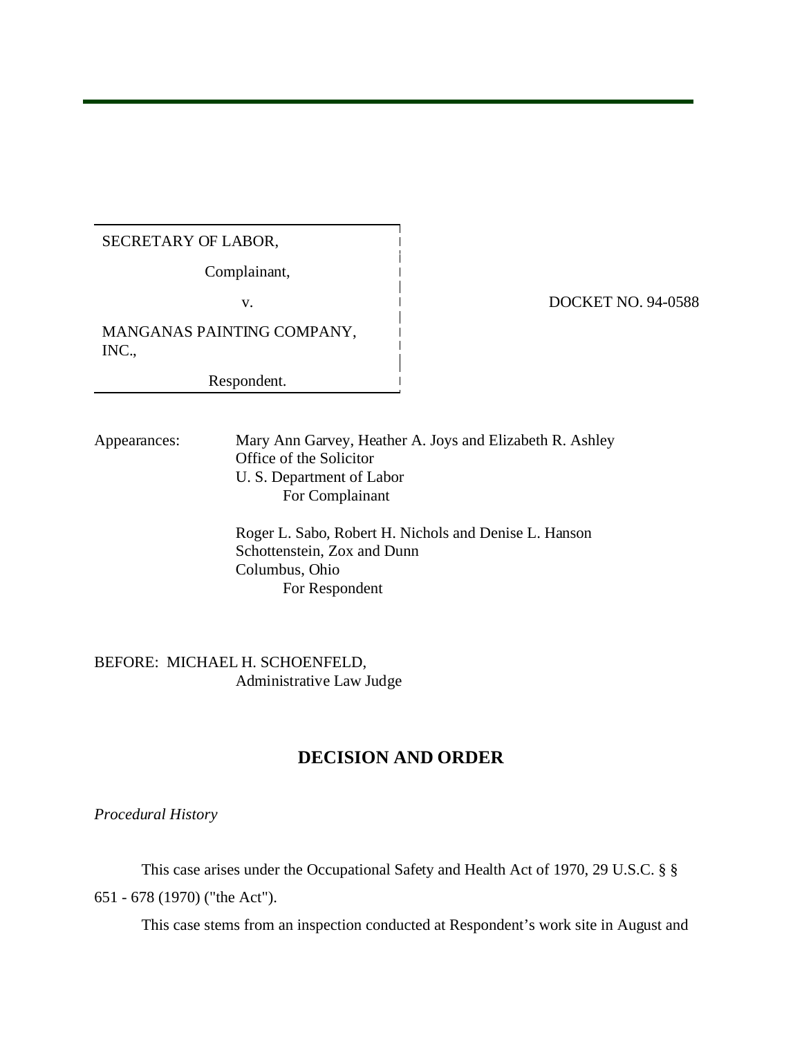| SECRETARY OF LABOR, | |
|---|---|
| Complainant, | |
| v. | DOCKET NO. 94-0588 |
| MANGANAS PAINTING COMPANY, INC., | |
| Respondent. | |

Appearances: Mary Ann Garvey, Heather A. Joys and Elizabeth R. Ashley
Office of the Solicitor
U. S. Department of Labor
For Complainant

Roger L. Sabo, Robert H. Nichols and Denise L. Hanson
Schottenstein, Zox and Dunn
Columbus, Ohio
For Respondent

BEFORE: MICHAEL H. SCHOENFELD,
Administrative Law Judge

## DECISION AND ORDER

*Procedural History*

This case arises under the Occupational Safety and Health Act of 1970, 29 U.S.C. § § 651 - 678 (1970) ("the Act").

This case stems from an inspection conducted at Respondent's work site in August and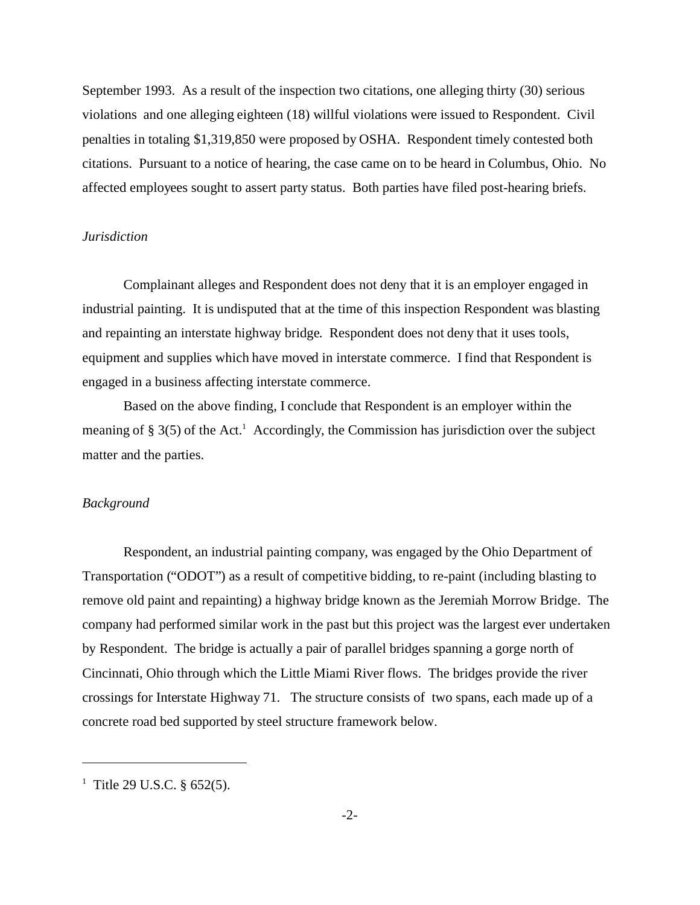September 1993. As a result of the inspection two citations, one alleging thirty (30) serious violations and one alleging eighteen (18) willful violations were issued to Respondent. Civil penalties in totaling $1,319,850 were proposed by OSHA. Respondent timely contested both citations. Pursuant to a notice of hearing, the case came on to be heard in Columbus, Ohio. No affected employees sought to assert party status. Both parties have filed post-hearing briefs.

*Jurisdiction*

Complainant alleges and Respondent does not deny that it is an employer engaged in industrial painting. It is undisputed that at the time of this inspection Respondent was blasting and repainting an interstate highway bridge. Respondent does not deny that it uses tools, equipment and supplies which have moved in interstate commerce. I find that Respondent is engaged in a business affecting interstate commerce.

Based on the above finding, I conclude that Respondent is an employer within the meaning of § 3(5) of the Act.[1] Accordingly, the Commission has jurisdiction over the subject matter and the parties.

*Background*

Respondent, an industrial painting company, was engaged by the Ohio Department of Transportation ("ODOT") as a result of competitive bidding, to re-paint (including blasting to remove old paint and repainting) a highway bridge known as the Jeremiah Morrow Bridge. The company had performed similar work in the past but this project was the largest ever undertaken by Respondent. The bridge is actually a pair of parallel bridges spanning a gorge north of Cincinnati, Ohio through which the Little Miami River flows. The bridges provide the river crossings for Interstate Highway 71. The structure consists of two spans, each made up of a concrete road bed supported by steel structure framework below.

---

[1] Title 29 U.S.C. § 652(5).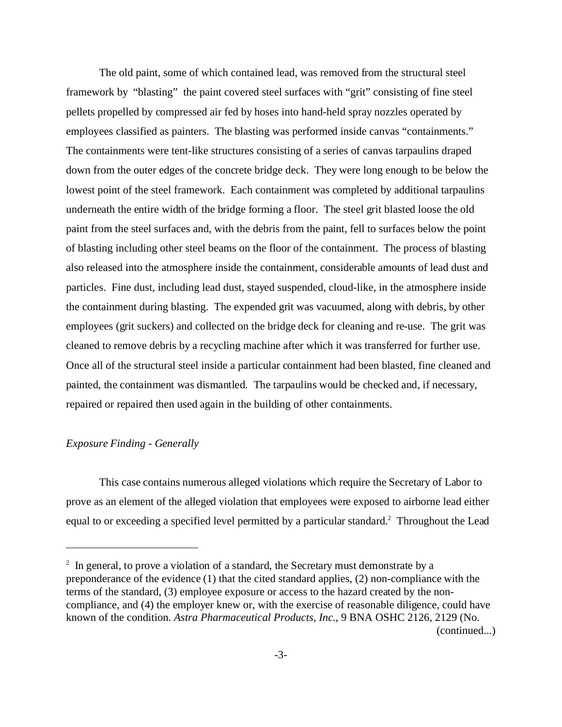The old paint, some of which contained lead, was removed from the structural steel framework by "blasting" the paint covered steel surfaces with "grit" consisting of fine steel pellets propelled by compressed air fed by hoses into hand-held spray nozzles operated by employees classified as painters. The blasting was performed inside canvas "containments." The containments were tent-like structures consisting of a series of canvas tarpaulins draped down from the outer edges of the concrete bridge deck. They were long enough to be below the lowest point of the steel framework. Each containment was completed by additional tarpaulins underneath the entire width of the bridge forming a floor. The steel grit blasted loose the old paint from the steel surfaces and, with the debris from the paint, fell to surfaces below the point of blasting including other steel beams on the floor of the containment. The process of blasting also released into the atmosphere inside the containment, considerable amounts of lead dust and particles. Fine dust, including lead dust, stayed suspended, cloud-like, in the atmosphere inside the containment during blasting. The expended grit was vacuumed, along with debris, by other employees (grit suckers) and collected on the bridge deck for cleaning and re-use. The grit was cleaned to remove debris by a recycling machine after which it was transferred for further use. Once all of the structural steel inside a particular containment had been blasted, fine cleaned and painted, the containment was dismantled. The tarpaulins would be checked and, if necessary, repaired or repaired then used again in the building of other containments.

*Exposure Finding - Generally*

This case contains numerous alleged violations which require the Secretary of Labor to prove as an element of the alleged violation that employees were exposed to airborne lead either equal to or exceeding a specified level permitted by a particular standard.[2] Throughout the Lead

---

[2] In general, to prove a violation of a standard, the Secretary must demonstrate by a preponderance of the evidence (1) that the cited standard applies, (2) non-compliance with the terms of the standard, (3) employee exposure or access to the hazard created by the non-compliance, and (4) the employer knew or, with the exercise of reasonable diligence, could have known of the condition. *Astra Pharmaceutical Products, Inc.*, 9 BNA OSHC 2126, 2129 (No.

(continued...)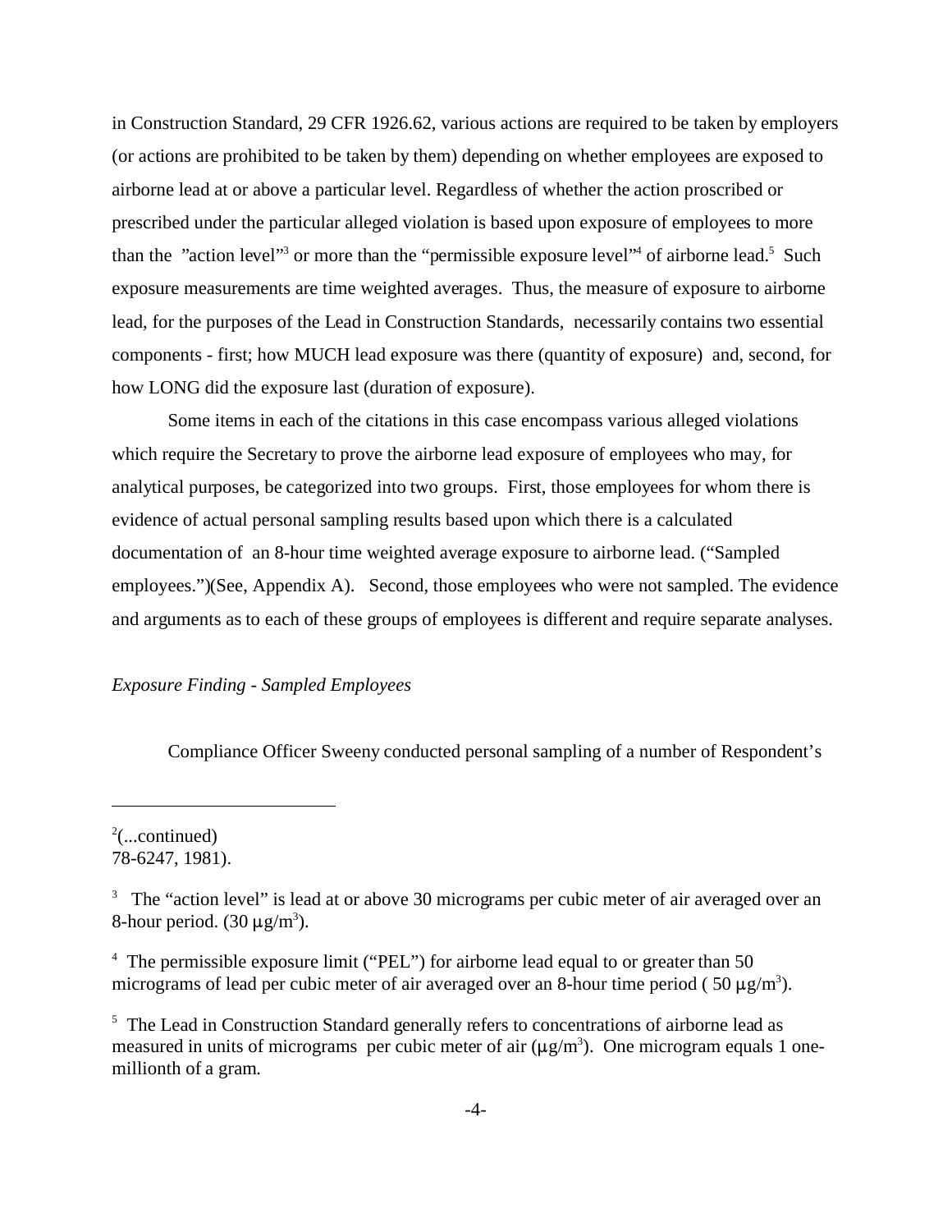in Construction Standard, 29 CFR 1926.62, various actions are required to be taken by employers (or actions are prohibited to be taken by them) depending on whether employees are exposed to airborne lead at or above a particular level. Regardless of whether the action proscribed or prescribed under the particular alleged violation is based upon exposure of employees to more than the "action level"[3] or more than the "permissible exposure level"[4] of airborne lead.[5] Such exposure measurements are time weighted averages. Thus, the measure of exposure to airborne lead, for the purposes of the Lead in Construction Standards, necessarily contains two essential components - first; how MUCH lead exposure was there (quantity of exposure) and, second, for how LONG did the exposure last (duration of exposure).

Some items in each of the citations in this case encompass various alleged violations which require the Secretary to prove the airborne lead exposure of employees who may, for analytical purposes, be categorized into two groups. First, those employees for whom there is evidence of actual personal sampling results based upon which there is a calculated documentation of an 8-hour time weighted average exposure to airborne lead. ("Sampled employees.")(See, Appendix A). Second, those employees who were not sampled. The evidence and arguments as to each of these groups of employees is different and require separate analyses.

*Exposure Finding - Sampled Employees*

Compliance Officer Sweeny conducted personal sampling of a number of Respondent's

---

[2](...continued)
78-6247, 1981).

[3] The "action level" is lead at or above 30 micrograms per cubic meter of air averaged over an 8-hour period. (30 $\mu g/m^3$).

[4] The permissible exposure limit ("PEL") for airborne lead equal to or greater than 50 micrograms of lead per cubic meter of air averaged over an 8-hour time period ( 50 $\mu g/m^3$).

[5] The Lead in Construction Standard generally refers to concentrations of airborne lead as measured in units of micrograms per cubic meter of air ($\mu g/m^3$). One microgram equals 1 one-millionth of a gram.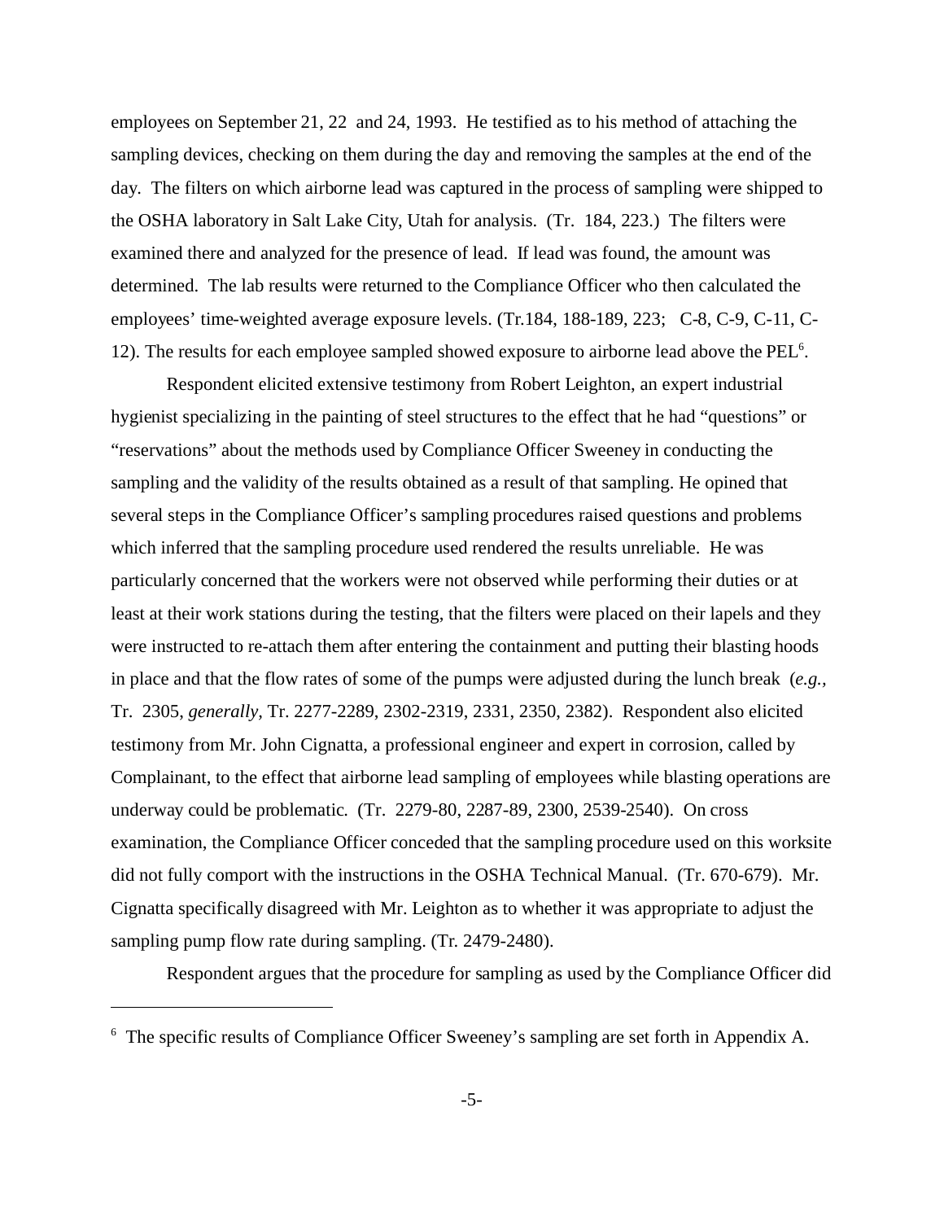employees on September 21, 22 and 24, 1993. He testified as to his method of attaching the sampling devices, checking on them during the day and removing the samples at the end of the day. The filters on which airborne lead was captured in the process of sampling were shipped to the OSHA laboratory in Salt Lake City, Utah for analysis. (Tr. 184, 223.) The filters were examined there and analyzed for the presence of lead. If lead was found, the amount was determined. The lab results were returned to the Compliance Officer who then calculated the employees' time-weighted average exposure levels. (Tr.184, 188-189, 223; C-8, C-9, C-11, C-12). The results for each employee sampled showed exposure to airborne lead above the PEL[6].

Respondent elicited extensive testimony from Robert Leighton, an expert industrial hygienist specializing in the painting of steel structures to the effect that he had "questions" or "reservations" about the methods used by Compliance Officer Sweeney in conducting the sampling and the validity of the results obtained as a result of that sampling. He opined that several steps in the Compliance Officer's sampling procedures raised questions and problems which inferred that the sampling procedure used rendered the results unreliable. He was particularly concerned that the workers were not observed while performing their duties or at least at their work stations during the testing, that the filters were placed on their lapels and they were instructed to re-attach them after entering the containment and putting their blasting hoods in place and that the flow rates of some of the pumps were adjusted during the lunch break (*e.g.,* Tr. 2305, *generally,* Tr. 2277-2289, 2302-2319, 2331, 2350, 2382). Respondent also elicited testimony from Mr. John Cignatta, a professional engineer and expert in corrosion, called by Complainant, to the effect that airborne lead sampling of employees while blasting operations are underway could be problematic. (Tr. 2279-80, 2287-89, 2300, 2539-2540). On cross examination, the Compliance Officer conceded that the sampling procedure used on this worksite did not fully comport with the instructions in the OSHA Technical Manual. (Tr. 670-679). Mr. Cignatta specifically disagreed with Mr. Leighton as to whether it was appropriate to adjust the sampling pump flow rate during sampling. (Tr. 2479-2480).

Respondent argues that the procedure for sampling as used by the Compliance Officer did

---

[6] The specific results of Compliance Officer Sweeney's sampling are set forth in Appendix A.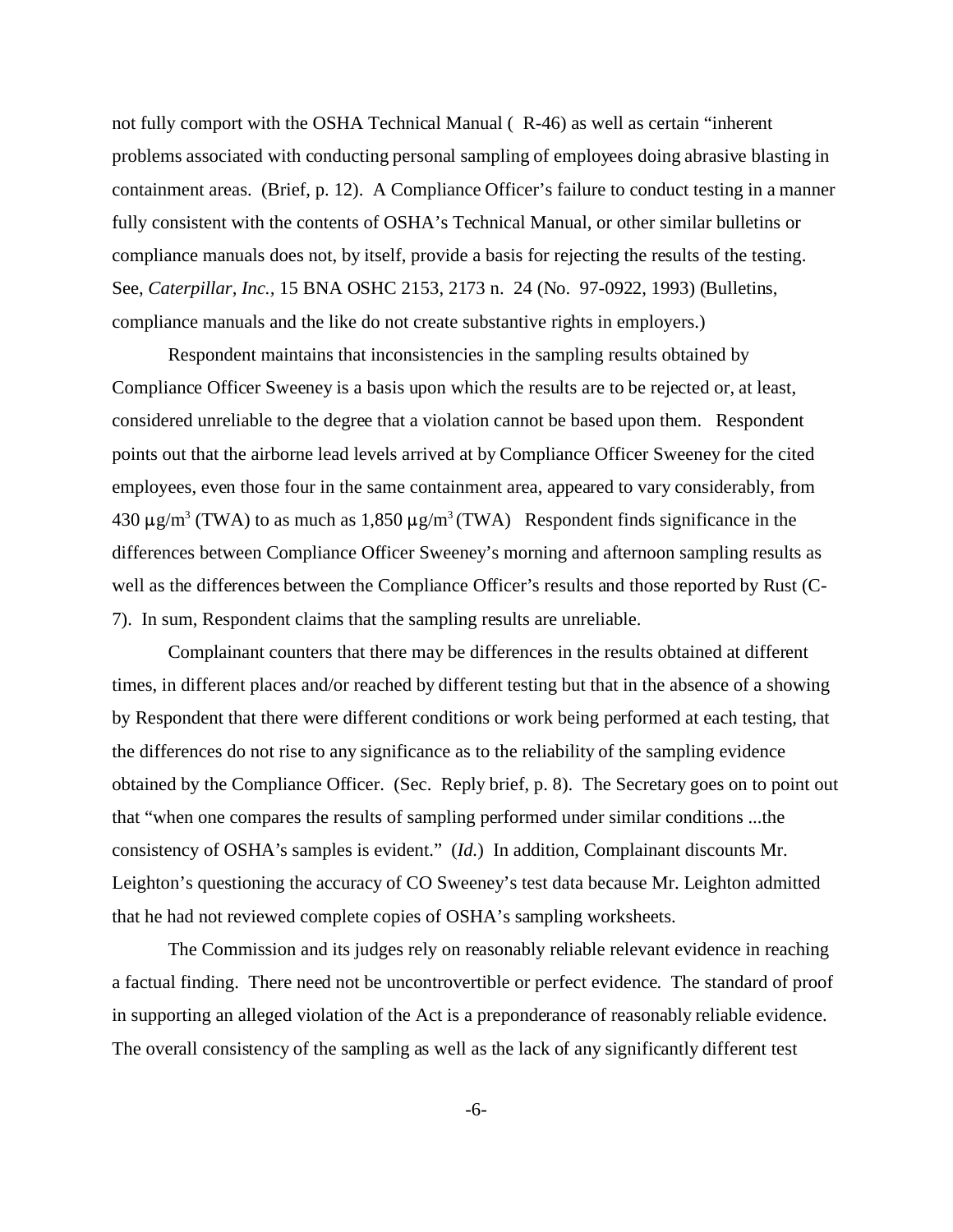not fully comport with the OSHA Technical Manual ( R-46) as well as certain "inherent problems associated with conducting personal sampling of employees doing abrasive blasting in containment areas. (Brief, p. 12). A Compliance Officer's failure to conduct testing in a manner fully consistent with the contents of OSHA's Technical Manual, or other similar bulletins or compliance manuals does not, by itself, provide a basis for rejecting the results of the testing. See, *Caterpillar, Inc.*, 15 BNA OSHC 2153, 2173 n. 24 (No. 97-0922, 1993) (Bulletins, compliance manuals and the like do not create substantive rights in employers.)

Respondent maintains that inconsistencies in the sampling results obtained by Compliance Officer Sweeney is a basis upon which the results are to be rejected or, at least, considered unreliable to the degree that a violation cannot be based upon them. Respondent points out that the airborne lead levels arrived at by Compliance Officer Sweeney for the cited employees, even those four in the same containment area, appeared to vary considerably, from 430 $\mu g/m^3$ (TWA) to as much as 1,850 $\mu g/m^3$ (TWA) Respondent finds significance in the differences between Compliance Officer Sweeney's morning and afternoon sampling results as well as the differences between the Compliance Officer's results and those reported by Rust (C-7). In sum, Respondent claims that the sampling results are unreliable.

Complainant counters that there may be differences in the results obtained at different times, in different places and/or reached by different testing but that in the absence of a showing by Respondent that there were different conditions or work being performed at each testing, that the differences do not rise to any significance as to the reliability of the sampling evidence obtained by the Compliance Officer. (Sec. Reply brief, p. 8). The Secretary goes on to point out that "when one compares the results of sampling performed under similar conditions ...the consistency of OSHA's samples is evident." (*Id.*) In addition, Complainant discounts Mr. Leighton's questioning the accuracy of CO Sweeney's test data because Mr. Leighton admitted that he had not reviewed complete copies of OSHA's sampling worksheets.

The Commission and its judges rely on reasonably reliable relevant evidence in reaching a factual finding. There need not be uncontrovertible or perfect evidence. The standard of proof in supporting an alleged violation of the Act is a preponderance of reasonably reliable evidence. The overall consistency of the sampling as well as the lack of any significantly different test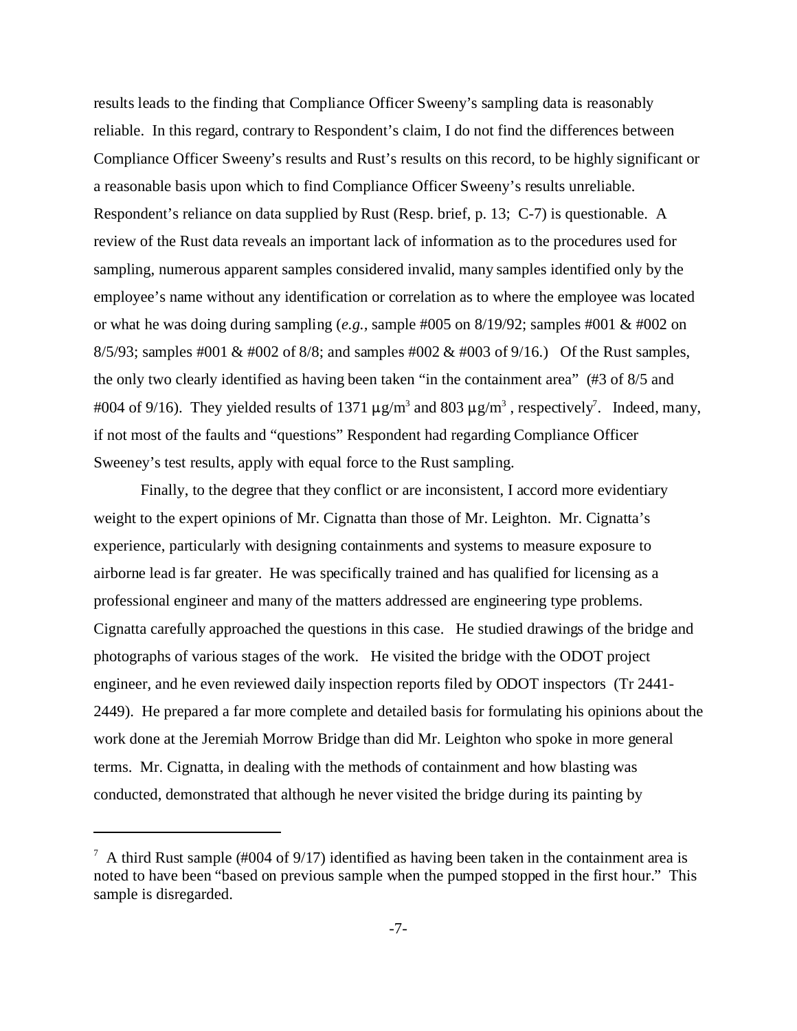results leads to the finding that Compliance Officer Sweeny's sampling data is reasonably reliable. In this regard, contrary to Respondent's claim, I do not find the differences between Compliance Officer Sweeny's results and Rust's results on this record, to be highly significant or a reasonable basis upon which to find Compliance Officer Sweeny's results unreliable. Respondent's reliance on data supplied by Rust (Resp. brief, p. 13; C-7) is questionable. A review of the Rust data reveals an important lack of information as to the procedures used for sampling, numerous apparent samples considered invalid, many samples identified only by the employee's name without any identification or correlation as to where the employee was located or what he was doing during sampling (*e.g.,* sample #005 on 8/19/92; samples #001 & #002 on 8/5/93; samples #001 & #002 of 8/8; and samples #002 & #003 of 9/16.) Of the Rust samples, the only two clearly identified as having been taken "in the containment area" (#3 of 8/5 and #004 of 9/16). They yielded results of 1371 $\mu g/m^3$ and 803 $\mu g/m^3$ , respectively[7]. Indeed, many, if not most of the faults and "questions" Respondent had regarding Compliance Officer Sweeney's test results, apply with equal force to the Rust sampling.

Finally, to the degree that they conflict or are inconsistent, I accord more evidentiary weight to the expert opinions of Mr. Cignatta than those of Mr. Leighton. Mr. Cignatta's experience, particularly with designing containments and systems to measure exposure to airborne lead is far greater. He was specifically trained and has qualified for licensing as a professional engineer and many of the matters addressed are engineering type problems. Cignatta carefully approached the questions in this case. He studied drawings of the bridge and photographs of various stages of the work. He visited the bridge with the ODOT project engineer, and he even reviewed daily inspection reports filed by ODOT inspectors (Tr 2441-2449). He prepared a far more complete and detailed basis for formulating his opinions about the work done at the Jeremiah Morrow Bridge than did Mr. Leighton who spoke in more general terms. Mr. Cignatta, in dealing with the methods of containment and how blasting was conducted, demonstrated that although he never visited the bridge during its painting by

---

[7] A third Rust sample (#004 of 9/17) identified as having been taken in the containment area is noted to have been "based on previous sample when the pumped stopped in the first hour." This sample is disregarded.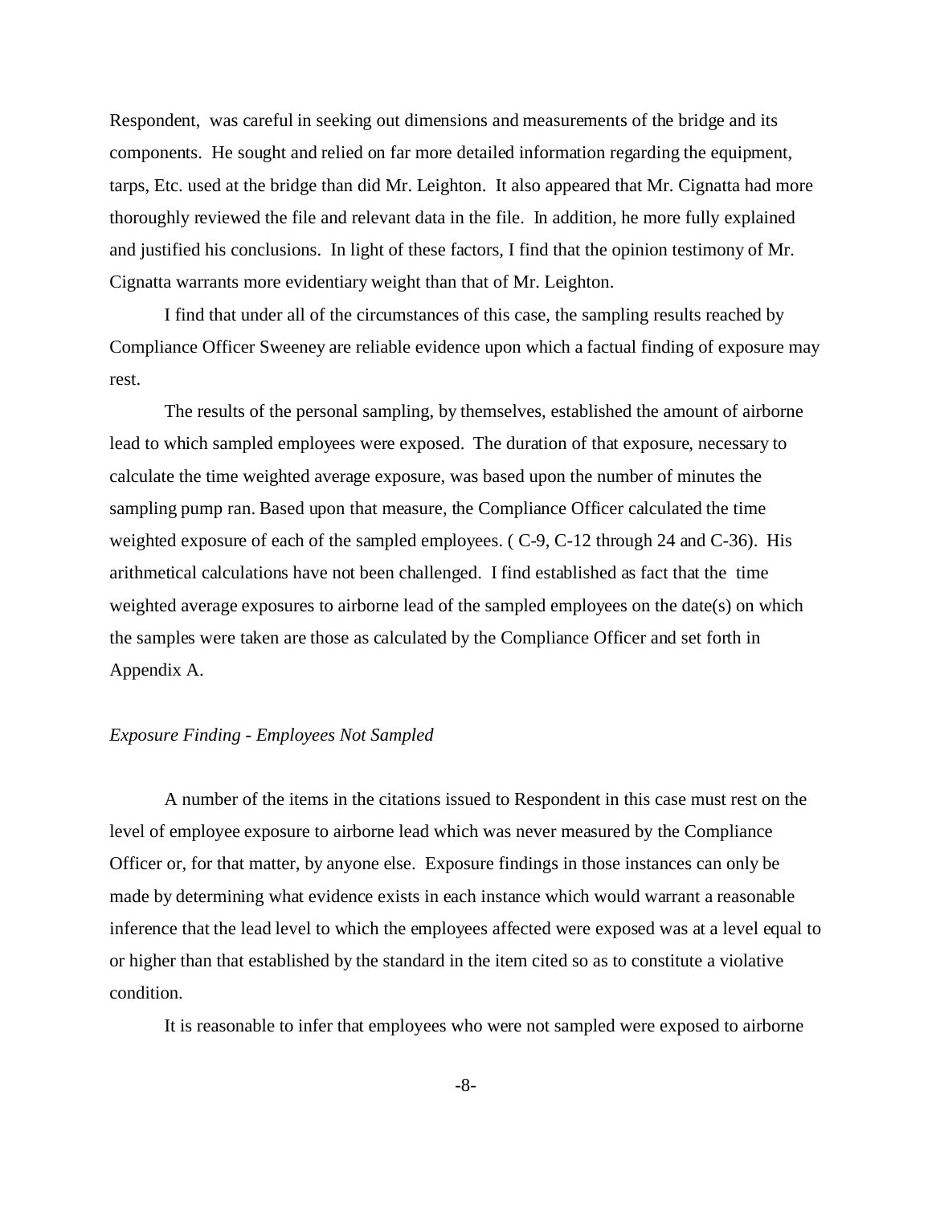Respondent, was careful in seeking out dimensions and measurements of the bridge and its components. He sought and relied on far more detailed information regarding the equipment, tarps, Etc. used at the bridge than did Mr. Leighton. It also appeared that Mr. Cignatta had more thoroughly reviewed the file and relevant data in the file. In addition, he more fully explained and justified his conclusions. In light of these factors, I find that the opinion testimony of Mr. Cignatta warrants more evidentiary weight than that of Mr. Leighton.

I find that under all of the circumstances of this case, the sampling results reached by Compliance Officer Sweeney are reliable evidence upon which a factual finding of exposure may rest.

The results of the personal sampling, by themselves, established the amount of airborne lead to which sampled employees were exposed. The duration of that exposure, necessary to calculate the time weighted average exposure, was based upon the number of minutes the sampling pump ran. Based upon that measure, the Compliance Officer calculated the time weighted exposure of each of the sampled employees. ( C-9, C-12 through 24 and C-36). His arithmetical calculations have not been challenged. I find established as fact that the time weighted average exposures to airborne lead of the sampled employees on the date(s) on which the samples were taken are those as calculated by the Compliance Officer and set forth in Appendix A.

*Exposure Finding - Employees Not Sampled*

A number of the items in the citations issued to Respondent in this case must rest on the level of employee exposure to airborne lead which was never measured by the Compliance Officer or, for that matter, by anyone else. Exposure findings in those instances can only be made by determining what evidence exists in each instance which would warrant a reasonable inference that the lead level to which the employees affected were exposed was at a level equal to or higher than that established by the standard in the item cited so as to constitute a violative condition.

It is reasonable to infer that employees who were not sampled were exposed to airborne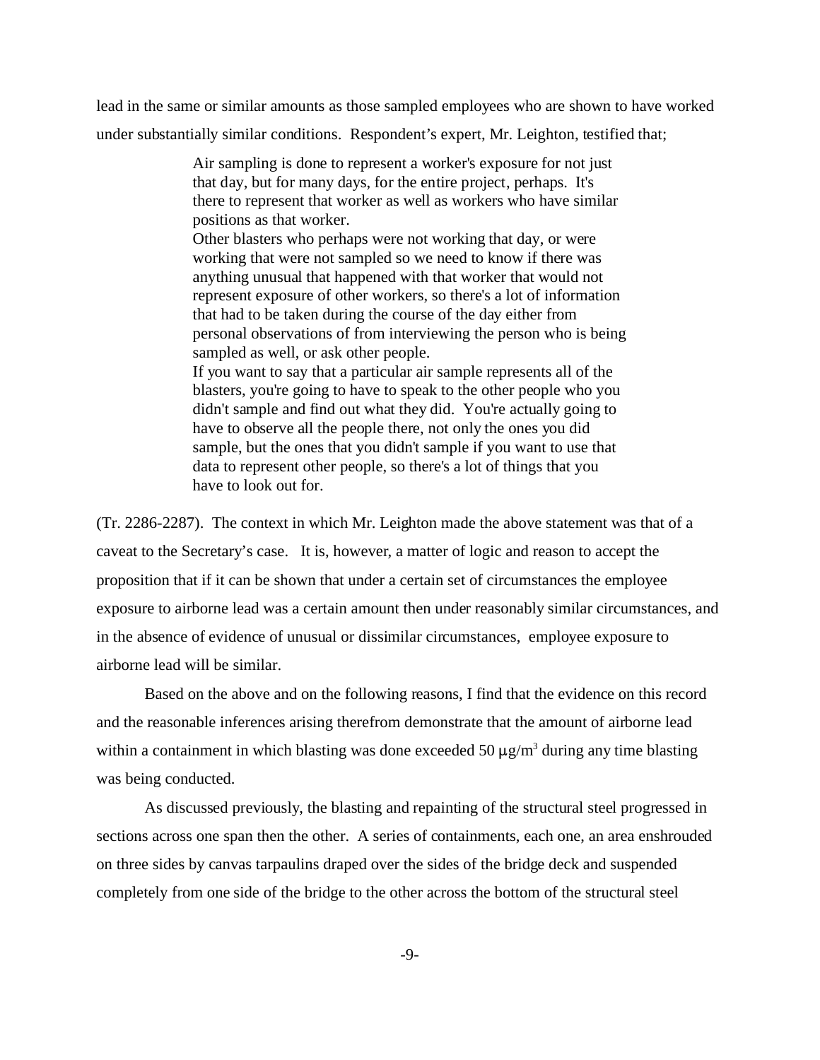lead in the same or similar amounts as those sampled employees who are shown to have worked under substantially similar conditions. Respondent's expert, Mr. Leighton, testified that;

> Air sampling is done to represent a worker's exposure for not just that day, but for many days, for the entire project, perhaps. It's there to represent that worker as well as workers who have similar positions as that worker.
>
> Other blasters who perhaps were not working that day, or were working that were not sampled so we need to know if there was anything unusual that happened with that worker that would not represent exposure of other workers, so there's a lot of information that had to be taken during the course of the day either from personal observations of from interviewing the person who is being sampled as well, or ask other people.
>
> If you want to say that a particular air sample represents all of the blasters, you're going to have to speak to the other people who you didn't sample and find out what they did. You're actually going to have to observe all the people there, not only the ones you did sample, but the ones that you didn't sample if you want to use that data to represent other people, so there's a lot of things that you have to look out for.

(Tr. 2286-2287). The context in which Mr. Leighton made the above statement was that of a caveat to the Secretary's case. It is, however, a matter of logic and reason to accept the proposition that if it can be shown that under a certain set of circumstances the employee exposure to airborne lead was a certain amount then under reasonably similar circumstances, and in the absence of evidence of unusual or dissimilar circumstances, employee exposure to airborne lead will be similar.

Based on the above and on the following reasons, I find that the evidence on this record and the reasonable inferences arising therefrom demonstrate that the amount of airborne lead within a containment in which blasting was done exceeded 50 $\mu g/m^3$ during any time blasting was being conducted.

As discussed previously, the blasting and repainting of the structural steel progressed in sections across one span then the other. A series of containments, each one, an area enshrouded on three sides by canvas tarpaulins draped over the sides of the bridge deck and suspended completely from one side of the bridge to the other across the bottom of the structural steel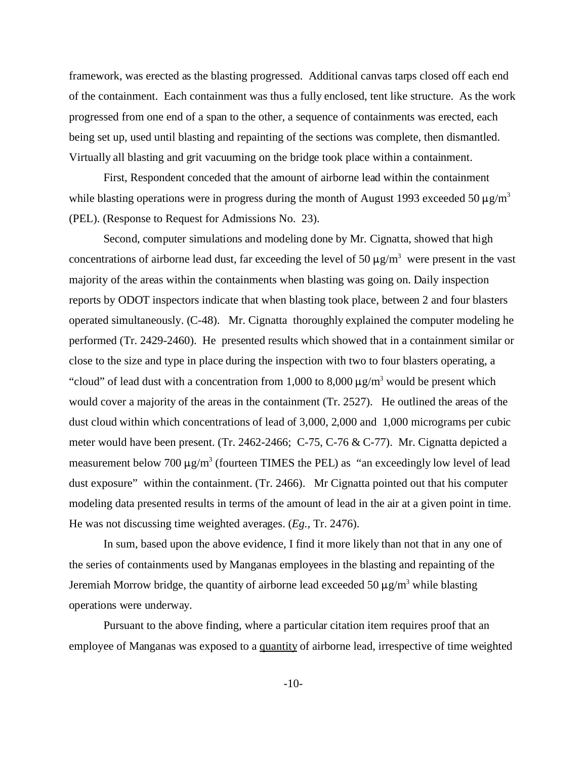framework, was erected as the blasting progressed. Additional canvas tarps closed off each end of the containment. Each containment was thus a fully enclosed, tent like structure. As the work progressed from one end of a span to the other, a sequence of containments was erected, each being set up, used until blasting and repainting of the sections was complete, then dismantled. Virtually all blasting and grit vacuuming on the bridge took place within a containment.

First, Respondent conceded that the amount of airborne lead within the containment while blasting operations were in progress during the month of August 1993 exceeded 50 $\mu g/m^3$ (PEL). (Response to Request for Admissions No. 23).

Second, computer simulations and modeling done by Mr. Cignatta, showed that high concentrations of airborne lead dust, far exceeding the level of 50 $\mu g/m^3$ were present in the vast majority of the areas within the containments when blasting was going on. Daily inspection reports by ODOT inspectors indicate that when blasting took place, between 2 and four blasters operated simultaneously. (C-48). Mr. Cignatta thoroughly explained the computer modeling he performed (Tr. 2429-2460). He presented results which showed that in a containment similar or close to the size and type in place during the inspection with two to four blasters operating, a "cloud" of lead dust with a concentration from 1,000 to 8,000 $\mu g/m^3$ would be present which would cover a majority of the areas in the containment (Tr. 2527). He outlined the areas of the dust cloud within which concentrations of lead of 3,000, 2,000 and 1,000 micrograms per cubic meter would have been present. (Tr. 2462-2466; C-75, C-76 & C-77). Mr. Cignatta depicted a measurement below 700 $\mu g/m^3$ (fourteen TIMES the PEL) as "an exceedingly low level of lead dust exposure" within the containment. (Tr. 2466). Mr Cignatta pointed out that his computer modeling data presented results in terms of the amount of lead in the air at a given point in time. He was not discussing time weighted averages. (*Eg.,* Tr. 2476).

In sum, based upon the above evidence, I find it more likely than not that in any one of the series of containments used by Manganas employees in the blasting and repainting of the Jeremiah Morrow bridge, the quantity of airborne lead exceeded 50 $\mu g/m^3$ while blasting operations were underway.

Pursuant to the above finding, where a particular citation item requires proof that an employee of Manganas was exposed to a <u>quantity</u> of airborne lead, irrespective of time weighted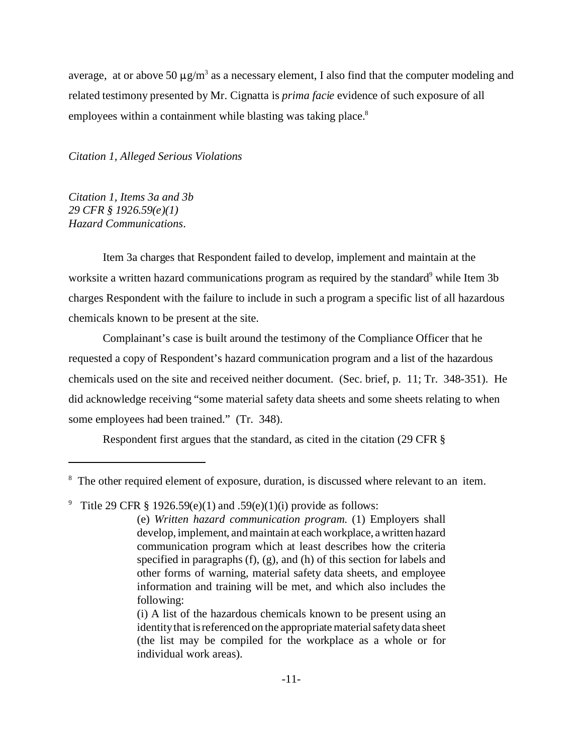average, at or above 50 $\mu g/m^3$ as a necessary element, I also find that the computer modeling and related testimony presented by Mr. Cignatta is *prima facie* evidence of such exposure of all employees within a containment while blasting was taking place.[8]

*Citation 1, Alleged Serious Violations*

*Citation 1, Items 3a and 3b*
*29 CFR § 1926.59(e)(1)*
*Hazard Communications*.

Item 3a charges that Respondent failed to develop, implement and maintain at the worksite a written hazard communications program as required by the standard[9] while Item 3b charges Respondent with the failure to include in such a program a specific list of all hazardous chemicals known to be present at the site.

Complainant's case is built around the testimony of the Compliance Officer that he requested a copy of Respondent's hazard communication program and a list of the hazardous chemicals used on the site and received neither document. (Sec. brief, p. 11; Tr. 348-351). He did acknowledge receiving "some material safety data sheets and some sheets relating to when some employees had been trained." (Tr. 348).

Respondent first argues that the standard, as cited in the citation (29 CFR §

---

[8] The other required element of exposure, duration, is discussed where relevant to an item.

[9] Title 29 CFR § 1926.59(e)(1) and .59(e)(1)(i) provide as follows:

> (e) *Written hazard communication program.* (1) Employers shall develop, implement, and maintain at each workplace, a written hazard communication program which at least describes how the criteria specified in paragraphs (f), (g), and (h) of this section for labels and other forms of warning, material safety data sheets, and employee information and training will be met, and which also includes the following:
>
> (i) A list of the hazardous chemicals known to be present using an identity that is referenced on the appropriate material safety data sheet (the list may be compiled for the workplace as a whole or for individual work areas).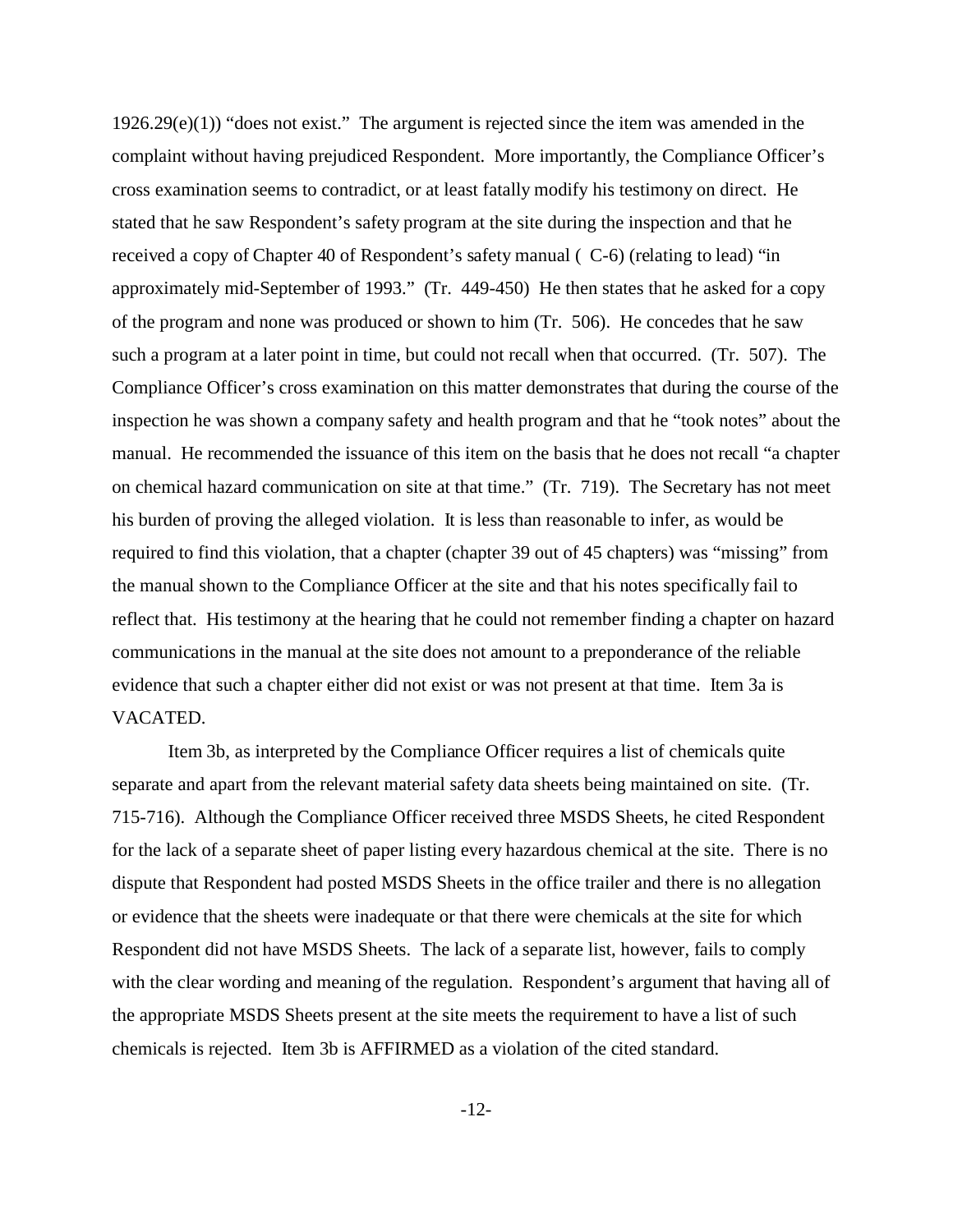1926.29(e)(1)) "does not exist." The argument is rejected since the item was amended in the complaint without having prejudiced Respondent. More importantly, the Compliance Officer's cross examination seems to contradict, or at least fatally modify his testimony on direct. He stated that he saw Respondent's safety program at the site during the inspection and that he received a copy of Chapter 40 of Respondent's safety manual ( C-6) (relating to lead) "in approximately mid-September of 1993." (Tr. 449-450) He then states that he asked for a copy of the program and none was produced or shown to him (Tr. 506). He concedes that he saw such a program at a later point in time, but could not recall when that occurred. (Tr. 507). The Compliance Officer's cross examination on this matter demonstrates that during the course of the inspection he was shown a company safety and health program and that he "took notes" about the manual. He recommended the issuance of this item on the basis that he does not recall "a chapter on chemical hazard communication on site at that time." (Tr. 719). The Secretary has not meet his burden of proving the alleged violation. It is less than reasonable to infer, as would be required to find this violation, that a chapter (chapter 39 out of 45 chapters) was "missing" from the manual shown to the Compliance Officer at the site and that his notes specifically fail to reflect that. His testimony at the hearing that he could not remember finding a chapter on hazard communications in the manual at the site does not amount to a preponderance of the reliable evidence that such a chapter either did not exist or was not present at that time. Item 3a is VACATED.

Item 3b, as interpreted by the Compliance Officer requires a list of chemicals quite separate and apart from the relevant material safety data sheets being maintained on site. (Tr. 715-716). Although the Compliance Officer received three MSDS Sheets, he cited Respondent for the lack of a separate sheet of paper listing every hazardous chemical at the site. There is no dispute that Respondent had posted MSDS Sheets in the office trailer and there is no allegation or evidence that the sheets were inadequate or that there were chemicals at the site for which Respondent did not have MSDS Sheets. The lack of a separate list, however, fails to comply with the clear wording and meaning of the regulation. Respondent's argument that having all of the appropriate MSDS Sheets present at the site meets the requirement to have a list of such chemicals is rejected. Item 3b is AFFIRMED as a violation of the cited standard.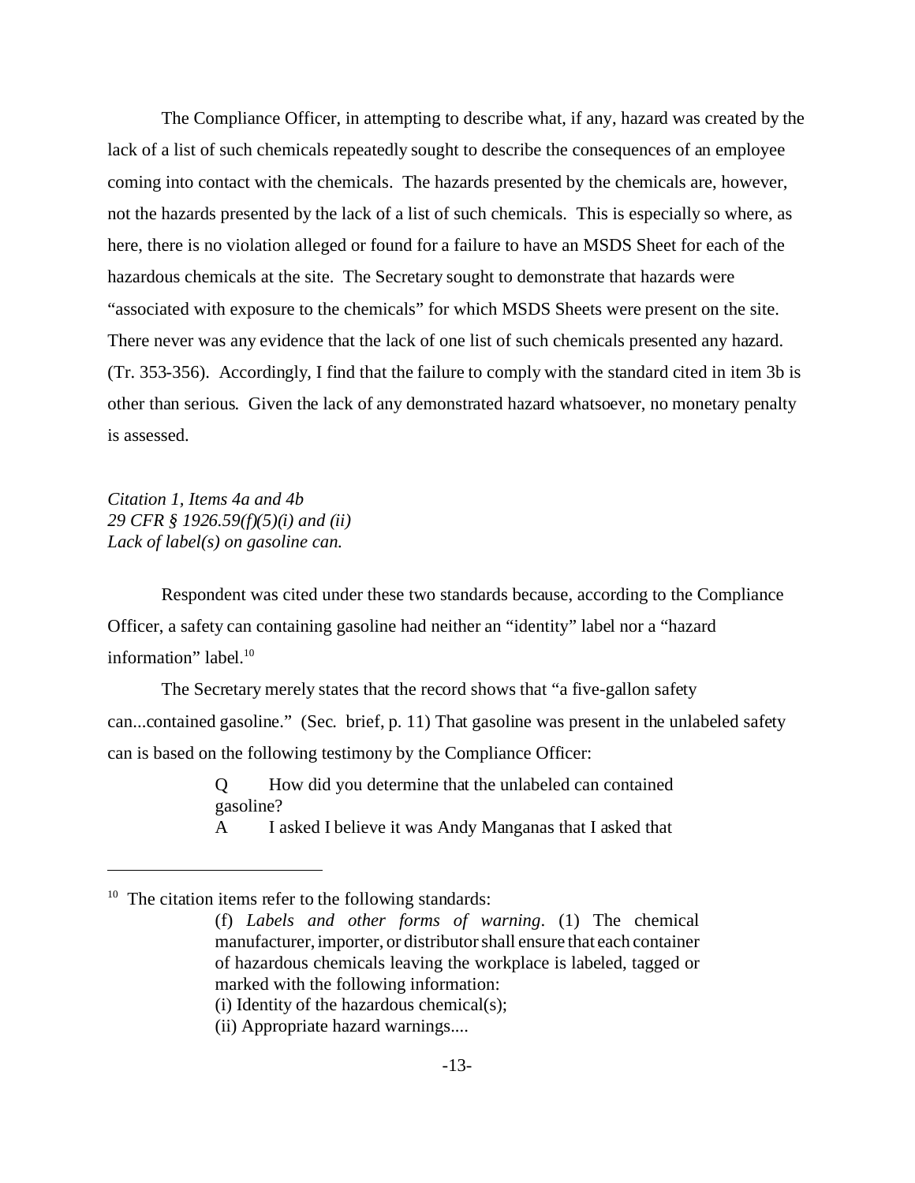The Compliance Officer, in attempting to describe what, if any, hazard was created by the lack of a list of such chemicals repeatedly sought to describe the consequences of an employee coming into contact with the chemicals. The hazards presented by the chemicals are, however, not the hazards presented by the lack of a list of such chemicals. This is especially so where, as here, there is no violation alleged or found for a failure to have an MSDS Sheet for each of the hazardous chemicals at the site. The Secretary sought to demonstrate that hazards were "associated with exposure to the chemicals" for which MSDS Sheets were present on the site. There never was any evidence that the lack of one list of such chemicals presented any hazard. (Tr. 353-356). Accordingly, I find that the failure to comply with the standard cited in item 3b is other than serious. Given the lack of any demonstrated hazard whatsoever, no monetary penalty is assessed.

*Citation 1, Items 4a and 4b*
*29 CFR § 1926.59(f)(5)(i) and (ii)*
*Lack of label(s) on gasoline can.*

Respondent was cited under these two standards because, according to the Compliance Officer, a safety can containing gasoline had neither an "identity" label nor a "hazard information" label.[10]

The Secretary merely states that the record shows that "a five-gallon safety can...contained gasoline." (Sec. brief, p. 11) That gasoline was present in the unlabeled safety can is based on the following testimony by the Compliance Officer:

> Q How did you determine that the unlabeled can contained gasoline?
> A I asked I believe it was Andy Manganas that I asked that

---

[10] The citation items refer to the following standards:

> (f) *Labels and other forms of warning*. (1) The chemical manufacturer, importer, or distributor shall ensure that each container of hazardous chemicals leaving the workplace is labeled, tagged or marked with the following information:
> (i) Identity of the hazardous chemical(s);
> (ii) Appropriate hazard warnings....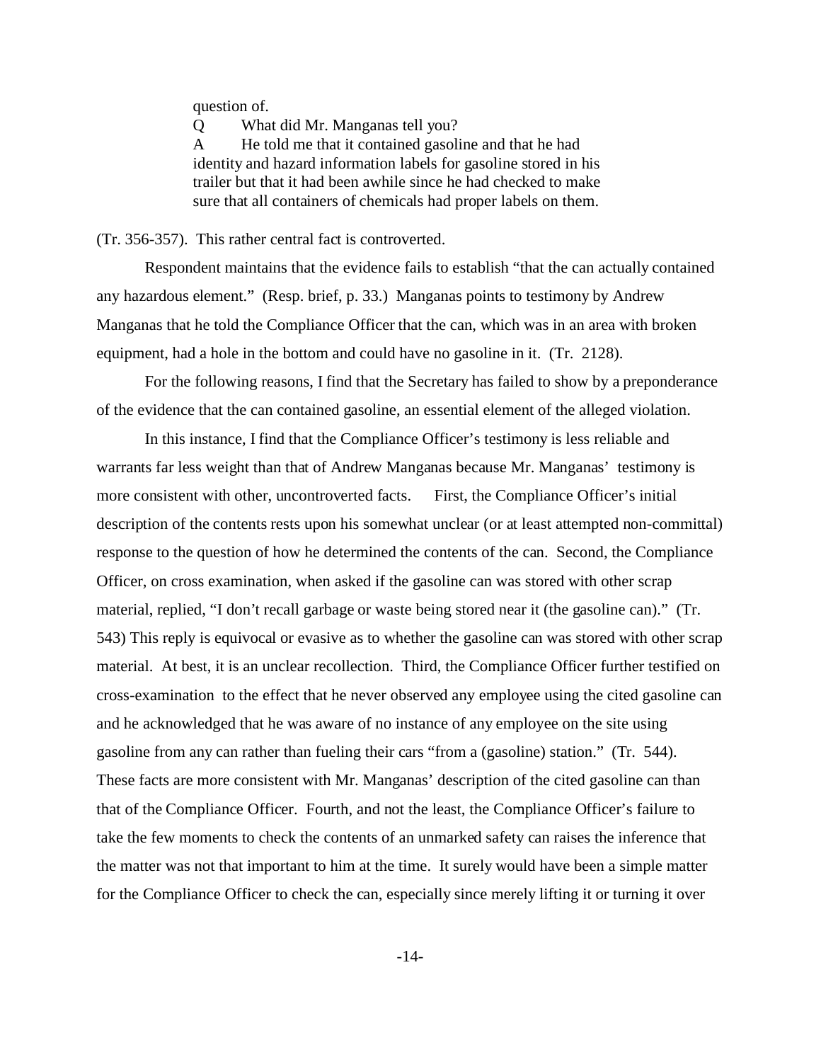> question of.
>
> Q What did Mr. Manganas tell you?
>
> A He told me that it contained gasoline and that he had identity and hazard information labels for gasoline stored in his trailer but that it had been awhile since he had checked to make sure that all containers of chemicals had proper labels on them.

(Tr. 356-357). This rather central fact is controverted.

Respondent maintains that the evidence fails to establish "that the can actually contained any hazardous element." (Resp. brief, p. 33.) Manganas points to testimony by Andrew Manganas that he told the Compliance Officer that the can, which was in an area with broken equipment, had a hole in the bottom and could have no gasoline in it. (Tr. 2128).

For the following reasons, I find that the Secretary has failed to show by a preponderance of the evidence that the can contained gasoline, an essential element of the alleged violation.

In this instance, I find that the Compliance Officer's testimony is less reliable and warrants far less weight than that of Andrew Manganas because Mr. Manganas' testimony is more consistent with other, uncontroverted facts. First, the Compliance Officer's initial description of the contents rests upon his somewhat unclear (or at least attempted non-committal) response to the question of how he determined the contents of the can. Second, the Compliance Officer, on cross examination, when asked if the gasoline can was stored with other scrap material, replied, "I don't recall garbage or waste being stored near it (the gasoline can)." (Tr. 543) This reply is equivocal or evasive as to whether the gasoline can was stored with other scrap material. At best, it is an unclear recollection. Third, the Compliance Officer further testified on cross-examination to the effect that he never observed any employee using the cited gasoline can and he acknowledged that he was aware of no instance of any employee on the site using gasoline from any can rather than fueling their cars "from a (gasoline) station." (Tr. 544). These facts are more consistent with Mr. Manganas' description of the cited gasoline can than that of the Compliance Officer. Fourth, and not the least, the Compliance Officer's failure to take the few moments to check the contents of an unmarked safety can raises the inference that the matter was not that important to him at the time. It surely would have been a simple matter for the Compliance Officer to check the can, especially since merely lifting it or turning it over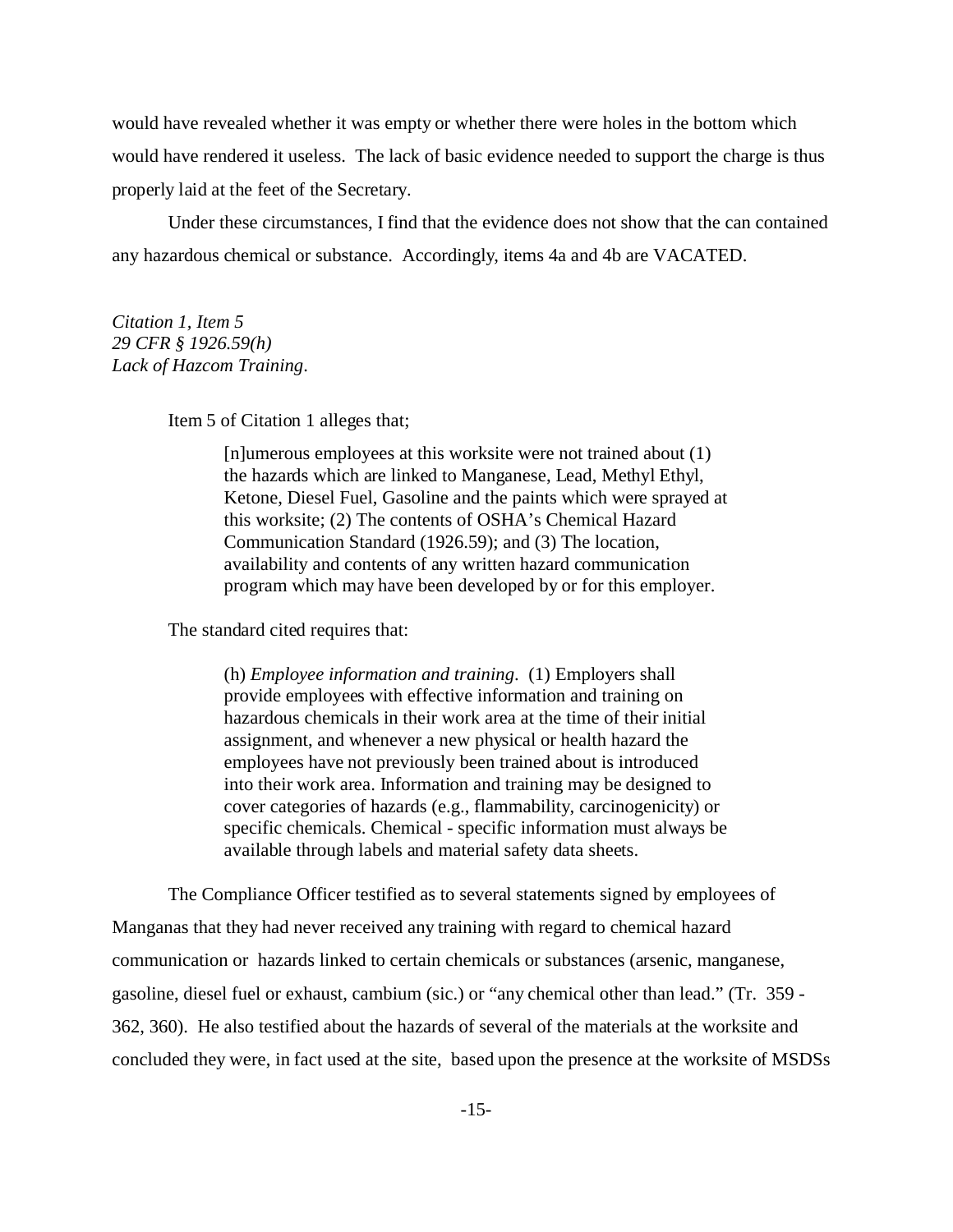would have revealed whether it was empty or whether there were holes in the bottom which would have rendered it useless. The lack of basic evidence needed to support the charge is thus properly laid at the feet of the Secretary.

Under these circumstances, I find that the evidence does not show that the can contained any hazardous chemical or substance. Accordingly, items 4a and 4b are VACATED.

*Citation 1, Item 5*
*29 CFR § 1926.59(h)*
*Lack of Hazcom Training*.

Item 5 of Citation 1 alleges that;

> [n]umerous employees at this worksite were not trained about (1) the hazards which are linked to Manganese, Lead, Methyl Ethyl, Ketone, Diesel Fuel, Gasoline and the paints which were sprayed at this worksite; (2) The contents of OSHA's Chemical Hazard Communication Standard (1926.59); and (3) The location, availability and contents of any written hazard communication program which may have been developed by or for this employer.

The standard cited requires that:

> (h) *Employee information and training*. (1) Employers shall provide employees with effective information and training on hazardous chemicals in their work area at the time of their initial assignment, and whenever a new physical or health hazard the employees have not previously been trained about is introduced into their work area. Information and training may be designed to cover categories of hazards (e.g., flammability, carcinogenicity) or specific chemicals. Chemical - specific information must always be available through labels and material safety data sheets.

The Compliance Officer testified as to several statements signed by employees of Manganas that they had never received any training with regard to chemical hazard communication or hazards linked to certain chemicals or substances (arsenic, manganese, gasoline, diesel fuel or exhaust, cambium (sic.) or "any chemical other than lead." (Tr. 359 - 362, 360). He also testified about the hazards of several of the materials at the worksite and concluded they were, in fact used at the site, based upon the presence at the worksite of MSDSs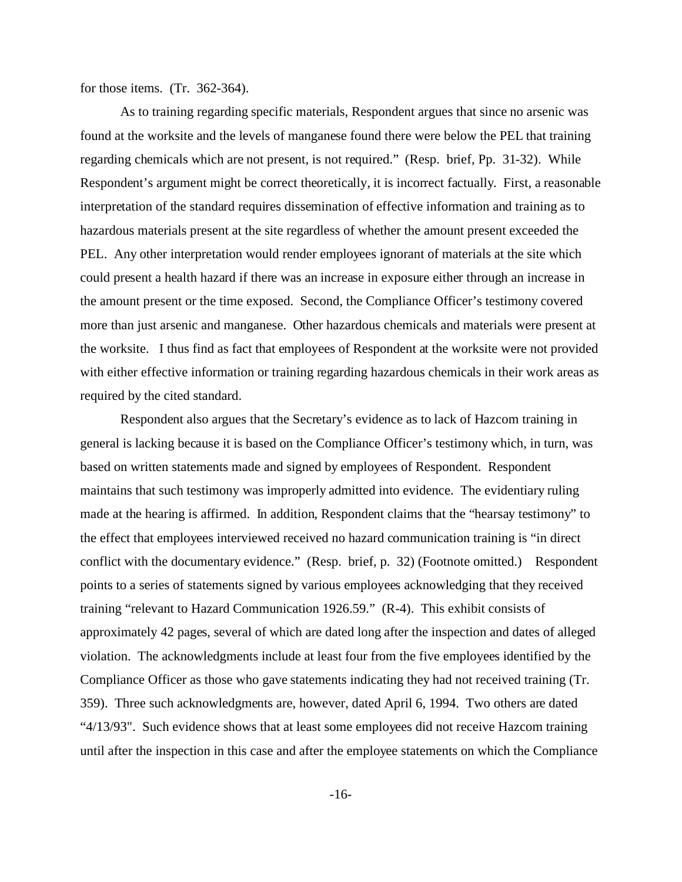for those items. (Tr. 362-364).

As to training regarding specific materials, Respondent argues that since no arsenic was found at the worksite and the levels of manganese found there were below the PEL that training regarding chemicals which are not present, is not required." (Resp. brief, Pp. 31-32). While Respondent's argument might be correct theoretically, it is incorrect factually. First, a reasonable interpretation of the standard requires dissemination of effective information and training as to hazardous materials present at the site regardless of whether the amount present exceeded the PEL. Any other interpretation would render employees ignorant of materials at the site which could present a health hazard if there was an increase in exposure either through an increase in the amount present or the time exposed. Second, the Compliance Officer's testimony covered more than just arsenic and manganese. Other hazardous chemicals and materials were present at the worksite. I thus find as fact that employees of Respondent at the worksite were not provided with either effective information or training regarding hazardous chemicals in their work areas as required by the cited standard.

Respondent also argues that the Secretary's evidence as to lack of Hazcom training in general is lacking because it is based on the Compliance Officer's testimony which, in turn, was based on written statements made and signed by employees of Respondent. Respondent maintains that such testimony was improperly admitted into evidence. The evidentiary ruling made at the hearing is affirmed. In addition, Respondent claims that the "hearsay testimony" to the effect that employees interviewed received no hazard communication training is "in direct conflict with the documentary evidence." (Resp. brief, p. 32) (Footnote omitted.) Respondent points to a series of statements signed by various employees acknowledging that they received training "relevant to Hazard Communication 1926.59." (R-4). This exhibit consists of approximately 42 pages, several of which are dated long after the inspection and dates of alleged violation. The acknowledgments include at least four from the five employees identified by the Compliance Officer as those who gave statements indicating they had not received training (Tr. 359). Three such acknowledgments are, however, dated April 6, 1994. Two others are dated "4/13/93". Such evidence shows that at least some employees did not receive Hazcom training until after the inspection in this case and after the employee statements on which the Compliance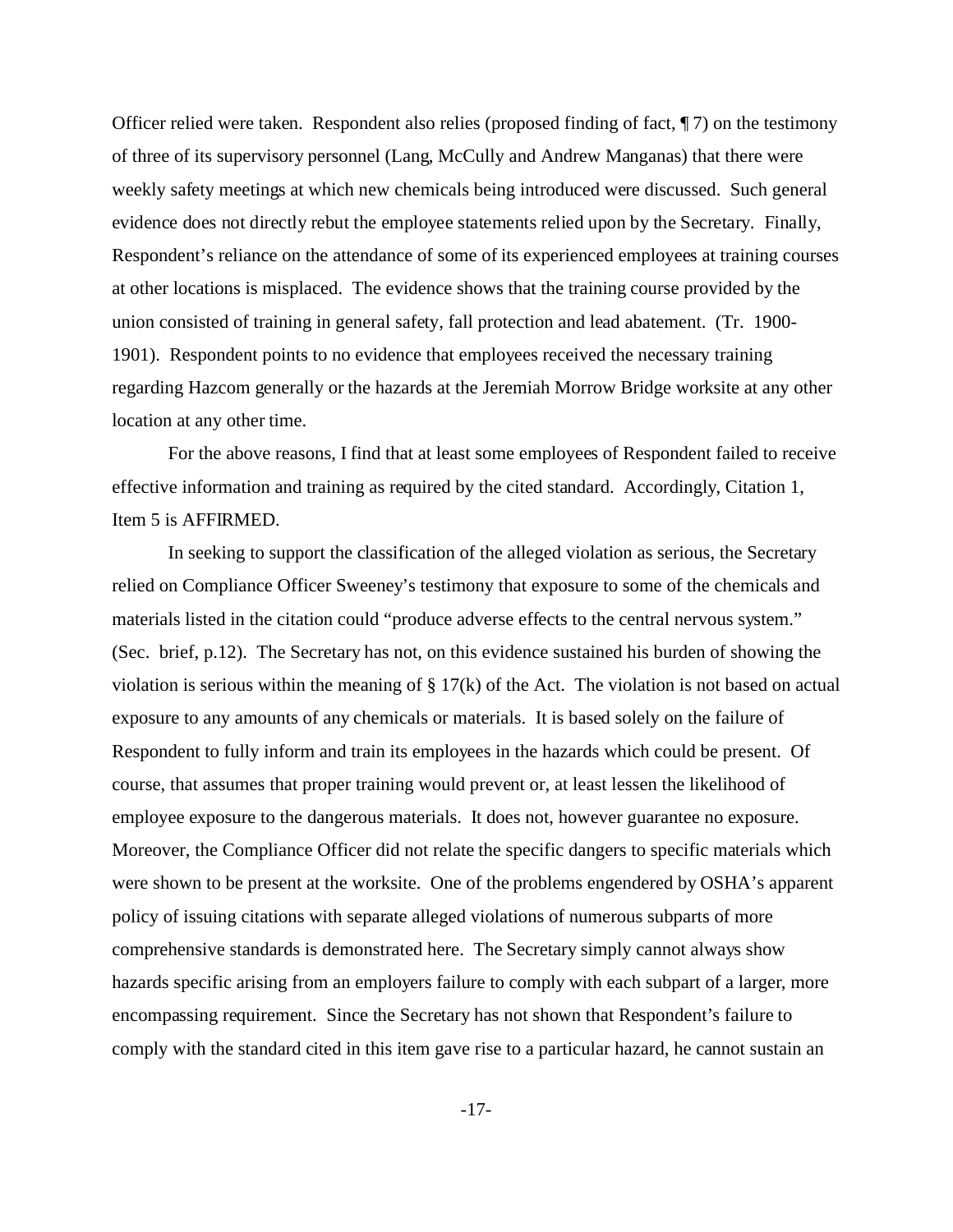Officer relied were taken. Respondent also relies (proposed finding of fact, ¶ 7) on the testimony of three of its supervisory personnel (Lang, McCully and Andrew Manganas) that there were weekly safety meetings at which new chemicals being introduced were discussed. Such general evidence does not directly rebut the employee statements relied upon by the Secretary. Finally, Respondent's reliance on the attendance of some of its experienced employees at training courses at other locations is misplaced. The evidence shows that the training course provided by the union consisted of training in general safety, fall protection and lead abatement. (Tr. 1900-1901). Respondent points to no evidence that employees received the necessary training regarding Hazcom generally or the hazards at the Jeremiah Morrow Bridge worksite at any other location at any other time.

For the above reasons, I find that at least some employees of Respondent failed to receive effective information and training as required by the cited standard. Accordingly, Citation 1, Item 5 is AFFIRMED.

In seeking to support the classification of the alleged violation as serious, the Secretary relied on Compliance Officer Sweeney's testimony that exposure to some of the chemicals and materials listed in the citation could "produce adverse effects to the central nervous system." (Sec. brief, p.12). The Secretary has not, on this evidence sustained his burden of showing the violation is serious within the meaning of § 17(k) of the Act. The violation is not based on actual exposure to any amounts of any chemicals or materials. It is based solely on the failure of Respondent to fully inform and train its employees in the hazards which could be present. Of course, that assumes that proper training would prevent or, at least lessen the likelihood of employee exposure to the dangerous materials. It does not, however guarantee no exposure. Moreover, the Compliance Officer did not relate the specific dangers to specific materials which were shown to be present at the worksite. One of the problems engendered by OSHA's apparent policy of issuing citations with separate alleged violations of numerous subparts of more comprehensive standards is demonstrated here. The Secretary simply cannot always show hazards specific arising from an employers failure to comply with each subpart of a larger, more encompassing requirement. Since the Secretary has not shown that Respondent's failure to comply with the standard cited in this item gave rise to a particular hazard, he cannot sustain an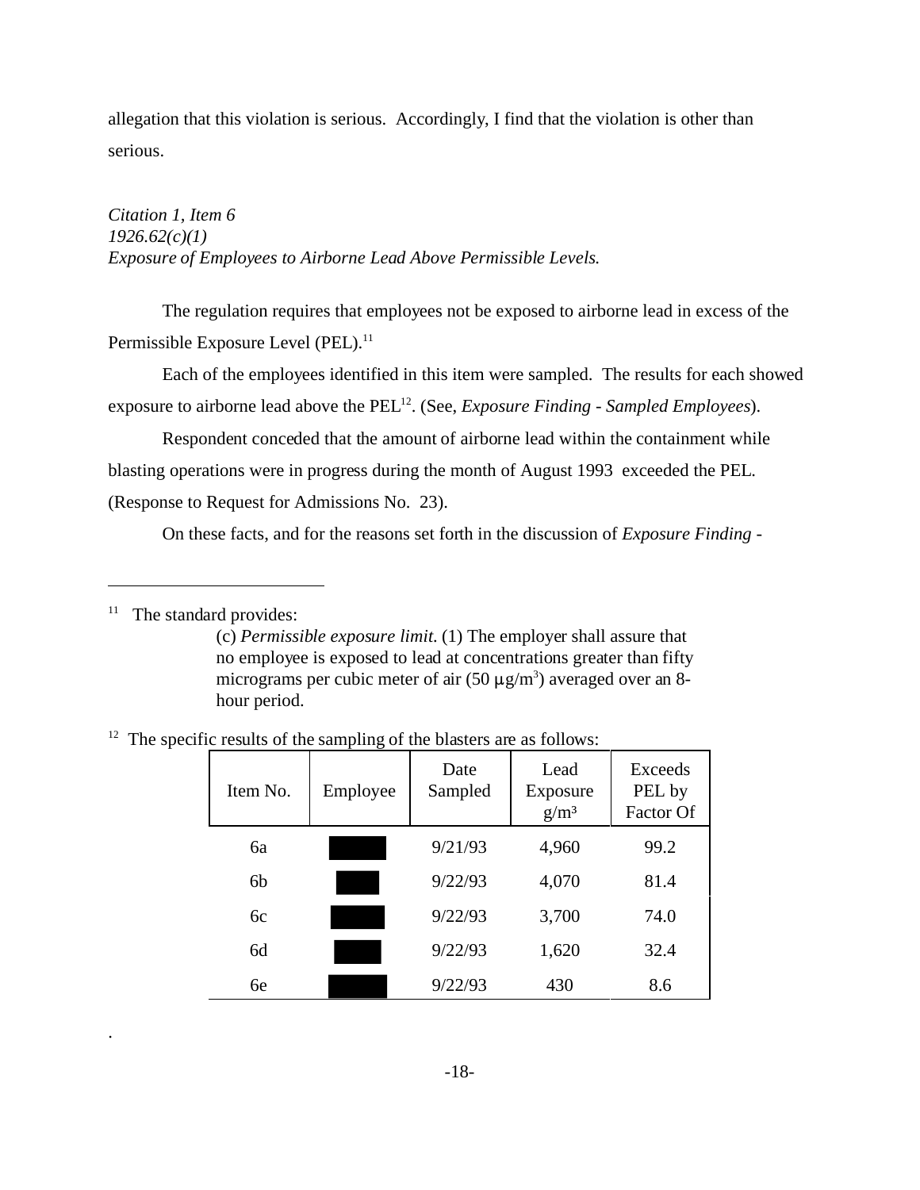allegation that this violation is serious. Accordingly, I find that the violation is other than serious.

*Citation 1, Item 6*
*1926.62(c)(1)*
*Exposure of Employees to Airborne Lead Above Permissible Levels.*

The regulation requires that employees not be exposed to airborne lead in excess of the Permissible Exposure Level (PEL).[11]

Each of the employees identified in this item were sampled. The results for each showed exposure to airborne lead above the PEL[12]. (See, *Exposure Finding - Sampled Employees*).

Respondent conceded that the amount of airborne lead within the containment while blasting operations were in progress during the month of August 1993 exceeded the PEL. (Response to Request for Admissions No. 23).

On these facts, and for the reasons set forth in the discussion of *Exposure Finding -*

---

[11] The standard provides:

> (c) *Permissible exposure limit.* (1) The employer shall assure that no employee is exposed to lead at concentrations greater than fifty micrograms per cubic meter of air (50 $\mu g/m^3$) averaged over an 8-hour period.

[12] The specific results of the sampling of the blasters are as follows:

| Item No. | Employee | Date Sampled | Lead Exposure $g/m^3$ | Exceeds PEL by Factor Of |
|---|---|---|---|---|
| 6a | ████ | 9/21/93 | 4,960 | 99.2 |
| 6b | ████ | 9/22/93 | 4,070 | 81.4 |
| 6c | ████ | 9/22/93 | 3,700 | 74.0 |
| 6d | ████ | 9/22/93 | 1,620 | 32.4 |
| 6e | ████ | 9/22/93 | 430 | 8.6 |

.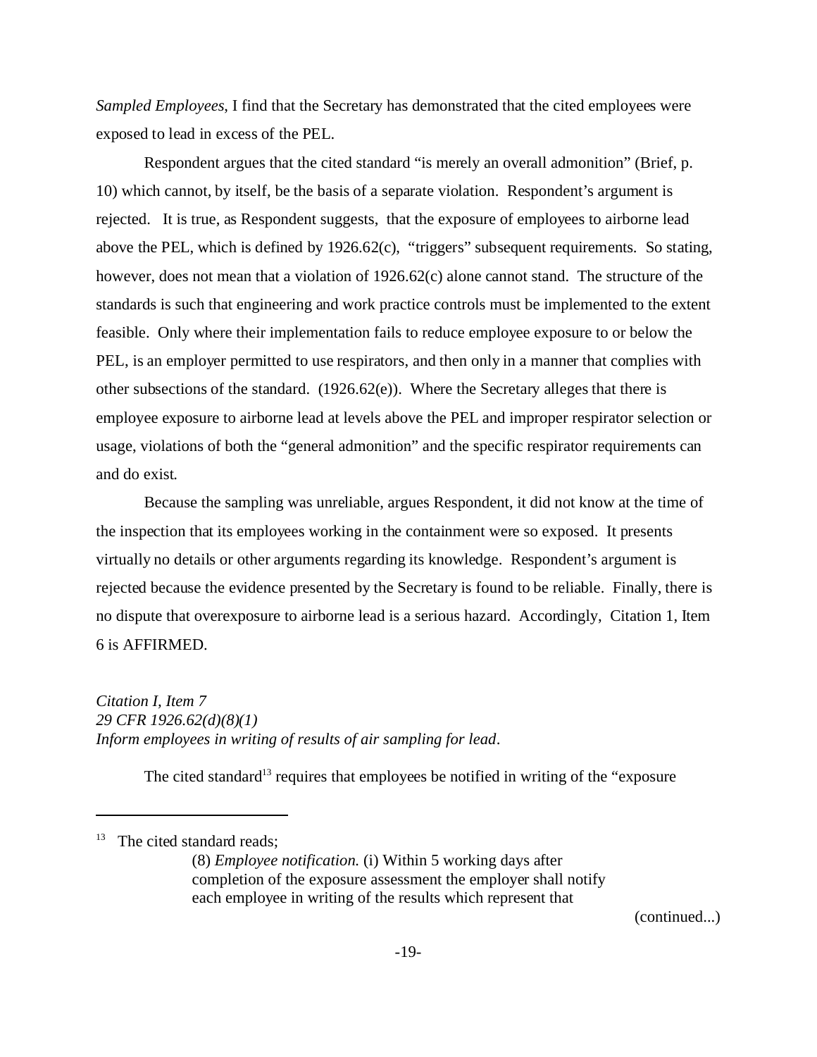*Sampled Employees*, I find that the Secretary has demonstrated that the cited employees were exposed to lead in excess of the PEL.

Respondent argues that the cited standard "is merely an overall admonition" (Brief, p. 10) which cannot, by itself, be the basis of a separate violation. Respondent's argument is rejected. It is true, as Respondent suggests, that the exposure of employees to airborne lead above the PEL, which is defined by 1926.62(c), "triggers" subsequent requirements. So stating, however, does not mean that a violation of 1926.62(c) alone cannot stand. The structure of the standards is such that engineering and work practice controls must be implemented to the extent feasible. Only where their implementation fails to reduce employee exposure to or below the PEL, is an employer permitted to use respirators, and then only in a manner that complies with other subsections of the standard. (1926.62(e)). Where the Secretary alleges that there is employee exposure to airborne lead at levels above the PEL and improper respirator selection or usage, violations of both the "general admonition" and the specific respirator requirements can and do exist.

Because the sampling was unreliable, argues Respondent, it did not know at the time of the inspection that its employees working in the containment were so exposed. It presents virtually no details or other arguments regarding its knowledge. Respondent's argument is rejected because the evidence presented by the Secretary is found to be reliable. Finally, there is no dispute that overexposure to airborne lead is a serious hazard. Accordingly, Citation 1, Item 6 is AFFIRMED.

*Citation I, Item 7*
*29 CFR 1926.62(d)(8)(1)*
*Inform employees in writing of results of air sampling for lead*.

The cited standard[13] requires that employees be notified in writing of the "exposure

---

[13] The cited standard reads;

> (8) *Employee notification.* (i) Within 5 working days after completion of the exposure assessment the employer shall notify each employee in writing of the results which represent that

(continued...)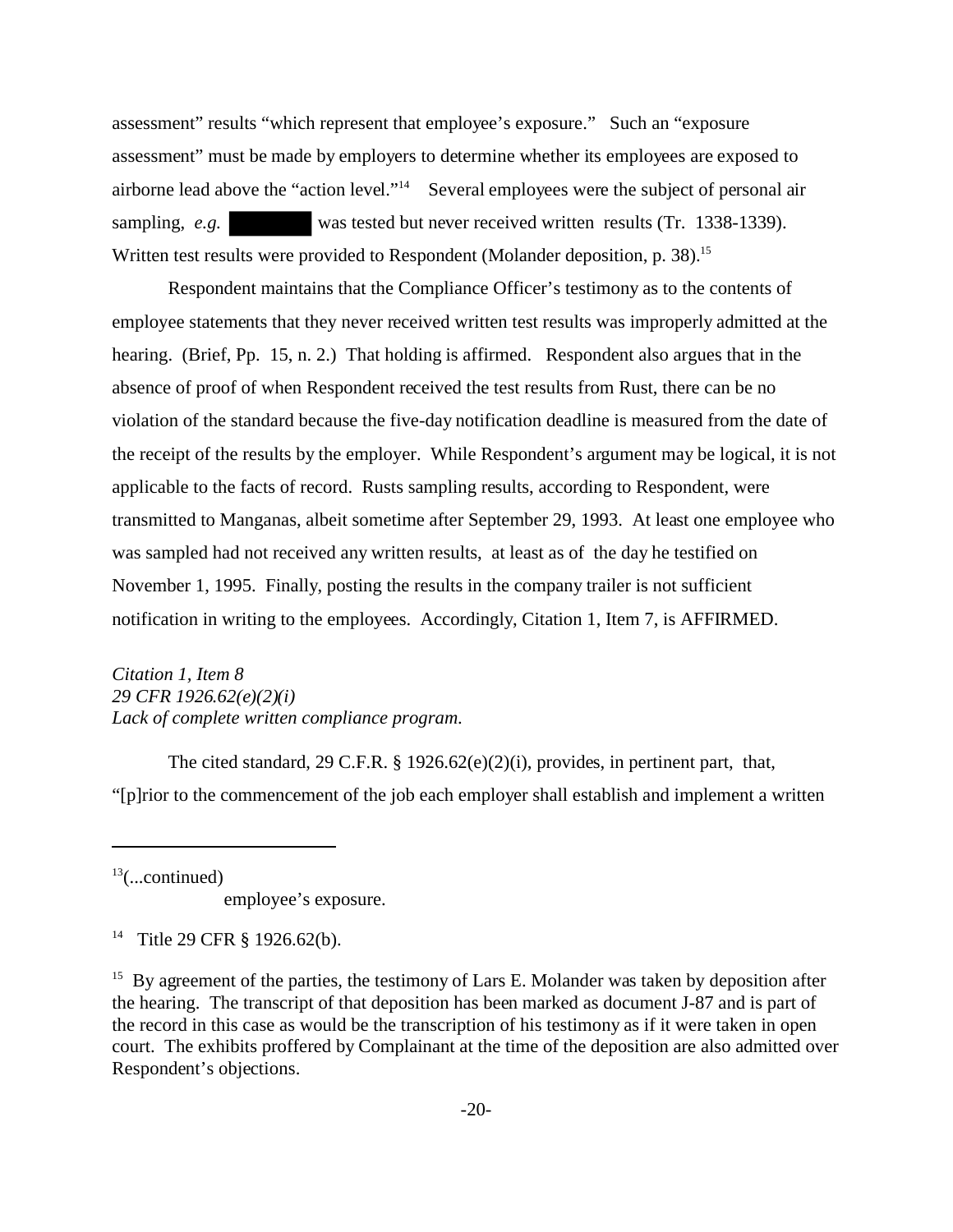assessment" results "which represent that employee's exposure." Such an "exposure assessment" must be made by employers to determine whether its employees are exposed to airborne lead above the "action level."[14] Several employees were the subject of personal air sampling, *e.g.* ██████ was tested but never received written results (Tr. 1338-1339). Written test results were provided to Respondent (Molander deposition, p. 38).[15]

Respondent maintains that the Compliance Officer's testimony as to the contents of employee statements that they never received written test results was improperly admitted at the hearing. (Brief, Pp. 15, n. 2.) That holding is affirmed. Respondent also argues that in the absence of proof of when Respondent received the test results from Rust, there can be no violation of the standard because the five-day notification deadline is measured from the date of the receipt of the results by the employer. While Respondent's argument may be logical, it is not applicable to the facts of record. Rusts sampling results, according to Respondent, were transmitted to Manganas, albeit sometime after September 29, 1993. At least one employee who was sampled had not received any written results, at least as of the day he testified on November 1, 1995. Finally, posting the results in the company trailer is not sufficient notification in writing to the employees. Accordingly, Citation 1, Item 7, is AFFIRMED.

*Citation 1, Item 8*
*29 CFR 1926.62(e)(2)(i)*
*Lack of complete written compliance program.*

The cited standard, 29 C.F.R. § 1926.62(e)(2)(i), provides, in pertinent part, that, "[p]rior to the commencement of the job each employer shall establish and implement a written

---

[13](...continued)
employee's exposure.

[14] Title 29 CFR § 1926.62(b).

[15] By agreement of the parties, the testimony of Lars E. Molander was taken by deposition after the hearing. The transcript of that deposition has been marked as document J-87 and is part of the record in this case as would be the transcription of his testimony as if it were taken in open court. The exhibits proffered by Complainant at the time of the deposition are also admitted over Respondent's objections.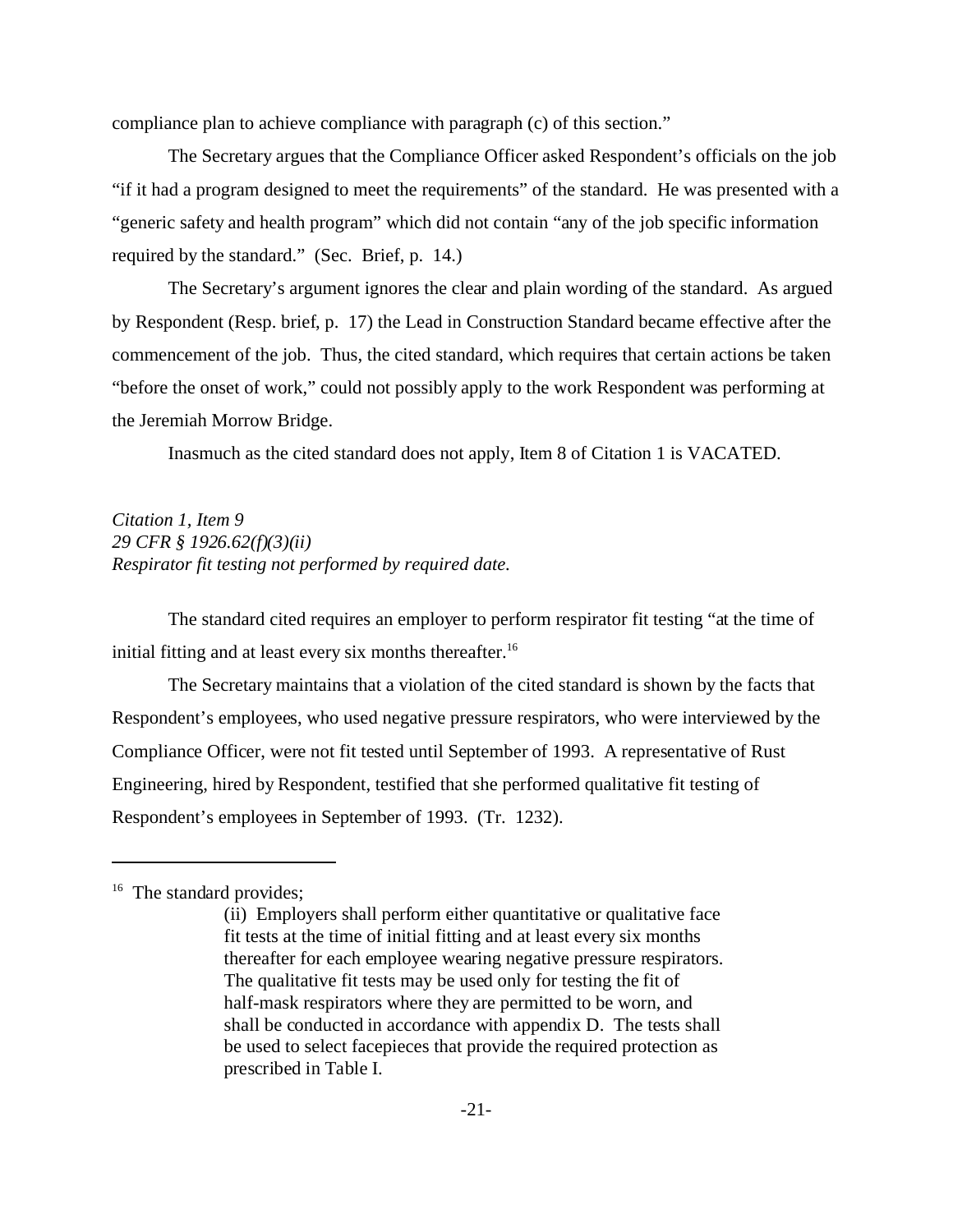compliance plan to achieve compliance with paragraph (c) of this section."

The Secretary argues that the Compliance Officer asked Respondent's officials on the job "if it had a program designed to meet the requirements" of the standard. He was presented with a "generic safety and health program" which did not contain "any of the job specific information required by the standard." (Sec. Brief, p. 14.)

The Secretary's argument ignores the clear and plain wording of the standard. As argued by Respondent (Resp. brief, p. 17) the Lead in Construction Standard became effective after the commencement of the job. Thus, the cited standard, which requires that certain actions be taken "before the onset of work," could not possibly apply to the work Respondent was performing at the Jeremiah Morrow Bridge.

Inasmuch as the cited standard does not apply, Item 8 of Citation 1 is VACATED.

*Citation 1, Item 9*
*29 CFR § 1926.62(f)(3)(ii)*
*Respirator fit testing not performed by required date.*

The standard cited requires an employer to perform respirator fit testing "at the time of initial fitting and at least every six months thereafter.[16]

The Secretary maintains that a violation of the cited standard is shown by the facts that Respondent's employees, who used negative pressure respirators, who were interviewed by the Compliance Officer, were not fit tested until September of 1993. A representative of Rust Engineering, hired by Respondent, testified that she performed qualitative fit testing of Respondent's employees in September of 1993. (Tr. 1232).

---

[16] The standard provides;

> (ii) Employers shall perform either quantitative or qualitative face fit tests at the time of initial fitting and at least every six months thereafter for each employee wearing negative pressure respirators. The qualitative fit tests may be used only for testing the fit of half-mask respirators where they are permitted to be worn, and shall be conducted in accordance with appendix D. The tests shall be used to select facepieces that provide the required protection as prescribed in Table I.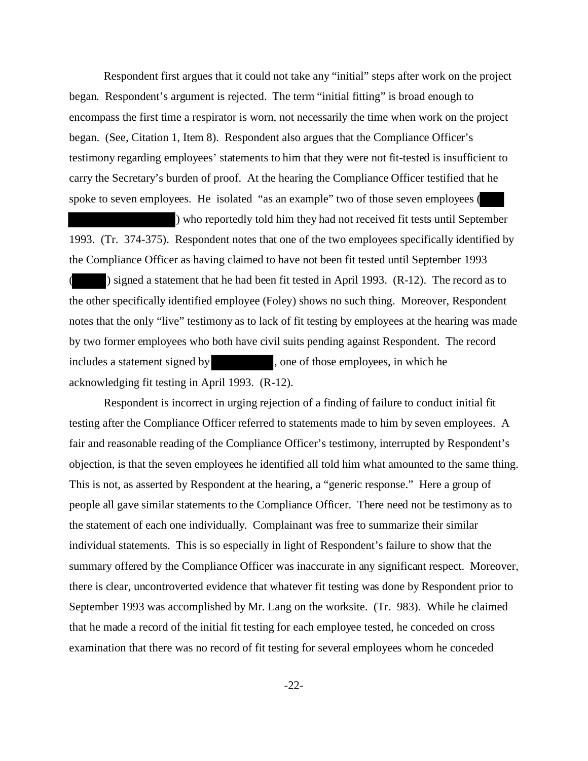Respondent first argues that it could not take any "initial" steps after work on the project began. Respondent's argument is rejected. The term "initial fitting" is broad enough to encompass the first time a respirator is worn, not necessarily the time when work on the project began. (See, Citation 1, Item 8). Respondent also argues that the Compliance Officer's testimony regarding employees' statements to him that they were not fit-tested is insufficient to carry the Secretary's burden of proof. At the hearing the Compliance Officer testified that he spoke to seven employees. He isolated "as an example" two of those seven employees ( ) who reportedly told him they had not received fit tests until September 1993. (Tr. 374-375). Respondent notes that one of the two employees specifically identified by the Compliance Officer as having claimed to have not been fit tested until September 1993 ( ) signed a statement that he had been fit tested in April 1993. (R-12). The record as to the other specifically identified employee (Foley) shows no such thing. Moreover, Respondent notes that the only "live" testimony as to lack of fit testing by employees at the hearing was made by two former employees who both have civil suits pending against Respondent. The record includes a statement signed by , one of those employees, in which he acknowledging fit testing in April 1993. (R-12).

Respondent is incorrect in urging rejection of a finding of failure to conduct initial fit testing after the Compliance Officer referred to statements made to him by seven employees. A fair and reasonable reading of the Compliance Officer's testimony, interrupted by Respondent's objection, is that the seven employees he identified all told him what amounted to the same thing. This is not, as asserted by Respondent at the hearing, a "generic response." Here a group of people all gave similar statements to the Compliance Officer. There need not be testimony as to the statement of each one individually. Complainant was free to summarize their similar individual statements. This is so especially in light of Respondent's failure to show that the summary offered by the Compliance Officer was inaccurate in any significant respect. Moreover, there is clear, uncontroverted evidence that whatever fit testing was done by Respondent prior to September 1993 was accomplished by Mr. Lang on the worksite. (Tr. 983). While he claimed that he made a record of the initial fit testing for each employee tested, he conceded on cross examination that there was no record of fit testing for several employees whom he conceded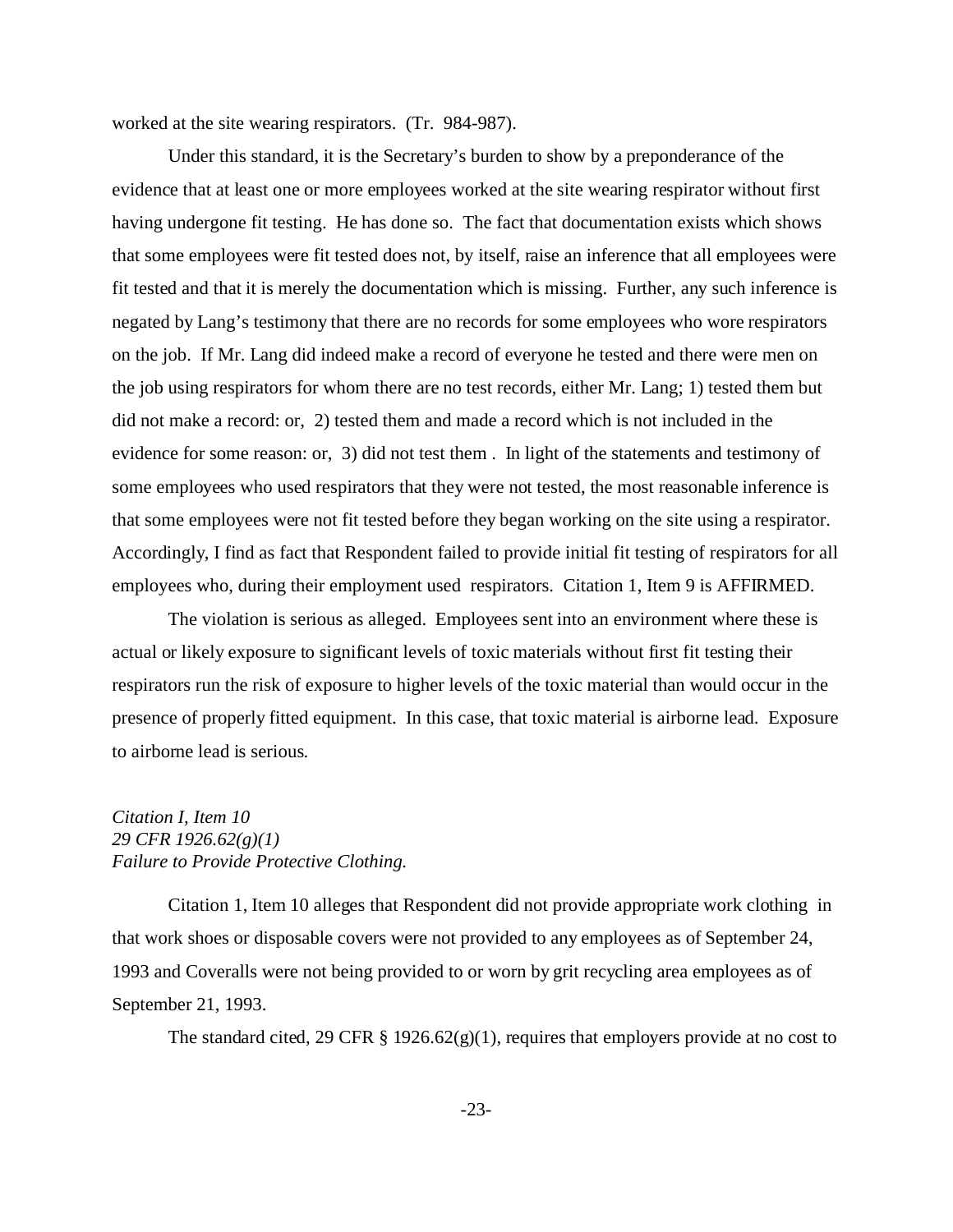worked at the site wearing respirators. (Tr. 984-987).

Under this standard, it is the Secretary's burden to show by a preponderance of the evidence that at least one or more employees worked at the site wearing respirator without first having undergone fit testing. He has done so. The fact that documentation exists which shows that some employees were fit tested does not, by itself, raise an inference that all employees were fit tested and that it is merely the documentation which is missing. Further, any such inference is negated by Lang's testimony that there are no records for some employees who wore respirators on the job. If Mr. Lang did indeed make a record of everyone he tested and there were men on the job using respirators for whom there are no test records, either Mr. Lang; 1) tested them but did not make a record: or, 2) tested them and made a record which is not included in the evidence for some reason: or, 3) did not test them . In light of the statements and testimony of some employees who used respirators that they were not tested, the most reasonable inference is that some employees were not fit tested before they began working on the site using a respirator. Accordingly, I find as fact that Respondent failed to provide initial fit testing of respirators for all employees who, during their employment used respirators. Citation 1, Item 9 is AFFIRMED.

The violation is serious as alleged. Employees sent into an environment where these is actual or likely exposure to significant levels of toxic materials without first fit testing their respirators run the risk of exposure to higher levels of the toxic material than would occur in the presence of properly fitted equipment. In this case, that toxic material is airborne lead. Exposure to airborne lead is serious.

*Citation I, Item 10*
*29 CFR 1926.62(g)(1)*
*Failure to Provide Protective Clothing.*

Citation 1, Item 10 alleges that Respondent did not provide appropriate work clothing in that work shoes or disposable covers were not provided to any employees as of September 24, 1993 and Coveralls were not being provided to or worn by grit recycling area employees as of September 21, 1993.

The standard cited, 29 CFR § 1926.62(g)(1), requires that employers provide at no cost to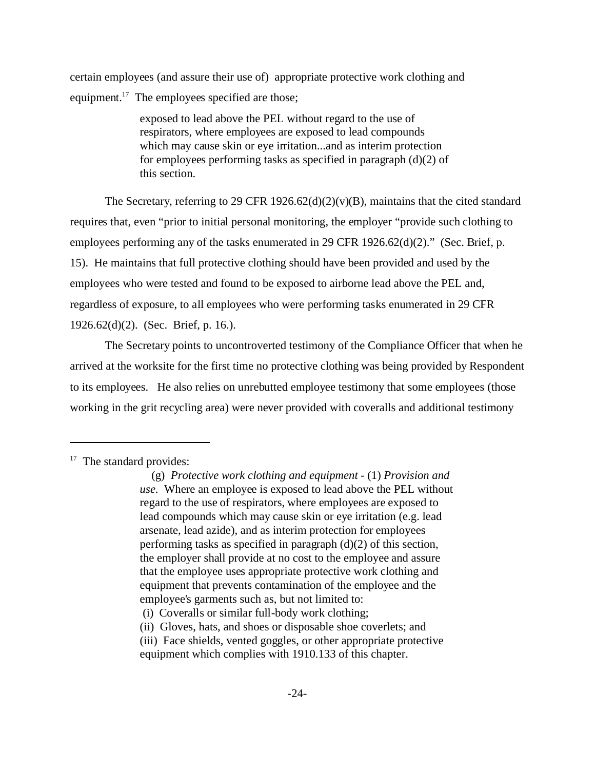certain employees (and assure their use of) appropriate protective work clothing and equipment.[17] The employees specified are those;

> exposed to lead above the PEL without regard to the use of respirators, where employees are exposed to lead compounds which may cause skin or eye irritation...and as interim protection for employees performing tasks as specified in paragraph (d)(2) of this section.

The Secretary, referring to 29 CFR 1926.62(d)(2)(v)(B), maintains that the cited standard requires that, even "prior to initial personal monitoring, the employer "provide such clothing to employees performing any of the tasks enumerated in 29 CFR 1926.62(d)(2)." (Sec. Brief, p. 15). He maintains that full protective clothing should have been provided and used by the employees who were tested and found to be exposed to airborne lead above the PEL and, regardless of exposure, to all employees who were performing tasks enumerated in 29 CFR 1926.62(d)(2). (Sec. Brief, p. 16.).

The Secretary points to uncontroverted testimony of the Compliance Officer that when he arrived at the worksite for the first time no protective clothing was being provided by Respondent to its employees. He also relies on unrebutted employee testimony that some employees (those working in the grit recycling area) were never provided with coveralls and additional testimony

---

[17] The standard provides:

> (g) *Protective work clothing and equipment* - (1) *Provision and use*. Where an employee is exposed to lead above the PEL without regard to the use of respirators, where employees are exposed to lead compounds which may cause skin or eye irritation (e.g. lead arsenate, lead azide), and as interim protection for employees performing tasks as specified in paragraph (d)(2) of this section, the employer shall provide at no cost to the employee and assure that the employee uses appropriate protective work clothing and equipment that prevents contamination of the employee and the employee's garments such as, but not limited to:
>
> (i) Coveralls or similar full-body work clothing;
>
> (ii) Gloves, hats, and shoes or disposable shoe coverlets; and
>
> (iii) Face shields, vented goggles, or other appropriate protective equipment which complies with 1910.133 of this chapter.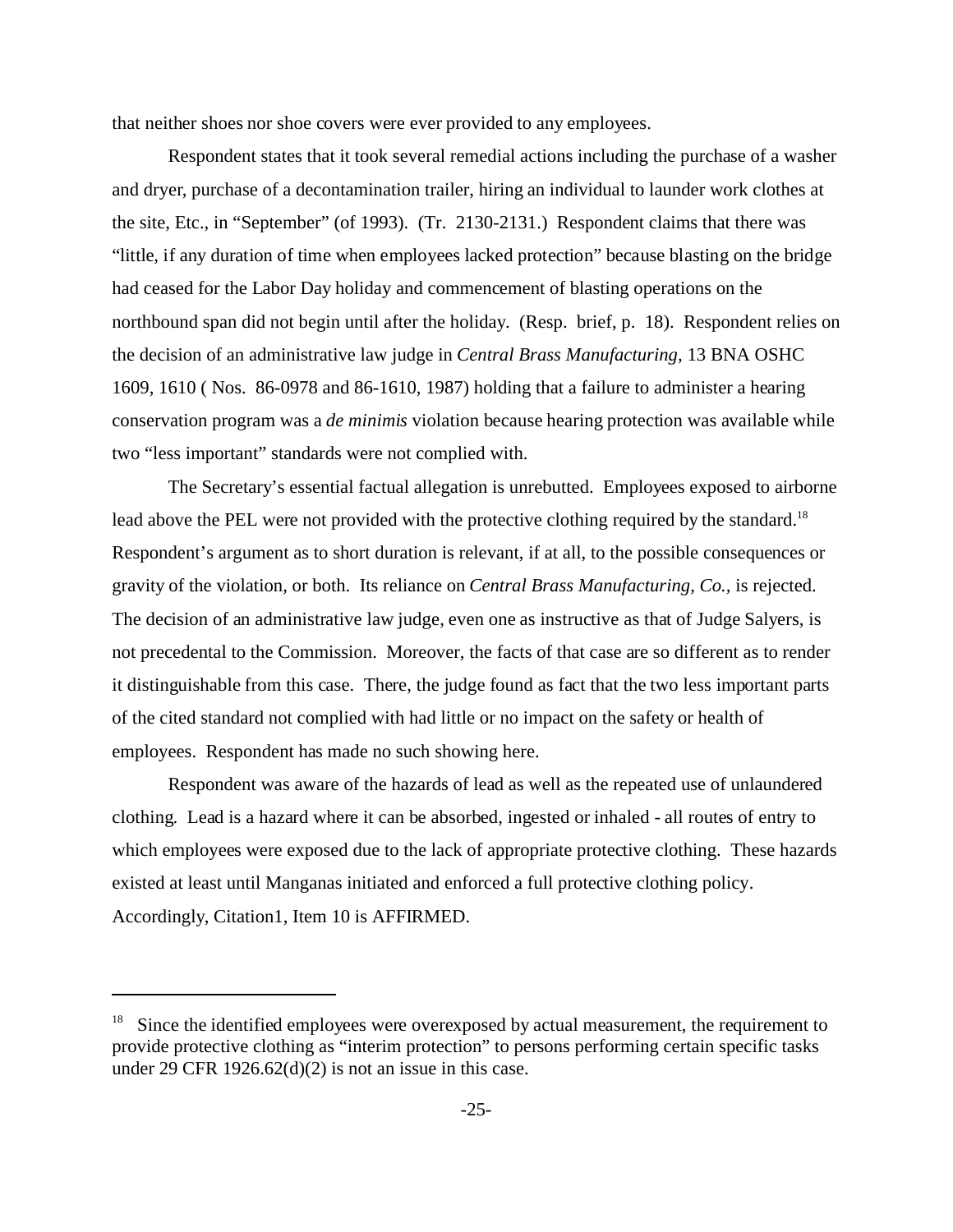that neither shoes nor shoe covers were ever provided to any employees.

Respondent states that it took several remedial actions including the purchase of a washer and dryer, purchase of a decontamination trailer, hiring an individual to launder work clothes at the site, Etc., in "September" (of 1993). (Tr. 2130-2131.) Respondent claims that there was "little, if any duration of time when employees lacked protection" because blasting on the bridge had ceased for the Labor Day holiday and commencement of blasting operations on the northbound span did not begin until after the holiday. (Resp. brief, p. 18). Respondent relies on the decision of an administrative law judge in *Central Brass Manufacturing,* 13 BNA OSHC 1609, 1610 ( Nos. 86-0978 and 86-1610, 1987) holding that a failure to administer a hearing conservation program was a *de minimis* violation because hearing protection was available while two "less important" standards were not complied with.

The Secretary's essential factual allegation is unrebutted. Employees exposed to airborne lead above the PEL were not provided with the protective clothing required by the standard.[18] Respondent's argument as to short duration is relevant, if at all, to the possible consequences or gravity of the violation, or both. Its reliance on *Central Brass Manufacturing, Co.,* is rejected. The decision of an administrative law judge, even one as instructive as that of Judge Salyers, is not precedental to the Commission. Moreover, the facts of that case are so different as to render it distinguishable from this case. There, the judge found as fact that the two less important parts of the cited standard not complied with had little or no impact on the safety or health of employees. Respondent has made no such showing here.

Respondent was aware of the hazards of lead as well as the repeated use of unlaundered clothing. Lead is a hazard where it can be absorbed, ingested or inhaled - all routes of entry to which employees were exposed due to the lack of appropriate protective clothing. These hazards existed at least until Manganas initiated and enforced a full protective clothing policy. Accordingly, Citation1, Item 10 is AFFIRMED.

---

[18] Since the identified employees were overexposed by actual measurement, the requirement to provide protective clothing as "interim protection" to persons performing certain specific tasks under 29 CFR 1926.62(d)(2) is not an issue in this case.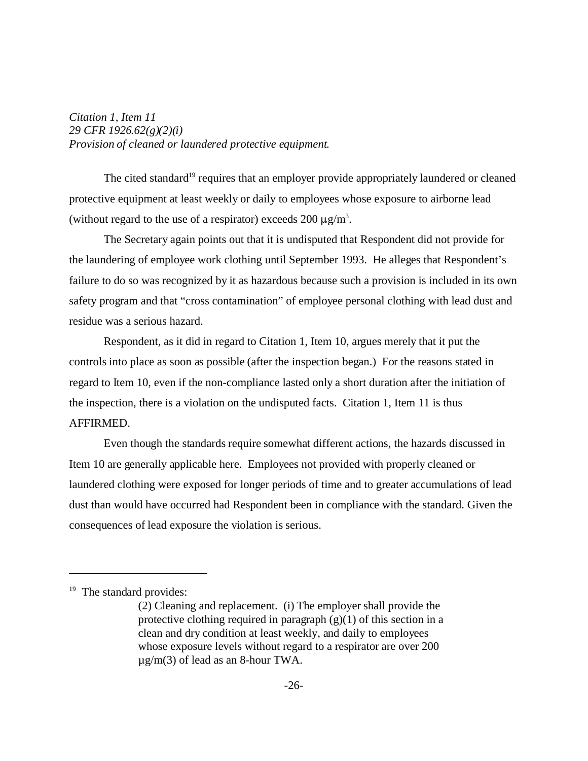*Citation 1, Item 11*
*29 CFR 1926.62(g)(2)(i)*
*Provision of cleaned or laundered protective equipment.*

The cited standard[19] requires that an employer provide appropriately laundered or cleaned protective equipment at least weekly or daily to employees whose exposure to airborne lead (without regard to the use of a respirator) exceeds 200 $\mu g/m^3$.

The Secretary again points out that it is undisputed that Respondent did not provide for the laundering of employee work clothing until September 1993. He alleges that Respondent's failure to do so was recognized by it as hazardous because such a provision is included in its own safety program and that "cross contamination" of employee personal clothing with lead dust and residue was a serious hazard.

Respondent, as it did in regard to Citation 1, Item 10, argues merely that it put the controls into place as soon as possible (after the inspection began.) For the reasons stated in regard to Item 10, even if the non-compliance lasted only a short duration after the initiation of the inspection, there is a violation on the undisputed facts. Citation 1, Item 11 is thus AFFIRMED.

Even though the standards require somewhat different actions, the hazards discussed in Item 10 are generally applicable here. Employees not provided with properly cleaned or laundered clothing were exposed for longer periods of time and to greater accumulations of lead dust than would have occurred had Respondent been in compliance with the standard. Given the consequences of lead exposure the violation is serious.

---

[19] The standard provides:

> (2) Cleaning and replacement. (i) The employer shall provide the protective clothing required in paragraph (g)(1) of this section in a clean and dry condition at least weekly, and daily to employees whose exposure levels without regard to a respirator are over 200 µg/m(3) of lead as an 8-hour TWA.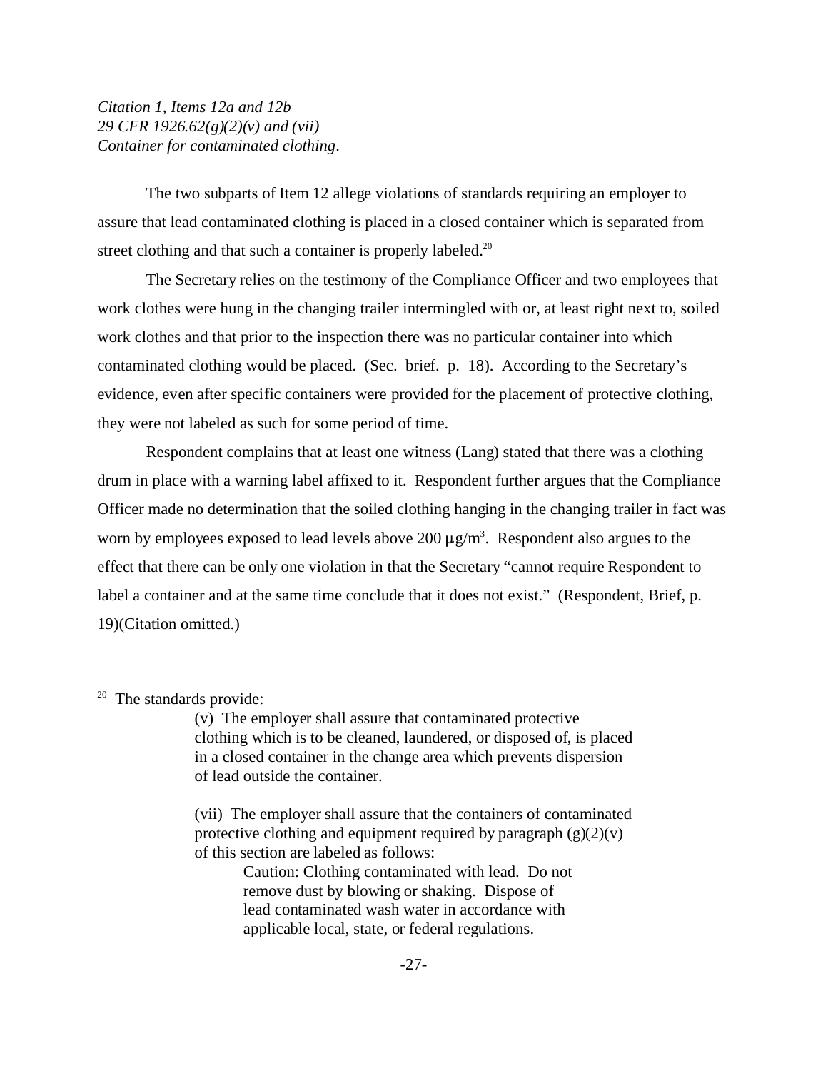*Citation 1, Items 12a and 12b*
*29 CFR 1926.62(g)(2)(v) and (vii)*
*Container for contaminated clothing*.

The two subparts of Item 12 allege violations of standards requiring an employer to assure that lead contaminated clothing is placed in a closed container which is separated from street clothing and that such a container is properly labeled.[20]

The Secretary relies on the testimony of the Compliance Officer and two employees that work clothes were hung in the changing trailer intermingled with or, at least right next to, soiled work clothes and that prior to the inspection there was no particular container into which contaminated clothing would be placed. (Sec. brief. p. 18). According to the Secretary's evidence, even after specific containers were provided for the placement of protective clothing, they were not labeled as such for some period of time.

Respondent complains that at least one witness (Lang) stated that there was a clothing drum in place with a warning label affixed to it. Respondent further argues that the Compliance Officer made no determination that the soiled clothing hanging in the changing trailer in fact was worn by employees exposed to lead levels above 200 $\mu g/m^3$. Respondent also argues to the effect that there can be only one violation in that the Secretary "cannot require Respondent to label a container and at the same time conclude that it does not exist." (Respondent, Brief, p. 19)(Citation omitted.)

---

[20] The standards provide:

> (v) The employer shall assure that contaminated protective clothing which is to be cleaned, laundered, or disposed of, is placed in a closed container in the change area which prevents dispersion of lead outside the container.
>
> (vii) The employer shall assure that the containers of contaminated protective clothing and equipment required by paragraph (g)(2)(v) of this section are labeled as follows:
>
> > Caution: Clothing contaminated with lead. Do not remove dust by blowing or shaking. Dispose of lead contaminated wash water in accordance with applicable local, state, or federal regulations.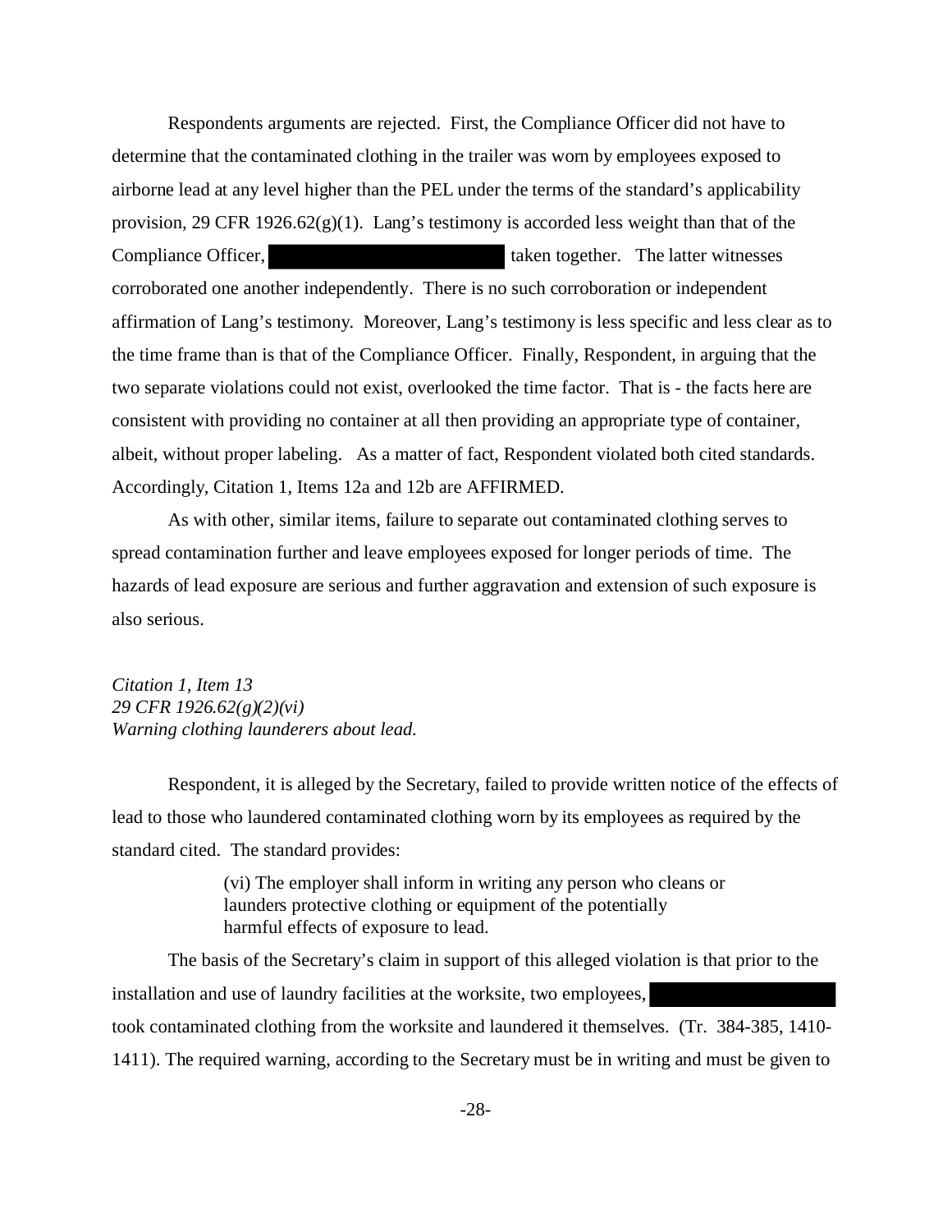Respondents arguments are rejected. First, the Compliance Officer did not have to determine that the contaminated clothing in the trailer was worn by employees exposed to airborne lead at any level higher than the PEL under the terms of the standard's applicability provision, 29 CFR 1926.62(g)(1). Lang's testimony is accorded less weight than that of the Compliance Officer, ██████████████████ taken together. The latter witnesses corroborated one another independently. There is no such corroboration or independent affirmation of Lang's testimony. Moreover, Lang's testimony is less specific and less clear as to the time frame than is that of the Compliance Officer. Finally, Respondent, in arguing that the two separate violations could not exist, overlooked the time factor. That is - the facts here are consistent with providing no container at all then providing an appropriate type of container, albeit, without proper labeling. As a matter of fact, Respondent violated both cited standards. Accordingly, Citation 1, Items 12a and 12b are AFFIRMED.

As with other, similar items, failure to separate out contaminated clothing serves to spread contamination further and leave employees exposed for longer periods of time. The hazards of lead exposure are serious and further aggravation and extension of such exposure is also serious.

*Citation 1, Item 13*
*29 CFR 1926.62(g)(2)(vi)*
*Warning clothing launderers about lead.*

Respondent, it is alleged by the Secretary, failed to provide written notice of the effects of lead to those who laundered contaminated clothing worn by its employees as required by the standard cited. The standard provides:

> (vi) The employer shall inform in writing any person who cleans or launders protective clothing or equipment of the potentially harmful effects of exposure to lead.

The basis of the Secretary's claim in support of this alleged violation is that prior to the installation and use of laundry facilities at the worksite, two employees, ██████████████ took contaminated clothing from the worksite and laundered it themselves. (Tr. 384-385, 1410-1411). The required warning, according to the Secretary must be in writing and must be given to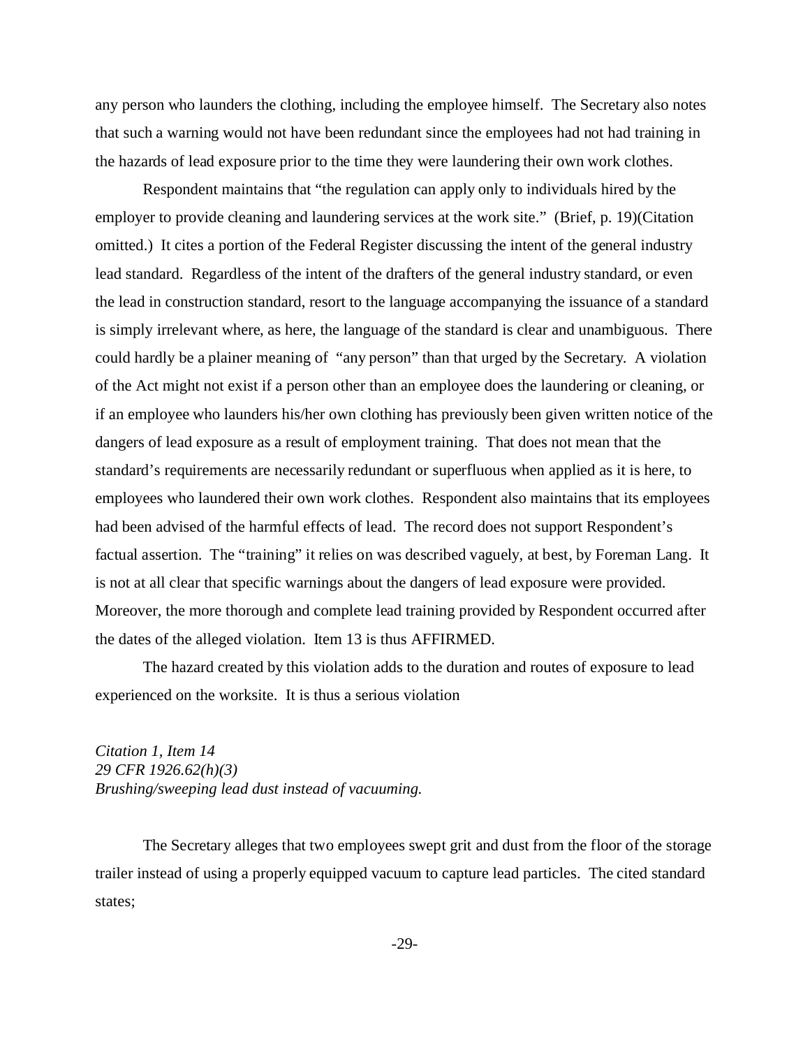any person who launders the clothing, including the employee himself. The Secretary also notes that such a warning would not have been redundant since the employees had not had training in the hazards of lead exposure prior to the time they were laundering their own work clothes.

Respondent maintains that "the regulation can apply only to individuals hired by the employer to provide cleaning and laundering services at the work site." (Brief, p. 19)(Citation omitted.) It cites a portion of the Federal Register discussing the intent of the general industry lead standard. Regardless of the intent of the drafters of the general industry standard, or even the lead in construction standard, resort to the language accompanying the issuance of a standard is simply irrelevant where, as here, the language of the standard is clear and unambiguous. There could hardly be a plainer meaning of "any person" than that urged by the Secretary. A violation of the Act might not exist if a person other than an employee does the laundering or cleaning, or if an employee who launders his/her own clothing has previously been given written notice of the dangers of lead exposure as a result of employment training. That does not mean that the standard's requirements are necessarily redundant or superfluous when applied as it is here, to employees who laundered their own work clothes. Respondent also maintains that its employees had been advised of the harmful effects of lead. The record does not support Respondent's factual assertion. The "training" it relies on was described vaguely, at best, by Foreman Lang. It is not at all clear that specific warnings about the dangers of lead exposure were provided. Moreover, the more thorough and complete lead training provided by Respondent occurred after the dates of the alleged violation. Item 13 is thus AFFIRMED.

The hazard created by this violation adds to the duration and routes of exposure to lead experienced on the worksite. It is thus a serious violation

*Citation 1, Item 14*
*29 CFR 1926.62(h)(3)*
*Brushing/sweeping lead dust instead of vacuuming.*

The Secretary alleges that two employees swept grit and dust from the floor of the storage trailer instead of using a properly equipped vacuum to capture lead particles. The cited standard states;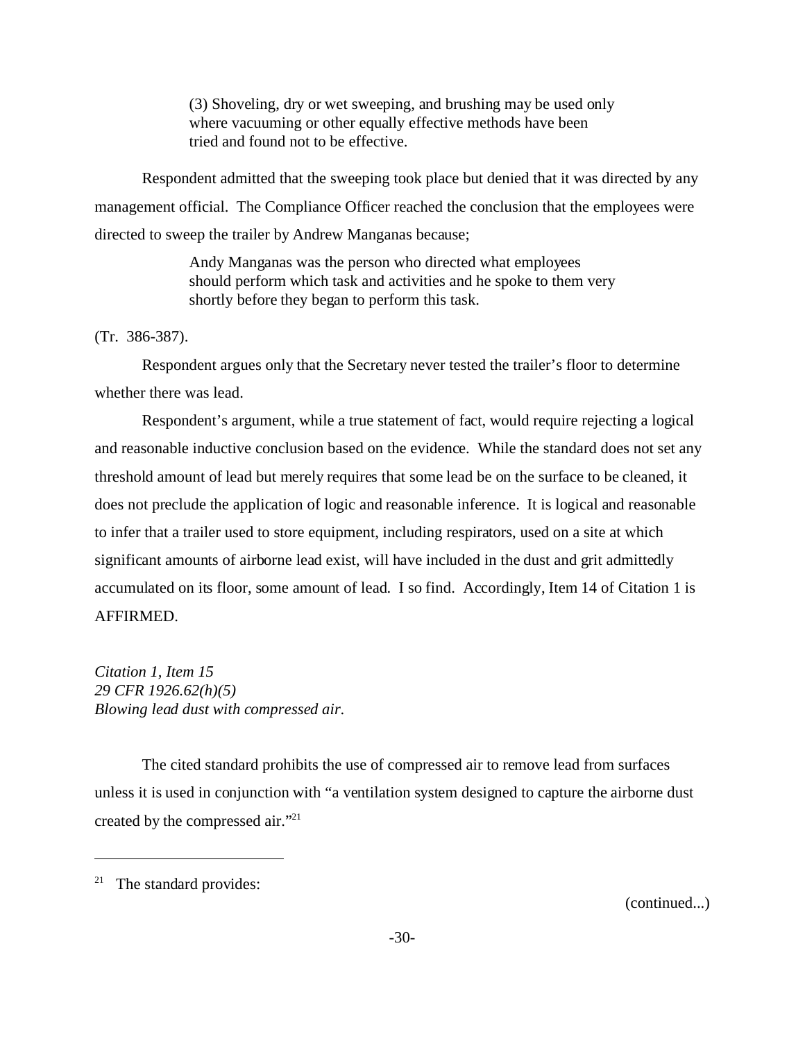> (3) Shoveling, dry or wet sweeping, and brushing may be used only where vacuuming or other equally effective methods have been tried and found not to be effective.

Respondent admitted that the sweeping took place but denied that it was directed by any management official. The Compliance Officer reached the conclusion that the employees were directed to sweep the trailer by Andrew Manganas because;

> Andy Manganas was the person who directed what employees should perform which task and activities and he spoke to them very shortly before they began to perform this task.

(Tr. 386-387).

Respondent argues only that the Secretary never tested the trailer's floor to determine whether there was lead.

Respondent's argument, while a true statement of fact, would require rejecting a logical and reasonable inductive conclusion based on the evidence. While the standard does not set any threshold amount of lead but merely requires that some lead be on the surface to be cleaned, it does not preclude the application of logic and reasonable inference. It is logical and reasonable to infer that a trailer used to store equipment, including respirators, used on a site at which significant amounts of airborne lead exist, will have included in the dust and grit admittedly accumulated on its floor, some amount of lead. I so find. Accordingly, Item 14 of Citation 1 is AFFIRMED.

*Citation 1, Item 15*
*29 CFR 1926.62(h)(5)*
*Blowing lead dust with compressed air.*

The cited standard prohibits the use of compressed air to remove lead from surfaces unless it is used in conjunction with "a ventilation system designed to capture the airborne dust created by the compressed air."[21]

---

[21] The standard provides:

(continued...)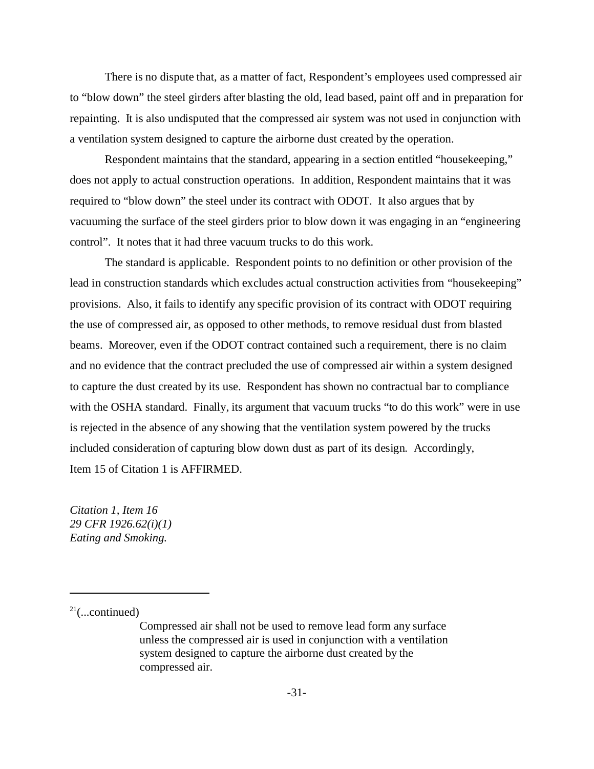There is no dispute that, as a matter of fact, Respondent's employees used compressed air to "blow down" the steel girders after blasting the old, lead based, paint off and in preparation for repainting. It is also undisputed that the compressed air system was not used in conjunction with a ventilation system designed to capture the airborne dust created by the operation.

Respondent maintains that the standard, appearing in a section entitled "housekeeping," does not apply to actual construction operations. In addition, Respondent maintains that it was required to "blow down" the steel under its contract with ODOT. It also argues that by vacuuming the surface of the steel girders prior to blow down it was engaging in an "engineering control". It notes that it had three vacuum trucks to do this work.

The standard is applicable. Respondent points to no definition or other provision of the lead in construction standards which excludes actual construction activities from "housekeeping" provisions. Also, it fails to identify any specific provision of its contract with ODOT requiring the use of compressed air, as opposed to other methods, to remove residual dust from blasted beams. Moreover, even if the ODOT contract contained such a requirement, there is no claim and no evidence that the contract precluded the use of compressed air within a system designed to capture the dust created by its use. Respondent has shown no contractual bar to compliance with the OSHA standard. Finally, its argument that vacuum trucks "to do this work" were in use is rejected in the absence of any showing that the ventilation system powered by the trucks included consideration of capturing blow down dust as part of its design. Accordingly, Item 15 of Citation 1 is AFFIRMED.

*Citation 1, Item 16*
*29 CFR 1926.62(i)(1)*
*Eating and Smoking.*

---

[21](...continued)

> Compressed air shall not be used to remove lead form any surface unless the compressed air is used in conjunction with a ventilation system designed to capture the airborne dust created by the compressed air.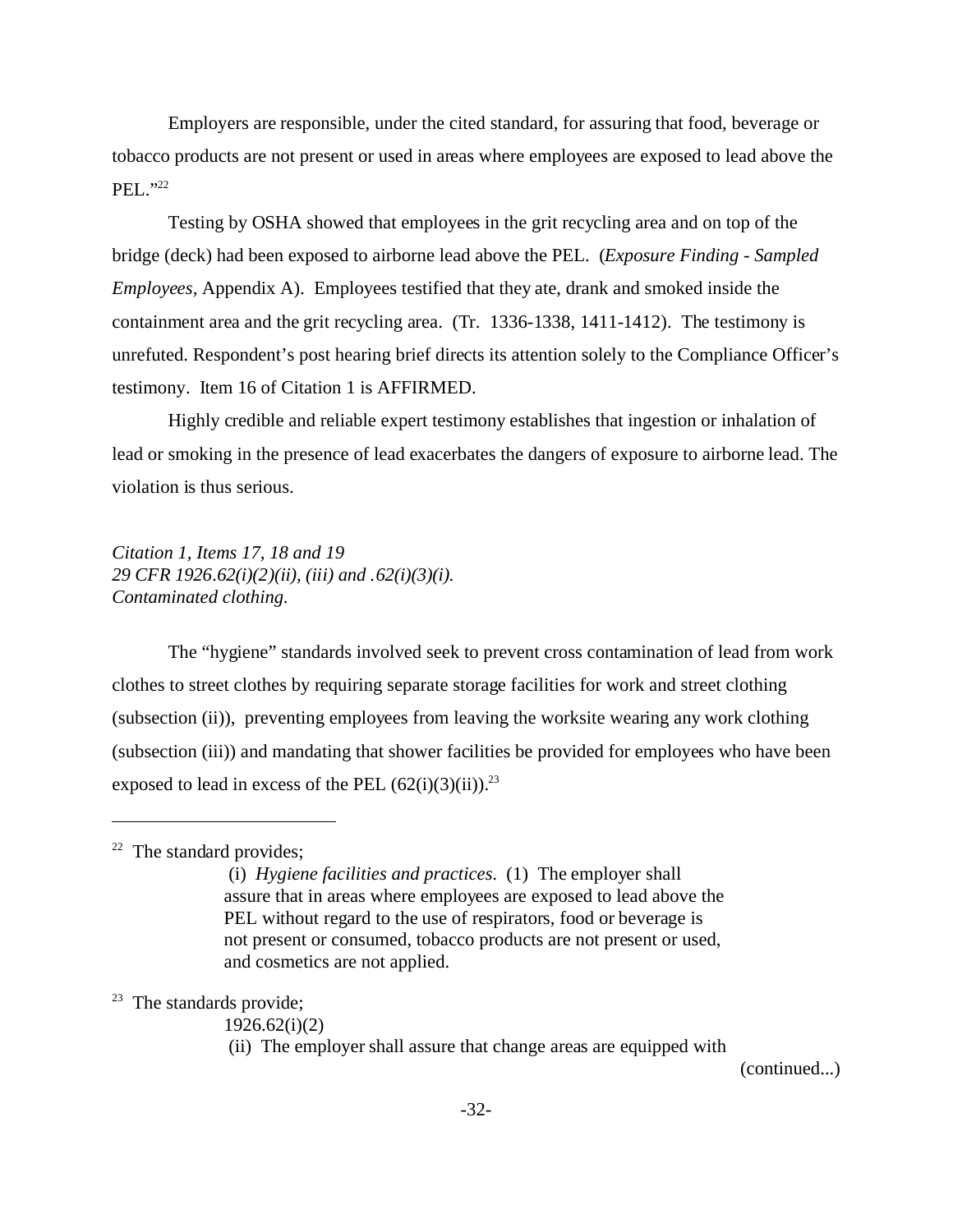Employers are responsible, under the cited standard, for assuring that food, beverage or tobacco products are not present or used in areas where employees are exposed to lead above the PEL."[22]

Testing by OSHA showed that employees in the grit recycling area and on top of the bridge (deck) had been exposed to airborne lead above the PEL. (*Exposure Finding - Sampled Employees,* Appendix A). Employees testified that they ate, drank and smoked inside the containment area and the grit recycling area. (Tr. 1336-1338, 1411-1412). The testimony is unrefuted. Respondent's post hearing brief directs its attention solely to the Compliance Officer's testimony. Item 16 of Citation 1 is AFFIRMED.

Highly credible and reliable expert testimony establishes that ingestion or inhalation of lead or smoking in the presence of lead exacerbates the dangers of exposure to airborne lead. The violation is thus serious.

*Citation 1, Items 17, 18 and 19*
*29 CFR 1926.62(i)(2)(ii), (iii) and .62(i)(3)(i).*
*Contaminated clothing.*

The "hygiene" standards involved seek to prevent cross contamination of lead from work clothes to street clothes by requiring separate storage facilities for work and street clothing (subsection (ii)), preventing employees from leaving the worksite wearing any work clothing (subsection (iii)) and mandating that shower facilities be provided for employees who have been exposed to lead in excess of the PEL (62(i)(3)(ii)).[23]

---

[22] The standard provides;

> (i) *Hygiene facilities and practices.* (1) The employer shall assure that in areas where employees are exposed to lead above the PEL without regard to the use of respirators, food or beverage is not present or consumed, tobacco products are not present or used, and cosmetics are not applied.

[23] The standards provide;

> 1926.62(i)(2)
> (ii) The employer shall assure that change areas are equipped with

(continued...)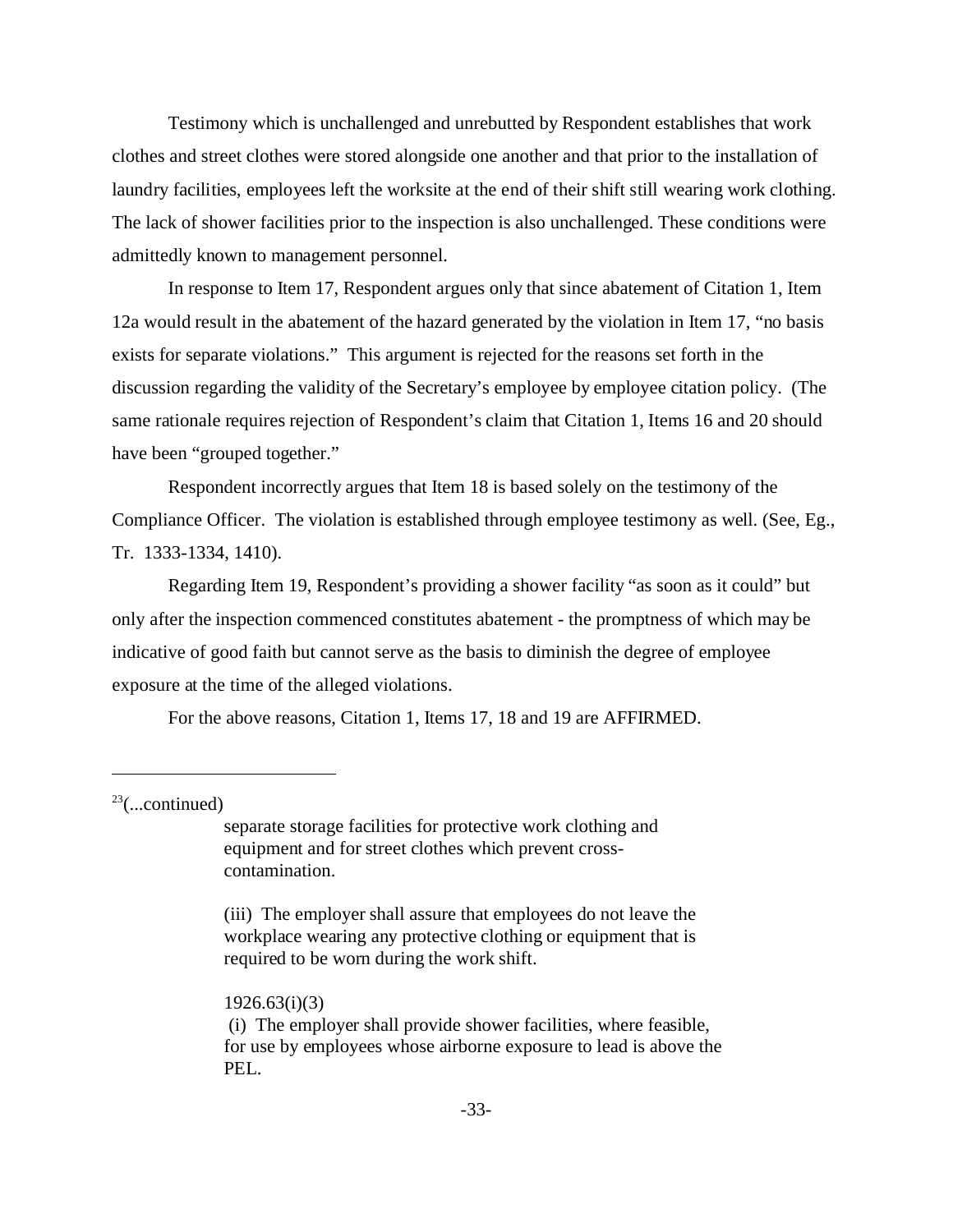Testimony which is unchallenged and unrebutted by Respondent establishes that work clothes and street clothes were stored alongside one another and that prior to the installation of laundry facilities, employees left the worksite at the end of their shift still wearing work clothing. The lack of shower facilities prior to the inspection is also unchallenged. These conditions were admittedly known to management personnel.

In response to Item 17, Respondent argues only that since abatement of Citation 1, Item 12a would result in the abatement of the hazard generated by the violation in Item 17, "no basis exists for separate violations." This argument is rejected for the reasons set forth in the discussion regarding the validity of the Secretary's employee by employee citation policy. (The same rationale requires rejection of Respondent's claim that Citation 1, Items 16 and 20 should have been "grouped together."

Respondent incorrectly argues that Item 18 is based solely on the testimony of the Compliance Officer. The violation is established through employee testimony as well. (See, Eg., Tr. 1333-1334, 1410).

Regarding Item 19, Respondent's providing a shower facility "as soon as it could" but only after the inspection commenced constitutes abatement - the promptness of which may be indicative of good faith but cannot serve as the basis to diminish the degree of employee exposure at the time of the alleged violations.

For the above reasons, Citation 1, Items 17, 18 and 19 are AFFIRMED.

---

[23](...continued)

> separate storage facilities for protective work clothing and equipment and for street clothes which prevent cross-contamination.
>
> (iii) The employer shall assure that employees do not leave the workplace wearing any protective clothing or equipment that is required to be worn during the work shift.
>
> 1926.63(i)(3)
>
> (i) The employer shall provide shower facilities, where feasible, for use by employees whose airborne exposure to lead is above the PEL.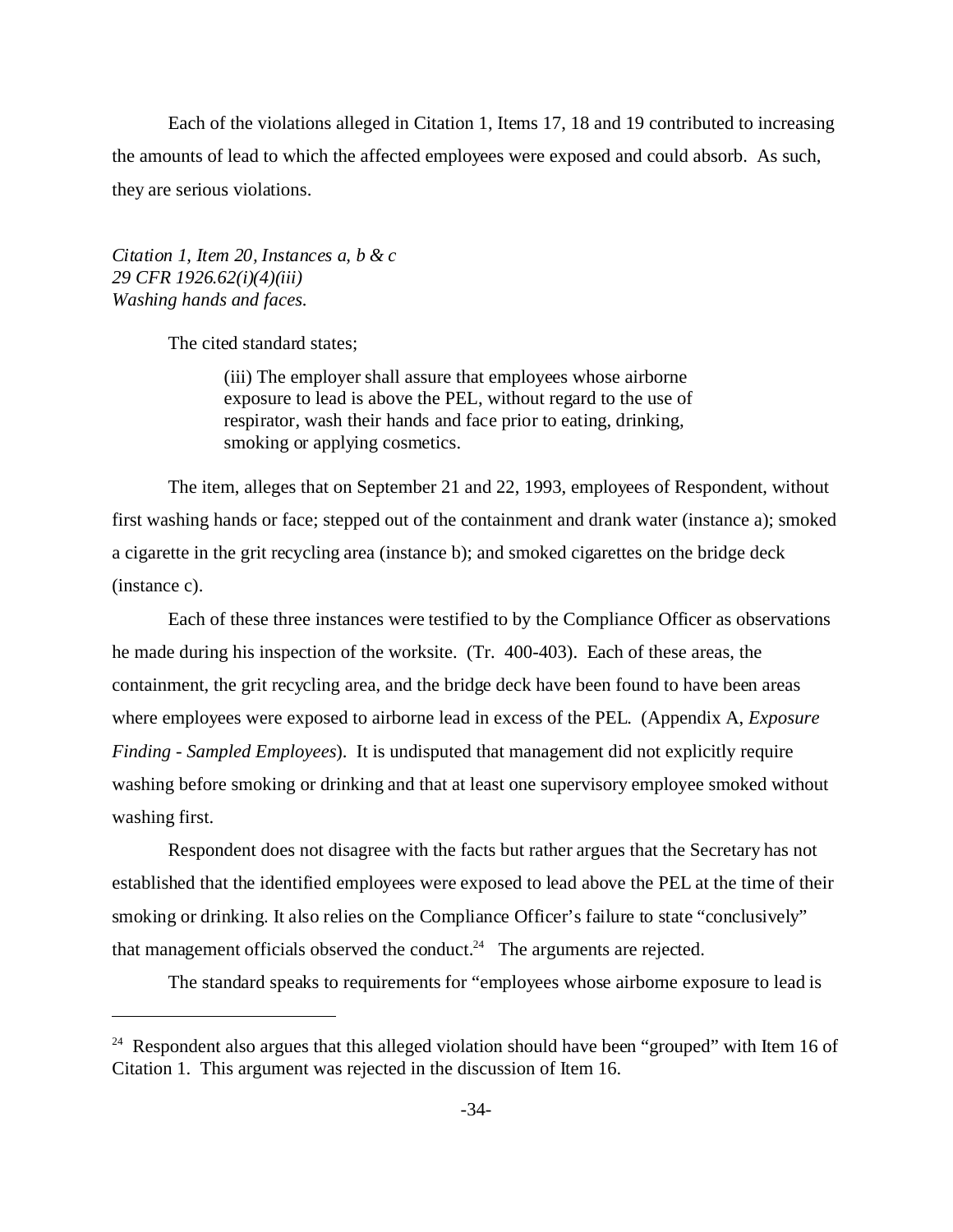Each of the violations alleged in Citation 1, Items 17, 18 and 19 contributed to increasing the amounts of lead to which the affected employees were exposed and could absorb. As such, they are serious violations.

*Citation 1, Item 20, Instances a, b & c*
*29 CFR 1926.62(i)(4)(iii)*
*Washing hands and faces.*

The cited standard states;

> (iii) The employer shall assure that employees whose airborne exposure to lead is above the PEL, without regard to the use of respirator, wash their hands and face prior to eating, drinking, smoking or applying cosmetics.

The item, alleges that on September 21 and 22, 1993, employees of Respondent, without first washing hands or face; stepped out of the containment and drank water (instance a); smoked a cigarette in the grit recycling area (instance b); and smoked cigarettes on the bridge deck (instance c).

Each of these three instances were testified to by the Compliance Officer as observations he made during his inspection of the worksite. (Tr. 400-403). Each of these areas, the containment, the grit recycling area, and the bridge deck have been found to have been areas where employees were exposed to airborne lead in excess of the PEL. (Appendix A, *Exposure Finding - Sampled Employees*). It is undisputed that management did not explicitly require washing before smoking or drinking and that at least one supervisory employee smoked without washing first.

Respondent does not disagree with the facts but rather argues that the Secretary has not established that the identified employees were exposed to lead above the PEL at the time of their smoking or drinking. It also relies on the Compliance Officer's failure to state "conclusively" that management officials observed the conduct.[24] The arguments are rejected.

The standard speaks to requirements for "employees whose airborne exposure to lead is

---

[24] Respondent also argues that this alleged violation should have been "grouped" with Item 16 of Citation 1. This argument was rejected in the discussion of Item 16.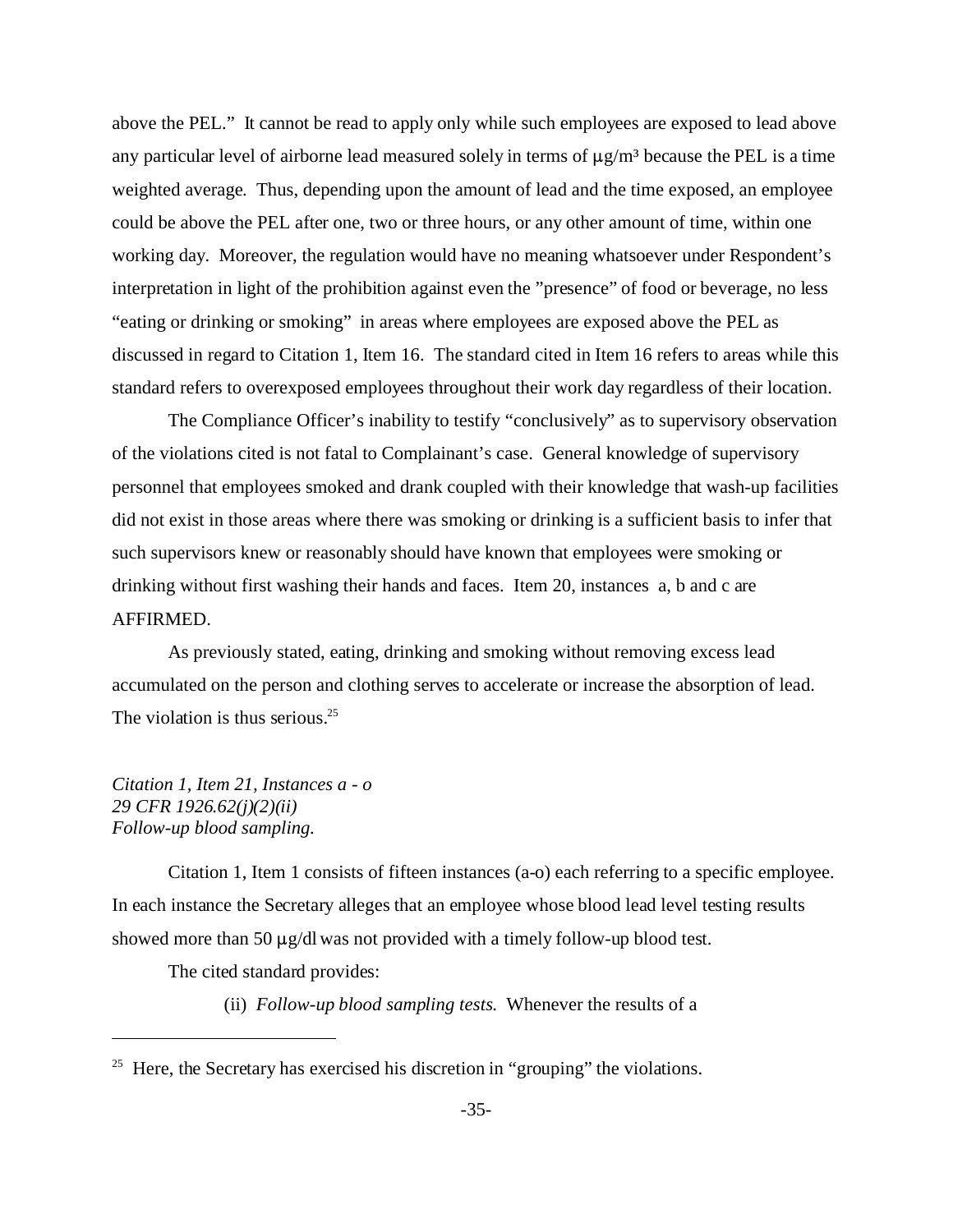above the PEL." It cannot be read to apply only while such employees are exposed to lead above any particular level of airborne lead measured solely in terms of µg/m³ because the PEL is a time weighted average. Thus, depending upon the amount of lead and the time exposed, an employee could be above the PEL after one, two or three hours, or any other amount of time, within one working day. Moreover, the regulation would have no meaning whatsoever under Respondent's interpretation in light of the prohibition against even the "presence" of food or beverage, no less "eating or drinking or smoking" in areas where employees are exposed above the PEL as discussed in regard to Citation 1, Item 16. The standard cited in Item 16 refers to areas while this standard refers to overexposed employees throughout their work day regardless of their location.

The Compliance Officer's inability to testify "conclusively" as to supervisory observation of the violations cited is not fatal to Complainant's case. General knowledge of supervisory personnel that employees smoked and drank coupled with their knowledge that wash-up facilities did not exist in those areas where there was smoking or drinking is a sufficient basis to infer that such supervisors knew or reasonably should have known that employees were smoking or drinking without first washing their hands and faces. Item 20, instances a, b and c are AFFIRMED.

As previously stated, eating, drinking and smoking without removing excess lead accumulated on the person and clothing serves to accelerate or increase the absorption of lead. The violation is thus serious.[25]

*Citation 1, Item 21, Instances a - o*
*29 CFR 1926.62(j)(2)(ii)*
*Follow-up blood sampling.*

Citation 1, Item 1 consists of fifteen instances (a-o) each referring to a specific employee. In each instance the Secretary alleges that an employee whose blood lead level testing results showed more than 50 µg/dl was not provided with a timely follow-up blood test.

The cited standard provides:

> (ii) *Follow-up blood sampling tests.* Whenever the results of a

---

[25] Here, the Secretary has exercised his discretion in "grouping" the violations.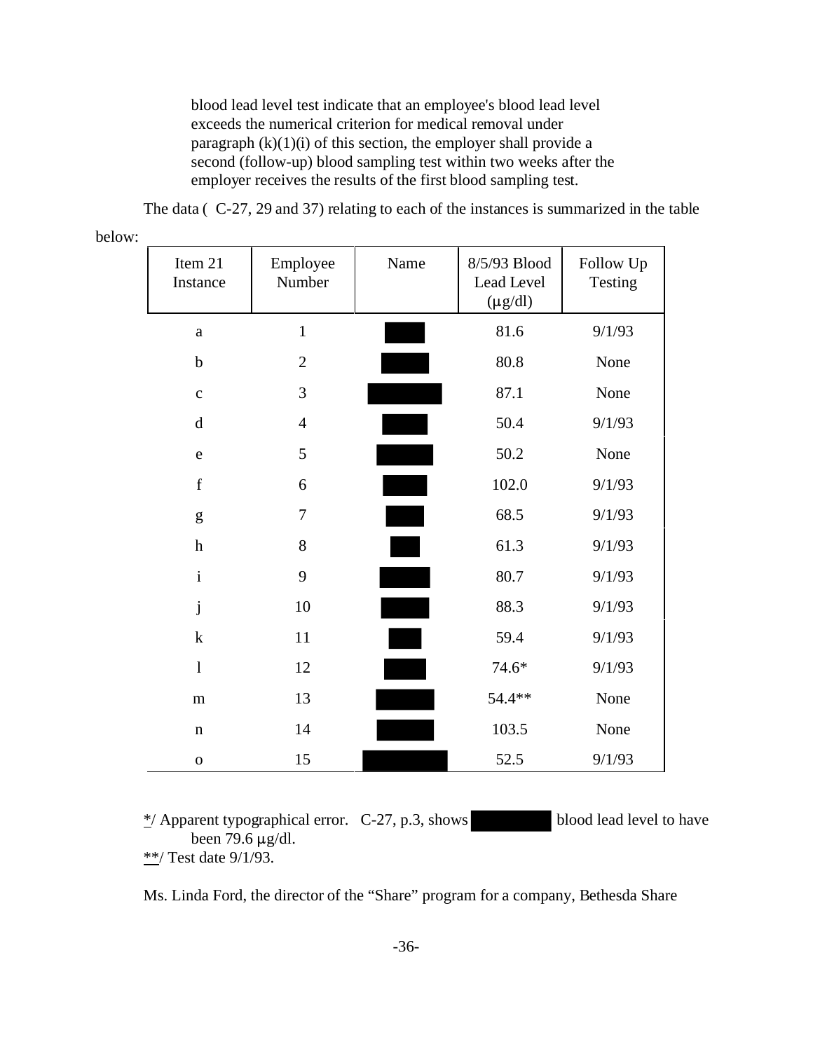> blood lead level test indicate that an employee's blood lead level exceeds the numerical criterion for medical removal under paragraph (k)(1)(i) of this section, the employer shall provide a second (follow-up) blood sampling test within two weeks after the employer receives the results of the first blood sampling test.

The data ( C-27, 29 and 37) relating to each of the instances is summarized in the table below:

| Item 21 Instance | Employee Number | Name | 8/5/93 Blood Lead Level (μg/dl) | Follow Up Testing |
|---|---|---|---|---|
| a | 1 | ████ | 81.6 | 9/1/93 |
| b | 2 | ████ | 80.8 | None |
| c | 3 | ████ | 87.1 | None |
| d | 4 | ████ | 50.4 | 9/1/93 |
| e | 5 | ████ | 50.2 | None |
| f | 6 | ████ | 102.0 | 9/1/93 |
| g | 7 | ████ | 68.5 | 9/1/93 |
| h | 8 | ████ | 61.3 | 9/1/93 |
| i | 9 | ████ | 80.7 | 9/1/93 |
| j | 10 | ████ | 88.3 | 9/1/93 |
| k | 11 | ████ | 59.4 | 9/1/93 |
| l | 12 | ████ | 74.6* | 9/1/93 |
| m | 13 | ████ | 54.4** | None |
| n | 14 | ████ | 103.5 | None |
| o | 15 | ████ | 52.5 | 9/1/93 |

*/ Apparent typographical error. C-27, p.3, shows ████ blood lead level to have been 79.6 μg/dl.
**/ Test date 9/1/93.

Ms. Linda Ford, the director of the "Share" program for a company, Bethesda Share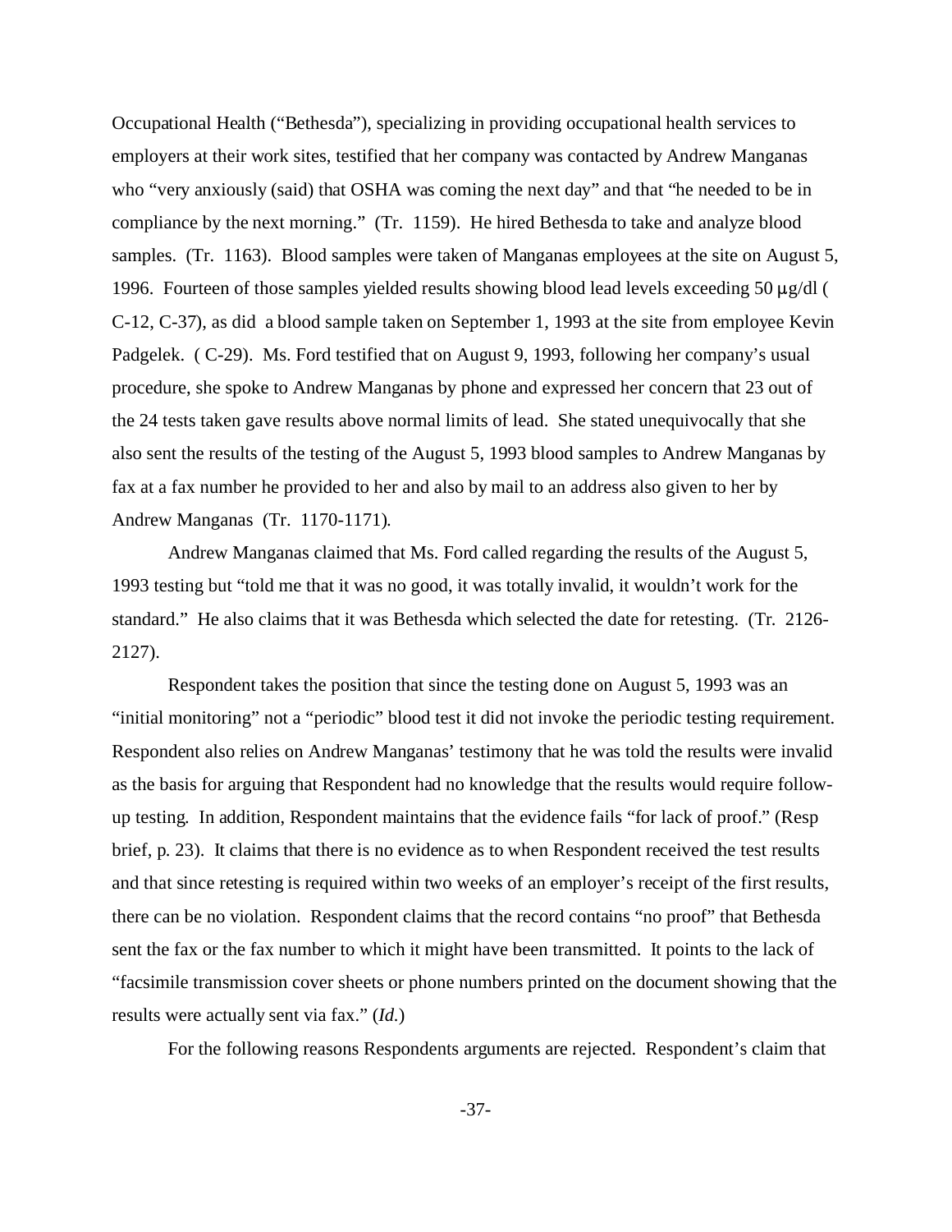Occupational Health ("Bethesda"), specializing in providing occupational health services to employers at their work sites, testified that her company was contacted by Andrew Manganas who "very anxiously (said) that OSHA was coming the next day" and that "he needed to be in compliance by the next morning." (Tr. 1159). He hired Bethesda to take and analyze blood samples. (Tr. 1163). Blood samples were taken of Manganas employees at the site on August 5, 1996. Fourteen of those samples yielded results showing blood lead levels exceeding 50 µg/dl ( C-12, C-37), as did a blood sample taken on September 1, 1993 at the site from employee Kevin Padgelek. ( C-29). Ms. Ford testified that on August 9, 1993, following her company's usual procedure, she spoke to Andrew Manganas by phone and expressed her concern that 23 out of the 24 tests taken gave results above normal limits of lead. She stated unequivocally that she also sent the results of the testing of the August 5, 1993 blood samples to Andrew Manganas by fax at a fax number he provided to her and also by mail to an address also given to her by Andrew Manganas (Tr. 1170-1171).

Andrew Manganas claimed that Ms. Ford called regarding the results of the August 5, 1993 testing but "told me that it was no good, it was totally invalid, it wouldn't work for the standard." He also claims that it was Bethesda which selected the date for retesting. (Tr. 2126-2127).

Respondent takes the position that since the testing done on August 5, 1993 was an "initial monitoring" not a "periodic" blood test it did not invoke the periodic testing requirement. Respondent also relies on Andrew Manganas' testimony that he was told the results were invalid as the basis for arguing that Respondent had no knowledge that the results would require follow-up testing. In addition, Respondent maintains that the evidence fails "for lack of proof." (Resp brief, p. 23). It claims that there is no evidence as to when Respondent received the test results and that since retesting is required within two weeks of an employer's receipt of the first results, there can be no violation. Respondent claims that the record contains "no proof" that Bethesda sent the fax or the fax number to which it might have been transmitted. It points to the lack of "facsimile transmission cover sheets or phone numbers printed on the document showing that the results were actually sent via fax." (*Id.*)

For the following reasons Respondents arguments are rejected. Respondent's claim that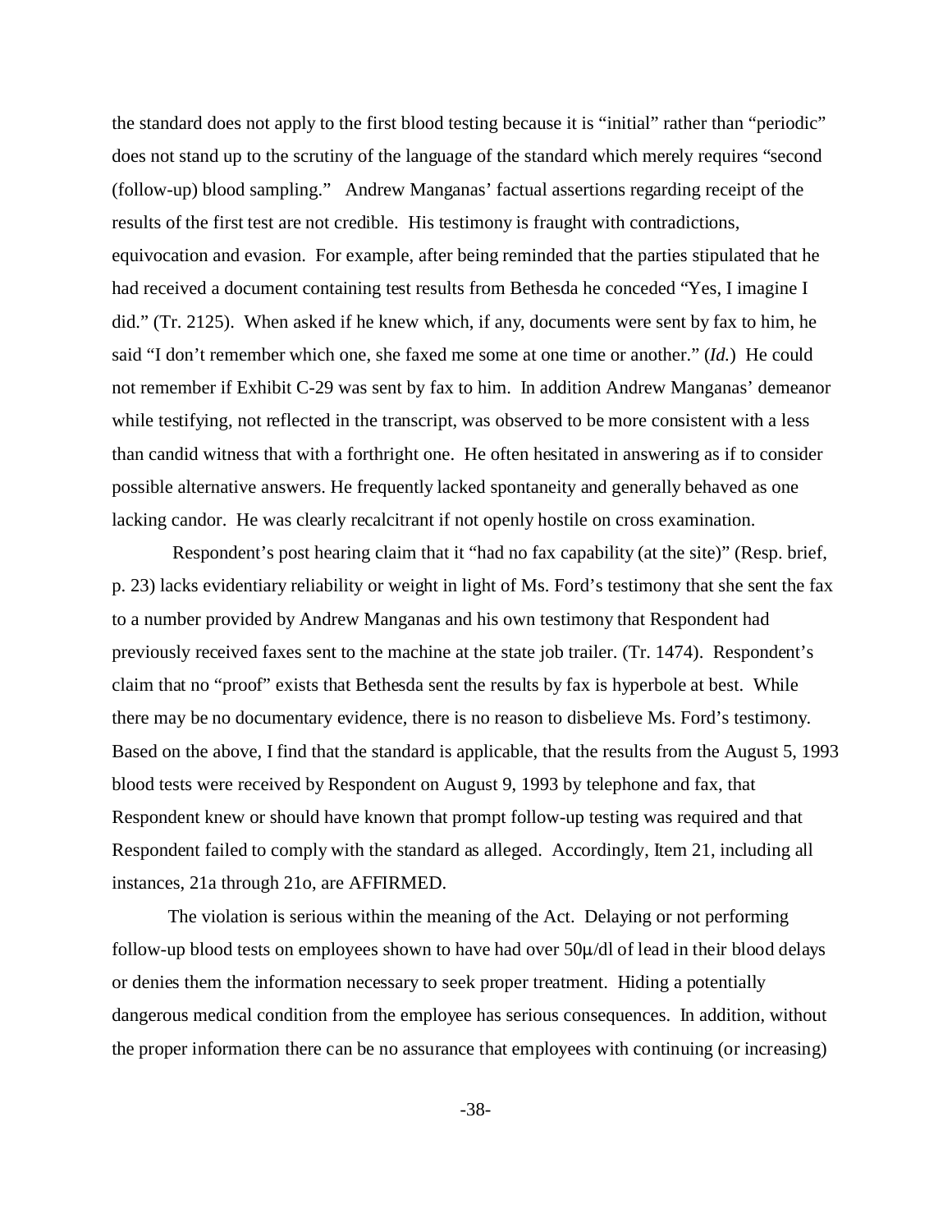the standard does not apply to the first blood testing because it is "initial" rather than "periodic" does not stand up to the scrutiny of the language of the standard which merely requires "second (follow-up) blood sampling." Andrew Manganas' factual assertions regarding receipt of the results of the first test are not credible. His testimony is fraught with contradictions, equivocation and evasion. For example, after being reminded that the parties stipulated that he had received a document containing test results from Bethesda he conceded "Yes, I imagine I did." (Tr. 2125). When asked if he knew which, if any, documents were sent by fax to him, he said "I don't remember which one, she faxed me some at one time or another." (*Id.*) He could not remember if Exhibit C-29 was sent by fax to him. In addition Andrew Manganas' demeanor while testifying, not reflected in the transcript, was observed to be more consistent with a less than candid witness that with a forthright one. He often hesitated in answering as if to consider possible alternative answers. He frequently lacked spontaneity and generally behaved as one lacking candor. He was clearly recalcitrant if not openly hostile on cross examination.

Respondent's post hearing claim that it "had no fax capability (at the site)" (Resp. brief, p. 23) lacks evidentiary reliability or weight in light of Ms. Ford's testimony that she sent the fax to a number provided by Andrew Manganas and his own testimony that Respondent had previously received faxes sent to the machine at the state job trailer. (Tr. 1474). Respondent's claim that no "proof" exists that Bethesda sent the results by fax is hyperbole at best. While there may be no documentary evidence, there is no reason to disbelieve Ms. Ford's testimony. Based on the above, I find that the standard is applicable, that the results from the August 5, 1993 blood tests were received by Respondent on August 9, 1993 by telephone and fax, that Respondent knew or should have known that prompt follow-up testing was required and that Respondent failed to comply with the standard as alleged. Accordingly, Item 21, including all instances, 21a through 21o, are AFFIRMED.

The violation is serious within the meaning of the Act. Delaying or not performing follow-up blood tests on employees shown to have had over 50μ/dl of lead in their blood delays or denies them the information necessary to seek proper treatment. Hiding a potentially dangerous medical condition from the employee has serious consequences. In addition, without the proper information there can be no assurance that employees with continuing (or increasing)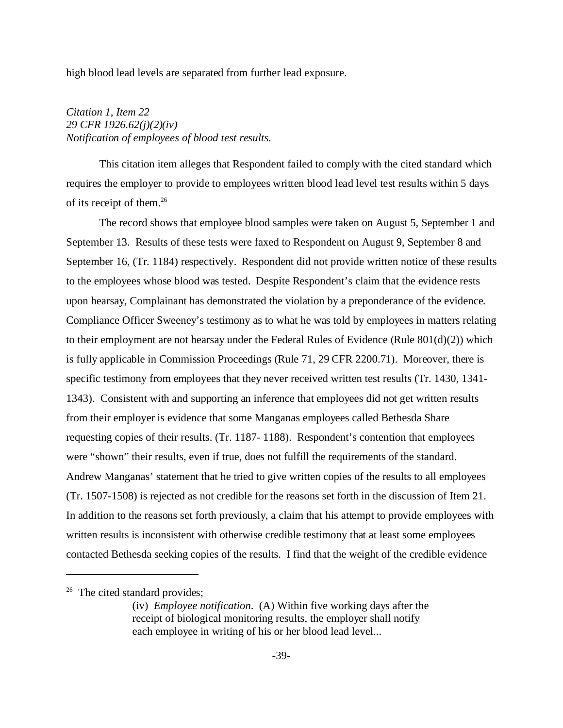high blood lead levels are separated from further lead exposure.

*Citation 1, Item 22*
*29 CFR 1926.62(j)(2)(iv)*
*Notification of employees of blood test results.*

This citation item alleges that Respondent failed to comply with the cited standard which requires the employer to provide to employees written blood lead level test results within 5 days of its receipt of them.[26]

The record shows that employee blood samples were taken on August 5, September 1 and September 13. Results of these tests were faxed to Respondent on August 9, September 8 and September 16, (Tr. 1184) respectively. Respondent did not provide written notice of these results to the employees whose blood was tested. Despite Respondent's claim that the evidence rests upon hearsay, Complainant has demonstrated the violation by a preponderance of the evidence. Compliance Officer Sweeney's testimony as to what he was told by employees in matters relating to their employment are not hearsay under the Federal Rules of Evidence (Rule 801(d)(2)) which is fully applicable in Commission Proceedings (Rule 71, 29 CFR 2200.71). Moreover, there is specific testimony from employees that they never received written test results (Tr. 1430, 1341-1343). Consistent with and supporting an inference that employees did not get written results from their employer is evidence that some Manganas employees called Bethesda Share requesting copies of their results. (Tr. 1187- 1188). Respondent's contention that employees were "shown" their results, even if true, does not fulfill the requirements of the standard. Andrew Manganas' statement that he tried to give written copies of the results to all employees (Tr. 1507-1508) is rejected as not credible for the reasons set forth in the discussion of Item 21. In addition to the reasons set forth previously, a claim that his attempt to provide employees with written results is inconsistent with otherwise credible testimony that at least some employees contacted Bethesda seeking copies of the results. I find that the weight of the credible evidence

---

[26] The cited standard provides;

> (iv) *Employee notification*. (A) Within five working days after the receipt of biological monitoring results, the employer shall notify each employee in writing of his or her blood lead level...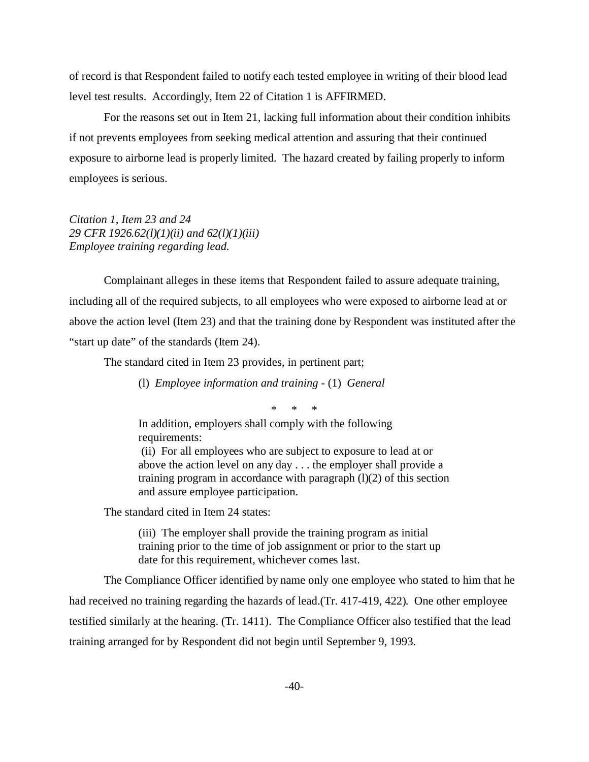of record is that Respondent failed to notify each tested employee in writing of their blood lead level test results. Accordingly, Item 22 of Citation 1 is AFFIRMED.

For the reasons set out in Item 21, lacking full information about their condition inhibits if not prevents employees from seeking medical attention and assuring that their continued exposure to airborne lead is properly limited. The hazard created by failing properly to inform employees is serious.

*Citation 1, Item 23 and 24*
*29 CFR 1926.62(l)(1)(ii) and 62(l)(1)(iii)*
*Employee training regarding lead.*

Complainant alleges in these items that Respondent failed to assure adequate training, including all of the required subjects, to all employees who were exposed to airborne lead at or above the action level (Item 23) and that the training done by Respondent was instituted after the "start up date" of the standards (Item 24).

The standard cited in Item 23 provides, in pertinent part;

> (l) *Employee information and training* - (1) *General*
>
> \* \* \*
>
> In addition, employers shall comply with the following requirements:
> (ii) For all employees who are subject to exposure to lead at or above the action level on any day . . . the employer shall provide a training program in accordance with paragraph (l)(2) of this section and assure employee participation.

The standard cited in Item 24 states:

> (iii) The employer shall provide the training program as initial training prior to the time of job assignment or prior to the start up date for this requirement, whichever comes last.

The Compliance Officer identified by name only one employee who stated to him that he had received no training regarding the hazards of lead.(Tr. 417-419, 422). One other employee testified similarly at the hearing. (Tr. 1411). The Compliance Officer also testified that the lead training arranged for by Respondent did not begin until September 9, 1993.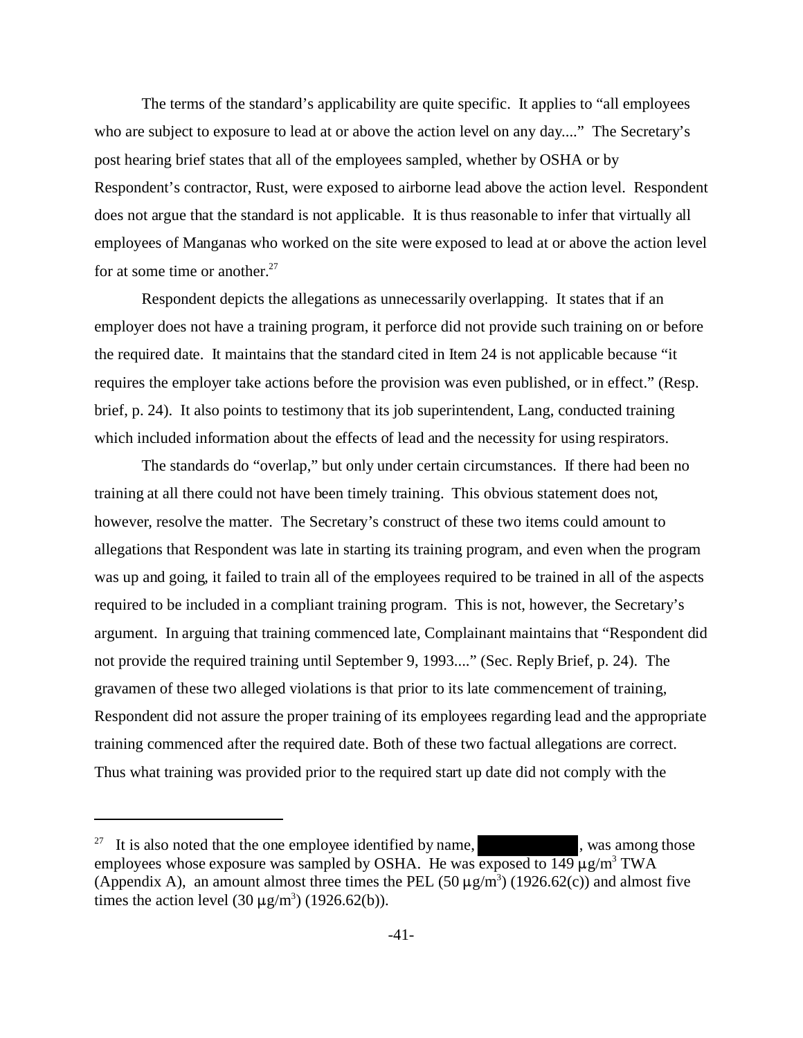The terms of the standard's applicability are quite specific. It applies to "all employees who are subject to exposure to lead at or above the action level on any day...." The Secretary's post hearing brief states that all of the employees sampled, whether by OSHA or by Respondent's contractor, Rust, were exposed to airborne lead above the action level. Respondent does not argue that the standard is not applicable. It is thus reasonable to infer that virtually all employees of Manganas who worked on the site were exposed to lead at or above the action level for at some time or another.[27]

Respondent depicts the allegations as unnecessarily overlapping. It states that if an employer does not have a training program, it perforce did not provide such training on or before the required date. It maintains that the standard cited in Item 24 is not applicable because "it requires the employer take actions before the provision was even published, or in effect." (Resp. brief, p. 24). It also points to testimony that its job superintendent, Lang, conducted training which included information about the effects of lead and the necessity for using respirators.

The standards do "overlap," but only under certain circumstances. If there had been no training at all there could not have been timely training. This obvious statement does not, however, resolve the matter. The Secretary's construct of these two items could amount to allegations that Respondent was late in starting its training program, and even when the program was up and going, it failed to train all of the employees required to be trained in all of the aspects required to be included in a compliant training program. This is not, however, the Secretary's argument. In arguing that training commenced late, Complainant maintains that "Respondent did not provide the required training until September 9, 1993...." (Sec. Reply Brief, p. 24). The gravamen of these two alleged violations is that prior to its late commencement of training, Respondent did not assure the proper training of its employees regarding lead and the appropriate training commenced after the required date. Both of these two factual allegations are correct. Thus what training was provided prior to the required start up date did not comply with the

---

[27] It is also noted that the one employee identified by name, [REDACTED], was among those employees whose exposure was sampled by OSHA. He was exposed to 149 $\mu g/m^3$ TWA (Appendix A), an amount almost three times the PEL (50 $\mu g/m^3$) (1926.62(c)) and almost five times the action level (30 $\mu g/m^3$) (1926.62(b)).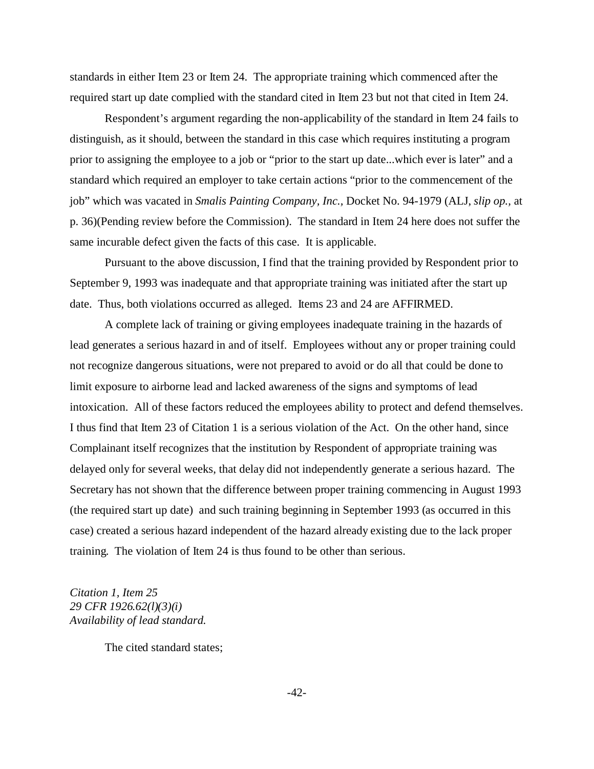standards in either Item 23 or Item 24. The appropriate training which commenced after the required start up date complied with the standard cited in Item 23 but not that cited in Item 24.

Respondent's argument regarding the non-applicability of the standard in Item 24 fails to distinguish, as it should, between the standard in this case which requires instituting a program prior to assigning the employee to a job or "prior to the start up date...which ever is later" and a standard which required an employer to take certain actions "prior to the commencement of the job" which was vacated in *Smalis Painting Company, Inc.*, Docket No. 94-1979 (ALJ, *slip op.*, at p. 36)(Pending review before the Commission). The standard in Item 24 here does not suffer the same incurable defect given the facts of this case. It is applicable.

Pursuant to the above discussion, I find that the training provided by Respondent prior to September 9, 1993 was inadequate and that appropriate training was initiated after the start up date. Thus, both violations occurred as alleged. Items 23 and 24 are AFFIRMED.

A complete lack of training or giving employees inadequate training in the hazards of lead generates a serious hazard in and of itself. Employees without any or proper training could not recognize dangerous situations, were not prepared to avoid or do all that could be done to limit exposure to airborne lead and lacked awareness of the signs and symptoms of lead intoxication. All of these factors reduced the employees ability to protect and defend themselves. I thus find that Item 23 of Citation 1 is a serious violation of the Act. On the other hand, since Complainant itself recognizes that the institution by Respondent of appropriate training was delayed only for several weeks, that delay did not independently generate a serious hazard. The Secretary has not shown that the difference between proper training commencing in August 1993 (the required start up date) and such training beginning in September 1993 (as occurred in this case) created a serious hazard independent of the hazard already existing due to the lack proper training. The violation of Item 24 is thus found to be other than serious.

*Citation 1, Item 25*
*29 CFR 1926.62(l)(3)(i)*
*Availability of lead standard.*

The cited standard states;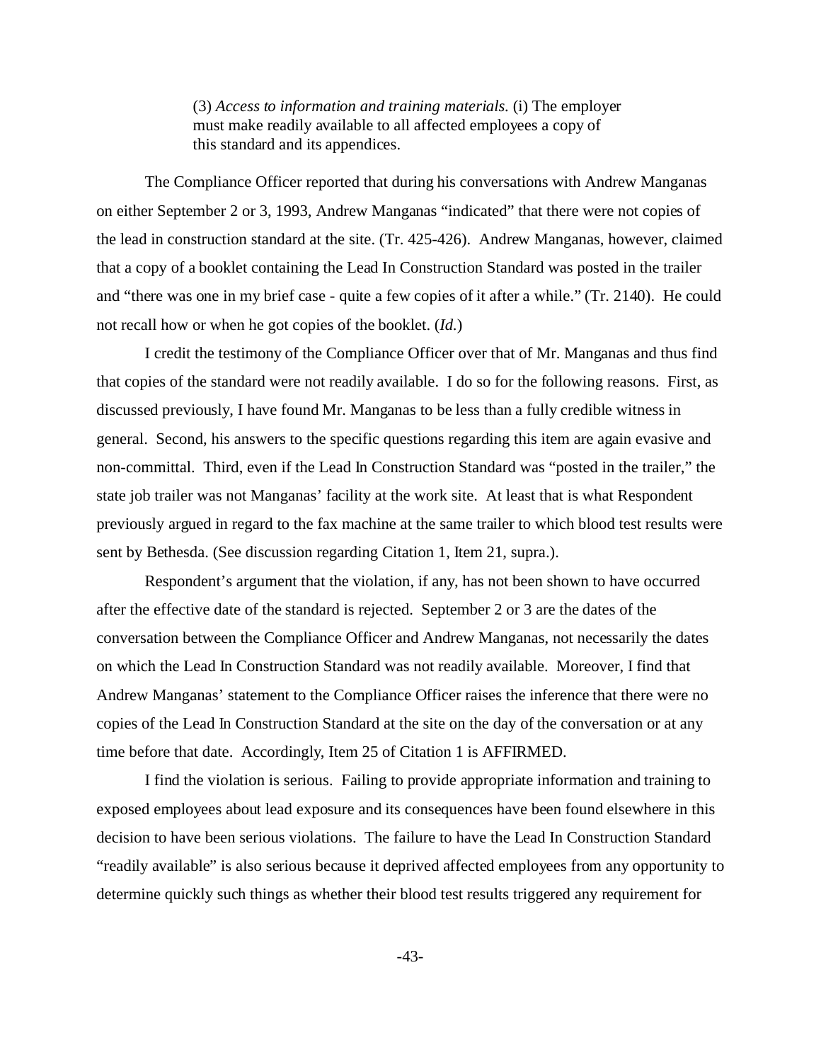> (3) *Access to information and training materials.* (i) The employer must make readily available to all affected employees a copy of this standard and its appendices.

The Compliance Officer reported that during his conversations with Andrew Manganas on either September 2 or 3, 1993, Andrew Manganas "indicated" that there were not copies of the lead in construction standard at the site. (Tr. 425-426). Andrew Manganas, however, claimed that a copy of a booklet containing the Lead In Construction Standard was posted in the trailer and "there was one in my brief case - quite a few copies of it after a while." (Tr. 2140). He could not recall how or when he got copies of the booklet. (*Id.*)

I credit the testimony of the Compliance Officer over that of Mr. Manganas and thus find that copies of the standard were not readily available. I do so for the following reasons. First, as discussed previously, I have found Mr. Manganas to be less than a fully credible witness in general. Second, his answers to the specific questions regarding this item are again evasive and non-committal. Third, even if the Lead In Construction Standard was "posted in the trailer," the state job trailer was not Manganas' facility at the work site. At least that is what Respondent previously argued in regard to the fax machine at the same trailer to which blood test results were sent by Bethesda. (See discussion regarding Citation 1, Item 21, supra.).

Respondent's argument that the violation, if any, has not been shown to have occurred after the effective date of the standard is rejected. September 2 or 3 are the dates of the conversation between the Compliance Officer and Andrew Manganas, not necessarily the dates on which the Lead In Construction Standard was not readily available. Moreover, I find that Andrew Manganas' statement to the Compliance Officer raises the inference that there were no copies of the Lead In Construction Standard at the site on the day of the conversation or at any time before that date. Accordingly, Item 25 of Citation 1 is AFFIRMED.

I find the violation is serious. Failing to provide appropriate information and training to exposed employees about lead exposure and its consequences have been found elsewhere in this decision to have been serious violations. The failure to have the Lead In Construction Standard "readily available" is also serious because it deprived affected employees from any opportunity to determine quickly such things as whether their blood test results triggered any requirement for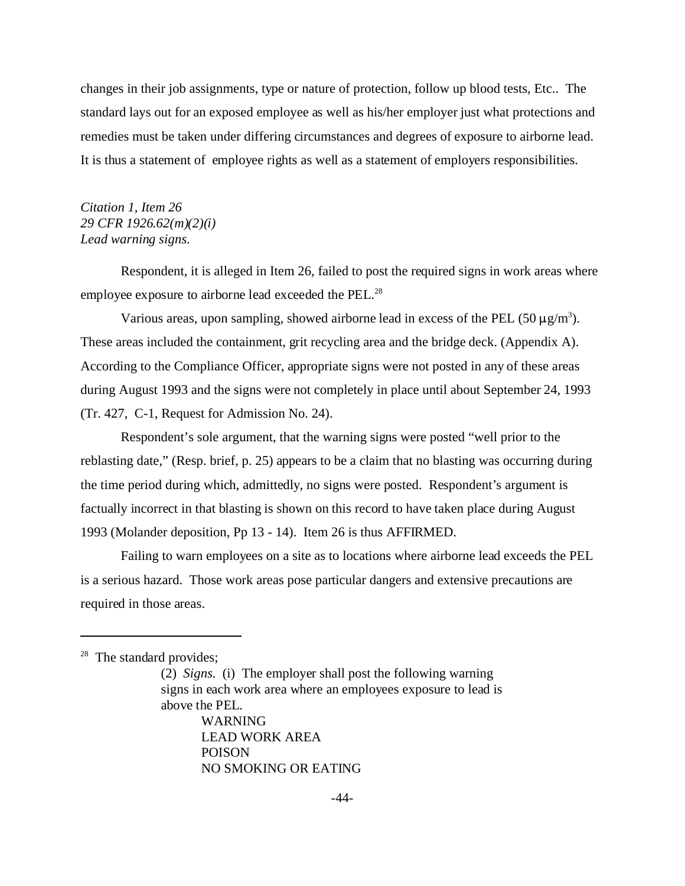changes in their job assignments, type or nature of protection, follow up blood tests, Etc.. The standard lays out for an exposed employee as well as his/her employer just what protections and remedies must be taken under differing circumstances and degrees of exposure to airborne lead. It is thus a statement of employee rights as well as a statement of employers responsibilities.

*Citation 1, Item 26*
*29 CFR 1926.62(m)(2)(i)*
*Lead warning signs.*

Respondent, it is alleged in Item 26, failed to post the required signs in work areas where employee exposure to airborne lead exceeded the PEL.[28]

Various areas, upon sampling, showed airborne lead in excess of the PEL (50 $\mu g/m^3$). These areas included the containment, grit recycling area and the bridge deck. (Appendix A). According to the Compliance Officer, appropriate signs were not posted in any of these areas during August 1993 and the signs were not completely in place until about September 24, 1993 (Tr. 427, C-1, Request for Admission No. 24).

Respondent's sole argument, that the warning signs were posted "well prior to the reblasting date," (Resp. brief, p. 25) appears to be a claim that no blasting was occurring during the time period during which, admittedly, no signs were posted. Respondent's argument is factually incorrect in that blasting is shown on this record to have taken place during August 1993 (Molander deposition, Pp 13 - 14). Item 26 is thus AFFIRMED.

Failing to warn employees on a site as to locations where airborne lead exceeds the PEL is a serious hazard. Those work areas pose particular dangers and extensive precautions are required in those areas.

---

[28] The standard provides;

> (2) *Signs.* (i) The employer shall post the following warning signs in each work area where an employees exposure to lead is above the PEL.
>
> WARNING
> LEAD WORK AREA
> POISON
> NO SMOKING OR EATING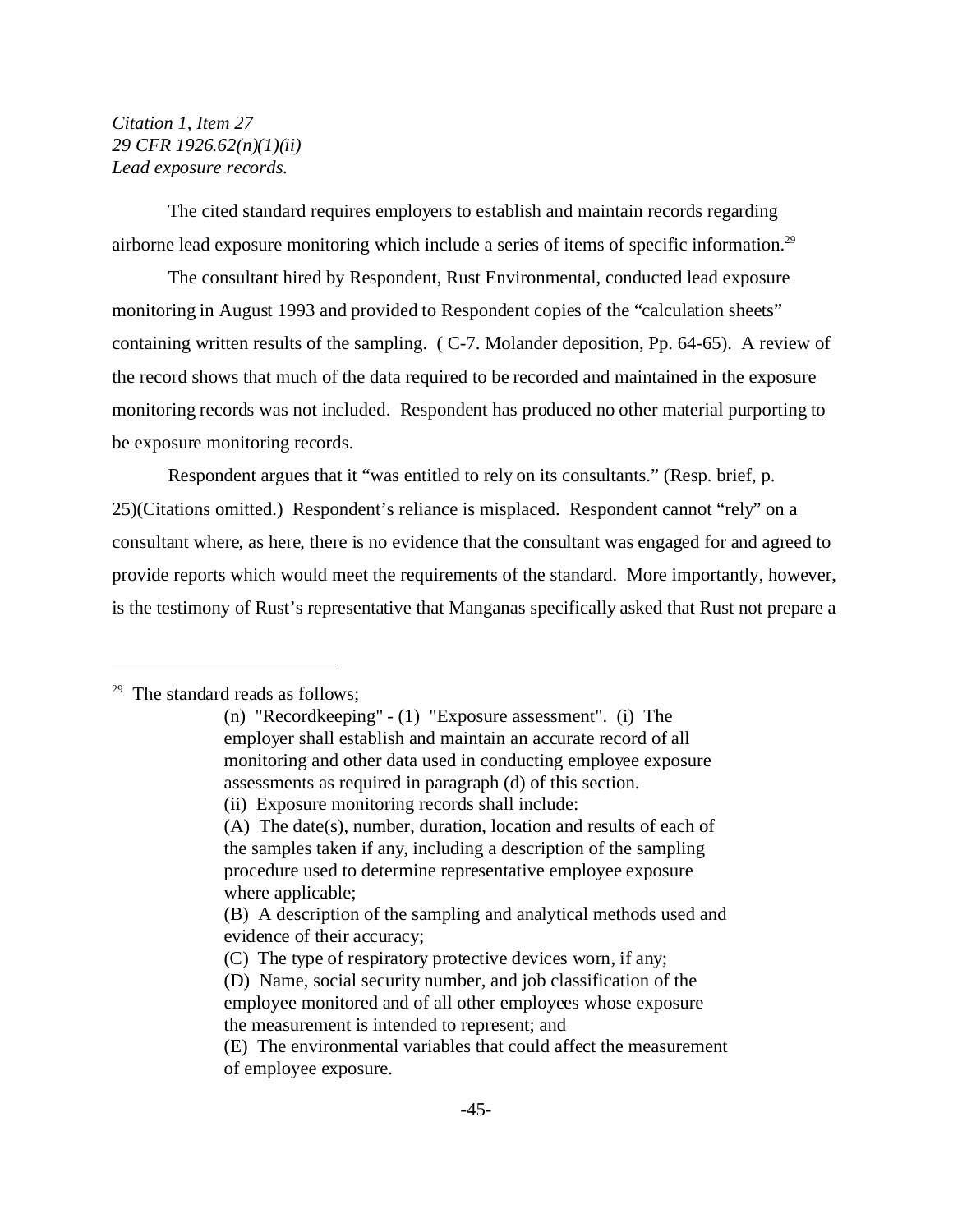*Citation 1, Item 27*
*29 CFR 1926.62(n)(1)(ii)*
*Lead exposure records.*

The cited standard requires employers to establish and maintain records regarding airborne lead exposure monitoring which include a series of items of specific information.[29]

The consultant hired by Respondent, Rust Environmental, conducted lead exposure monitoring in August 1993 and provided to Respondent copies of the "calculation sheets" containing written results of the sampling. ( C-7. Molander deposition, Pp. 64-65). A review of the record shows that much of the data required to be recorded and maintained in the exposure monitoring records was not included. Respondent has produced no other material purporting to be exposure monitoring records.

Respondent argues that it "was entitled to rely on its consultants." (Resp. brief, p. 25)(Citations omitted.) Respondent's reliance is misplaced. Respondent cannot "rely" on a consultant where, as here, there is no evidence that the consultant was engaged for and agreed to provide reports which would meet the requirements of the standard. More importantly, however, is the testimony of Rust's representative that Manganas specifically asked that Rust not prepare a

---

[29] The standard reads as follows;

> (n) "Recordkeeping" - (1) "Exposure assessment". (i) The employer shall establish and maintain an accurate record of all monitoring and other data used in conducting employee exposure assessments as required in paragraph (d) of this section.
> (ii) Exposure monitoring records shall include:
> (A) The date(s), number, duration, location and results of each of the samples taken if any, including a description of the sampling procedure used to determine representative employee exposure where applicable;
> (B) A description of the sampling and analytical methods used and evidence of their accuracy;
> (C) The type of respiratory protective devices worn, if any;
> (D) Name, social security number, and job classification of the employee monitored and of all other employees whose exposure the measurement is intended to represent; and
> (E) The environmental variables that could affect the measurement of employee exposure.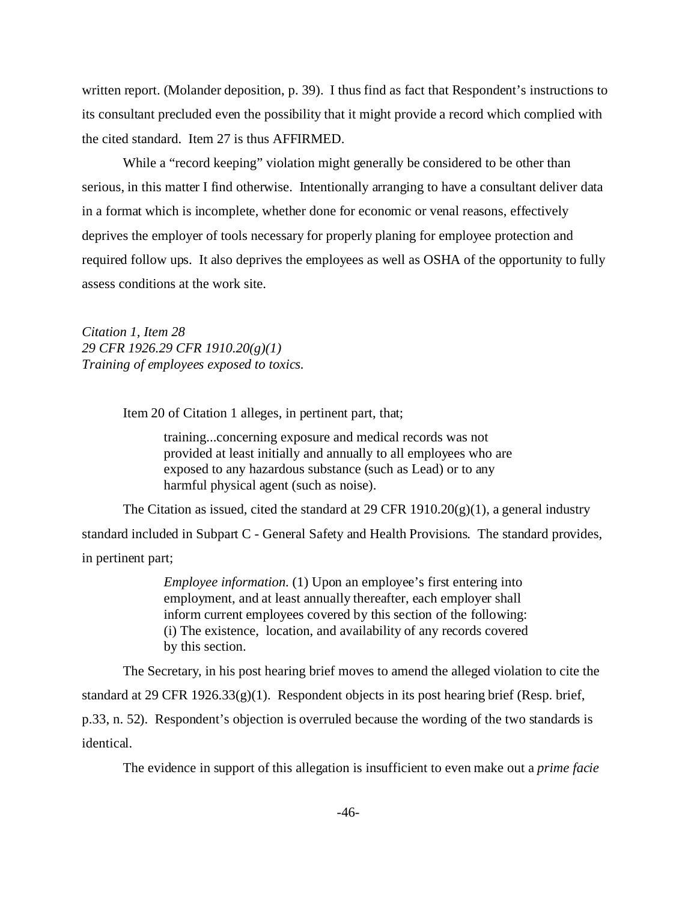written report. (Molander deposition, p. 39). I thus find as fact that Respondent's instructions to its consultant precluded even the possibility that it might provide a record which complied with the cited standard. Item 27 is thus AFFIRMED.

While a "record keeping" violation might generally be considered to be other than serious, in this matter I find otherwise. Intentionally arranging to have a consultant deliver data in a format which is incomplete, whether done for economic or venal reasons, effectively deprives the employer of tools necessary for properly planing for employee protection and required follow ups. It also deprives the employees as well as OSHA of the opportunity to fully assess conditions at the work site.

*Citation 1, Item 28*
*29 CFR 1926.29 CFR 1910.20(g)(1)*
*Training of employees exposed to toxics.*

Item 20 of Citation 1 alleges, in pertinent part, that;

> training...concerning exposure and medical records was not provided at least initially and annually to all employees who are exposed to any hazardous substance (such as Lead) or to any harmful physical agent (such as noise).

The Citation as issued, cited the standard at 29 CFR 1910.20(g)(1), a general industry standard included in Subpart C - General Safety and Health Provisions. The standard provides, in pertinent part;

> *Employee information.* (1) Upon an employee's first entering into employment, and at least annually thereafter, each employer shall inform current employees covered by this section of the following: (i) The existence, location, and availability of any records covered by this section.

The Secretary, in his post hearing brief moves to amend the alleged violation to cite the standard at 29 CFR 1926.33(g)(1). Respondent objects in its post hearing brief (Resp. brief, p.33, n. 52). Respondent's objection is overruled because the wording of the two standards is identical.

The evidence in support of this allegation is insufficient to even make out a *prime facie*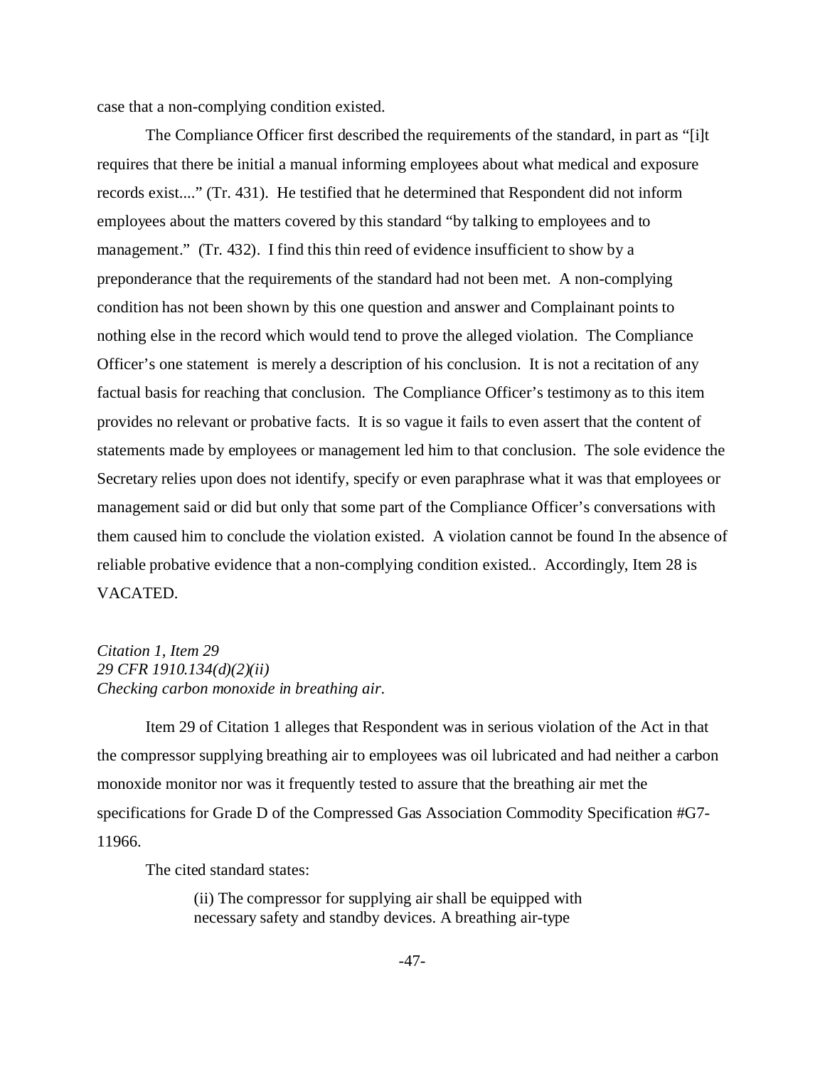case that a non-complying condition existed.

The Compliance Officer first described the requirements of the standard, in part as "[i]t requires that there be initial a manual informing employees about what medical and exposure records exist...." (Tr. 431). He testified that he determined that Respondent did not inform employees about the matters covered by this standard "by talking to employees and to management." (Tr. 432). I find this thin reed of evidence insufficient to show by a preponderance that the requirements of the standard had not been met. A non-complying condition has not been shown by this one question and answer and Complainant points to nothing else in the record which would tend to prove the alleged violation. The Compliance Officer's one statement is merely a description of his conclusion. It is not a recitation of any factual basis for reaching that conclusion. The Compliance Officer's testimony as to this item provides no relevant or probative facts. It is so vague it fails to even assert that the content of statements made by employees or management led him to that conclusion. The sole evidence the Secretary relies upon does not identify, specify or even paraphrase what it was that employees or management said or did but only that some part of the Compliance Officer's conversations with them caused him to conclude the violation existed. A violation cannot be found In the absence of reliable probative evidence that a non-complying condition existed.. Accordingly, Item 28 is VACATED.

*Citation 1, Item 29*
*29 CFR 1910.134(d)(2)(ii)*
*Checking carbon monoxide in breathing air.*

Item 29 of Citation 1 alleges that Respondent was in serious violation of the Act in that the compressor supplying breathing air to employees was oil lubricated and had neither a carbon monoxide monitor nor was it frequently tested to assure that the breathing air met the specifications for Grade D of the Compressed Gas Association Commodity Specification #G7-11966.

The cited standard states:

> (ii) The compressor for supplying air shall be equipped with necessary safety and standby devices. A breathing air-type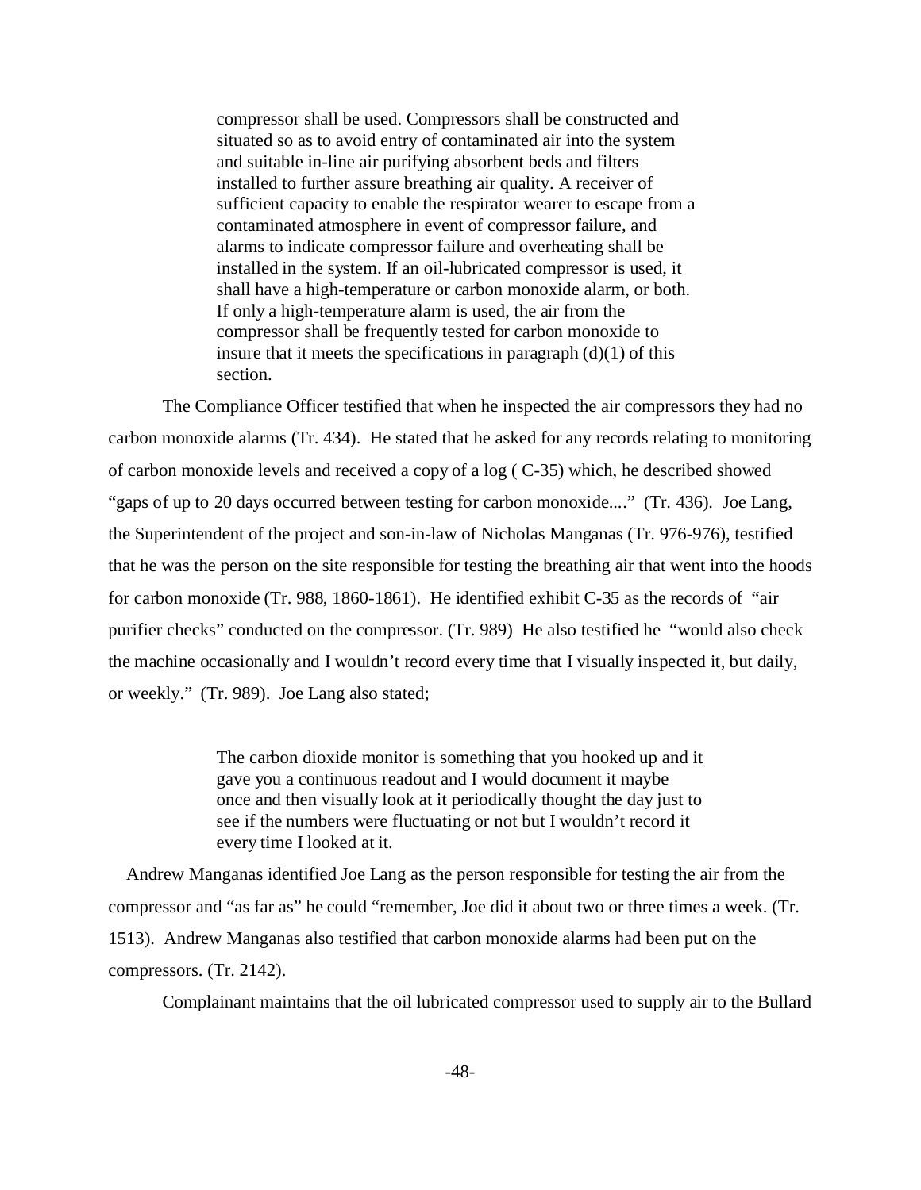> compressor shall be used. Compressors shall be constructed and situated so as to avoid entry of contaminated air into the system and suitable in-line air purifying absorbent beds and filters installed to further assure breathing air quality. A receiver of sufficient capacity to enable the respirator wearer to escape from a contaminated atmosphere in event of compressor failure, and alarms to indicate compressor failure and overheating shall be installed in the system. If an oil-lubricated compressor is used, it shall have a high-temperature or carbon monoxide alarm, or both. If only a high-temperature alarm is used, the air from the compressor shall be frequently tested for carbon monoxide to insure that it meets the specifications in paragraph (d)(1) of this section.

The Compliance Officer testified that when he inspected the air compressors they had no carbon monoxide alarms (Tr. 434). He stated that he asked for any records relating to monitoring of carbon monoxide levels and received a copy of a log ( C-35) which, he described showed "gaps of up to 20 days occurred between testing for carbon monoxide...." (Tr. 436). Joe Lang, the Superintendent of the project and son-in-law of Nicholas Manganas (Tr. 976-976), testified that he was the person on the site responsible for testing the breathing air that went into the hoods for carbon monoxide (Tr. 988, 1860-1861). He identified exhibit C-35 as the records of "air purifier checks" conducted on the compressor. (Tr. 989) He also testified he "would also check the machine occasionally and I wouldn't record every time that I visually inspected it, but daily, or weekly." (Tr. 989). Joe Lang also stated;

> The carbon dioxide monitor is something that you hooked up and it gave you a continuous readout and I would document it maybe once and then visually look at it periodically thought the day just to see if the numbers were fluctuating or not but I wouldn't record it every time I looked at it.

Andrew Manganas identified Joe Lang as the person responsible for testing the air from the compressor and "as far as" he could "remember, Joe did it about two or three times a week. (Tr. 1513). Andrew Manganas also testified that carbon monoxide alarms had been put on the compressors. (Tr. 2142).

Complainant maintains that the oil lubricated compressor used to supply air to the Bullard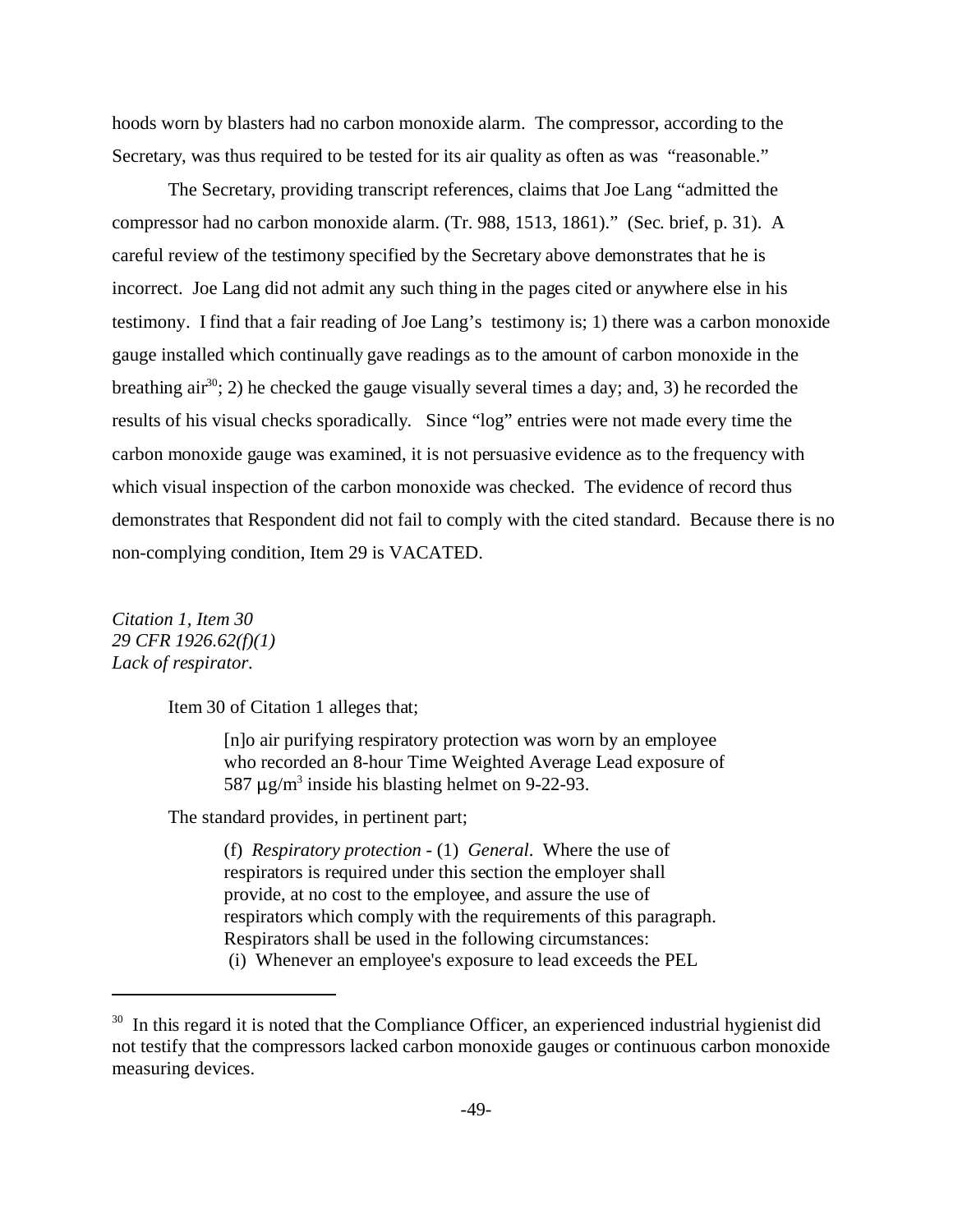hoods worn by blasters had no carbon monoxide alarm. The compressor, according to the Secretary, was thus required to be tested for its air quality as often as was "reasonable."

The Secretary, providing transcript references, claims that Joe Lang "admitted the compressor had no carbon monoxide alarm. (Tr. 988, 1513, 1861)." (Sec. brief, p. 31). A careful review of the testimony specified by the Secretary above demonstrates that he is incorrect. Joe Lang did not admit any such thing in the pages cited or anywhere else in his testimony. I find that a fair reading of Joe Lang's testimony is; 1) there was a carbon monoxide gauge installed which continually gave readings as to the amount of carbon monoxide in the breathing air[30]; 2) he checked the gauge visually several times a day; and, 3) he recorded the results of his visual checks sporadically. Since "log" entries were not made every time the carbon monoxide gauge was examined, it is not persuasive evidence as to the frequency with which visual inspection of the carbon monoxide was checked. The evidence of record thus demonstrates that Respondent did not fail to comply with the cited standard. Because there is no non-complying condition, Item 29 is VACATED.

*Citation 1, Item 30*
*29 CFR 1926.62(f)(1)*
*Lack of respirator.*

Item 30 of Citation 1 alleges that;

> [n]o air purifying respiratory protection was worn by an employee who recorded an 8-hour Time Weighted Average Lead exposure of 587 $\mu g/m^3$ inside his blasting helmet on 9-22-93.

The standard provides, in pertinent part;

> (f) *Respiratory protection* - (1) *General*. Where the use of respirators is required under this section the employer shall provide, at no cost to the employee, and assure the use of respirators which comply with the requirements of this paragraph. Respirators shall be used in the following circumstances:
> (i) Whenever an employee's exposure to lead exceeds the PEL

[30] In this regard it is noted that the Compliance Officer, an experienced industrial hygienist did not testify that the compressors lacked carbon monoxide gauges or continuous carbon monoxide measuring devices.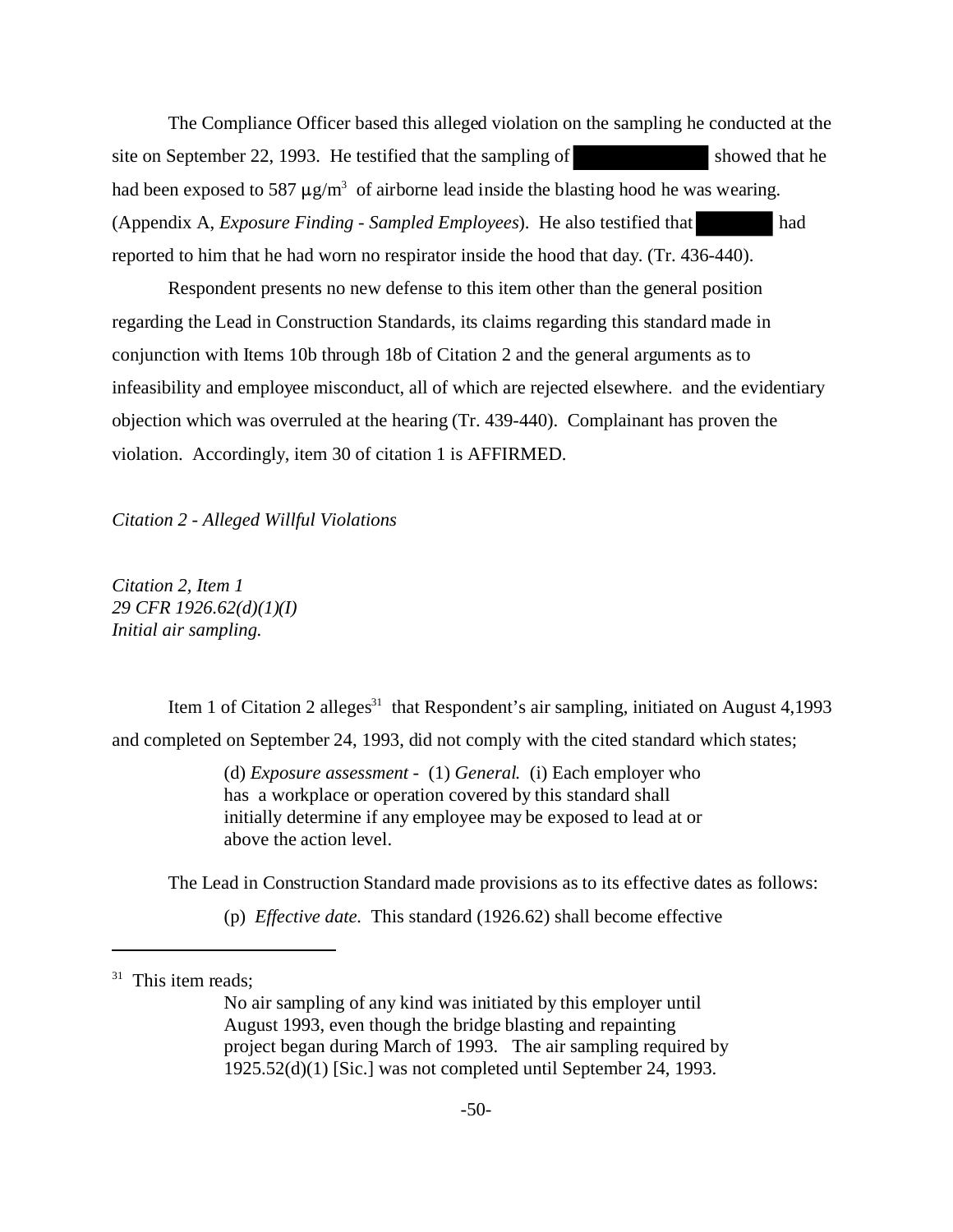The Compliance Officer based this alleged violation on the sampling he conducted at the site on September 22, 1993. He testified that the sampling of ████████████ showed that he had been exposed to 587 $\mu g/m^3$ of airborne lead inside the blasting hood he was wearing. (Appendix A, *Exposure Finding - Sampled Employees*). He also testified that ████████ had reported to him that he had worn no respirator inside the hood that day. (Tr. 436-440).

Respondent presents no new defense to this item other than the general position regarding the Lead in Construction Standards, its claims regarding this standard made in conjunction with Items 10b through 18b of Citation 2 and the general arguments as to infeasibility and employee misconduct, all of which are rejected elsewhere. and the evidentiary objection which was overruled at the hearing (Tr. 439-440). Complainant has proven the violation. Accordingly, item 30 of citation 1 is AFFIRMED.

*Citation 2 - Alleged Willful Violations*

*Citation 2, Item 1*
*29 CFR 1926.62(d)(1)(I)*
*Initial air sampling.*

Item 1 of Citation 2 alleges[31] that Respondent's air sampling, initiated on August 4,1993 and completed on September 24, 1993, did not comply with the cited standard which states;

> (d) *Exposure assessment* - (1) *General.* (i) Each employer who has a workplace or operation covered by this standard shall initially determine if any employee may be exposed to lead at or above the action level.

The Lead in Construction Standard made provisions as to its effective dates as follows:

> (p) *Effective date.* This standard (1926.62) shall become effective

---

[31] This item reads;

> No air sampling of any kind was initiated by this employer until August 1993, even though the bridge blasting and repainting project began during March of 1993. The air sampling required by 1925.52(d)(1) [Sic.] was not completed until September 24, 1993.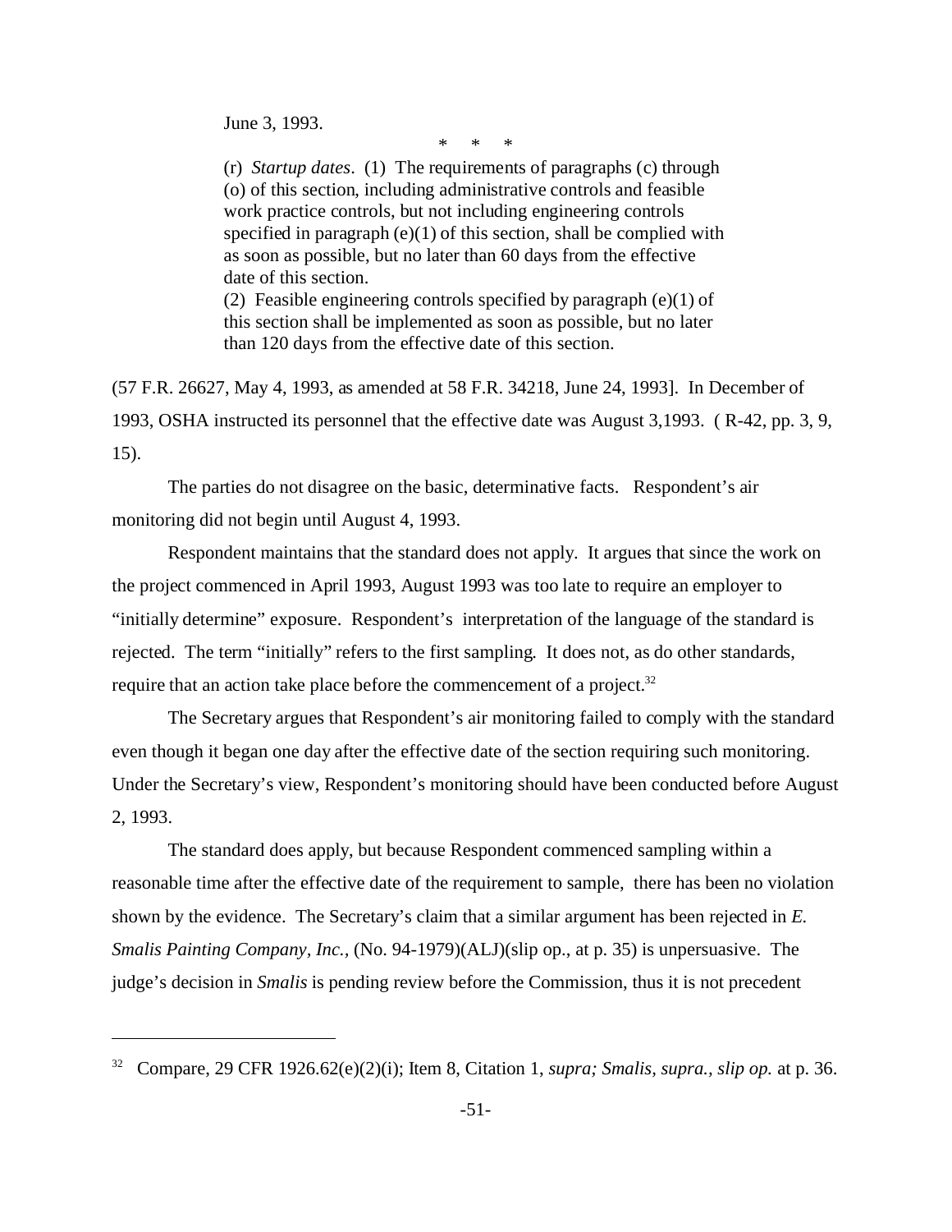June 3, 1993.

\* \* \*

(r) *Startup dates*. (1) The requirements of paragraphs (c) through (o) of this section, including administrative controls and feasible work practice controls, but not including engineering controls specified in paragraph (e)(1) of this section, shall be complied with as soon as possible, but no later than 60 days from the effective date of this section.

(2) Feasible engineering controls specified by paragraph (e)(1) of this section shall be implemented as soon as possible, but no later than 120 days from the effective date of this section.

(57 F.R. 26627, May 4, 1993, as amended at 58 F.R. 34218, June 24, 1993]. In December of 1993, OSHA instructed its personnel that the effective date was August 3,1993. ( R-42, pp. 3, 9, 15).

The parties do not disagree on the basic, determinative facts. Respondent's air monitoring did not begin until August 4, 1993.

Respondent maintains that the standard does not apply. It argues that since the work on the project commenced in April 1993, August 1993 was too late to require an employer to "initially determine" exposure. Respondent's interpretation of the language of the standard is rejected. The term "initially" refers to the first sampling. It does not, as do other standards, require that an action take place before the commencement of a project.[32]

The Secretary argues that Respondent's air monitoring failed to comply with the standard even though it began one day after the effective date of the section requiring such monitoring. Under the Secretary's view, Respondent's monitoring should have been conducted before August 2, 1993.

The standard does apply, but because Respondent commenced sampling within a reasonable time after the effective date of the requirement to sample, there has been no violation shown by the evidence. The Secretary's claim that a similar argument has been rejected in *E. Smalis Painting Company, Inc.*, (No. 94-1979)(ALJ)(slip op., at p. 35) is unpersuasive. The judge's decision in *Smalis* is pending review before the Commission, thus it is not precedent

---

[32] Compare, 29 CFR 1926.62(e)(2)(i); Item 8, Citation 1, *supra; Smalis, supra., slip op.* at p. 36.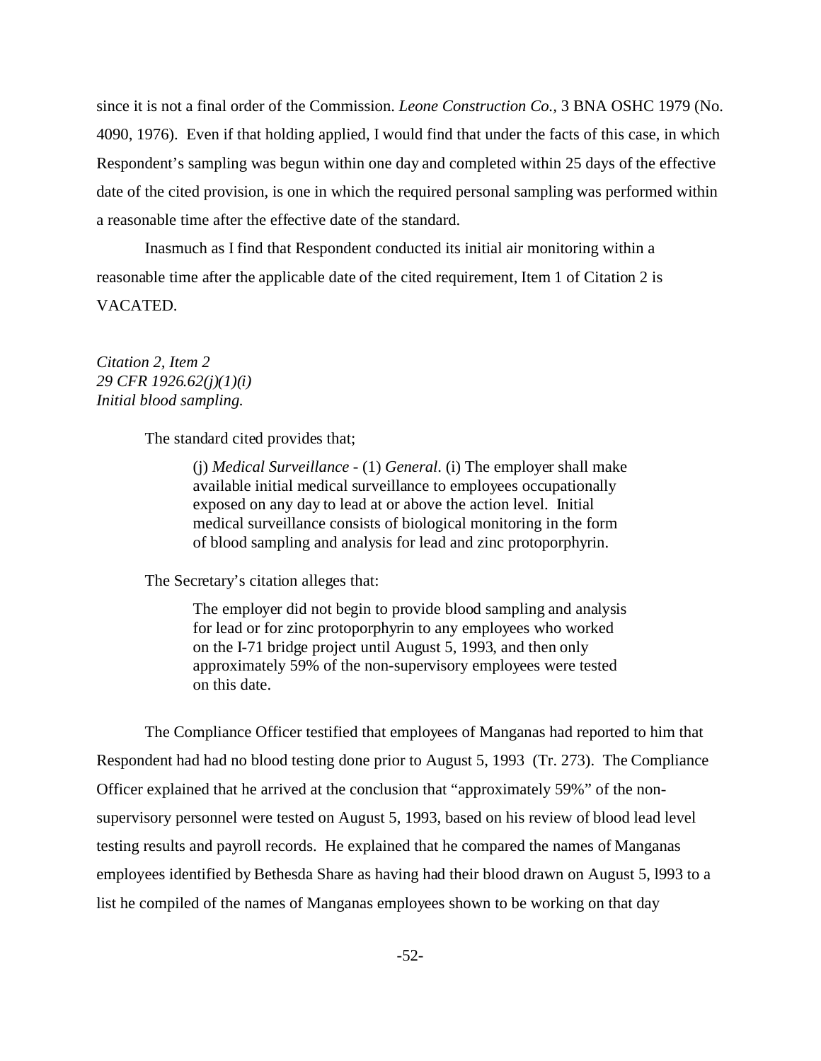since it is not a final order of the Commission. *Leone Construction Co.,* 3 BNA OSHC 1979 (No. 4090, 1976). Even if that holding applied, I would find that under the facts of this case, in which Respondent's sampling was begun within one day and completed within 25 days of the effective date of the cited provision, is one in which the required personal sampling was performed within a reasonable time after the effective date of the standard.

Inasmuch as I find that Respondent conducted its initial air monitoring within a reasonable time after the applicable date of the cited requirement, Item 1 of Citation 2 is VACATED.

*Citation 2, Item 2*
*29 CFR 1926.62(j)(1)(i)*
*Initial blood sampling.*

The standard cited provides that;

> (j) *Medical Surveillance* - (1) *General*. (i) The employer shall make available initial medical surveillance to employees occupationally exposed on any day to lead at or above the action level. Initial medical surveillance consists of biological monitoring in the form of blood sampling and analysis for lead and zinc protoporphyrin.

The Secretary's citation alleges that:

> The employer did not begin to provide blood sampling and analysis for lead or for zinc protoporphyrin to any employees who worked on the I-71 bridge project until August 5, 1993, and then only approximately 59% of the non-supervisory employees were tested on this date.

The Compliance Officer testified that employees of Manganas had reported to him that Respondent had had no blood testing done prior to August 5, 1993 (Tr. 273). The Compliance Officer explained that he arrived at the conclusion that "approximately 59%" of the non-supervisory personnel were tested on August 5, 1993, based on his review of blood lead level testing results and payroll records. He explained that he compared the names of Manganas employees identified by Bethesda Share as having had their blood drawn on August 5, l993 to a list he compiled of the names of Manganas employees shown to be working on that day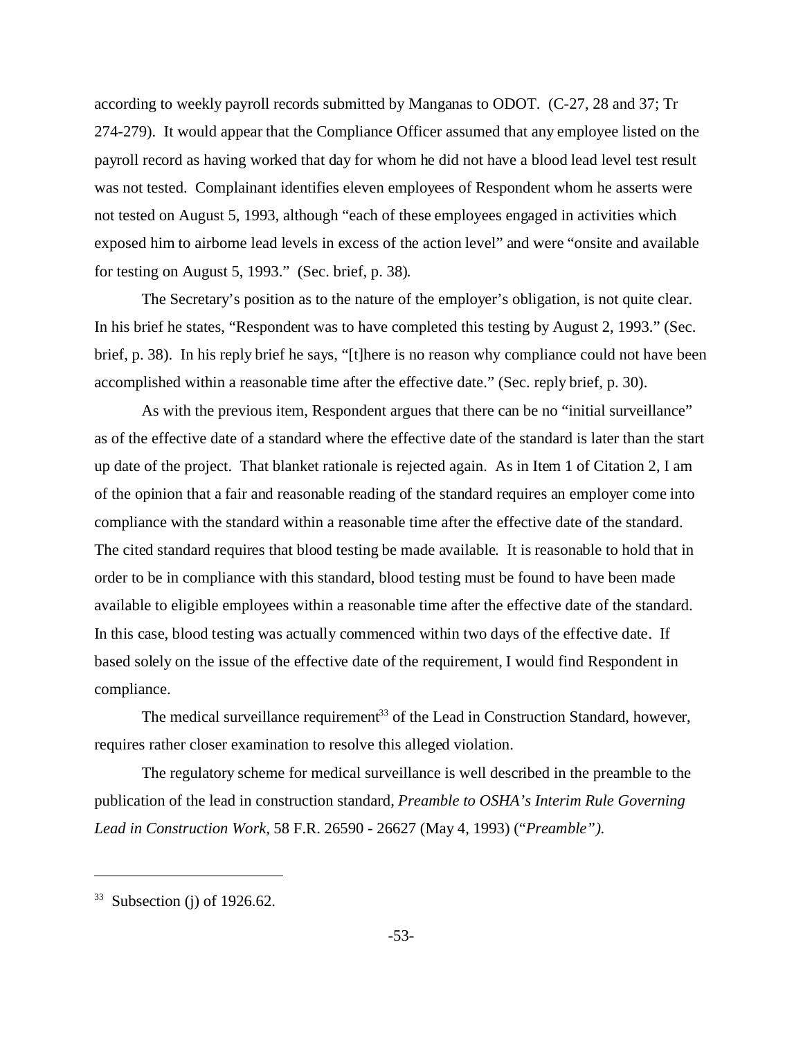according to weekly payroll records submitted by Manganas to ODOT. (C-27, 28 and 37; Tr 274-279). It would appear that the Compliance Officer assumed that any employee listed on the payroll record as having worked that day for whom he did not have a blood lead level test result was not tested. Complainant identifies eleven employees of Respondent whom he asserts were not tested on August 5, 1993, although "each of these employees engaged in activities which exposed him to airborne lead levels in excess of the action level" and were "onsite and available for testing on August 5, 1993." (Sec. brief, p. 38).

The Secretary's position as to the nature of the employer's obligation, is not quite clear. In his brief he states, "Respondent was to have completed this testing by August 2, 1993." (Sec. brief, p. 38). In his reply brief he says, "[t]here is no reason why compliance could not have been accomplished within a reasonable time after the effective date." (Sec. reply brief, p. 30).

As with the previous item, Respondent argues that there can be no "initial surveillance" as of the effective date of a standard where the effective date of the standard is later than the start up date of the project. That blanket rationale is rejected again. As in Item 1 of Citation 2, I am of the opinion that a fair and reasonable reading of the standard requires an employer come into compliance with the standard within a reasonable time after the effective date of the standard. The cited standard requires that blood testing be made available. It is reasonable to hold that in order to be in compliance with this standard, blood testing must be found to have been made available to eligible employees within a reasonable time after the effective date of the standard. In this case, blood testing was actually commenced within two days of the effective date. If based solely on the issue of the effective date of the requirement, I would find Respondent in compliance.

The medical surveillance requirement[33] of the Lead in Construction Standard, however, requires rather closer examination to resolve this alleged violation.

The regulatory scheme for medical surveillance is well described in the preamble to the publication of the lead in construction standard, *Preamble to OSHA's Interim Rule Governing Lead in Construction Work*, 58 F.R. 26590 - 26627 (May 4, 1993) ("*Preamble").*

---

[33] Subsection (j) of 1926.62.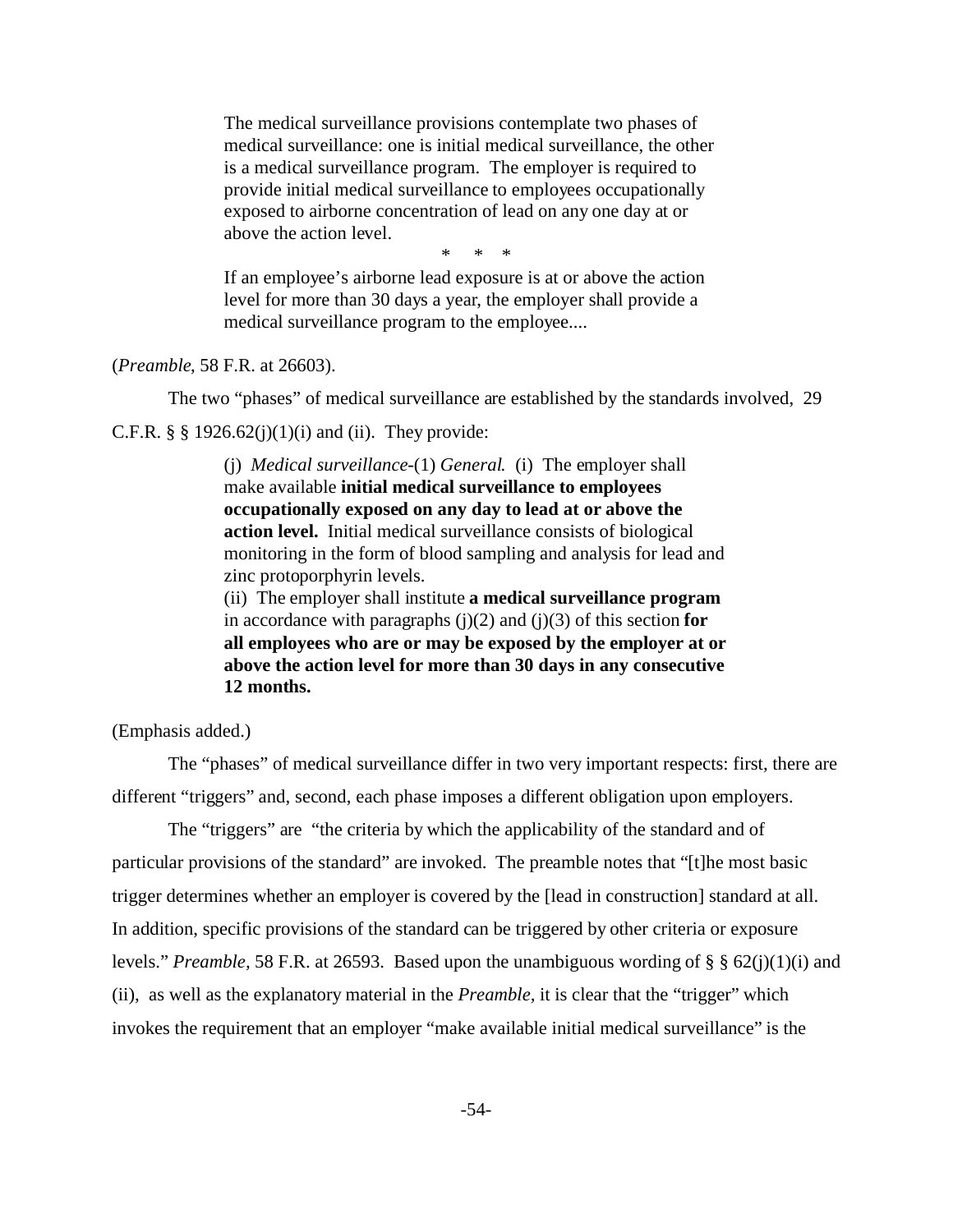> The medical surveillance provisions contemplate two phases of medical surveillance: one is initial medical surveillance, the other is a medical surveillance program. The employer is required to provide initial medical surveillance to employees occupationally exposed to airborne concentration of lead on any one day at or above the action level.
>
> \* \* \*
>
> If an employee's airborne lead exposure is at or above the action level for more than 30 days a year, the employer shall provide a medical surveillance program to the employee....

(*Preamble*, 58 F.R. at 26603).

The two "phases" of medical surveillance are established by the standards involved, 29 C.F.R. § § 1926.62(j)(1)(i) and (ii). They provide:

> (j) *Medical surveillance*-(1) *General*. (i) The employer shall make available **initial medical surveillance to employees occupationally exposed on any day to lead at or above the action level.** Initial medical surveillance consists of biological monitoring in the form of blood sampling and analysis for lead and zinc protoporphyrin levels.
> (ii) The employer shall institute **a medical surveillance program** in accordance with paragraphs (j)(2) and (j)(3) of this section **for all employees who are or may be exposed by the employer at or above the action level for more than 30 days in any consecutive 12 months.**

(Emphasis added.)

The "phases" of medical surveillance differ in two very important respects: first, there are different "triggers" and, second, each phase imposes a different obligation upon employers.

The "triggers" are "the criteria by which the applicability of the standard and of particular provisions of the standard" are invoked. The preamble notes that "[t]he most basic trigger determines whether an employer is covered by the [lead in construction] standard at all. In addition, specific provisions of the standard can be triggered by other criteria or exposure levels." *Preamble*, 58 F.R. at 26593. Based upon the unambiguous wording of § § 62(j)(1)(i) and (ii), as well as the explanatory material in the *Preamble*, it is clear that the "trigger" which invokes the requirement that an employer "make available initial medical surveillance" is the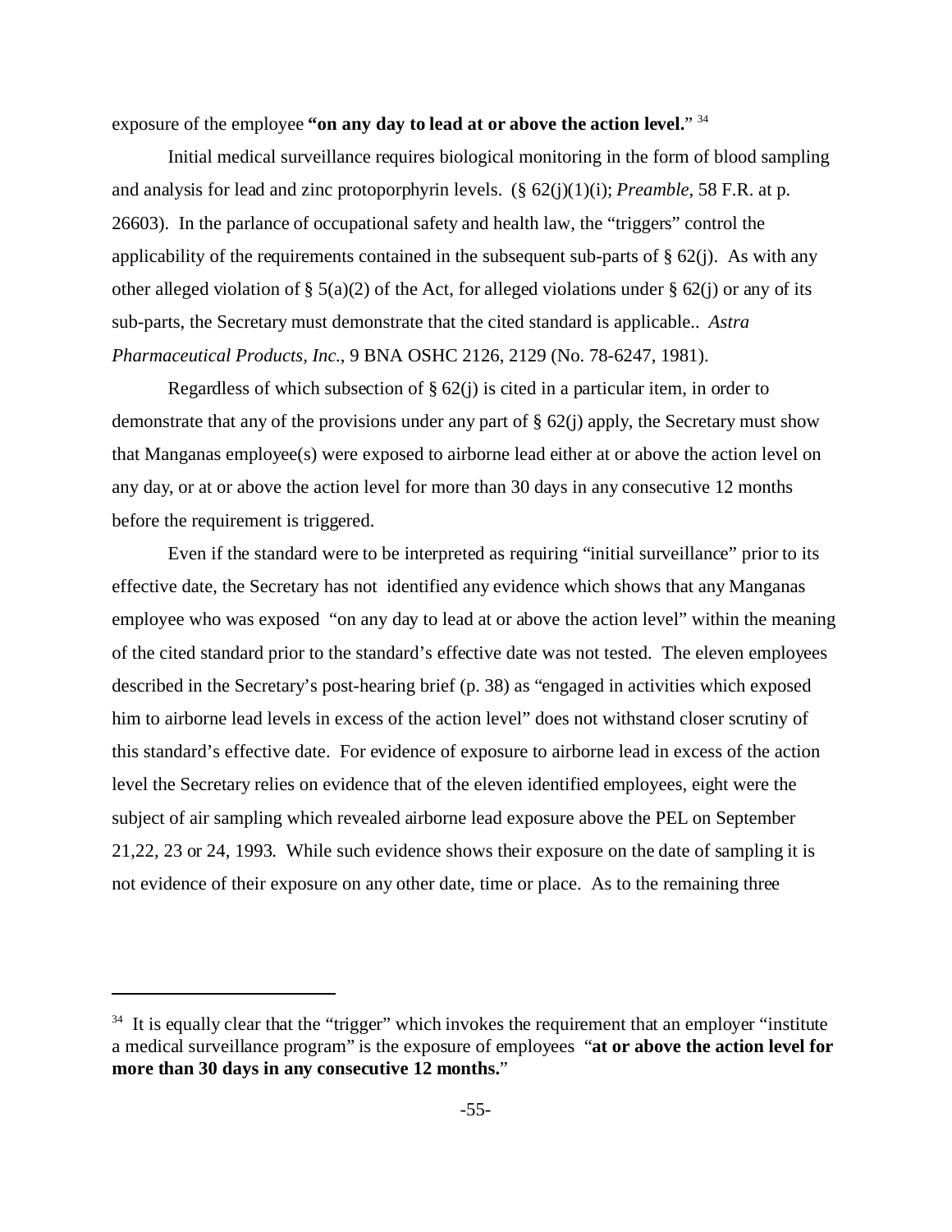exposure of the employee **"on any day to lead at or above the action level."** [34]

Initial medical surveillance requires biological monitoring in the form of blood sampling and analysis for lead and zinc protoporphyrin levels. (§ 62(j)(1)(i); *Preamble*, 58 F.R. at p. 26603). In the parlance of occupational safety and health law, the "triggers" control the applicability of the requirements contained in the subsequent sub-parts of § 62(j). As with any other alleged violation of § 5(a)(2) of the Act, for alleged violations under § 62(j) or any of its sub-parts, the Secretary must demonstrate that the cited standard is applicable.. *Astra Pharmaceutical Products, Inc.*, 9 BNA OSHC 2126, 2129 (No. 78-6247, 1981).

Regardless of which subsection of § 62(j) is cited in a particular item, in order to demonstrate that any of the provisions under any part of § 62(j) apply, the Secretary must show that Manganas employee(s) were exposed to airborne lead either at or above the action level on any day, or at or above the action level for more than 30 days in any consecutive 12 months before the requirement is triggered.

Even if the standard were to be interpreted as requiring "initial surveillance" prior to its effective date, the Secretary has not identified any evidence which shows that any Manganas employee who was exposed "on any day to lead at or above the action level" within the meaning of the cited standard prior to the standard's effective date was not tested. The eleven employees described in the Secretary's post-hearing brief (p. 38) as "engaged in activities which exposed him to airborne lead levels in excess of the action level" does not withstand closer scrutiny of this standard's effective date. For evidence of exposure to airborne lead in excess of the action level the Secretary relies on evidence that of the eleven identified employees, eight were the subject of air sampling which revealed airborne lead exposure above the PEL on September 21,22, 23 or 24, 1993. While such evidence shows their exposure on the date of sampling it is not evidence of their exposure on any other date, time or place. As to the remaining three

---

[34] It is equally clear that the "trigger" which invokes the requirement that an employer "institute a medical surveillance program" is the exposure of employees "**at or above the action level for more than 30 days in any consecutive 12 months.**"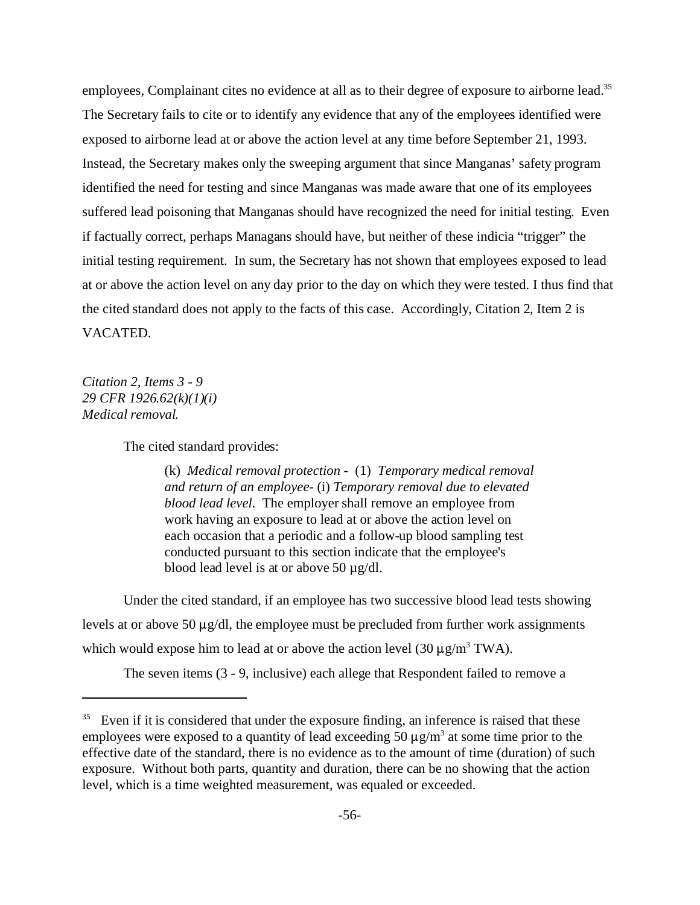employees, Complainant cites no evidence at all as to their degree of exposure to airborne lead.[35] The Secretary fails to cite or to identify any evidence that any of the employees identified were exposed to airborne lead at or above the action level at any time before September 21, 1993. Instead, the Secretary makes only the sweeping argument that since Manganas' safety program identified the need for testing and since Manganas was made aware that one of its employees suffered lead poisoning that Manganas should have recognized the need for initial testing. Even if factually correct, perhaps Managans should have, but neither of these indicia "trigger" the initial testing requirement. In sum, the Secretary has not shown that employees exposed to lead at or above the action level on any day prior to the day on which they were tested. I thus find that the cited standard does not apply to the facts of this case. Accordingly, Citation 2, Item 2 is VACATED.

*Citation 2, Items 3 - 9*
*29 CFR 1926.62(k)(1)(i)*
*Medical removal.*

The cited standard provides:

> (k) *Medical removal protection* - (1) *Temporary medical removal and return of an employee*- (i) *Temporary removal due to elevated blood lead level.* The employer shall remove an employee from work having an exposure to lead at or above the action level on each occasion that a periodic and a follow-up blood sampling test conducted pursuant to this section indicate that the employee's blood lead level is at or above 50 µg/dl.

Under the cited standard, if an employee has two successive blood lead tests showing levels at or above 50 µg/dl, the employee must be precluded from further work assignments which would expose him to lead at or above the action level (30 µg/m$^3$ TWA).

The seven items (3 - 9, inclusive) each allege that Respondent failed to remove a

---

[35] Even if it is considered that under the exposure finding, an inference is raised that these employees were exposed to a quantity of lead exceeding 50 µg/m$^3$ at some time prior to the effective date of the standard, there is no evidence as to the amount of time (duration) of such exposure. Without both parts, quantity and duration, there can be no showing that the action level, which is a time weighted measurement, was equaled or exceeded.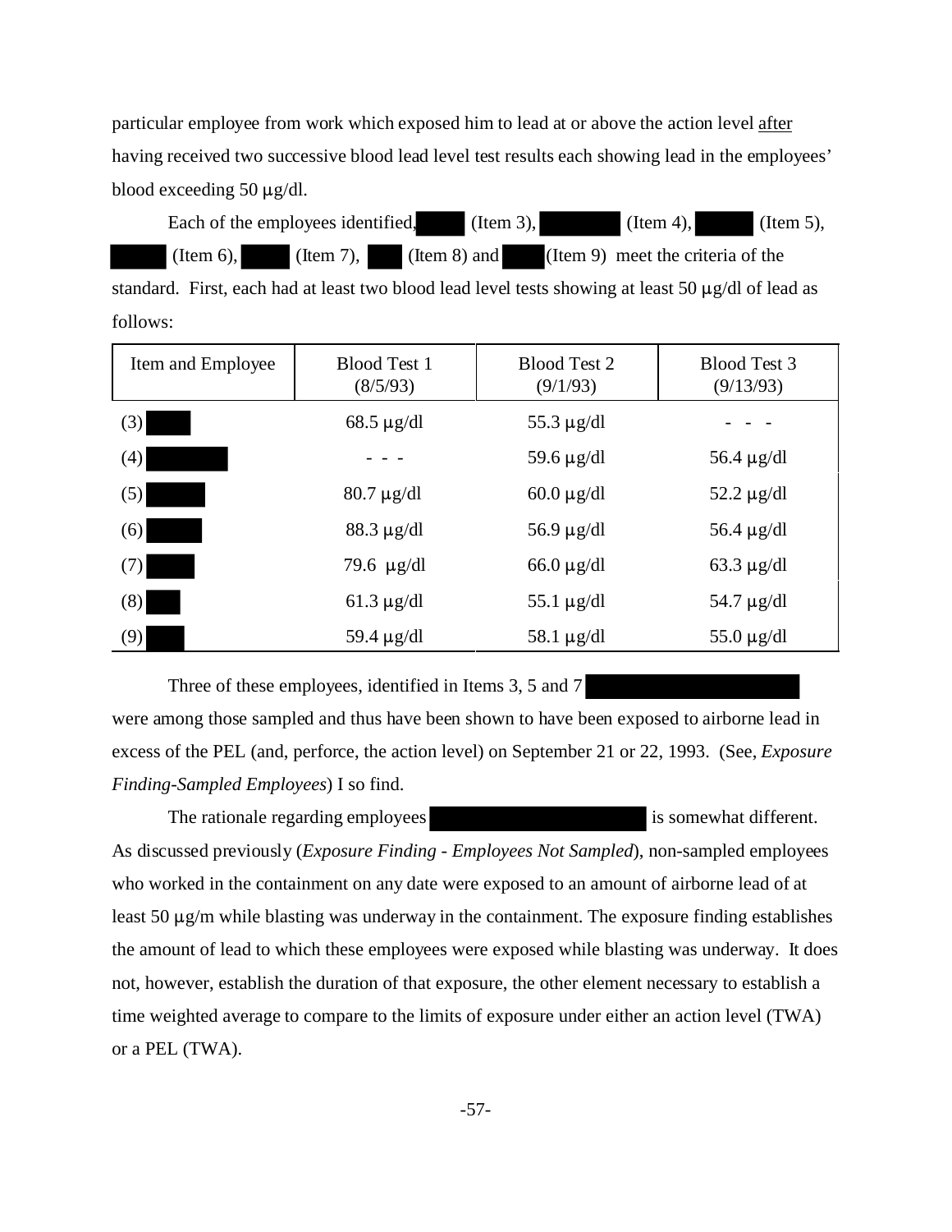particular employee from work which exposed him to lead at or above the action level after having received two successive blood lead level test results each showing lead in the employees' blood exceeding 50 µg/dl.

Each of the employees identified, (Item 3), (Item 4), (Item 5), (Item 6), (Item 7), (Item 8) and (Item 9) meet the criteria of the standard. First, each had at least two blood lead level tests showing at least 50 µg/dl of lead as follows:

| Item and Employee | Blood Test 1 (8/5/93) | Blood Test 2 (9/1/93) | Blood Test 3 (9/13/93) |
|---|---|---|---|
| (3) | 68.5 µg/dl | 55.3 µg/dl | - - - |
| (4) | - - - | 59.6 µg/dl | 56.4 µg/dl |
| (5) | 80.7 µg/dl | 60.0 µg/dl | 52.2 µg/dl |
| (6) | 88.3 µg/dl | 56.9 µg/dl | 56.4 µg/dl |
| (7) | 79.6 µg/dl | 66.0 µg/dl | 63.3 µg/dl |
| (8) | 61.3 µg/dl | 55.1 µg/dl | 54.7 µg/dl |
| (9) | 59.4 µg/dl | 58.1 µg/dl | 55.0 µg/dl |

Three of these employees, identified in Items 3, 5 and 7 were among those sampled and thus have been shown to have been exposed to airborne lead in excess of the PEL (and, perforce, the action level) on September 21 or 22, 1993. (See, *Exposure Finding-Sampled Employees*) I so find.

The rationale regarding employees is somewhat different. As discussed previously (*Exposure Finding - Employees Not Sampled*), non-sampled employees who worked in the containment on any date were exposed to an amount of airborne lead of at least 50 µg/m while blasting was underway in the containment. The exposure finding establishes the amount of lead to which these employees were exposed while blasting was underway. It does not, however, establish the duration of that exposure, the other element necessary to establish a time weighted average to compare to the limits of exposure under either an action level (TWA) or a PEL (TWA).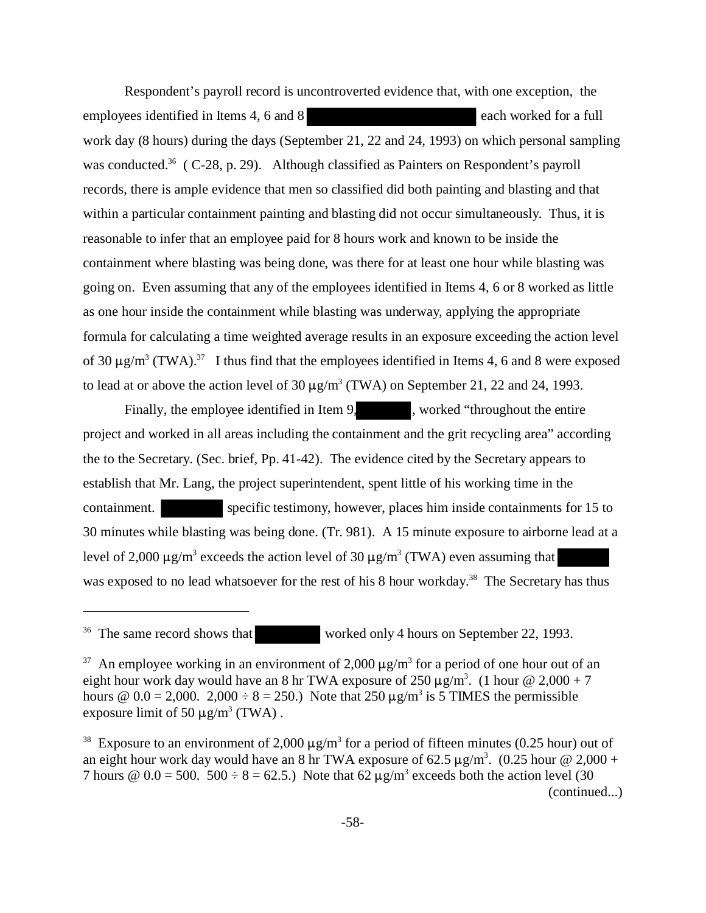Respondent's payroll record is uncontroverted evidence that, with one exception, the employees identified in Items 4, 6 and 8 [redacted] each worked for a full work day (8 hours) during the days (September 21, 22 and 24, 1993) on which personal sampling was conducted.[36] ( C-28, p. 29). Although classified as Painters on Respondent's payroll records, there is ample evidence that men so classified did both painting and blasting and that within a particular containment painting and blasting did not occur simultaneously. Thus, it is reasonable to infer that an employee paid for 8 hours work and known to be inside the containment where blasting was being done, was there for at least one hour while blasting was going on. Even assuming that any of the employees identified in Items 4, 6 or 8 worked as little as one hour inside the containment while blasting was underway, applying the appropriate formula for calculating a time weighted average results in an exposure exceeding the action level of 30 $\mu g/m^3$ (TWA).[37] I thus find that the employees identified in Items 4, 6 and 8 were exposed to lead at or above the action level of 30 $\mu g/m^3$ (TWA) on September 21, 22 and 24, 1993.

Finally, the employee identified in Item 9, [redacted], worked "throughout the entire project and worked in all areas including the containment and the grit recycling area" according the to the Secretary. (Sec. brief, Pp. 41-42). The evidence cited by the Secretary appears to establish that Mr. Lang, the project superintendent, spent little of his working time in the containment. [redacted] specific testimony, however, places him inside containments for 15 to 30 minutes while blasting was being done. (Tr. 981). A 15 minute exposure to airborne lead at a level of 2,000 $\mu g/m^3$ exceeds the action level of 30 $\mu g/m^3$ (TWA) even assuming that [redacted] was exposed to no lead whatsoever for the rest of his 8 hour workday.[38] The Secretary has thus

---

[36] The same record shows that [redacted] worked only 4 hours on September 22, 1993.

[37] An employee working in an environment of 2,000 $\mu g/m^3$ for a period of one hour out of an eight hour work day would have an 8 hr TWA exposure of 250 $\mu g/m^3$. (1 hour @ 2,000 + 7 hours @ 0.0 = 2,000. 2,000 ÷ 8 = 250.) Note that 250 $\mu g/m^3$ is 5 TIMES the permissible exposure limit of 50 $\mu g/m^3$ (TWA) .

[38] Exposure to an environment of 2,000 $\mu g/m^3$ for a period of fifteen minutes (0.25 hour) out of an eight hour work day would have an 8 hr TWA exposure of 62.5 $\mu g/m^3$. (0.25 hour @ 2,000 + 7 hours @ 0.0 = 500. 500 ÷ 8 = 62.5.) Note that 62 $\mu g/m^3$ exceeds both the action level (30 (continued...)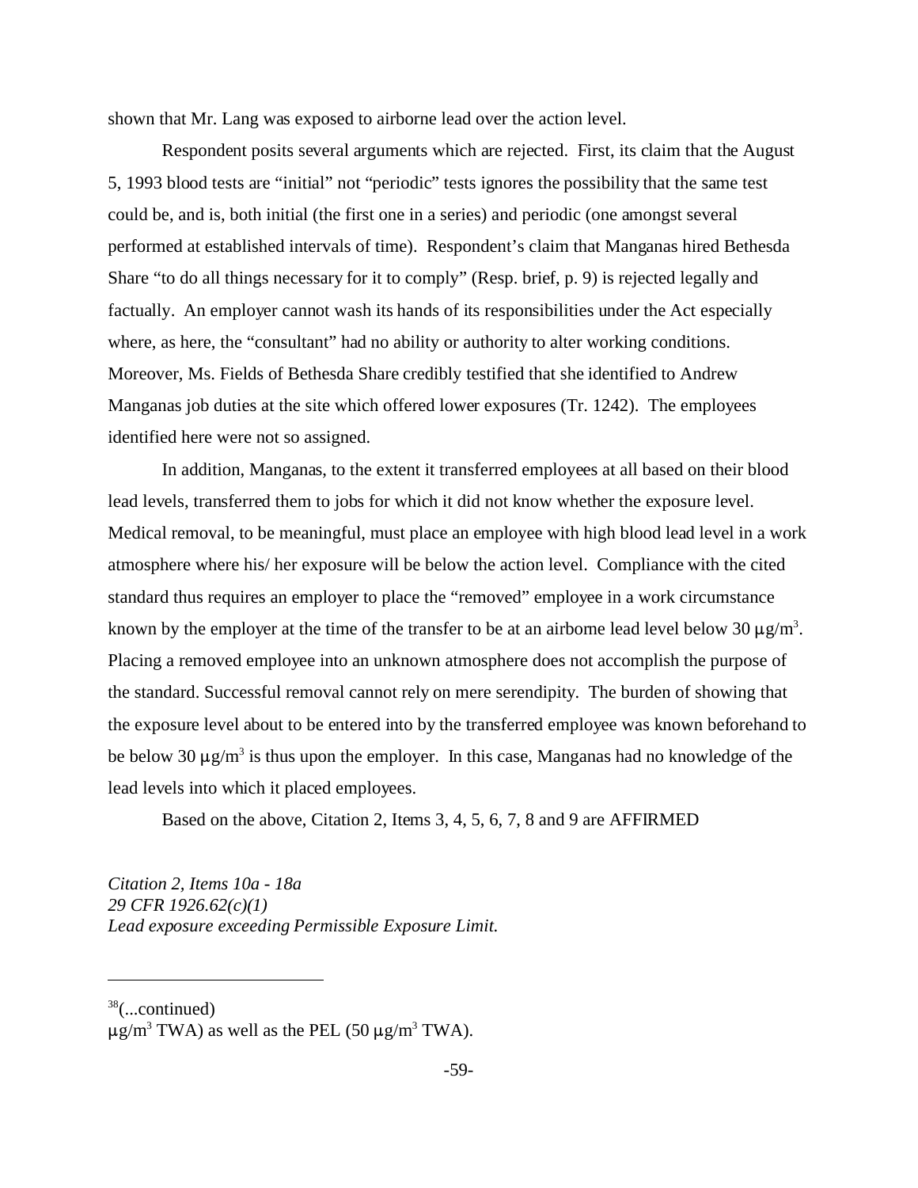shown that Mr. Lang was exposed to airborne lead over the action level.

Respondent posits several arguments which are rejected. First, its claim that the August 5, 1993 blood tests are "initial" not "periodic" tests ignores the possibility that the same test could be, and is, both initial (the first one in a series) and periodic (one amongst several performed at established intervals of time). Respondent's claim that Manganas hired Bethesda Share "to do all things necessary for it to comply" (Resp. brief, p. 9) is rejected legally and factually. An employer cannot wash its hands of its responsibilities under the Act especially where, as here, the "consultant" had no ability or authority to alter working conditions. Moreover, Ms. Fields of Bethesda Share credibly testified that she identified to Andrew Manganas job duties at the site which offered lower exposures (Tr. 1242). The employees identified here were not so assigned.

In addition, Manganas, to the extent it transferred employees at all based on their blood lead levels, transferred them to jobs for which it did not know whether the exposure level. Medical removal, to be meaningful, must place an employee with high blood lead level in a work atmosphere where his/ her exposure will be below the action level. Compliance with the cited standard thus requires an employer to place the "removed" employee in a work circumstance known by the employer at the time of the transfer to be at an airborne lead level below 30 $\mu g/m^3$. Placing a removed employee into an unknown atmosphere does not accomplish the purpose of the standard. Successful removal cannot rely on mere serendipity. The burden of showing that the exposure level about to be entered into by the transferred employee was known beforehand to be below 30 $\mu g/m^3$ is thus upon the employer. In this case, Manganas had no knowledge of the lead levels into which it placed employees.

Based on the above, Citation 2, Items 3, 4, 5, 6, 7, 8 and 9 are AFFIRMED

*Citation 2, Items 10a - 18a*
*29 CFR 1926.62(c)(1)*
*Lead exposure exceeding Permissible Exposure Limit.*

---

[38](...continued)
$\mu g/m^3$ TWA) as well as the PEL (50 $\mu g/m^3$ TWA).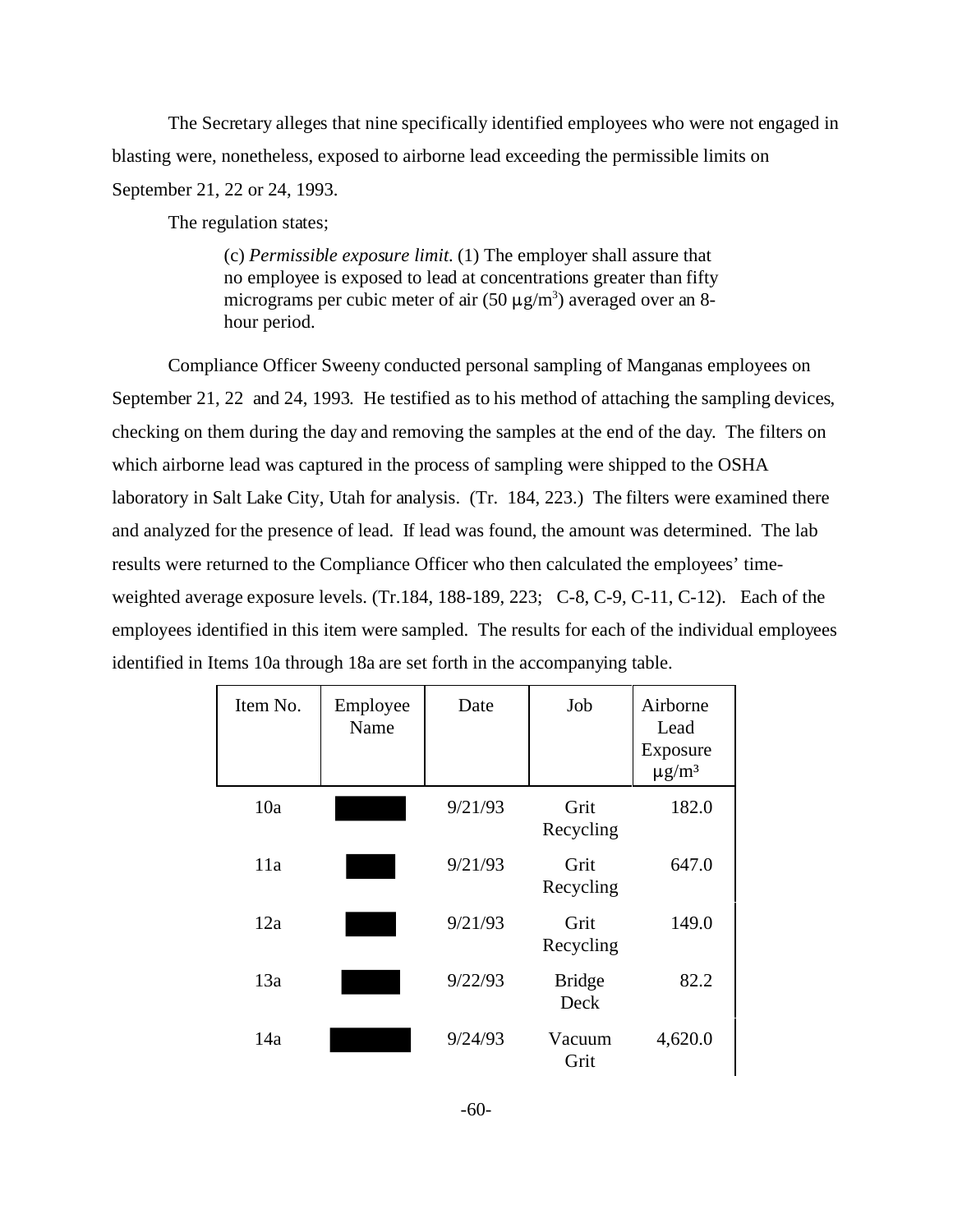The Secretary alleges that nine specifically identified employees who were not engaged in blasting were, nonetheless, exposed to airborne lead exceeding the permissible limits on September 21, 22 or 24, 1993.

The regulation states;

> (c) *Permissible exposure limit.* (1) The employer shall assure that no employee is exposed to lead at concentrations greater than fifty micrograms per cubic meter of air (50 $\mu g/m^3$) averaged over an 8-hour period.

Compliance Officer Sweeny conducted personal sampling of Manganas employees on September 21, 22 and 24, 1993. He testified as to his method of attaching the sampling devices, checking on them during the day and removing the samples at the end of the day. The filters on which airborne lead was captured in the process of sampling were shipped to the OSHA laboratory in Salt Lake City, Utah for analysis. (Tr. 184, 223.) The filters were examined there and analyzed for the presence of lead. If lead was found, the amount was determined. The lab results were returned to the Compliance Officer who then calculated the employees' time-weighted average exposure levels. (Tr.184, 188-189, 223; C-8, C-9, C-11, C-12). Each of the employees identified in this item were sampled. The results for each of the individual employees identified in Items 10a through 18a are set forth in the accompanying table.

| Item No. | Employee Name | Date | Job | Airborne Lead Exposure $\mu g/m^3$ |
|---|---|---|---|---|
| 10a | ████ | 9/21/93 | Grit Recycling | 182.0 |
| 11a | ████ | 9/21/93 | Grit Recycling | 647.0 |
| 12a | ████ | 9/21/93 | Grit Recycling | 149.0 |
| 13a | ████ | 9/22/93 | Bridge Deck | 82.2 |
| 14a | ████ | 9/24/93 | Vacuum Grit | 4,620.0 |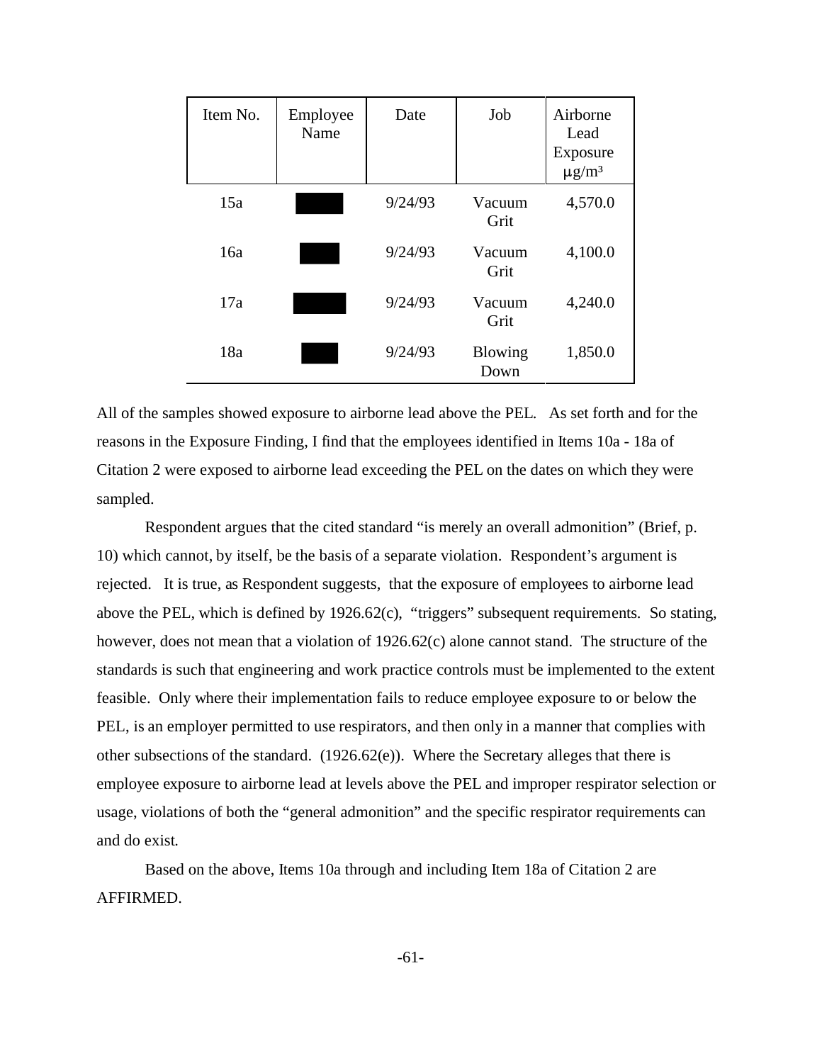| Item No. | Employee Name | Date | Job | Airborne Lead Exposure $\mu g/m^3$ |
|---|---|---|---|---|
| 15a | | 9/24/93 | Vacuum Grit | 4,570.0 |
| 16a | | 9/24/93 | Vacuum Grit | 4,100.0 |
| 17a | | 9/24/93 | Vacuum Grit | 4,240.0 |
| 18a | | 9/24/93 | Blowing Down | 1,850.0 |

All of the samples showed exposure to airborne lead above the PEL. As set forth and for the reasons in the Exposure Finding, I find that the employees identified in Items 10a - 18a of Citation 2 were exposed to airborne lead exceeding the PEL on the dates on which they were sampled.

Respondent argues that the cited standard "is merely an overall admonition" (Brief, p. 10) which cannot, by itself, be the basis of a separate violation. Respondent's argument is rejected. It is true, as Respondent suggests, that the exposure of employees to airborne lead above the PEL, which is defined by 1926.62(c), "triggers" subsequent requirements. So stating, however, does not mean that a violation of 1926.62(c) alone cannot stand. The structure of the standards is such that engineering and work practice controls must be implemented to the extent feasible. Only where their implementation fails to reduce employee exposure to or below the PEL, is an employer permitted to use respirators, and then only in a manner that complies with other subsections of the standard. (1926.62(e)). Where the Secretary alleges that there is employee exposure to airborne lead at levels above the PEL and improper respirator selection or usage, violations of both the "general admonition" and the specific respirator requirements can and do exist.

Based on the above, Items 10a through and including Item 18a of Citation 2 are AFFIRMED.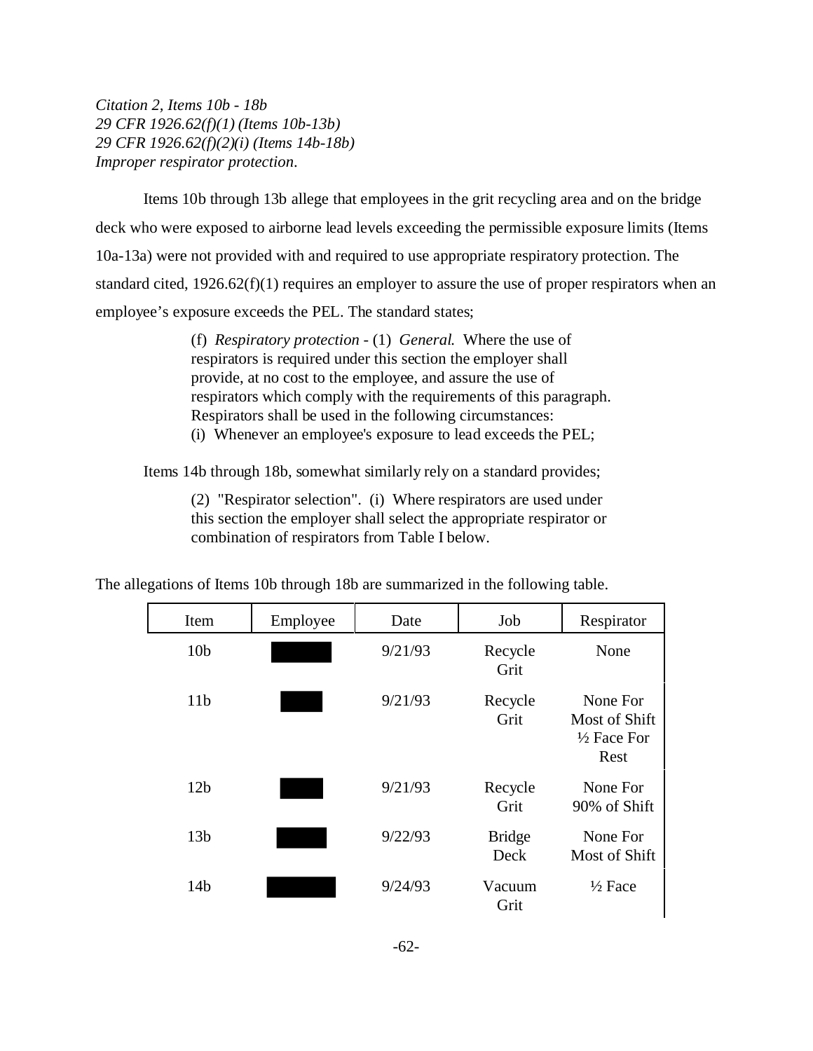*Citation 2, Items 10b - 18b*
*29 CFR 1926.62(f)(1) (Items 10b-13b)*
*29 CFR 1926.62(f)(2)(i) (Items 14b-18b)*
*Improper respirator protection.*

Items 10b through 13b allege that employees in the grit recycling area and on the bridge deck who were exposed to airborne lead levels exceeding the permissible exposure limits (Items 10a-13a) were not provided with and required to use appropriate respiratory protection. The standard cited, 1926.62(f)(1) requires an employer to assure the use of proper respirators when an employee's exposure exceeds the PEL. The standard states;

> (f) *Respiratory protection* - (1) *General.* Where the use of respirators is required under this section the employer shall provide, at no cost to the employee, and assure the use of respirators which comply with the requirements of this paragraph. Respirators shall be used in the following circumstances:
> (i) Whenever an employee's exposure to lead exceeds the PEL;

Items 14b through 18b, somewhat similarly rely on a standard provides;

> (2) "Respirator selection". (i) Where respirators are used under this section the employer shall select the appropriate respirator or combination of respirators from Table I below.

The allegations of Items 10b through 18b are summarized in the following table.

| Item | Employee | Date | Job | Respirator |
|---|---|---|---|---|
| 10b | ███ | 9/21/93 | Recycle Grit | None |
| 11b | ███ | 9/21/93 | Recycle Grit | None For Most of Shift ½ Face For Rest |
| 12b | ███ | 9/21/93 | Recycle Grit | None For 90% of Shift |
| 13b | ███ | 9/22/93 | Bridge Deck | None For Most of Shift |
| 14b | ███ | 9/24/93 | Vacuum Grit | ½ Face |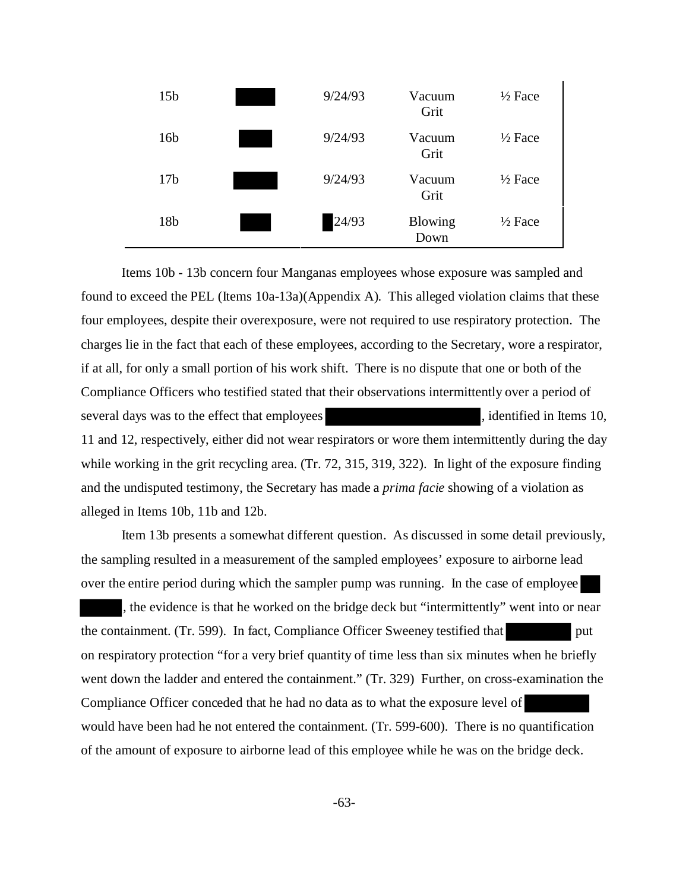| | | | | |
|---|---|---|---|---|
| 15b | █████ | 9/24/93 | Vacuum Grit | ½ Face |
| 16b | ████ | 9/24/93 | Vacuum Grit | ½ Face |
| 17b | █████ | 9/24/93 | Vacuum Grit | ½ Face |
| 18b | ████ | █24/93 | Blowing Down | ½ Face |

Items 10b - 13b concern four Manganas employees whose exposure was sampled and found to exceed the PEL (Items 10a-13a)(Appendix A). This alleged violation claims that these four employees, despite their overexposure, were not required to use respiratory protection. The charges lie in the fact that each of these employees, according to the Secretary, wore a respirator, if at all, for only a small portion of his work shift. There is no dispute that one or both of the Compliance Officers who testified stated that their observations intermittently over a period of several days was to the effect that employees ████████████████, identified in Items 10, 11 and 12, respectively, either did not wear respirators or wore them intermittently during the day while working in the grit recycling area. (Tr. 72, 315, 319, 322). In light of the exposure finding and the undisputed testimony, the Secretary has made a *prima facie* showing of a violation as alleged in Items 10b, 11b and 12b.

Item 13b presents a somewhat different question. As discussed in some detail previously, the sampling resulted in a measurement of the sampled employees' exposure to airborne lead over the entire period during which the sampler pump was running. In the case of employee ██ █████, the evidence is that he worked on the bridge deck but "intermittently" went into or near the containment. (Tr. 599). In fact, Compliance Officer Sweeney testified that ███████ put on respiratory protection "for a very brief quantity of time less than six minutes when he briefly went down the ladder and entered the containment." (Tr. 329) Further, on cross-examination the Compliance Officer conceded that he had no data as to what the exposure level of ███████ would have been had he not entered the containment. (Tr. 599-600). There is no quantification of the amount of exposure to airborne lead of this employee while he was on the bridge deck.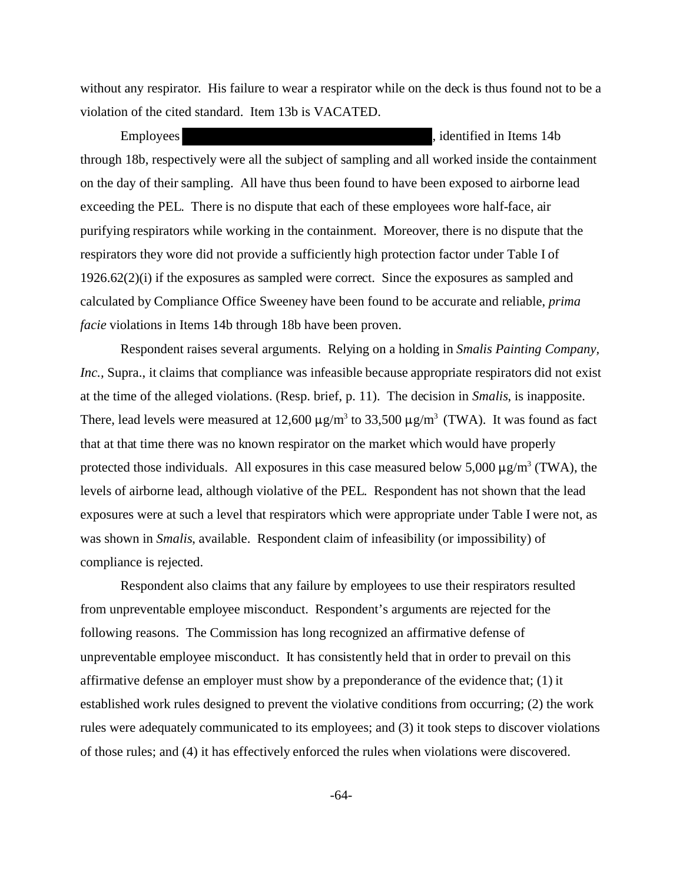without any respirator. His failure to wear a respirator while on the deck is thus found not to be a violation of the cited standard. Item 13b is VACATED.

Employees ████████████████████, identified in Items 14b through 18b, respectively were all the subject of sampling and all worked inside the containment on the day of their sampling. All have thus been found to have been exposed to airborne lead exceeding the PEL. There is no dispute that each of these employees wore half-face, air purifying respirators while working in the containment. Moreover, there is no dispute that the respirators they wore did not provide a sufficiently high protection factor under Table I of 1926.62(2)(i) if the exposures as sampled were correct. Since the exposures as sampled and calculated by Compliance Office Sweeney have been found to be accurate and reliable, *prima facie* violations in Items 14b through 18b have been proven.

Respondent raises several arguments. Relying on a holding in *Smalis Painting Company, Inc.*, Supra., it claims that compliance was infeasible because appropriate respirators did not exist at the time of the alleged violations. (Resp. brief, p. 11). The decision in *Smalis*, is inapposite. There, lead levels were measured at 12,600 $\mu g/m^3$ to 33,500 $\mu g/m^3$ (TWA). It was found as fact that at that time there was no known respirator on the market which would have properly protected those individuals. All exposures in this case measured below 5,000 $\mu g/m^3$ (TWA), the levels of airborne lead, although violative of the PEL. Respondent has not shown that the lead exposures were at such a level that respirators which were appropriate under Table I were not, as was shown in *Smalis*, available. Respondent claim of infeasibility (or impossibility) of compliance is rejected.

Respondent also claims that any failure by employees to use their respirators resulted from unpreventable employee misconduct. Respondent's arguments are rejected for the following reasons. The Commission has long recognized an affirmative defense of unpreventable employee misconduct. It has consistently held that in order to prevail on this affirmative defense an employer must show by a preponderance of the evidence that; (1) it established work rules designed to prevent the violative conditions from occurring; (2) the work rules were adequately communicated to its employees; and (3) it took steps to discover violations of those rules; and (4) it has effectively enforced the rules when violations were discovered.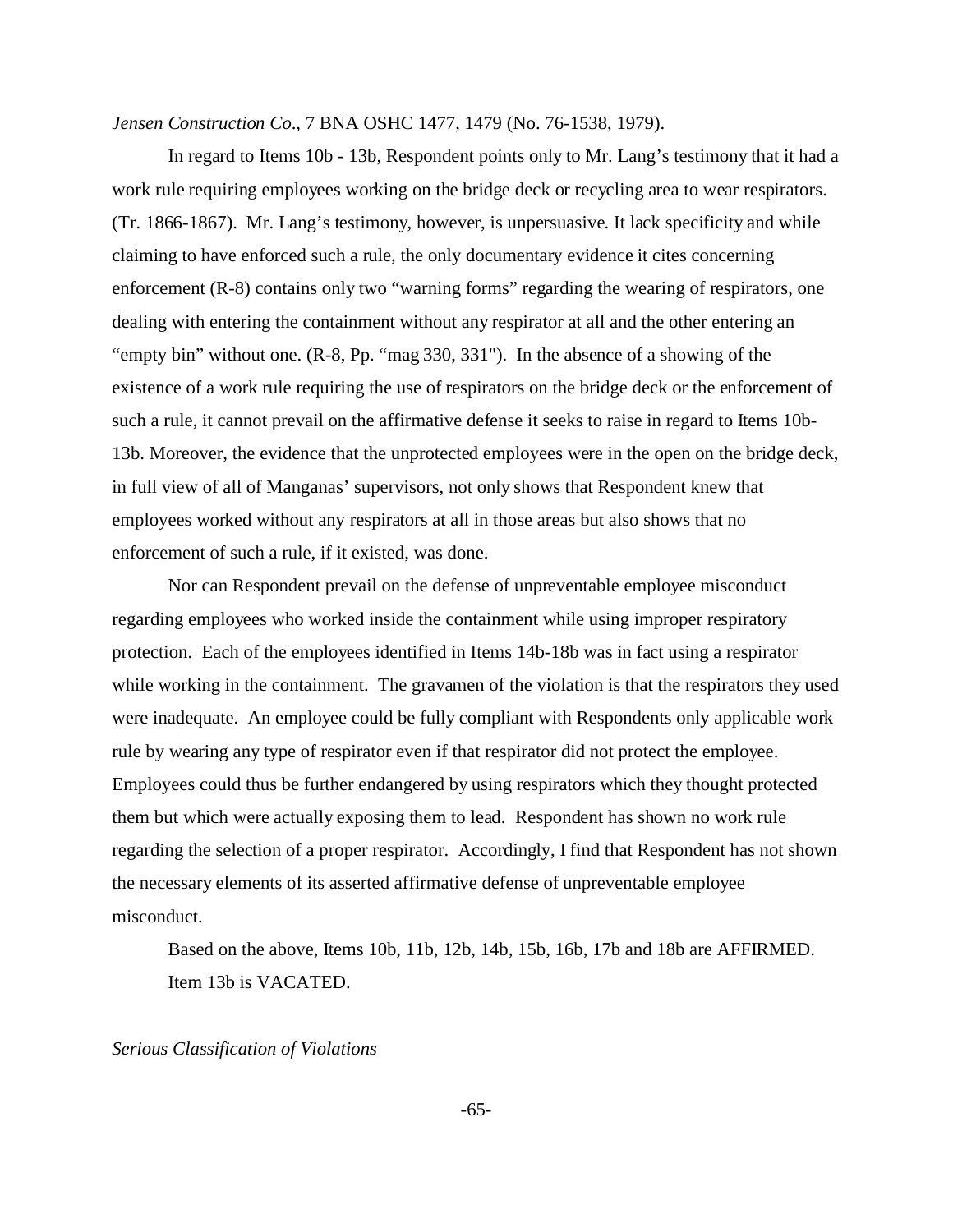*Jensen Construction Co*., 7 BNA OSHC 1477, 1479 (No. 76-1538, 1979).

In regard to Items 10b - 13b, Respondent points only to Mr. Lang's testimony that it had a work rule requiring employees working on the bridge deck or recycling area to wear respirators. (Tr. 1866-1867). Mr. Lang's testimony, however, is unpersuasive. It lack specificity and while claiming to have enforced such a rule, the only documentary evidence it cites concerning enforcement (R-8) contains only two "warning forms" regarding the wearing of respirators, one dealing with entering the containment without any respirator at all and the other entering an "empty bin" without one. (R-8, Pp. "mag 330, 331"). In the absence of a showing of the existence of a work rule requiring the use of respirators on the bridge deck or the enforcement of such a rule, it cannot prevail on the affirmative defense it seeks to raise in regard to Items 10b-13b. Moreover, the evidence that the unprotected employees were in the open on the bridge deck, in full view of all of Manganas' supervisors, not only shows that Respondent knew that employees worked without any respirators at all in those areas but also shows that no enforcement of such a rule, if it existed, was done.

Nor can Respondent prevail on the defense of unpreventable employee misconduct regarding employees who worked inside the containment while using improper respiratory protection. Each of the employees identified in Items 14b-18b was in fact using a respirator while working in the containment. The gravamen of the violation is that the respirators they used were inadequate. An employee could be fully compliant with Respondents only applicable work rule by wearing any type of respirator even if that respirator did not protect the employee. Employees could thus be further endangered by using respirators which they thought protected them but which were actually exposing them to lead. Respondent has shown no work rule regarding the selection of a proper respirator. Accordingly, I find that Respondent has not shown the necessary elements of its asserted affirmative defense of unpreventable employee misconduct.

Based on the above, Items 10b, 11b, 12b, 14b, 15b, 16b, 17b and 18b are AFFIRMED. Item 13b is VACATED.

*Serious Classification of Violations*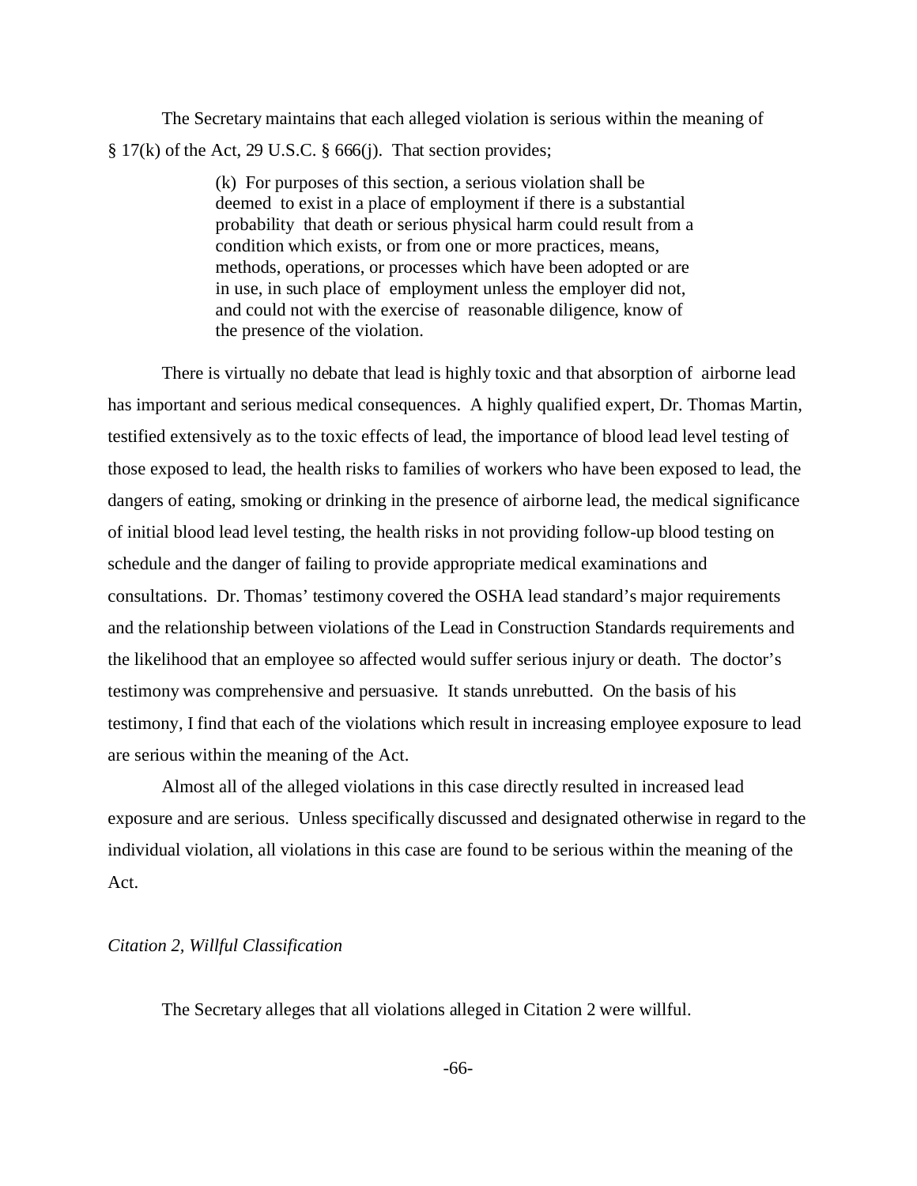The Secretary maintains that each alleged violation is serious within the meaning of § 17(k) of the Act, 29 U.S.C. § 666(j). That section provides;

> (k) For purposes of this section, a serious violation shall be deemed to exist in a place of employment if there is a substantial probability that death or serious physical harm could result from a condition which exists, or from one or more practices, means, methods, operations, or processes which have been adopted or are in use, in such place of employment unless the employer did not, and could not with the exercise of reasonable diligence, know of the presence of the violation.

There is virtually no debate that lead is highly toxic and that absorption of airborne lead has important and serious medical consequences. A highly qualified expert, Dr. Thomas Martin, testified extensively as to the toxic effects of lead, the importance of blood lead level testing of those exposed to lead, the health risks to families of workers who have been exposed to lead, the dangers of eating, smoking or drinking in the presence of airborne lead, the medical significance of initial blood lead level testing, the health risks in not providing follow-up blood testing on schedule and the danger of failing to provide appropriate medical examinations and consultations. Dr. Thomas' testimony covered the OSHA lead standard's major requirements and the relationship between violations of the Lead in Construction Standards requirements and the likelihood that an employee so affected would suffer serious injury or death. The doctor's testimony was comprehensive and persuasive. It stands unrebutted. On the basis of his testimony, I find that each of the violations which result in increasing employee exposure to lead are serious within the meaning of the Act.

Almost all of the alleged violations in this case directly resulted in increased lead exposure and are serious. Unless specifically discussed and designated otherwise in regard to the individual violation, all violations in this case are found to be serious within the meaning of the Act.

*Citation 2, Willful Classification*

The Secretary alleges that all violations alleged in Citation 2 were willful.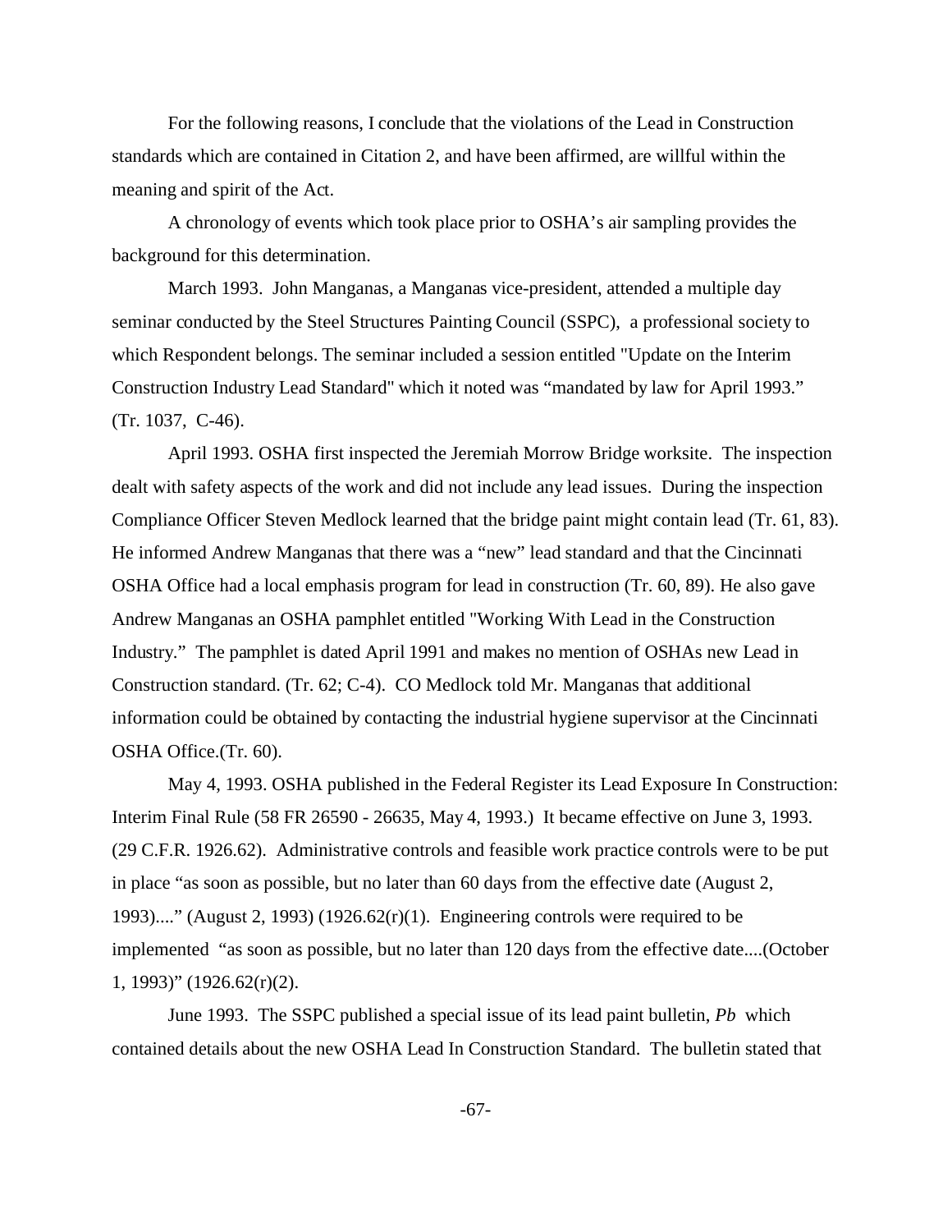For the following reasons, I conclude that the violations of the Lead in Construction standards which are contained in Citation 2, and have been affirmed, are willful within the meaning and spirit of the Act.

A chronology of events which took place prior to OSHA's air sampling provides the background for this determination.

March 1993. John Manganas, a Manganas vice-president, attended a multiple day seminar conducted by the Steel Structures Painting Council (SSPC), a professional society to which Respondent belongs. The seminar included a session entitled "Update on the Interim Construction Industry Lead Standard" which it noted was "mandated by law for April 1993." (Tr. 1037, C-46).

April 1993. OSHA first inspected the Jeremiah Morrow Bridge worksite. The inspection dealt with safety aspects of the work and did not include any lead issues. During the inspection Compliance Officer Steven Medlock learned that the bridge paint might contain lead (Tr. 61, 83). He informed Andrew Manganas that there was a "new" lead standard and that the Cincinnati OSHA Office had a local emphasis program for lead in construction (Tr. 60, 89). He also gave Andrew Manganas an OSHA pamphlet entitled "Working With Lead in the Construction Industry." The pamphlet is dated April 1991 and makes no mention of OSHAs new Lead in Construction standard. (Tr. 62; C-4). CO Medlock told Mr. Manganas that additional information could be obtained by contacting the industrial hygiene supervisor at the Cincinnati OSHA Office.(Tr. 60).

May 4, 1993. OSHA published in the Federal Register its Lead Exposure In Construction: Interim Final Rule (58 FR 26590 - 26635, May 4, 1993.) It became effective on June 3, 1993. (29 C.F.R. 1926.62). Administrative controls and feasible work practice controls were to be put in place "as soon as possible, but no later than 60 days from the effective date (August 2, 1993)...." (August 2, 1993) (1926.62(r)(1). Engineering controls were required to be implemented "as soon as possible, but no later than 120 days from the effective date....(October 1, 1993)" (1926.62(r)(2).

June 1993. The SSPC published a special issue of its lead paint bulletin, *Pb* which contained details about the new OSHA Lead In Construction Standard. The bulletin stated that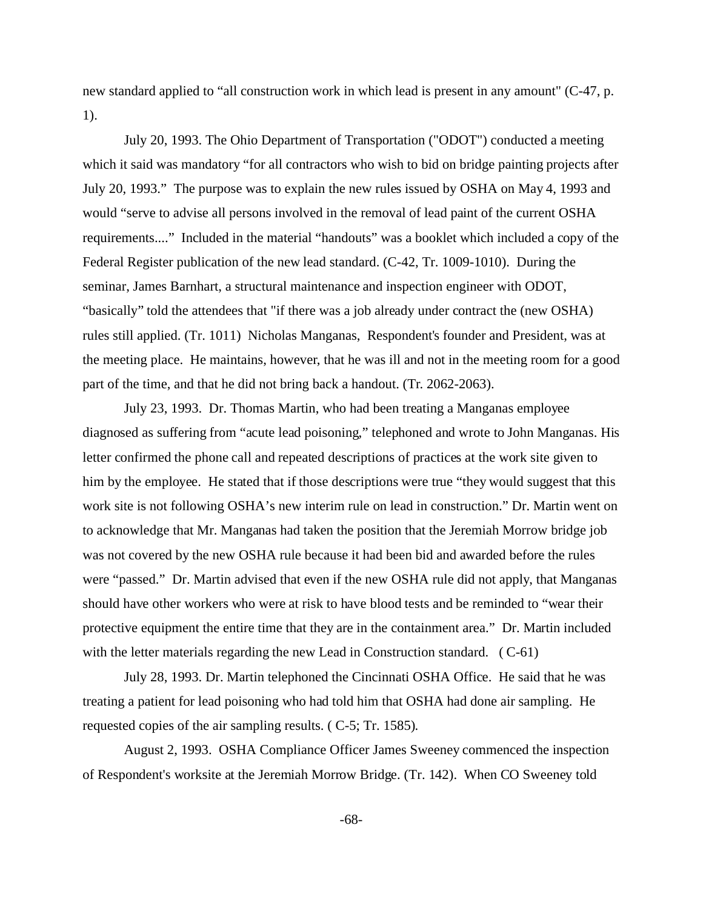new standard applied to "all construction work in which lead is present in any amount" (C-47, p. 1).

July 20, 1993. The Ohio Department of Transportation ("ODOT") conducted a meeting which it said was mandatory "for all contractors who wish to bid on bridge painting projects after July 20, 1993." The purpose was to explain the new rules issued by OSHA on May 4, 1993 and would "serve to advise all persons involved in the removal of lead paint of the current OSHA requirements...." Included in the material "handouts" was a booklet which included a copy of the Federal Register publication of the new lead standard. (C-42, Tr. 1009-1010). During the seminar, James Barnhart, a structural maintenance and inspection engineer with ODOT, "basically" told the attendees that "if there was a job already under contract the (new OSHA) rules still applied. (Tr. 1011) Nicholas Manganas, Respondent's founder and President, was at the meeting place. He maintains, however, that he was ill and not in the meeting room for a good part of the time, and that he did not bring back a handout. (Tr. 2062-2063).

July 23, 1993. Dr. Thomas Martin, who had been treating a Manganas employee diagnosed as suffering from "acute lead poisoning," telephoned and wrote to John Manganas. His letter confirmed the phone call and repeated descriptions of practices at the work site given to him by the employee. He stated that if those descriptions were true "they would suggest that this work site is not following OSHA's new interim rule on lead in construction." Dr. Martin went on to acknowledge that Mr. Manganas had taken the position that the Jeremiah Morrow bridge job was not covered by the new OSHA rule because it had been bid and awarded before the rules were "passed." Dr. Martin advised that even if the new OSHA rule did not apply, that Manganas should have other workers who were at risk to have blood tests and be reminded to "wear their protective equipment the entire time that they are in the containment area." Dr. Martin included with the letter materials regarding the new Lead in Construction standard. ( C-61)

July 28, 1993. Dr. Martin telephoned the Cincinnati OSHA Office. He said that he was treating a patient for lead poisoning who had told him that OSHA had done air sampling. He requested copies of the air sampling results. ( C-5; Tr. 1585).

August 2, 1993. OSHA Compliance Officer James Sweeney commenced the inspection of Respondent's worksite at the Jeremiah Morrow Bridge. (Tr. 142). When CO Sweeney told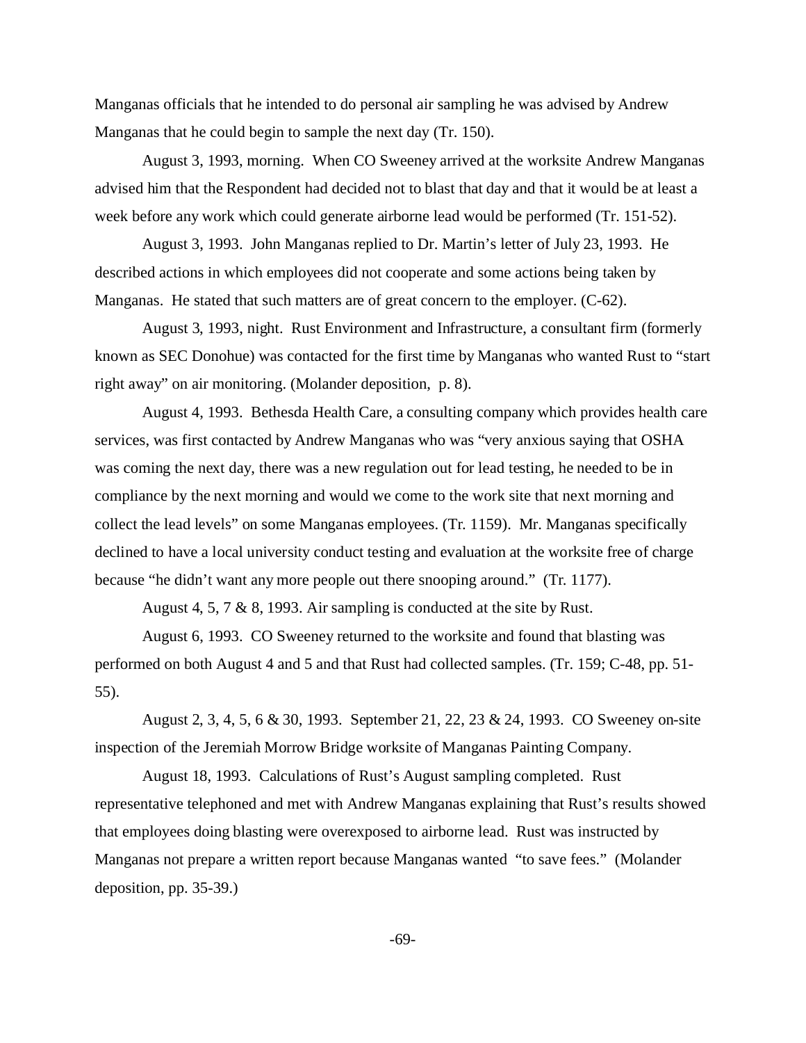Manganas officials that he intended to do personal air sampling he was advised by Andrew Manganas that he could begin to sample the next day (Tr. 150).

August 3, 1993, morning. When CO Sweeney arrived at the worksite Andrew Manganas advised him that the Respondent had decided not to blast that day and that it would be at least a week before any work which could generate airborne lead would be performed (Tr. 151-52).

August 3, 1993. John Manganas replied to Dr. Martin's letter of July 23, 1993. He described actions in which employees did not cooperate and some actions being taken by Manganas. He stated that such matters are of great concern to the employer. (C-62).

August 3, 1993, night. Rust Environment and Infrastructure, a consultant firm (formerly known as SEC Donohue) was contacted for the first time by Manganas who wanted Rust to "start right away" on air monitoring. (Molander deposition, p. 8).

August 4, 1993. Bethesda Health Care, a consulting company which provides health care services, was first contacted by Andrew Manganas who was "very anxious saying that OSHA was coming the next day, there was a new regulation out for lead testing, he needed to be in compliance by the next morning and would we come to the work site that next morning and collect the lead levels" on some Manganas employees. (Tr. 1159). Mr. Manganas specifically declined to have a local university conduct testing and evaluation at the worksite free of charge because "he didn't want any more people out there snooping around." (Tr. 1177).

August 4, 5, 7 & 8, 1993. Air sampling is conducted at the site by Rust.

August 6, 1993. CO Sweeney returned to the worksite and found that blasting was performed on both August 4 and 5 and that Rust had collected samples. (Tr. 159; C-48, pp. 51-55).

August 2, 3, 4, 5, 6 & 30, 1993. September 21, 22, 23 & 24, 1993. CO Sweeney on-site inspection of the Jeremiah Morrow Bridge worksite of Manganas Painting Company.

August 18, 1993. Calculations of Rust's August sampling completed. Rust representative telephoned and met with Andrew Manganas explaining that Rust's results showed that employees doing blasting were overexposed to airborne lead. Rust was instructed by Manganas not prepare a written report because Manganas wanted "to save fees." (Molander deposition, pp. 35-39.)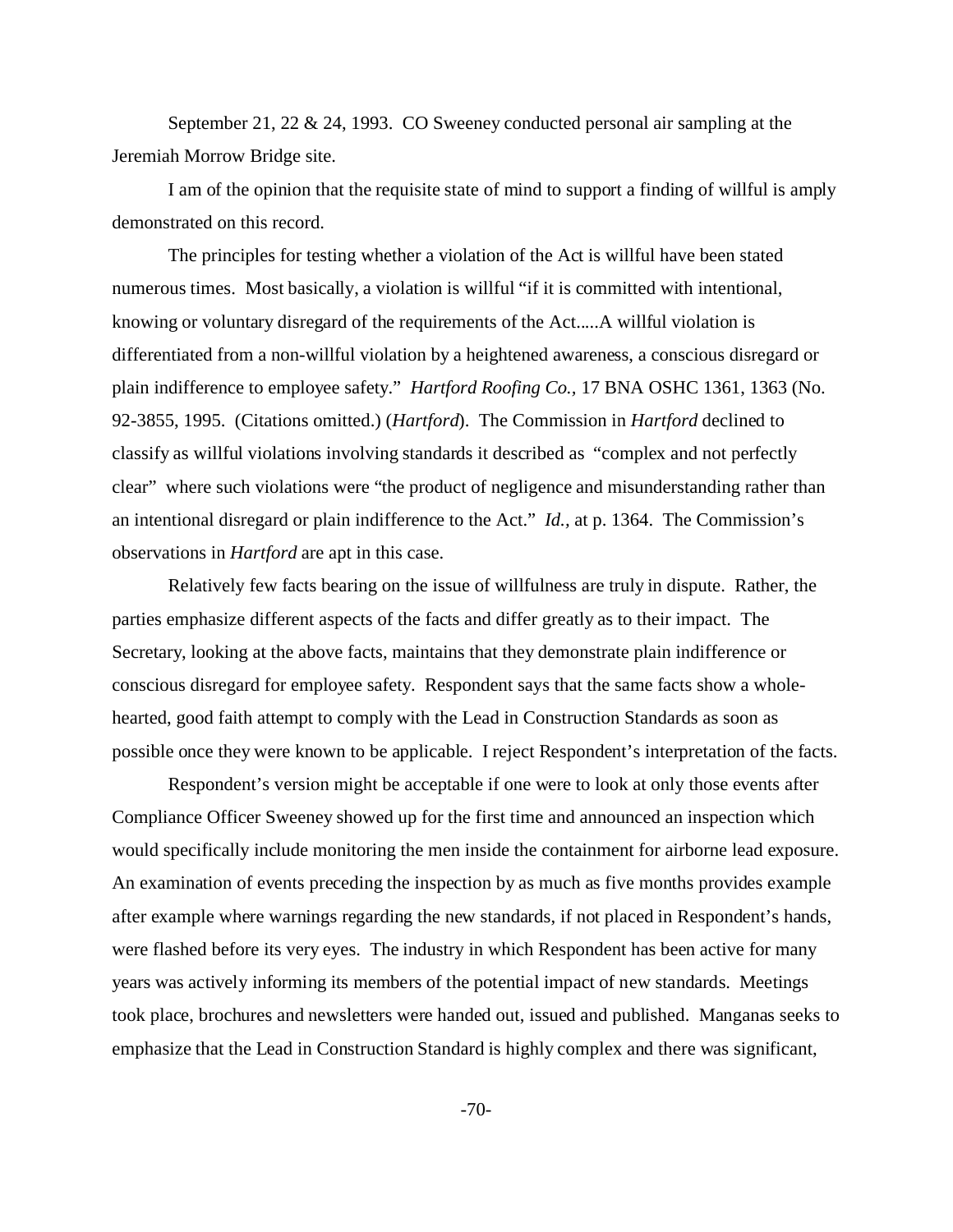September 21, 22 & 24, 1993. CO Sweeney conducted personal air sampling at the Jeremiah Morrow Bridge site.

I am of the opinion that the requisite state of mind to support a finding of willful is amply demonstrated on this record.

The principles for testing whether a violation of the Act is willful have been stated numerous times. Most basically, a violation is willful "if it is committed with intentional, knowing or voluntary disregard of the requirements of the Act.....A willful violation is differentiated from a non-willful violation by a heightened awareness, a conscious disregard or plain indifference to employee safety." *Hartford Roofing Co.*, 17 BNA OSHC 1361, 1363 (No. 92-3855, 1995. (Citations omitted.) (*Hartford*). The Commission in *Hartford* declined to classify as willful violations involving standards it described as "complex and not perfectly clear" where such violations were "the product of negligence and misunderstanding rather than an intentional disregard or plain indifference to the Act." *Id.,* at p. 1364. The Commission's observations in *Hartford* are apt in this case.

Relatively few facts bearing on the issue of willfulness are truly in dispute. Rather, the parties emphasize different aspects of the facts and differ greatly as to their impact. The Secretary, looking at the above facts, maintains that they demonstrate plain indifference or conscious disregard for employee safety. Respondent says that the same facts show a whole-hearted, good faith attempt to comply with the Lead in Construction Standards as soon as possible once they were known to be applicable. I reject Respondent's interpretation of the facts.

Respondent's version might be acceptable if one were to look at only those events after Compliance Officer Sweeney showed up for the first time and announced an inspection which would specifically include monitoring the men inside the containment for airborne lead exposure. An examination of events preceding the inspection by as much as five months provides example after example where warnings regarding the new standards, if not placed in Respondent's hands, were flashed before its very eyes. The industry in which Respondent has been active for many years was actively informing its members of the potential impact of new standards. Meetings took place, brochures and newsletters were handed out, issued and published. Manganas seeks to emphasize that the Lead in Construction Standard is highly complex and there was significant,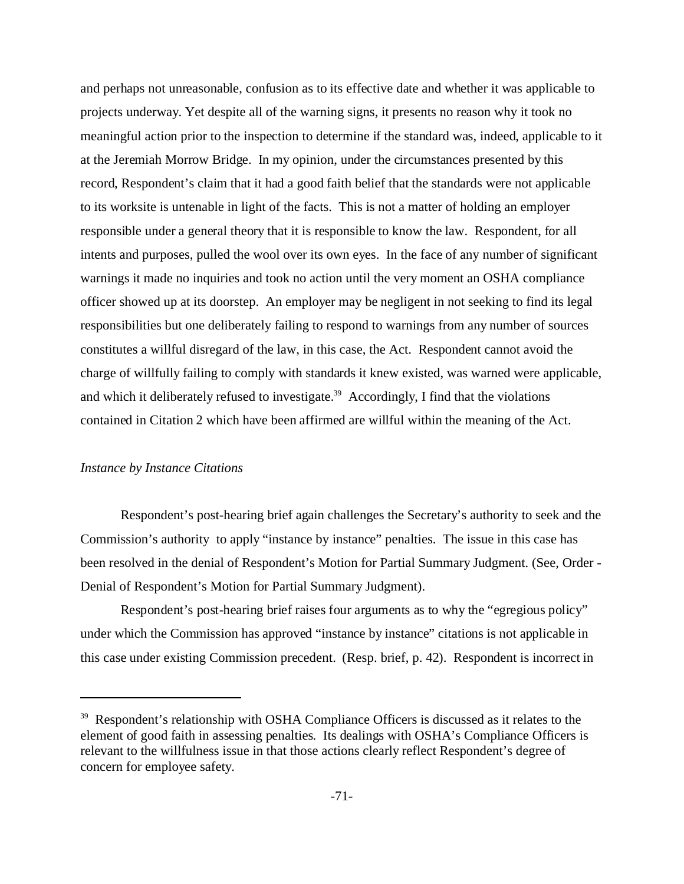and perhaps not unreasonable, confusion as to its effective date and whether it was applicable to projects underway. Yet despite all of the warning signs, it presents no reason why it took no meaningful action prior to the inspection to determine if the standard was, indeed, applicable to it at the Jeremiah Morrow Bridge. In my opinion, under the circumstances presented by this record, Respondent's claim that it had a good faith belief that the standards were not applicable to its worksite is untenable in light of the facts. This is not a matter of holding an employer responsible under a general theory that it is responsible to know the law. Respondent, for all intents and purposes, pulled the wool over its own eyes. In the face of any number of significant warnings it made no inquiries and took no action until the very moment an OSHA compliance officer showed up at its doorstep. An employer may be negligent in not seeking to find its legal responsibilities but one deliberately failing to respond to warnings from any number of sources constitutes a willful disregard of the law, in this case, the Act. Respondent cannot avoid the charge of willfully failing to comply with standards it knew existed, was warned were applicable, and which it deliberately refused to investigate.[39] Accordingly, I find that the violations contained in Citation 2 which have been affirmed are willful within the meaning of the Act.

*Instance by Instance Citations*

Respondent's post-hearing brief again challenges the Secretary's authority to seek and the Commission's authority to apply "instance by instance" penalties. The issue in this case has been resolved in the denial of Respondent's Motion for Partial Summary Judgment. (See, Order - Denial of Respondent's Motion for Partial Summary Judgment).

Respondent's post-hearing brief raises four arguments as to why the "egregious policy" under which the Commission has approved "instance by instance" citations is not applicable in this case under existing Commission precedent. (Resp. brief, p. 42). Respondent is incorrect in

---

[39] Respondent's relationship with OSHA Compliance Officers is discussed as it relates to the element of good faith in assessing penalties. Its dealings with OSHA's Compliance Officers is relevant to the willfulness issue in that those actions clearly reflect Respondent's degree of concern for employee safety.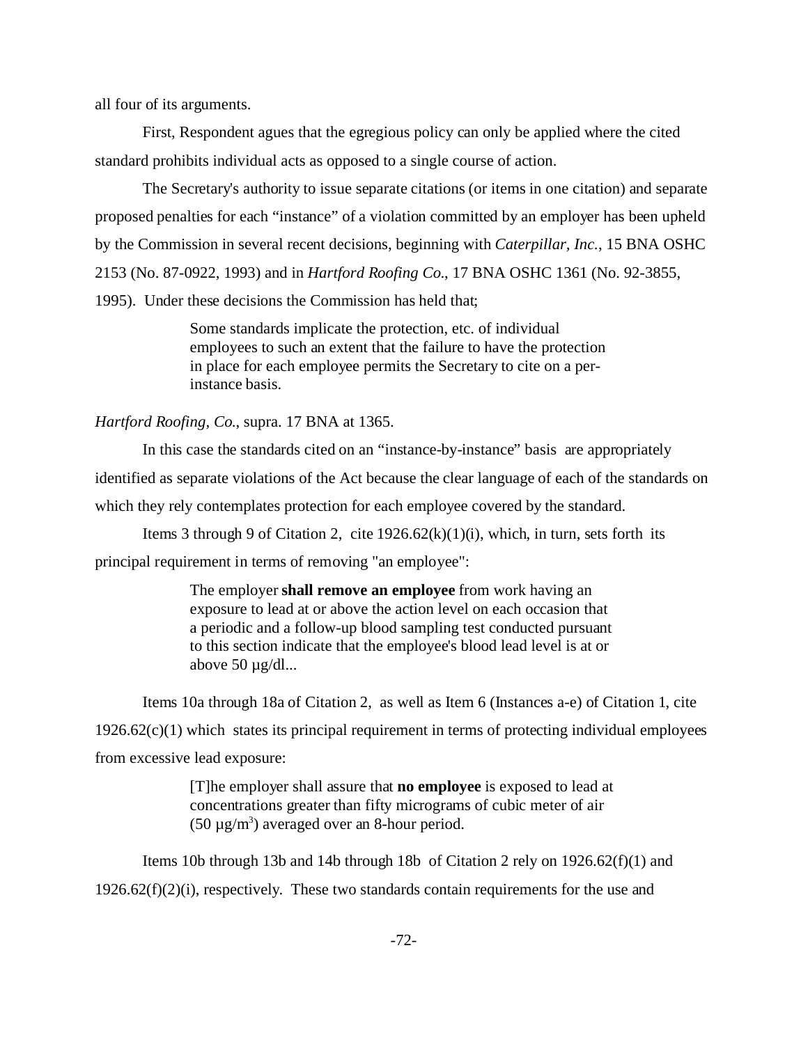all four of its arguments.

First, Respondent agues that the egregious policy can only be applied where the cited standard prohibits individual acts as opposed to a single course of action.

The Secretary's authority to issue separate citations (or items in one citation) and separate proposed penalties for each "instance" of a violation committed by an employer has been upheld by the Commission in several recent decisions, beginning with *Caterpillar, Inc.*, 15 BNA OSHC 2153 (No. 87-0922, 1993) and in *Hartford Roofing Co.*, 17 BNA OSHC 1361 (No. 92-3855, 1995). Under these decisions the Commission has held that;

> Some standards implicate the protection, etc. of individual employees to such an extent that the failure to have the protection in place for each employee permits the Secretary to cite on a per-instance basis.

*Hartford Roofing, Co.*, supra. 17 BNA at 1365.

In this case the standards cited on an "instance-by-instance" basis are appropriately identified as separate violations of the Act because the clear language of each of the standards on which they rely contemplates protection for each employee covered by the standard.

Items 3 through 9 of Citation 2, cite 1926.62(k)(1)(i), which, in turn, sets forth its principal requirement in terms of removing "an employee":

> The employer **shall remove an employee** from work having an exposure to lead at or above the action level on each occasion that a periodic and a follow-up blood sampling test conducted pursuant to this section indicate that the employee's blood lead level is at or above 50 µg/dl...

Items 10a through 18a of Citation 2, as well as Item 6 (Instances a-e) of Citation 1, cite 1926.62(c)(1) which states its principal requirement in terms of protecting individual employees from excessive lead exposure:

> [T]he employer shall assure that **no employee** is exposed to lead at concentrations greater than fifty micrograms of cubic meter of air ($50\ \mu g/m^3$) averaged over an 8-hour period.

Items 10b through 13b and 14b through 18b of Citation 2 rely on 1926.62(f)(1) and 1926.62(f)(2)(i), respectively. These two standards contain requirements for the use and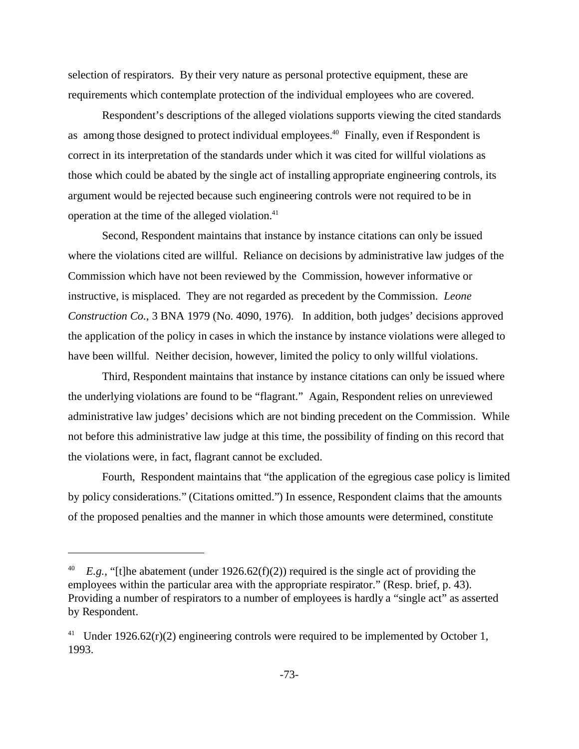selection of respirators. By their very nature as personal protective equipment, these are requirements which contemplate protection of the individual employees who are covered.

Respondent's descriptions of the alleged violations supports viewing the cited standards as among those designed to protect individual employees.[40] Finally, even if Respondent is correct in its interpretation of the standards under which it was cited for willful violations as those which could be abated by the single act of installing appropriate engineering controls, its argument would be rejected because such engineering controls were not required to be in operation at the time of the alleged violation.[41]

Second, Respondent maintains that instance by instance citations can only be issued where the violations cited are willful. Reliance on decisions by administrative law judges of the Commission which have not been reviewed by the Commission, however informative or instructive, is misplaced. They are not regarded as precedent by the Commission. *Leone Construction Co.,* 3 BNA 1979 (No. 4090, 1976). In addition, both judges' decisions approved the application of the policy in cases in which the instance by instance violations were alleged to have been willful. Neither decision, however, limited the policy to only willful violations.

Third, Respondent maintains that instance by instance citations can only be issued where the underlying violations are found to be "flagrant." Again, Respondent relies on unreviewed administrative law judges' decisions which are not binding precedent on the Commission. While not before this administrative law judge at this time, the possibility of finding on this record that the violations were, in fact, flagrant cannot be excluded.

Fourth, Respondent maintains that "the application of the egregious case policy is limited by policy considerations." (Citations omitted.") In essence, Respondent claims that the amounts of the proposed penalties and the manner in which those amounts were determined, constitute

---

[40] *E.g.*, "[t]he abatement (under 1926.62(f)(2)) required is the single act of providing the employees within the particular area with the appropriate respirator." (Resp. brief, p. 43). Providing a number of respirators to a number of employees is hardly a "single act" as asserted by Respondent.

[41] Under 1926.62(r)(2) engineering controls were required to be implemented by October 1, 1993.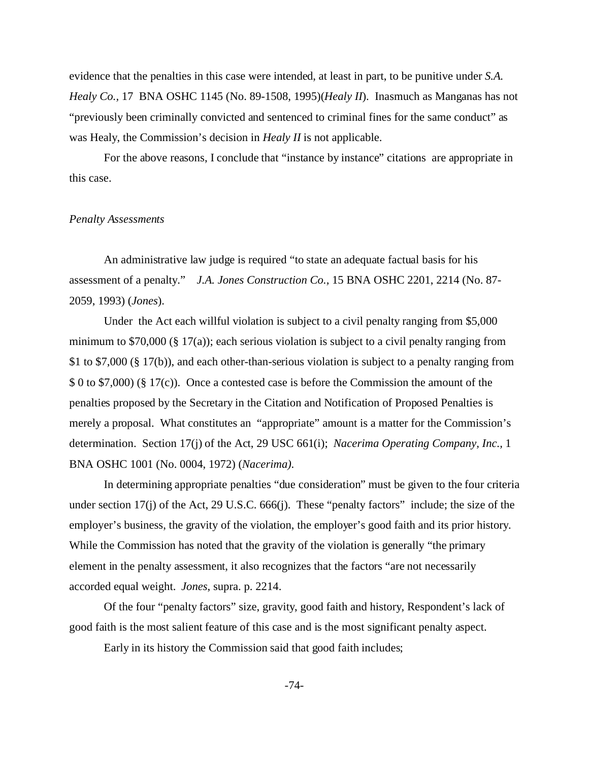evidence that the penalties in this case were intended, at least in part, to be punitive under *S.A. Healy Co.*, 17 BNA OSHC 1145 (No. 89-1508, 1995)(*Healy II*). Inasmuch as Manganas has not "previously been criminally convicted and sentenced to criminal fines for the same conduct" as was Healy, the Commission's decision in *Healy II* is not applicable.

For the above reasons, I conclude that "instance by instance" citations are appropriate in this case.

*Penalty Assessments*

An administrative law judge is required "to state an adequate factual basis for his assessment of a penalty." *J.A. Jones Construction Co.*, 15 BNA OSHC 2201, 2214 (No. 87-2059, 1993) (*Jones*).

Under the Act each willful violation is subject to a civil penalty ranging from $5,000 minimum to $70,000 (§ 17(a)); each serious violation is subject to a civil penalty ranging from $1 to $7,000 (§ 17(b)), and each other-than-serious violation is subject to a penalty ranging from $ 0 to $7,000) (§ 17(c)). Once a contested case is before the Commission the amount of the penalties proposed by the Secretary in the Citation and Notification of Proposed Penalties is merely a proposal. What constitutes an "appropriate" amount is a matter for the Commission's determination. Section 17(j) of the Act, 29 USC 661(i); *Nacerima Operating Company, Inc.*, 1 BNA OSHC 1001 (No. 0004, 1972) (*Nacerima)*.

In determining appropriate penalties "due consideration" must be given to the four criteria under section 17(j) of the Act, 29 U.S.C. 666(j). These "penalty factors" include; the size of the employer's business, the gravity of the violation, the employer's good faith and its prior history. While the Commission has noted that the gravity of the violation is generally "the primary element in the penalty assessment, it also recognizes that the factors "are not necessarily accorded equal weight. *Jones*, supra. p. 2214.

Of the four "penalty factors" size, gravity, good faith and history, Respondent's lack of good faith is the most salient feature of this case and is the most significant penalty aspect.

Early in its history the Commission said that good faith includes;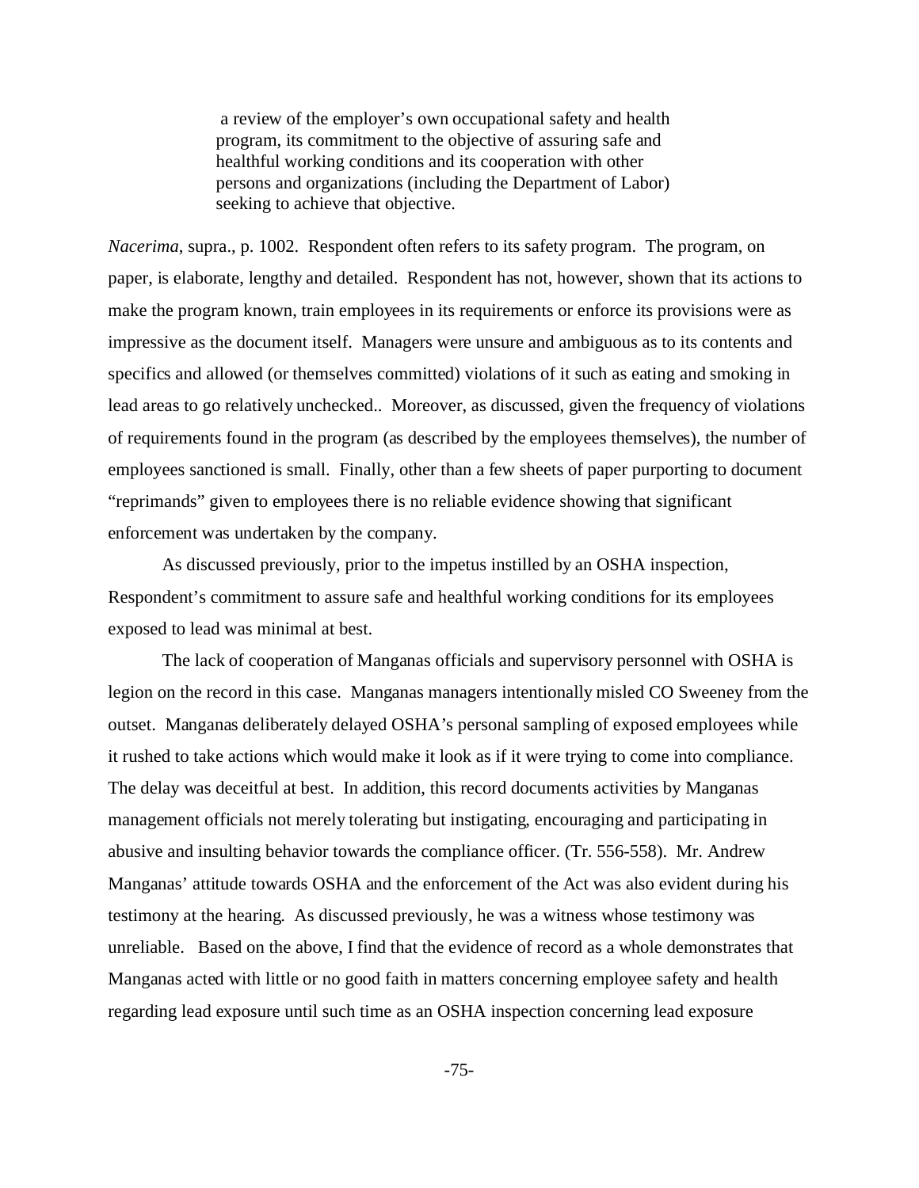> a review of the employer's own occupational safety and health program, its commitment to the objective of assuring safe and healthful working conditions and its cooperation with other persons and organizations (including the Department of Labor) seeking to achieve that objective.

*Nacerima*, supra., p. 1002. Respondent often refers to its safety program. The program, on paper, is elaborate, lengthy and detailed. Respondent has not, however, shown that its actions to make the program known, train employees in its requirements or enforce its provisions were as impressive as the document itself. Managers were unsure and ambiguous as to its contents and specifics and allowed (or themselves committed) violations of it such as eating and smoking in lead areas to go relatively unchecked.. Moreover, as discussed, given the frequency of violations of requirements found in the program (as described by the employees themselves), the number of employees sanctioned is small. Finally, other than a few sheets of paper purporting to document "reprimands" given to employees there is no reliable evidence showing that significant enforcement was undertaken by the company.

As discussed previously, prior to the impetus instilled by an OSHA inspection, Respondent's commitment to assure safe and healthful working conditions for its employees exposed to lead was minimal at best.

The lack of cooperation of Manganas officials and supervisory personnel with OSHA is legion on the record in this case. Manganas managers intentionally misled CO Sweeney from the outset. Manganas deliberately delayed OSHA's personal sampling of exposed employees while it rushed to take actions which would make it look as if it were trying to come into compliance. The delay was deceitful at best. In addition, this record documents activities by Manganas management officials not merely tolerating but instigating, encouraging and participating in abusive and insulting behavior towards the compliance officer. (Tr. 556-558). Mr. Andrew Manganas' attitude towards OSHA and the enforcement of the Act was also evident during his testimony at the hearing. As discussed previously, he was a witness whose testimony was unreliable. Based on the above, I find that the evidence of record as a whole demonstrates that Manganas acted with little or no good faith in matters concerning employee safety and health regarding lead exposure until such time as an OSHA inspection concerning lead exposure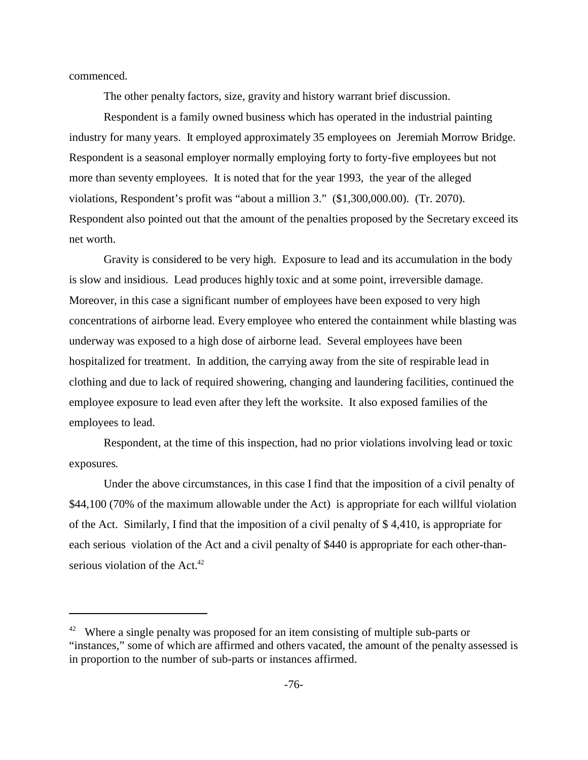commenced.

The other penalty factors, size, gravity and history warrant brief discussion.

Respondent is a family owned business which has operated in the industrial painting industry for many years. It employed approximately 35 employees on Jeremiah Morrow Bridge. Respondent is a seasonal employer normally employing forty to forty-five employees but not more than seventy employees. It is noted that for the year 1993, the year of the alleged violations, Respondent's profit was "about a million 3." ($1,300,000.00). (Tr. 2070). Respondent also pointed out that the amount of the penalties proposed by the Secretary exceed its net worth.

Gravity is considered to be very high. Exposure to lead and its accumulation in the body is slow and insidious. Lead produces highly toxic and at some point, irreversible damage. Moreover, in this case a significant number of employees have been exposed to very high concentrations of airborne lead. Every employee who entered the containment while blasting was underway was exposed to a high dose of airborne lead. Several employees have been hospitalized for treatment. In addition, the carrying away from the site of respirable lead in clothing and due to lack of required showering, changing and laundering facilities, continued the employee exposure to lead even after they left the worksite. It also exposed families of the employees to lead.

Respondent, at the time of this inspection, had no prior violations involving lead or toxic exposures.

Under the above circumstances, in this case I find that the imposition of a civil penalty of $44,100 (70% of the maximum allowable under the Act) is appropriate for each willful violation of the Act. Similarly, I find that the imposition of a civil penalty of $ 4,410, is appropriate for each serious violation of the Act and a civil penalty of $440 is appropriate for each other-than-serious violation of the Act.[42]

---

[42] Where a single penalty was proposed for an item consisting of multiple sub-parts or "instances," some of which are affirmed and others vacated, the amount of the penalty assessed is in proportion to the number of sub-parts or instances affirmed.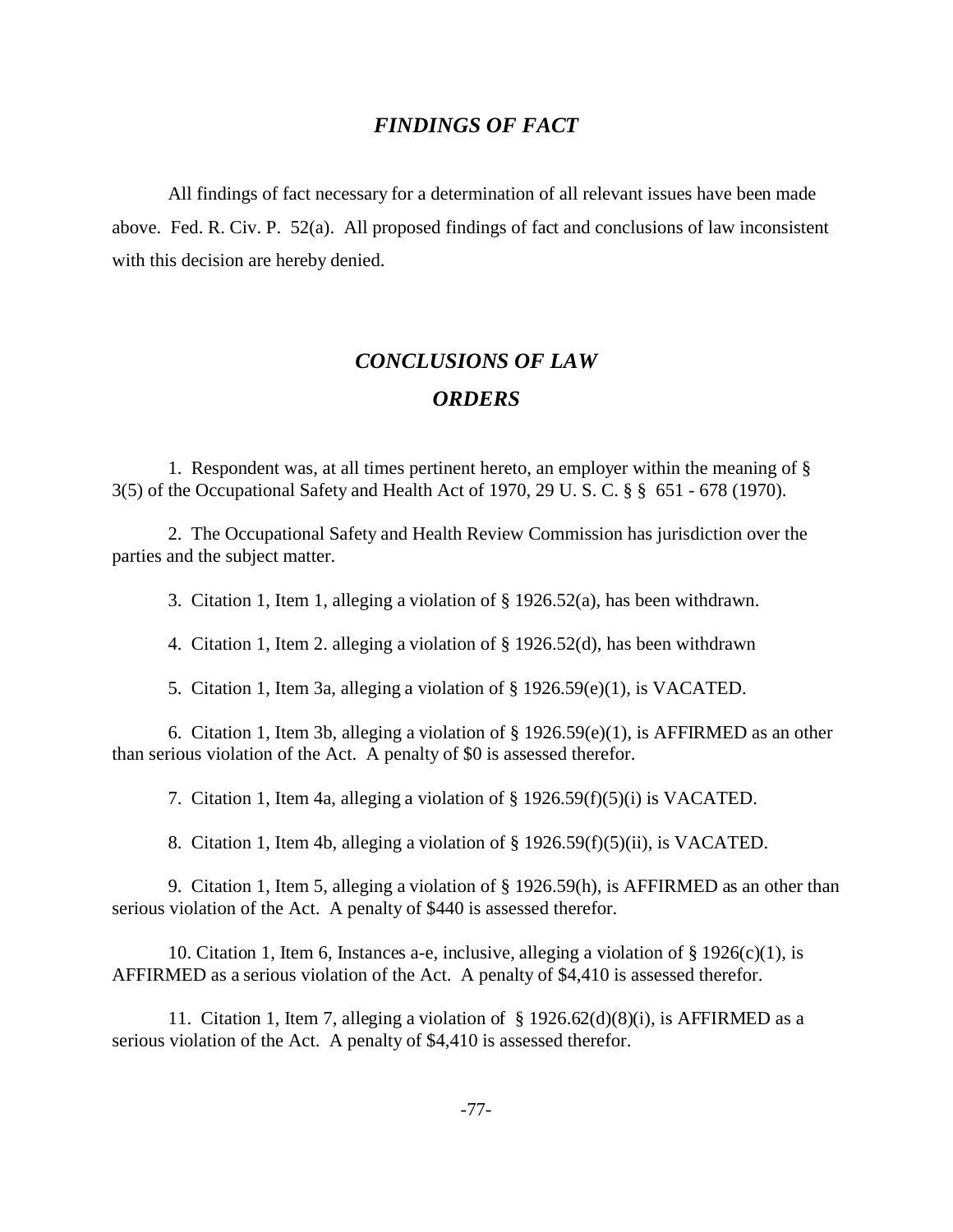## *FINDINGS OF FACT*

All findings of fact necessary for a determination of all relevant issues have been made above. Fed. R. Civ. P. 52(a). All proposed findings of fact and conclusions of law inconsistent with this decision are hereby denied.

## *CONCLUSIONS OF LAW*

## *ORDERS*

1. Respondent was, at all times pertinent hereto, an employer within the meaning of § 3(5) of the Occupational Safety and Health Act of 1970, 29 U. S. C. § § 651 - 678 (1970).

2. The Occupational Safety and Health Review Commission has jurisdiction over the parties and the subject matter.

3. Citation 1, Item 1, alleging a violation of § 1926.52(a), has been withdrawn.

4. Citation 1, Item 2. alleging a violation of § 1926.52(d), has been withdrawn

5. Citation 1, Item 3a, alleging a violation of § 1926.59(e)(1), is VACATED.

6. Citation 1, Item 3b, alleging a violation of § 1926.59(e)(1), is AFFIRMED as an other than serious violation of the Act. A penalty of $0 is assessed therefor.

7. Citation 1, Item 4a, alleging a violation of § 1926.59(f)(5)(i) is VACATED.

8. Citation 1, Item 4b, alleging a violation of § 1926.59(f)(5)(ii), is VACATED.

9. Citation 1, Item 5, alleging a violation of § 1926.59(h), is AFFIRMED as an other than serious violation of the Act. A penalty of $440 is assessed therefor.

10. Citation 1, Item 6, Instances a-e, inclusive, alleging a violation of § 1926(c)(1), is AFFIRMED as a serious violation of the Act. A penalty of $4,410 is assessed therefor.

11. Citation 1, Item 7, alleging a violation of § 1926.62(d)(8)(i), is AFFIRMED as a serious violation of the Act. A penalty of $4,410 is assessed therefor.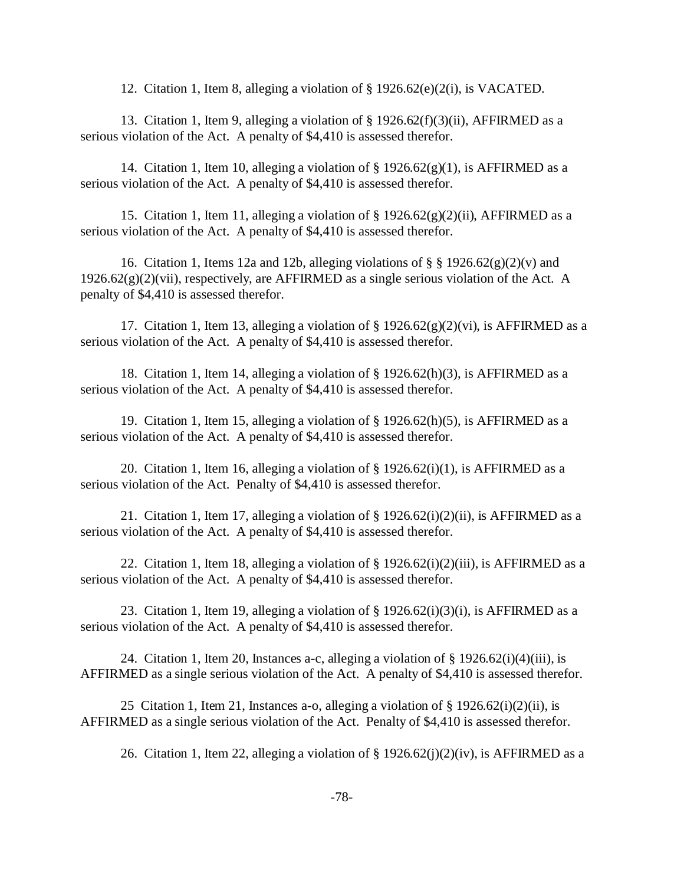12. Citation 1, Item 8, alleging a violation of § 1926.62(e)(2(i), is VACATED.

13. Citation 1, Item 9, alleging a violation of § 1926.62(f)(3)(ii), AFFIRMED as a serious violation of the Act. A penalty of $4,410 is assessed therefor.

14. Citation 1, Item 10, alleging a violation of § 1926.62(g)(1), is AFFIRMED as a serious violation of the Act. A penalty of $4,410 is assessed therefor.

15. Citation 1, Item 11, alleging a violation of § 1926.62(g)(2)(ii), AFFIRMED as a serious violation of the Act. A penalty of $4,410 is assessed therefor.

16. Citation 1, Items 12a and 12b, alleging violations of § § 1926.62(g)(2)(v) and 1926.62(g)(2)(vii), respectively, are AFFIRMED as a single serious violation of the Act. A penalty of $4,410 is assessed therefor.

17. Citation 1, Item 13, alleging a violation of § 1926.62(g)(2)(vi), is AFFIRMED as a serious violation of the Act. A penalty of $4,410 is assessed therefor.

18. Citation 1, Item 14, alleging a violation of § 1926.62(h)(3), is AFFIRMED as a serious violation of the Act. A penalty of $4,410 is assessed therefor.

19. Citation 1, Item 15, alleging a violation of § 1926.62(h)(5), is AFFIRMED as a serious violation of the Act. A penalty of $4,410 is assessed therefor.

20. Citation 1, Item 16, alleging a violation of § 1926.62(i)(1), is AFFIRMED as a serious violation of the Act. Penalty of $4,410 is assessed therefor.

21. Citation 1, Item 17, alleging a violation of § 1926.62(i)(2)(ii), is AFFIRMED as a serious violation of the Act. A penalty of $4,410 is assessed therefor.

22. Citation 1, Item 18, alleging a violation of § 1926.62(i)(2)(iii), is AFFIRMED as a serious violation of the Act. A penalty of $4,410 is assessed therefor.

23. Citation 1, Item 19, alleging a violation of § 1926.62(i)(3)(i), is AFFIRMED as a serious violation of the Act. A penalty of $4,410 is assessed therefor.

24. Citation 1, Item 20, Instances a-c, alleging a violation of § 1926.62(i)(4)(iii), is AFFIRMED as a single serious violation of the Act. A penalty of $4,410 is assessed therefor.

25 Citation 1, Item 21, Instances a-o, alleging a violation of § 1926.62(i)(2)(ii), is AFFIRMED as a single serious violation of the Act. Penalty of $4,410 is assessed therefor.

26. Citation 1, Item 22, alleging a violation of § 1926.62(j)(2)(iv), is AFFIRMED as a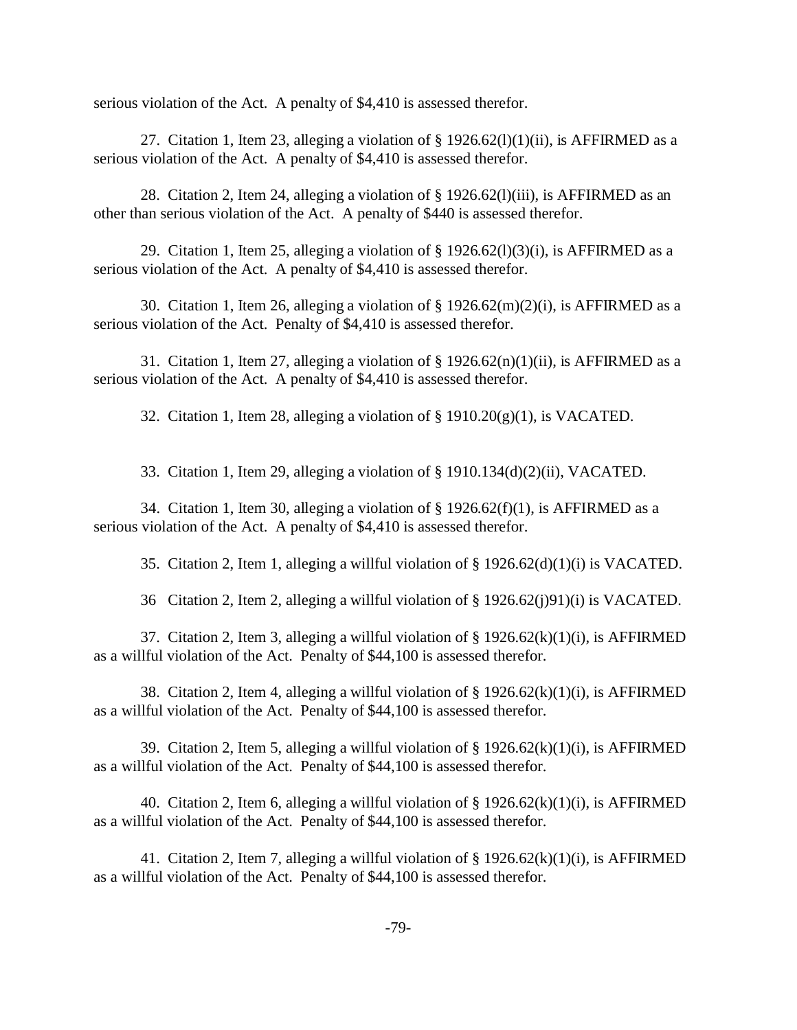serious violation of the Act. A penalty of $4,410 is assessed therefor.

27. Citation 1, Item 23, alleging a violation of § 1926.62(l)(1)(ii), is AFFIRMED as a serious violation of the Act. A penalty of $4,410 is assessed therefor.

28. Citation 2, Item 24, alleging a violation of § 1926.62(l)(iii), is AFFIRMED as an other than serious violation of the Act. A penalty of $440 is assessed therefor.

29. Citation 1, Item 25, alleging a violation of § 1926.62(l)(3)(i), is AFFIRMED as a serious violation of the Act. A penalty of $4,410 is assessed therefor.

30. Citation 1, Item 26, alleging a violation of § 1926.62(m)(2)(i), is AFFIRMED as a serious violation of the Act. Penalty of $4,410 is assessed therefor.

31. Citation 1, Item 27, alleging a violation of § 1926.62(n)(1)(ii), is AFFIRMED as a serious violation of the Act. A penalty of $4,410 is assessed therefor.

32. Citation 1, Item 28, alleging a violation of § 1910.20(g)(1), is VACATED.

33. Citation 1, Item 29, alleging a violation of § 1910.134(d)(2)(ii), VACATED.

34. Citation 1, Item 30, alleging a violation of § 1926.62(f)(1), is AFFIRMED as a serious violation of the Act. A penalty of $4,410 is assessed therefor.

35. Citation 2, Item 1, alleging a willful violation of § 1926.62(d)(1)(i) is VACATED.

36 Citation 2, Item 2, alleging a willful violation of § 1926.62(j)91)(i) is VACATED.

37. Citation 2, Item 3, alleging a willful violation of § 1926.62(k)(1)(i), is AFFIRMED as a willful violation of the Act. Penalty of $44,100 is assessed therefor.

38. Citation 2, Item 4, alleging a willful violation of § 1926.62(k)(1)(i), is AFFIRMED as a willful violation of the Act. Penalty of $44,100 is assessed therefor.

39. Citation 2, Item 5, alleging a willful violation of § 1926.62(k)(1)(i), is AFFIRMED as a willful violation of the Act. Penalty of $44,100 is assessed therefor.

40. Citation 2, Item 6, alleging a willful violation of § 1926.62(k)(1)(i), is AFFIRMED as a willful violation of the Act. Penalty of $44,100 is assessed therefor.

41. Citation 2, Item 7, alleging a willful violation of § 1926.62(k)(1)(i), is AFFIRMED as a willful violation of the Act. Penalty of $44,100 is assessed therefor.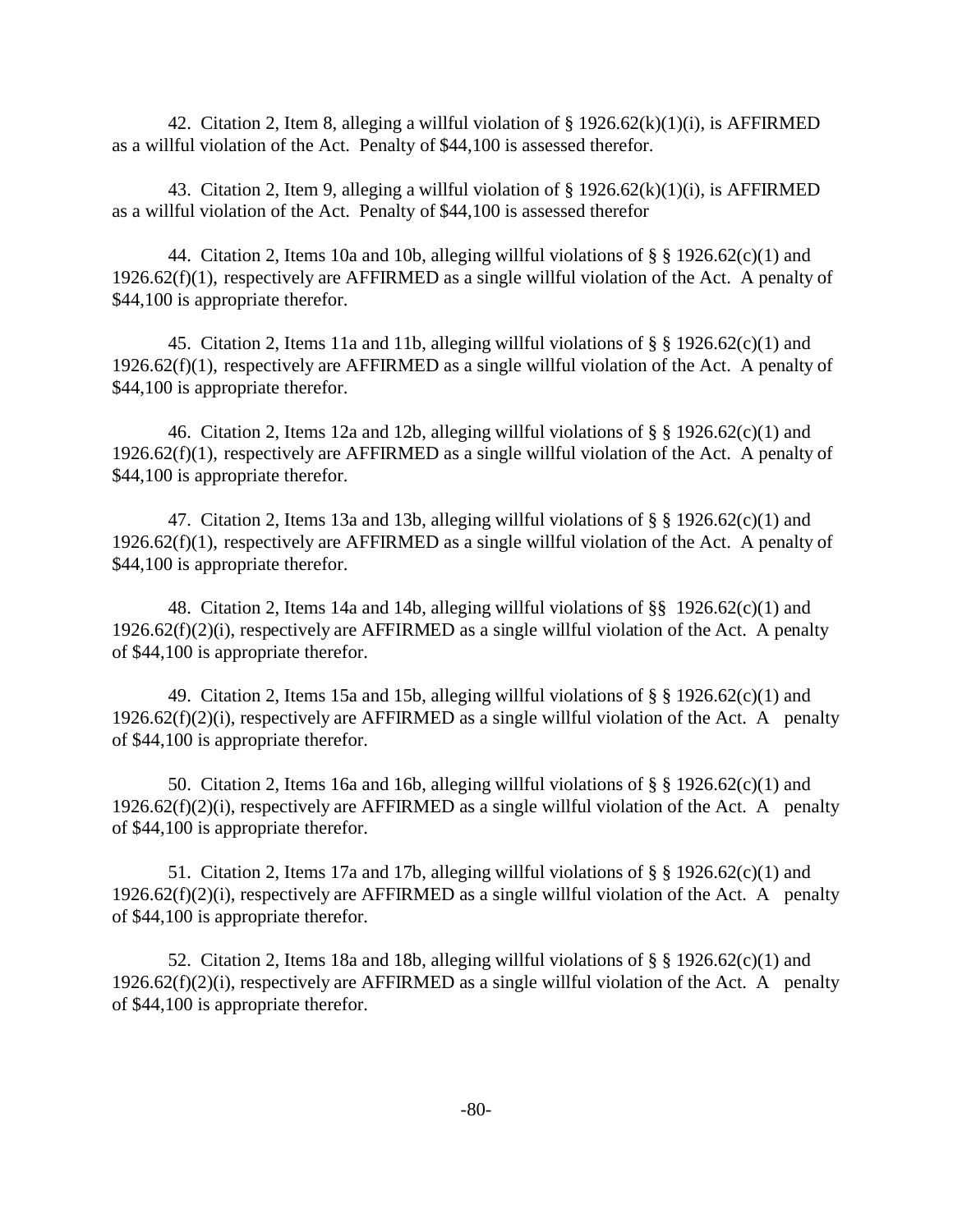42. Citation 2, Item 8, alleging a willful violation of § 1926.62(k)(1)(i), is AFFIRMED as a willful violation of the Act. Penalty of $44,100 is assessed therefor.

43. Citation 2, Item 9, alleging a willful violation of § 1926.62(k)(1)(i), is AFFIRMED as a willful violation of the Act. Penalty of $44,100 is assessed therefor

44. Citation 2, Items 10a and 10b, alleging willful violations of § § 1926.62(c)(1) and 1926.62(f)(1), respectively are AFFIRMED as a single willful violation of the Act. A penalty of $44,100 is appropriate therefor.

45. Citation 2, Items 11a and 11b, alleging willful violations of § § 1926.62(c)(1) and 1926.62(f)(1), respectively are AFFIRMED as a single willful violation of the Act. A penalty of $44,100 is appropriate therefor.

46. Citation 2, Items 12a and 12b, alleging willful violations of § § 1926.62(c)(1) and 1926.62(f)(1), respectively are AFFIRMED as a single willful violation of the Act. A penalty of $44,100 is appropriate therefor.

47. Citation 2, Items 13a and 13b, alleging willful violations of § § 1926.62(c)(1) and 1926.62(f)(1), respectively are AFFIRMED as a single willful violation of the Act. A penalty of $44,100 is appropriate therefor.

48. Citation 2, Items 14a and 14b, alleging willful violations of §§ 1926.62(c)(1) and 1926.62(f)(2)(i), respectively are AFFIRMED as a single willful violation of the Act. A penalty of $44,100 is appropriate therefor.

49. Citation 2, Items 15a and 15b, alleging willful violations of § § 1926.62(c)(1) and 1926.62(f)(2)(i), respectively are AFFIRMED as a single willful violation of the Act. A penalty of $44,100 is appropriate therefor.

50. Citation 2, Items 16a and 16b, alleging willful violations of § § 1926.62(c)(1) and 1926.62(f)(2)(i), respectively are AFFIRMED as a single willful violation of the Act. A penalty of $44,100 is appropriate therefor.

51. Citation 2, Items 17a and 17b, alleging willful violations of § § 1926.62(c)(1) and 1926.62(f)(2)(i), respectively are AFFIRMED as a single willful violation of the Act. A penalty of $44,100 is appropriate therefor.

52. Citation 2, Items 18a and 18b, alleging willful violations of § § 1926.62(c)(1) and 1926.62(f)(2)(i), respectively are AFFIRMED as a single willful violation of the Act. A penalty of $44,100 is appropriate therefor.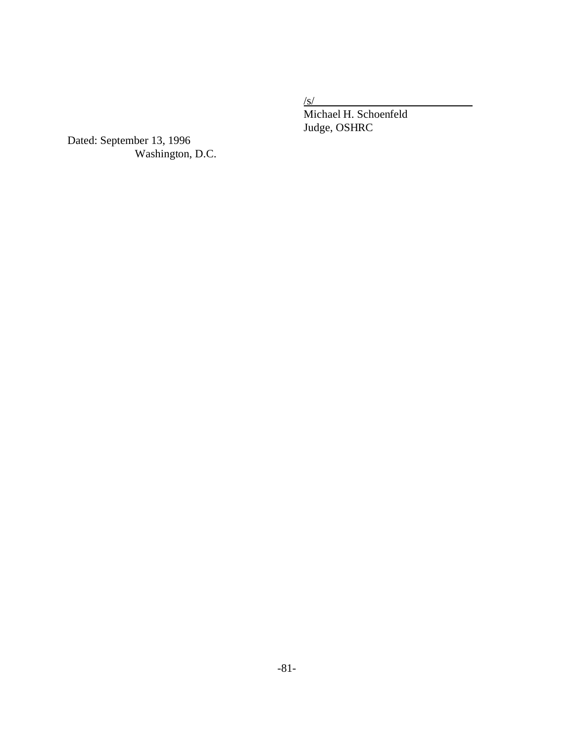/s/
Michael H. Schoenfeld
Judge, OSHRC

Dated: September 13, 1996
Washington, D.C.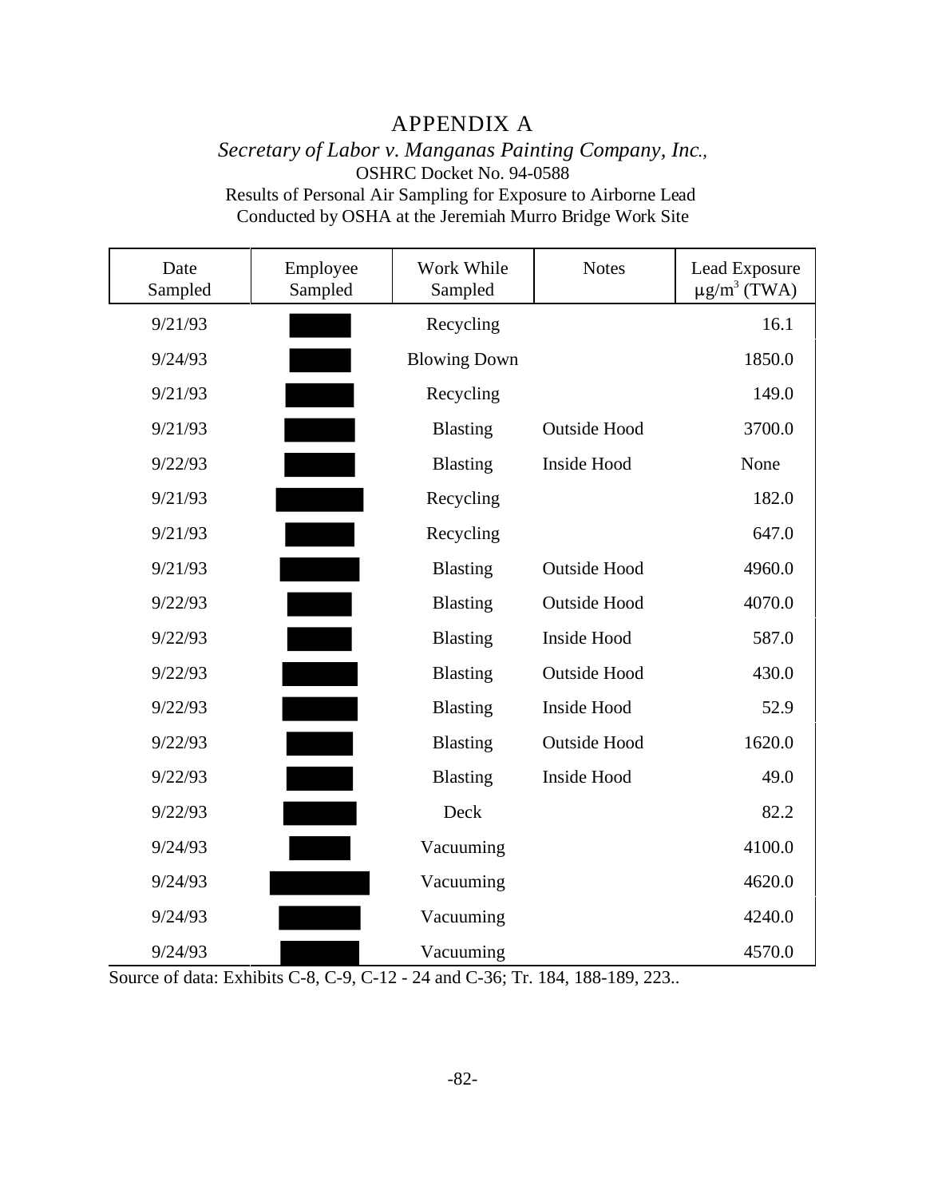# APPENDIX A

*Secretary of Labor v. Manganas Painting Company, Inc.*,
OSHRC Docket No. 94-0588
Results of Personal Air Sampling for Exposure to Airborne Lead
Conducted by OSHA at the Jeremiah Murro Bridge Work Site

| Date Sampled | Employee Sampled | Work While Sampled | Notes | Lead Exposure $\mu g/m^3$ (TWA) |
|---|---|---|---|---|
| 9/21/93 | ███ | Recycling | | 16.1 |
| 9/24/93 | ███ | Blowing Down | | 1850.0 |
| 9/21/93 | ███ | Recycling | | 149.0 |
| 9/21/93 | ███ | Blasting | Outside Hood | 3700.0 |
| 9/22/93 | ███ | Blasting | Inside Hood | None |
| 9/21/93 | ███ | Recycling | | 182.0 |
| 9/21/93 | ███ | Recycling | | 647.0 |
| 9/21/93 | ███ | Blasting | Outside Hood | 4960.0 |
| 9/22/93 | ███ | Blasting | Outside Hood | 4070.0 |
| 9/22/93 | ███ | Blasting | Inside Hood | 587.0 |
| 9/22/93 | ███ | Blasting | Outside Hood | 430.0 |
| 9/22/93 | ███ | Blasting | Inside Hood | 52.9 |
| 9/22/93 | ███ | Blasting | Outside Hood | 1620.0 |
| 9/22/93 | ███ | Blasting | Inside Hood | 49.0 |
| 9/22/93 | ███ | Deck | | 82.2 |
| 9/24/93 | ███ | Vacuuming | | 4100.0 |
| 9/24/93 | ███ | Vacuuming | | 4620.0 |
| 9/24/93 | ███ | Vacuuming | | 4240.0 |
| 9/24/93 | ███ | Vacuuming | | 4570.0 |

Source of data: Exhibits C-8, C-9, C-12 - 24 and C-36; Tr. 184, 188-189, 223..